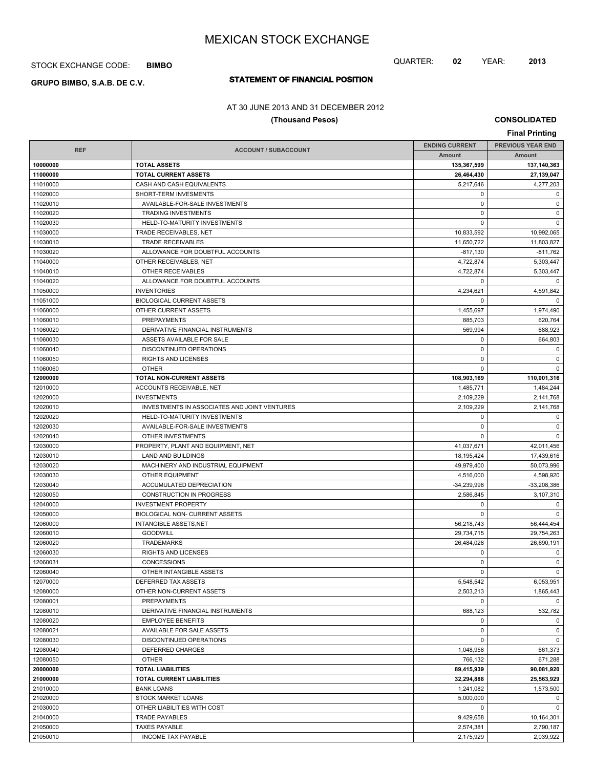# MEXICAN STOCK EXCHANGE

STOCK EXCHANGE CODE: **BIMBO**

QUARTER: **02** YEAR: **2013**

**GRUPO BIMBO, S.A.B. DE C.V.**

## STATEMENT OF FINANCIAL POSITION

AT 30 JUNE 2013 AND 31 DECEMBER 2012

**(Thousand Pesos)**

**CONSOLIDATED**

**Final Printing**

| REF | ACCOUNT / SUBACCOUNT | ENDING CURRENT<br>Amount | PREVIOUS YEAR END<br>Amount |
|---|---|---|---|
| **10000000** | **TOTAL ASSETS** | **135,367,599** | **137,140,363** |
| **11000000** | **TOTAL CURRENT ASSETS** | **26,464,430** | **27,139,047** |
| 11010000 | CASH AND CASH EQUIVALENTS | 5,217,646 | 4,277,203 |
| 11020000 | SHORT-TERM INVESMENTS | 0 | 0 |
| 11020010 | AVAILABLE-FOR-SALE INVESTMENTS | 0 | 0 |
| 11020020 | TRADING INVESTMENTS | 0 | 0 |
| 11020030 | HELD-TO-MATURITY INVESTMENTS | 0 | 0 |
| 11030000 | TRADE RECEIVABLES, NET | 10,833,592 | 10,992,065 |
| 11030010 | TRADE RECEIVABLES | 11,650,722 | 11,803,827 |
| 11030020 | ALLOWANCE FOR DOUBTFUL ACCOUNTS | -817,130 | -811,762 |
| 11040000 | OTHER RECEIVABLES, NET | 4,722,874 | 5,303,447 |
| 11040010 | OTHER RECEIVABLES | 4,722,874 | 5,303,447 |
| 11040020 | ALLOWANCE FOR DOUBTFUL ACCOUNTS | 0 | 0 |
| 11050000 | INVENTORIES | 4,234,621 | 4,591,842 |
| 11051000 | BIOLOGICAL CURRENT ASSETS | 0 | 0 |
| 11060000 | OTHER CURRENT ASSETS | 1,455,697 | 1,974,490 |
| 11060010 | PREPAYMENTS | 885,703 | 620,764 |
| 11060020 | DERIVATIVE FINANCIAL INSTRUMENTS | 569,994 | 688,923 |
| 11060030 | ASSETS AVAILABLE FOR SALE | 0 | 664,803 |
| 11060040 | DISCONTINUED OPERATIONS | 0 | 0 |
| 11060050 | RIGHTS AND LICENSES | 0 | 0 |
| 11060060 | OTHER | 0 | 0 |
| **12000000** | **TOTAL NON-CURRENT ASSETS** | **108,903,169** | **110,001,316** |
| 12010000 | ACCOUNTS RECEIVABLE, NET | 1,485,771 | 1,484,244 |
| 12020000 | INVESTMENTS | 2,109,229 | 2,141,768 |
| 12020010 | INVESTMENTS IN ASSOCIATES AND JOINT VENTURES | 2,109,229 | 2,141,768 |
| 12020020 | HELD-TO-MATURITY INVESTMENTS | 0 | 0 |
| 12020030 | AVAILABLE-FOR-SALE INVESTMENTS | 0 | 0 |
| 12020040 | OTHER INVESTMENTS | 0 | 0 |
| 12030000 | PROPERTY, PLANT AND EQUIPMENT, NET | 41,037,671 | 42,011,456 |
| 12030010 | LAND AND BUILDINGS | 18,195,424 | 17,439,616 |
| 12030020 | MACHINERY AND INDUSTRIAL EQUIPMENT | 49,979,400 | 50,073,996 |
| 12030030 | OTHER EQUIPMENT | 4,516,000 | 4,598,920 |
| 12030040 | ACCUMULATED DEPRECIATION | -34,239,998 | -33,208,386 |
| 12030050 | CONSTRUCTION IN PROGRESS | 2,586,845 | 3,107,310 |
| 12040000 | INVESTMENT PROPERTY | 0 | 0 |
| 12050000 | BIOLOGICAL NON- CURRENT ASSETS | 0 | 0 |
| 12060000 | INTANGIBLE ASSETS,NET | 56,218,743 | 56,444,454 |
| 12060010 | GOODWILL | 29,734,715 | 29,754,263 |
| 12060020 | TRADEMARKS | 26,484,028 | 26,690,191 |
| 12060030 | RIGHTS AND LICENSES | 0 | 0 |
| 12060031 | CONCESSIONS | 0 | 0 |
| 12060040 | OTHER INTANGIBLE ASSETS | 0 | 0 |
| 12070000 | DEFERRED TAX ASSETS | 5,548,542 | 6,053,951 |
| 12080000 | OTHER NON-CURRENT ASSETS | 2,503,213 | 1,865,443 |
| 12080001 | PREPAYMENTS | 0 | 0 |
| 12080010 | DERIVATIVE FINANCIAL INSTRUMENTS | 688,123 | 532,782 |
| 12080020 | EMPLOYEE BENEFITS | 0 | 0 |
| 12080021 | AVAILABLE FOR SALE ASSETS | 0 | 0 |
| 12080030 | DISCONTINUED OPERATIONS | 0 | 0 |
| 12080040 | DEFERRED CHARGES | 1,048,958 | 661,373 |
| 12080050 | OTHER | 766,132 | 671,288 |
| **20000000** | **TOTAL LIABILITIES** | **89,415,939** | **90,081,920** |
| **21000000** | **TOTAL CURRENT LIABILITIES** | **32,294,888** | **25,563,929** |
| 21010000 | BANK LOANS | 1,241,082 | 1,573,500 |
| 21020000 | STOCK MARKET LOANS | 5,000,000 | 0 |
| 21030000 | OTHER LIABILITIES WITH COST | 0 | 0 |
| 21040000 | TRADE PAYABLES | 9,429,658 | 10,164,301 |
| 21050000 | TAXES PAYABLE | 2,574,381 | 2,790,187 |
| 21050010 | INCOME TAX PAYABLE | 2,175,929 | 2,039,922 |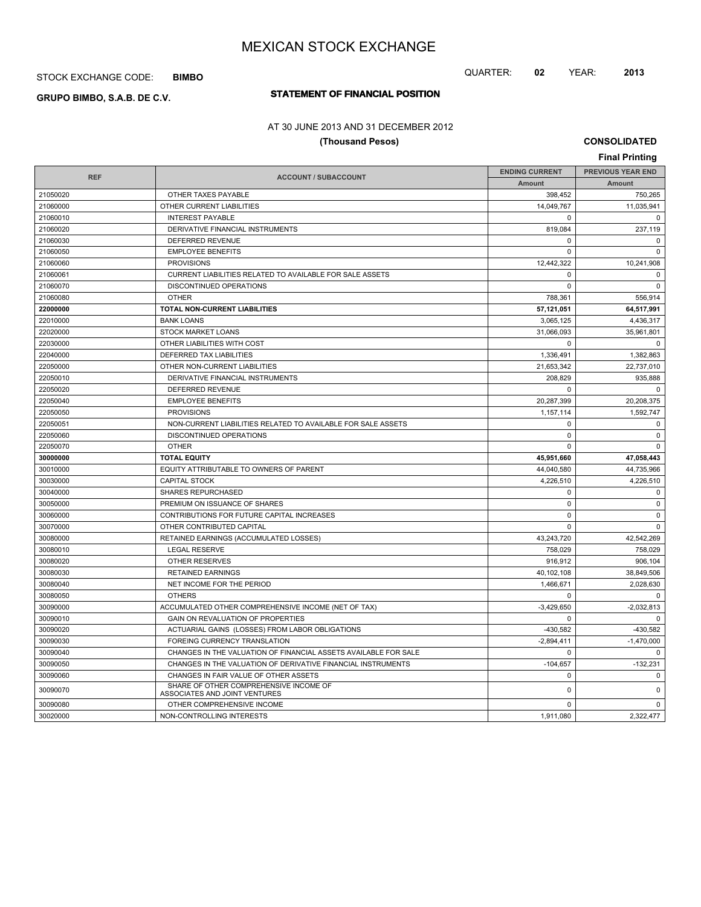# MEXICAN STOCK EXCHANGE

STOCK EXCHANGE CODE: **BIMBO**

QUARTER: **02** YEAR: **2013**

**GRUPO BIMBO, S.A.B. DE C.V.**

## STATEMENT OF FINANCIAL POSITION

AT 30 JUNE 2013 AND 31 DECEMBER 2012

**(Thousand Pesos)**

**CONSOLIDATED**

**Final Printing**

| REF | ACCOUNT / SUBACCOUNT | ENDING CURRENT Amount | PREVIOUS YEAR END Amount |
|---|---|---|---|
| 21050020 | OTHER TAXES PAYABLE | 398,452 | 750,265 |
| 21060000 | OTHER CURRENT LIABILITIES | 14,049,767 | 11,035,941 |
| 21060010 | INTEREST PAYABLE | 0 | 0 |
| 21060020 | DERIVATIVE FINANCIAL INSTRUMENTS | 819,084 | 237,119 |
| 21060030 | DEFERRED REVENUE | 0 | 0 |
| 21060050 | EMPLOYEE BENEFITS | 0 | 0 |
| 21060060 | PROVISIONS | 12,442,322 | 10,241,908 |
| 21060061 | CURRENT LIABILITIES RELATED TO AVAILABLE FOR SALE ASSETS | 0 | 0 |
| 21060070 | DISCONTINUED OPERATIONS | 0 | 0 |
| 21060080 | OTHER | 788,361 | 556,914 |
| **22000000** | **TOTAL NON-CURRENT LIABILITIES** | **57,121,051** | **64,517,991** |
| 22010000 | BANK LOANS | 3,065,125 | 4,436,317 |
| 22020000 | STOCK MARKET LOANS | 31,066,093 | 35,961,801 |
| 22030000 | OTHER LIABILITIES WITH COST | 0 | 0 |
| 22040000 | DEFERRED TAX LIABILITIES | 1,336,491 | 1,382,863 |
| 22050000 | OTHER NON-CURRENT LIABILITIES | 21,653,342 | 22,737,010 |
| 22050010 | DERIVATIVE FINANCIAL INSTRUMENTS | 208,829 | 935,888 |
| 22050020 | DEFERRED REVENUE | 0 | 0 |
| 22050040 | EMPLOYEE BENEFITS | 20,287,399 | 20,208,375 |
| 22050050 | PROVISIONS | 1,157,114 | 1,592,747 |
| 22050051 | NON-CURRENT LIABILITIES RELATED TO AVAILABLE FOR SALE ASSETS | 0 | 0 |
| 22050060 | DISCONTINUED OPERATIONS | 0 | 0 |
| 22050070 | OTHER | 0 | 0 |
| **30000000** | **TOTAL EQUITY** | **45,951,660** | **47,058,443** |
| 30010000 | EQUITY ATTRIBUTABLE TO OWNERS OF PARENT | 44,040,580 | 44,735,966 |
| 30030000 | CAPITAL STOCK | 4,226,510 | 4,226,510 |
| 30040000 | SHARES REPURCHASED | 0 | 0 |
| 30050000 | PREMIUM ON ISSUANCE OF SHARES | 0 | 0 |
| 30060000 | CONTRIBUTIONS FOR FUTURE CAPITAL INCREASES | 0 | 0 |
| 30070000 | OTHER CONTRIBUTED CAPITAL | 0 | 0 |
| 30080000 | RETAINED EARNINGS (ACCUMULATED LOSSES) | 43,243,720 | 42,542,269 |
| 30080010 | LEGAL RESERVE | 758,029 | 758,029 |
| 30080020 | OTHER RESERVES | 916,912 | 906,104 |
| 30080030 | RETAINED EARNINGS | 40,102,108 | 38,849,506 |
| 30080040 | NET INCOME FOR THE PERIOD | 1,466,671 | 2,028,630 |
| 30080050 | OTHERS | 0 | 0 |
| 30090000 | ACCUMULATED OTHER COMPREHENSIVE INCOME (NET OF TAX) | -3,429,650 | -2,032,813 |
| 30090010 | GAIN ON REVALUATION OF PROPERTIES | 0 | 0 |
| 30090020 | ACTUARIAL GAINS (LOSSES) FROM LABOR OBLIGATIONS | -430,582 | -430,582 |
| 30090030 | FOREING CURRENCY TRANSLATION | -2,894,411 | -1,470,000 |
| 30090040 | CHANGES IN THE VALUATION OF FINANCIAL ASSETS AVAILABLE FOR SALE | 0 | 0 |
| 30090050 | CHANGES IN THE VALUATION OF DERIVATIVE FINANCIAL INSTRUMENTS | -104,657 | -132,231 |
| 30090060 | CHANGES IN FAIR VALUE OF OTHER ASSETS | 0 | 0 |
| 30090070 | SHARE OF OTHER COMPREHENSIVE INCOME OF ASSOCIATES AND JOINT VENTURES | 0 | 0 |
| 30090080 | OTHER COMPREHENSIVE INCOME | 0 | 0 |
| 30020000 | NON-CONTROLLING INTERESTS | 1,911,080 | 2,322,477 |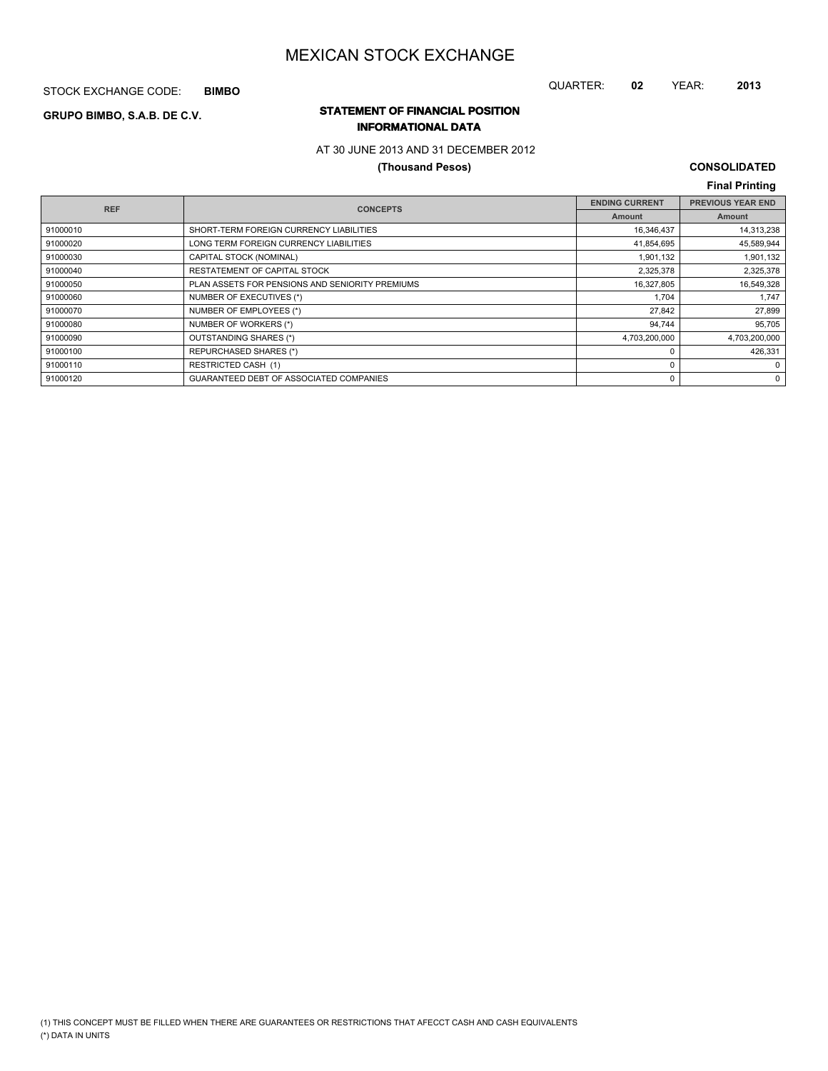# MEXICAN STOCK EXCHANGE

STOCK EXCHANGE CODE: **BIMBO**

QUARTER: **02** YEAR: **2013**

**GRUPO BIMBO, S.A.B. DE C.V.**

## STATEMENT OF FINANCIAL POSITION
## INFORMATIONAL DATA

AT 30 JUNE 2013 AND 31 DECEMBER 2012

**(Thousand Pesos)**

**CONSOLIDATED**

**Final Printing**

| REF | CONCEPTS | ENDING CURRENT | PREVIOUS YEAR END |
|---|---|---|---|
| | | Amount | Amount |
| 91000010 | SHORT-TERM FOREIGN CURRENCY LIABILITIES | 16,346,437 | 14,313,238 |
| 91000020 | LONG TERM FOREIGN CURRENCY LIABILITIES | 41,854,695 | 45,589,944 |
| 91000030 | CAPITAL STOCK (NOMINAL) | 1,901,132 | 1,901,132 |
| 91000040 | RESTATEMENT OF CAPITAL STOCK | 2,325,378 | 2,325,378 |
| 91000050 | PLAN ASSETS FOR PENSIONS AND SENIORITY PREMIUMS | 16,327,805 | 16,549,328 |
| 91000060 | NUMBER OF EXECUTIVES (*) | 1,704 | 1,747 |
| 91000070 | NUMBER OF EMPLOYEES (*) | 27,842 | 27,899 |
| 91000080 | NUMBER OF WORKERS (*) | 94,744 | 95,705 |
| 91000090 | OUTSTANDING SHARES (*) | 4,703,200,000 | 4,703,200,000 |
| 91000100 | REPURCHASED SHARES (*) | 0 | 426,331 |
| 91000110 | RESTRICTED CASH (1) | 0 | 0 |
| 91000120 | GUARANTEED DEBT OF ASSOCIATED COMPANIES | 0 | 0 |

(1) THIS CONCEPT MUST BE FILLED WHEN THERE ARE GUARANTEES OR RESTRICTIONS THAT AFECCT CASH AND CASH EQUIVALENTS

(*) DATA IN UNITS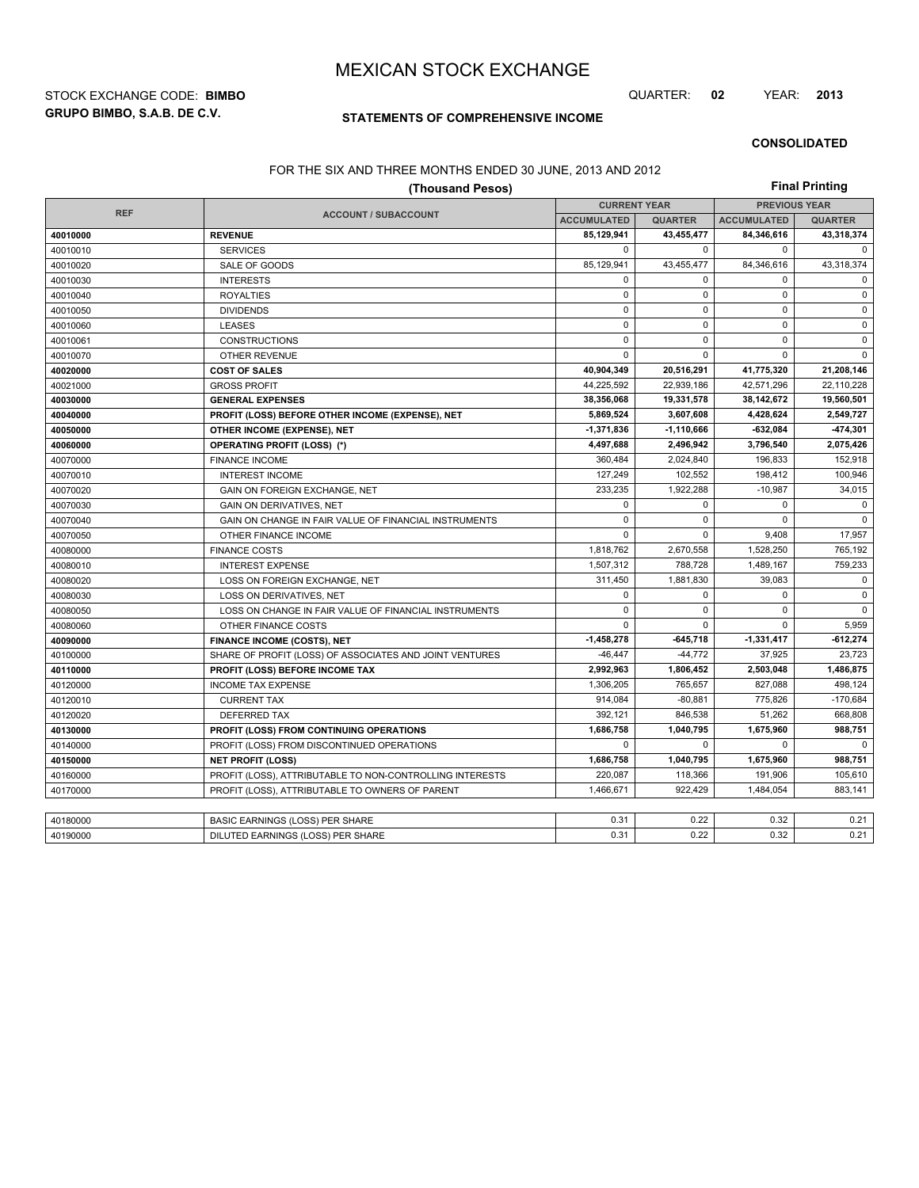# MEXICAN STOCK EXCHANGE

STOCK EXCHANGE CODE: **BIMBO**

QUARTER: **02** YEAR: **2013**

**GRUPO BIMBO, S.A.B. DE C.V.**

## STATEMENTS OF COMPREHENSIVE INCOME

**CONSOLIDATED**

FOR THE SIX AND THREE MONTHS ENDED 30 JUNE, 2013 AND 2012

**(Thousand Pesos)**

**Final Printing**

| REF | ACCOUNT / SUBACCOUNT | CURRENT YEAR | | PREVIOUS YEAR | |
|---|---|---|---|---|---|
| | | ACCUMULATED | QUARTER | ACCUMULATED | QUARTER |
| **40010000** | **REVENUE** | **85,129,941** | **43,455,477** | **84,346,616** | **43,318,374** |
| 40010010 | SERVICES | 0 | 0 | 0 | 0 |
| 40010020 | SALE OF GOODS | 85,129,941 | 43,455,477 | 84,346,616 | 43,318,374 |
| 40010030 | INTERESTS | 0 | 0 | 0 | 0 |
| 40010040 | ROYALTIES | 0 | 0 | 0 | 0 |
| 40010050 | DIVIDENDS | 0 | 0 | 0 | 0 |
| 40010060 | LEASES | 0 | 0 | 0 | 0 |
| 40010061 | CONSTRUCTIONS | 0 | 0 | 0 | 0 |
| 40010070 | OTHER REVENUE | 0 | 0 | 0 | 0 |
| **40020000** | **COST OF SALES** | **40,904,349** | **20,516,291** | **41,775,320** | **21,208,146** |
| 40021000 | GROSS PROFIT | 44,225,592 | 22,939,186 | 42,571,296 | 22,110,228 |
| **40030000** | **GENERAL EXPENSES** | **38,356,068** | **19,331,578** | **38,142,672** | **19,560,501** |
| **40040000** | **PROFIT (LOSS) BEFORE OTHER INCOME (EXPENSE), NET** | **5,869,524** | **3,607,608** | **4,428,624** | **2,549,727** |
| **40050000** | **OTHER INCOME (EXPENSE), NET** | **-1,371,836** | **-1,110,666** | **-632,084** | **-474,301** |
| **40060000** | **OPERATING PROFIT (LOSS) (\*)** | **4,497,688** | **2,496,942** | **3,796,540** | **2,075,426** |
| 40070000 | FINANCE INCOME | 360,484 | 2,024,840 | 196,833 | 152,918 |
| 40070010 | INTEREST INCOME | 127,249 | 102,552 | 198,412 | 100,946 |
| 40070020 | GAIN ON FOREIGN EXCHANGE, NET | 233,235 | 1,922,288 | -10,987 | 34,015 |
| 40070030 | GAIN ON DERIVATIVES, NET | 0 | 0 | 0 | 0 |
| 40070040 | GAIN ON CHANGE IN FAIR VALUE OF FINANCIAL INSTRUMENTS | 0 | 0 | 0 | 0 |
| 40070050 | OTHER FINANCE INCOME | 0 | 0 | 9,408 | 17,957 |
| 40080000 | FINANCE COSTS | 1,818,762 | 2,670,558 | 1,528,250 | 765,192 |
| 40080010 | INTEREST EXPENSE | 1,507,312 | 788,728 | 1,489,167 | 759,233 |
| 40080020 | LOSS ON FOREIGN EXCHANGE, NET | 311,450 | 1,881,830 | 39,083 | 0 |
| 40080030 | LOSS ON DERIVATIVES, NET | 0 | 0 | 0 | 0 |
| 40080050 | LOSS ON CHANGE IN FAIR VALUE OF FINANCIAL INSTRUMENTS | 0 | 0 | 0 | 0 |
| 40080060 | OTHER FINANCE COSTS | 0 | 0 | 0 | 5,959 |
| **40090000** | **FINANCE INCOME (COSTS), NET** | **-1,458,278** | **-645,718** | **-1,331,417** | **-612,274** |
| 40100000 | SHARE OF PROFIT (LOSS) OF ASSOCIATES AND JOINT VENTURES | -46,447 | -44,772 | 37,925 | 23,723 |
| **40110000** | **PROFIT (LOSS) BEFORE INCOME TAX** | **2,992,963** | **1,806,452** | **2,503,048** | **1,486,875** |
| 40120000 | INCOME TAX EXPENSE | 1,306,205 | 765,657 | 827,088 | 498,124 |
| 40120010 | CURRENT TAX | 914,084 | -80,881 | 775,826 | -170,684 |
| 40120020 | DEFERRED TAX | 392,121 | 846,538 | 51,262 | 668,808 |
| **40130000** | **PROFIT (LOSS) FROM CONTINUING OPERATIONS** | **1,686,758** | **1,040,795** | **1,675,960** | **988,751** |
| 40140000 | PROFIT (LOSS) FROM DISCONTINUED OPERATIONS | 0 | 0 | 0 | 0 |
| **40150000** | **NET PROFIT (LOSS)** | **1,686,758** | **1,040,795** | **1,675,960** | **988,751** |
| 40160000 | PROFIT (LOSS), ATTRIBUTABLE TO NON-CONTROLLING INTERESTS | 220,087 | 118,366 | 191,906 | 105,610 |
| 40170000 | PROFIT (LOSS), ATTRIBUTABLE TO OWNERS OF PARENT | 1,466,671 | 922,429 | 1,484,054 | 883,141 |

| REF | ACCOUNT / SUBACCOUNT | CURRENT YEAR ACCUMULATED | CURRENT YEAR QUARTER | PREVIOUS YEAR ACCUMULATED | PREVIOUS YEAR QUARTER |
|---|---|---|---|---|---|
| 40180000 | BASIC EARNINGS (LOSS) PER SHARE | 0.31 | 0.22 | 0.32 | 0.21 |
| 40190000 | DILUTED EARNINGS (LOSS) PER SHARE | 0.31 | 0.22 | 0.32 | 0.21 |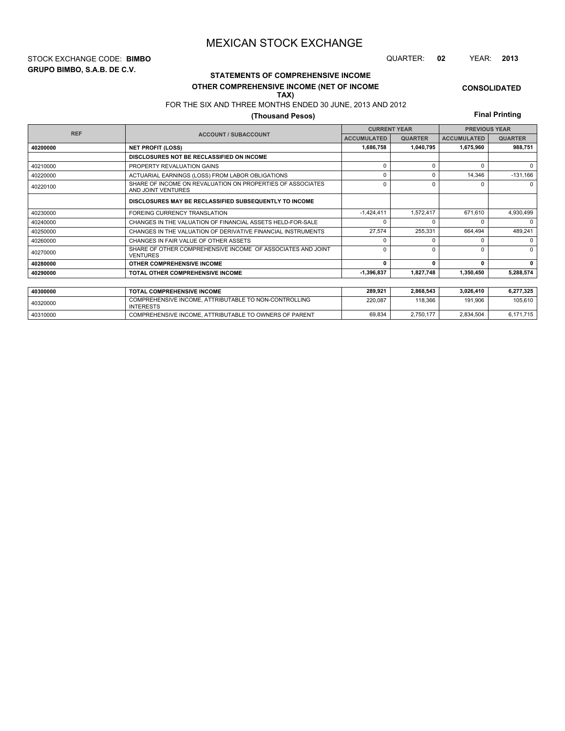# MEXICAN STOCK EXCHANGE

STOCK EXCHANGE CODE: **BIMBO**

QUARTER: **02** YEAR: **2013**

**GRUPO BIMBO, S.A.B. DE C.V.**

**STATEMENTS OF COMPREHENSIVE INCOME**

**OTHER COMPREHENSIVE INCOME (NET OF INCOME TAX)**

**CONSOLIDATED**

FOR THE SIX AND THREE MONTHS ENDED 30 JUNE, 2013 AND 2012

**(Thousand Pesos)**

**Final Printing**

| REF | ACCOUNT / SUBACCOUNT | CURRENT YEAR | | PREVIOUS YEAR | |
|---|---|---|---|---|---|
| | | ACCUMULATED | QUARTER | ACCUMULATED | QUARTER |
| **40200000** | **NET PROFIT (LOSS)** | **1,686,758** | **1,040,795** | **1,675,960** | **988,751** |
| | **DISCLOSURES NOT BE RECLASSIFIED ON INCOME** | | | | |
| 40210000 | PROPERTY REVALUATION GAINS | 0 | 0 | 0 | 0 |
| 40220000 | ACTUARIAL EARNINGS (LOSS) FROM LABOR OBLIGATIONS | 0 | 0 | 14,346 | -131,166 |
| 40220100 | SHARE OF INCOME ON REVALUATION ON PROPERTIES OF ASSOCIATES AND JOINT VENTURES | 0 | 0 | 0 | 0 |
| | **DISCLOSURES MAY BE RECLASSIFIED SUBSEQUENTLY TO INCOME** | | | | |
| 40230000 | FOREING CURRENCY TRANSLATION | -1,424,411 | 1,572,417 | 671,610 | 4,930,499 |
| 40240000 | CHANGES IN THE VALUATION OF FINANCIAL ASSETS HELD-FOR-SALE | 0 | 0 | 0 | 0 |
| 40250000 | CHANGES IN THE VALUATION OF DERIVATIVE FINANCIAL INSTRUMENTS | 27,574 | 255,331 | 664,494 | 489,241 |
| 40260000 | CHANGES IN FAIR VALUE OF OTHER ASSETS | 0 | 0 | 0 | 0 |
| 40270000 | SHARE OF OTHER COMPREHENSIVE INCOME OF ASSOCIATES AND JOINT VENTURES | 0 | 0 | 0 | 0 |
| **40280000** | **OTHER COMPREHENSIVE INCOME** | **0** | **0** | **0** | **0** |
| **40290000** | **TOTAL OTHER COMPREHENSIVE INCOME** | **-1,396,837** | **1,827,748** | **1,350,450** | **5,288,574** |
| **40300000** | **TOTAL COMPREHENSIVE INCOME** | **289,921** | **2,868,543** | **3,026,410** | **6,277,325** |
| 40320000 | COMPREHENSIVE INCOME, ATTRIBUTABLE TO NON-CONTROLLING INTERESTS | 220,087 | 118,366 | 191,906 | 105,610 |
| 40310000 | COMPREHENSIVE INCOME, ATTRIBUTABLE TO OWNERS OF PARENT | 69,834 | 2,750,177 | 2,834,504 | 6,171,715 |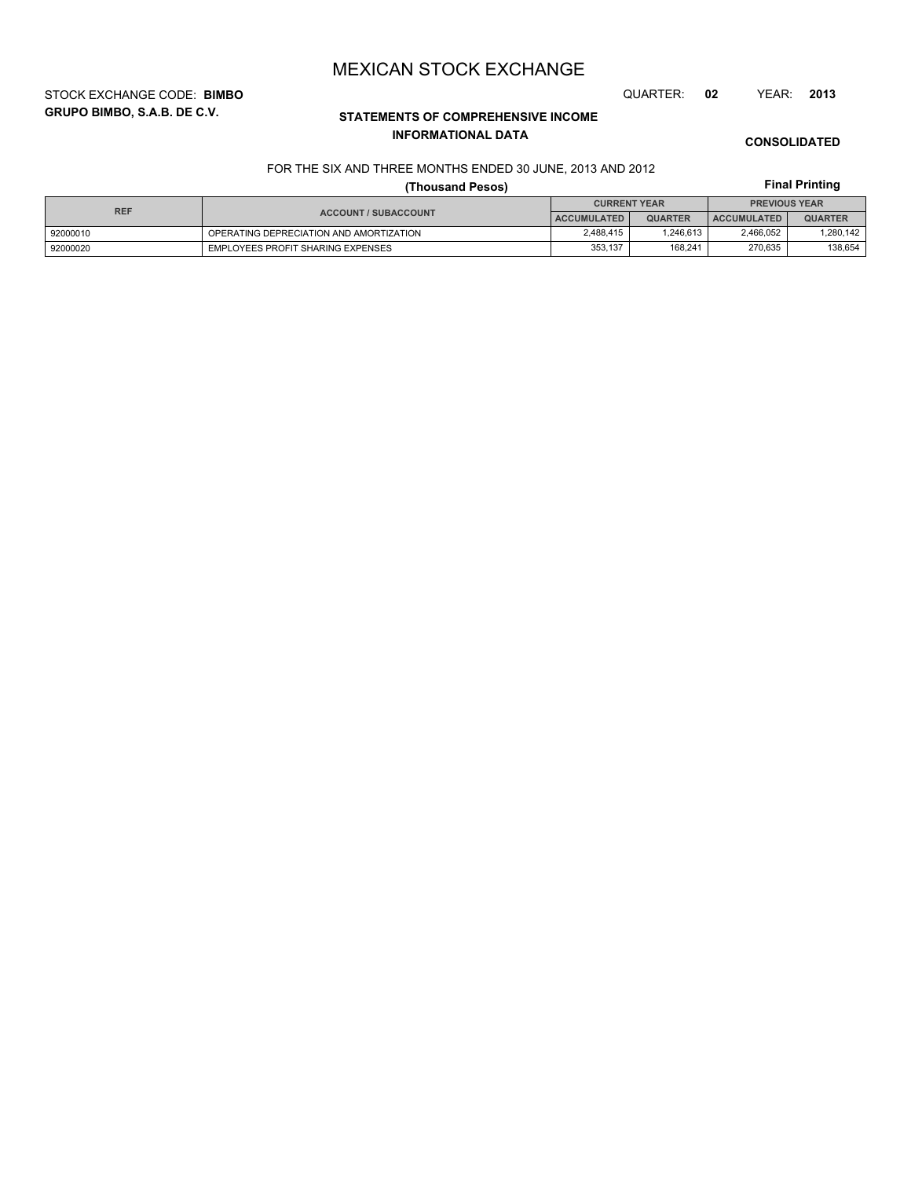# MEXICAN STOCK EXCHANGE

STOCK EXCHANGE CODE: **BIMBO**

QUARTER: **02** YEAR: **2013**

**GRUPO BIMBO, S.A.B. DE C.V.**

## STATEMENTS OF COMPREHENSIVE INCOME
### INFORMATIONAL DATA

**CONSOLIDATED**

FOR THE SIX AND THREE MONTHS ENDED 30 JUNE, 2013 AND 2012

**(Thousand Pesos)**

**Final Printing**

| REF | ACCOUNT / SUBACCOUNT | CURRENT YEAR | | PREVIOUS YEAR | |
|---|---|---|---|---|---|
| | | ACCUMULATED | QUARTER | ACCUMULATED | QUARTER |
| 92000010 | OPERATING DEPRECIATION AND AMORTIZATION | 2,488,415 | 1,246,613 | 2,466,052 | 1,280,142 |
| 92000020 | EMPLOYEES PROFIT SHARING EXPENSES | 353,137 | 168,241 | 270,635 | 138,654 |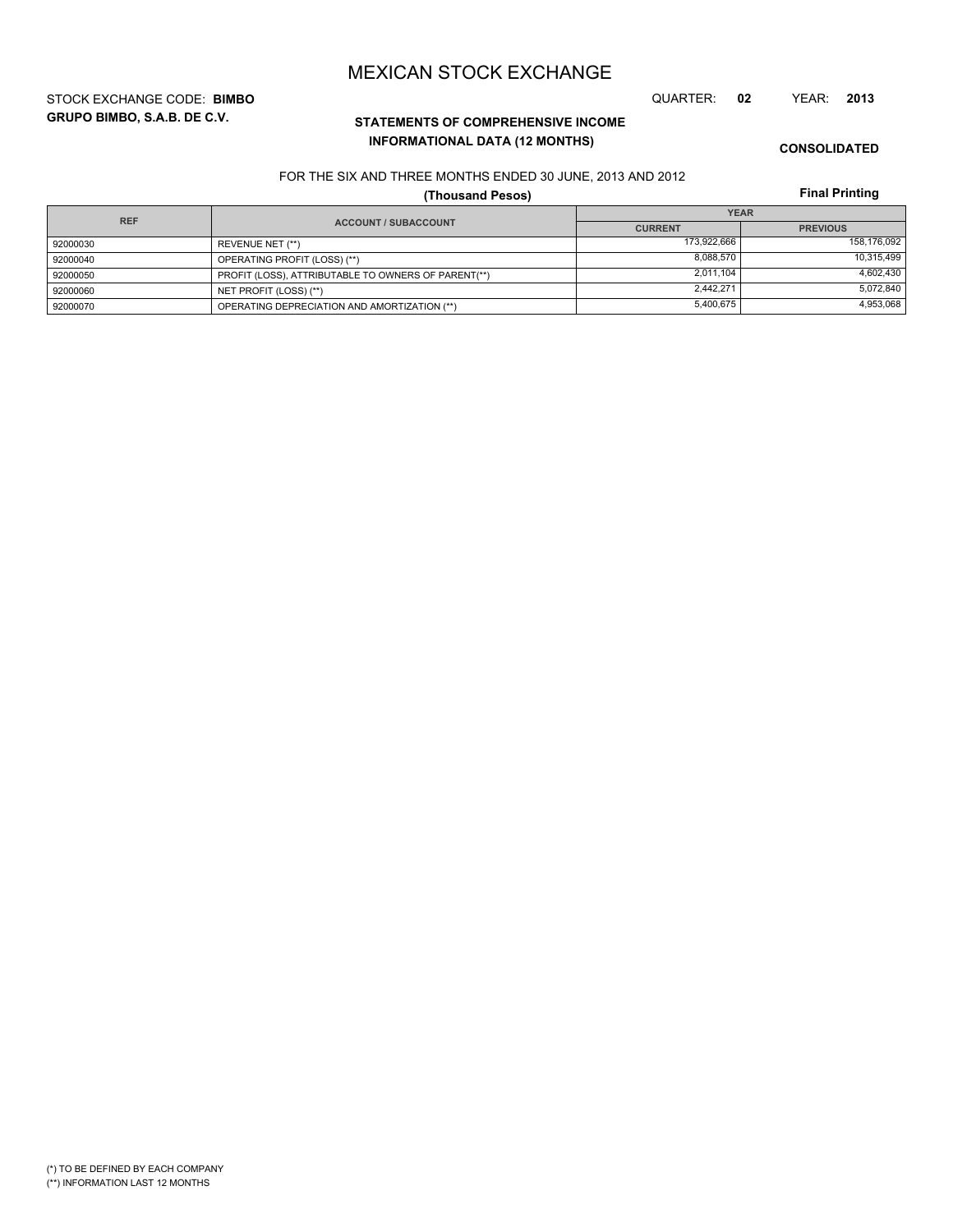# MEXICAN STOCK EXCHANGE

STOCK EXCHANGE CODE: **BIMBO**

QUARTER: **02** YEAR: **2013**

**GRUPO BIMBO, S.A.B. DE C.V.**

**STATEMENTS OF COMPREHENSIVE INCOME**
**INFORMATIONAL DATA (12 MONTHS)**

**CONSOLIDATED**

FOR THE SIX AND THREE MONTHS ENDED 30 JUNE, 2013 AND 2012

**(Thousand Pesos)**

**Final Printing**

| REF | ACCOUNT / SUBACCOUNT | YEAR | |
|---|---|---|---|
| | | CURRENT | PREVIOUS |
| 92000030 | REVENUE NET (**) | 173,922,666 | 158,176,092 |
| 92000040 | OPERATING PROFIT (LOSS) (**) | 8,088,570 | 10,315,499 |
| 92000050 | PROFIT (LOSS), ATTRIBUTABLE TO OWNERS OF PARENT(**) | 2,011,104 | 4,602,430 |
| 92000060 | NET PROFIT (LOSS) (**) | 2,442,271 | 5,072,840 |
| 92000070 | OPERATING DEPRECIATION AND AMORTIZATION (**) | 5,400,675 | 4,953,068 |

(*) TO BE DEFINED BY EACH COMPANY
(**) INFORMATION LAST 12 MONTHS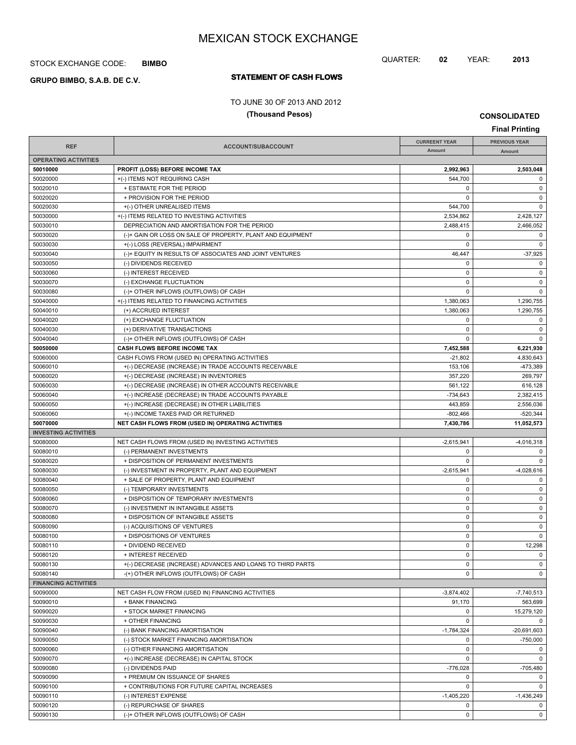# MEXICAN STOCK EXCHANGE

STOCK EXCHANGE CODE: **BIMBO**

QUARTER: **02** YEAR: **2013**

**GRUPO BIMBO, S.A.B. DE C.V.**

## STATEMENT OF CASH FLOWS

TO JUNE 30 OF 2013 AND 2012

**(Thousand Pesos)**

**CONSOLIDATED**

**Final Printing**

| REF | ACCOUNT/SUBACCOUNT | CURREENT YEAR Amount | PREVIOUS YEAR Amount |
|---|---|---|---|
| **OPERATING ACTIVITIES** | | | |
| **50010000** | **PROFIT (LOSS) BEFORE INCOME TAX** | **2,992,963** | **2,503,048** |
| 50020000 | +(-) ITEMS NOT REQUIRING CASH | 544,700 | 0 |
| 50020010 | + ESTIMATE FOR THE PERIOD | 0 | 0 |
| 50020020 | + PROVISION FOR THE PERIOD | 0 | 0 |
| 50020030 | +(-) OTHER UNREALISED ITEMS | 544,700 | 0 |
| 50030000 | +(-) ITEMS RELATED TO INVESTING ACTIVITIES | 2,534,862 | 2,428,127 |
| 50030010 | DEPRECIATION AND AMORTISATION FOR THE PERIOD | 2,488,415 | 2,466,052 |
| 50030020 | (-)+ GAIN OR LOSS ON SALE OF PROPERTY, PLANT AND EQUIPMENT | 0 | 0 |
| 50030030 | +(-) LOSS (REVERSAL) IMPAIRMENT | 0 | 0 |
| 50030040 | (-)+ EQUITY IN RESULTS OF ASSOCIATES AND JOINT VENTURES | 46,447 | -37,925 |
| 50030050 | (-) DIVIDENDS RECEIVED | 0 | 0 |
| 50030060 | (-) INTEREST RECEIVED | 0 | 0 |
| 50030070 | (-) EXCHANGE FLUCTUATION | 0 | 0 |
| 50030080 | (-)+ OTHER INFLOWS (OUTFLOWS) OF CASH | 0 | 0 |
| 50040000 | +(-) ITEMS RELATED TO FINANCING ACTIVITIES | 1,380,063 | 1,290,755 |
| 50040010 | (+) ACCRUED INTEREST | 1,380,063 | 1,290,755 |
| 50040020 | (+) EXCHANGE FLUCTUATION | 0 | 0 |
| 50040030 | (+) DERIVATIVE TRANSACTIONS | 0 | 0 |
| 50040040 | (-)+ OTHER INFLOWS (OUTFLOWS) OF CASH | 0 | 0 |
| **50050000** | **CASH FLOWS BEFORE INCOME TAX** | **7,452,588** | **6,221,930** |
| 50060000 | CASH FLOWS FROM (USED IN) OPERATING ACTIVITIES | -21,802 | 4,830,643 |
| 50060010 | +(-) DECREASE (INCREASE) IN TRADE ACCOUNTS RECEIVABLE | 153,106 | -473,389 |
| 50060020 | +(-) DECREASE (INCREASE) IN INVENTORIES | 357,220 | 269,797 |
| 50060030 | +(-) DECREASE (INCREASE) IN OTHER ACCOUNTS RECEIVABLE | 561,122 | 616,128 |
| 50060040 | +(-) INCREASE (DECREASE) IN TRADE ACCOUNTS PAYABLE | -734,643 | 2,382,415 |
| 50060050 | +(-) INCREASE (DECREASE) IN OTHER LIABILITIES | 443,859 | 2,556,036 |
| 50060060 | +(-) INCOME TAXES PAID OR RETURNED | -802,466 | -520,344 |
| **50070000** | **NET CASH FLOWS FROM (USED IN) OPERATING ACTIVITIES** | **7,430,786** | **11,052,573** |
| **INVESTING ACTIVITIES** | | | |
| 50080000 | NET CASH FLOWS FROM (USED IN) INVESTING ACTIVITIES | -2,615,941 | -4,016,318 |
| 50080010 | (-) PERMANENT INVESTMENTS | 0 | 0 |
| 50080020 | + DISPOSITION OF PERMANENT INVESTMENTS | 0 | 0 |
| 50080030 | (-) INVESTMENT IN PROPERTY, PLANT AND EQUIPMENT | -2,615,941 | -4,028,616 |
| 50080040 | + SALE OF PROPERTY, PLANT AND EQUIPMENT | 0 | 0 |
| 50080050 | (-) TEMPORARY INVESTMENTS | 0 | 0 |
| 50080060 | + DISPOSITION OF TEMPORARY INVESTMENTS | 0 | 0 |
| 50080070 | (-) INVESTMENT IN INTANGIBLE ASSETS | 0 | 0 |
| 50080080 | + DISPOSITION OF INTANGIBLE ASSETS | 0 | 0 |
| 50080090 | (-) ACQUISITIONS OF VENTURES | 0 | 0 |
| 50080100 | + DISPOSITIONS OF VENTURES | 0 | 0 |
| 50080110 | + DIVIDEND RECEIVED | 0 | 12,298 |
| 50080120 | + INTEREST RECEIVED | 0 | 0 |
| 50080130 | +(-) DECREASE (INCREASE) ADVANCES AND LOANS TO THIRD PARTS | 0 | 0 |
| 50080140 | -(+) OTHER INFLOWS (OUTFLOWS) OF CASH | 0 | 0 |
| **FINANCING ACTIVITIES** | | | |
| 50090000 | NET CASH FLOW FROM (USED IN) FINANCING ACTIVITIES | -3,874,402 | -7,740,513 |
| 50090010 | + BANK FINANCING | 91,170 | 563,699 |
| 50090020 | + STOCK MARKET FINANCING | 0 | 15,279,120 |
| 50090030 | + OTHER FINANCING | 0 | 0 |
| 50090040 | (-) BANK FINANCING AMORTISATION | -1,784,324 | -20,691,603 |
| 50090050 | (-) STOCK MARKET FINANCING AMORTISATION | 0 | -750,000 |
| 50090060 | (-) OTHER FINANCING AMORTISATION | 0 | 0 |
| 50090070 | +(-) INCREASE (DECREASE) IN CAPITAL STOCK | 0 | 0 |
| 50090080 | (-) DIVIDENDS PAID | -776,028 | -705,480 |
| 50090090 | + PREMIUM ON ISSUANCE OF SHARES | 0 | 0 |
| 50090100 | + CONTRIBUTIONS FOR FUTURE CAPITAL INCREASES | 0 | 0 |
| 50090110 | (-) INTEREST EXPENSE | -1,405,220 | -1,436,249 |
| 50090120 | (-) REPURCHASE OF SHARES | 0 | 0 |
| 50090130 | (-)+ OTHER INFLOWS (OUTFLOWS) OF CASH | 0 | 0 |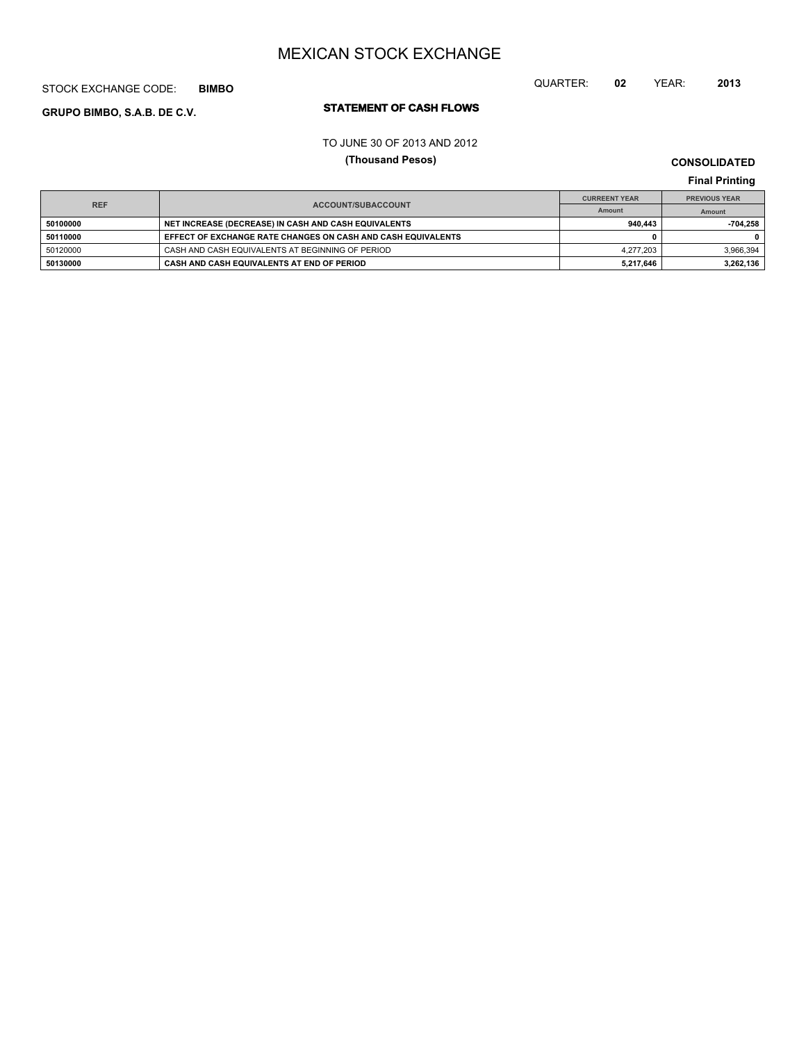# MEXICAN STOCK EXCHANGE

STOCK EXCHANGE CODE: **BIMBO**

QUARTER: **02** YEAR: **2013**

**GRUPO BIMBO, S.A.B. DE C.V.**

## STATEMENT OF CASH FLOWS

TO JUNE 30 OF 2013 AND 2012

**(Thousand Pesos)**

**CONSOLIDATED**

**Final Printing**

| REF | ACCOUNT/SUBACCOUNT | CURREENT YEAR | PREVIOUS YEAR |
|---|---|---|---|
| | | Amount | Amount |
| **50100000** | **NET INCREASE (DECREASE) IN CASH AND CASH EQUIVALENTS** | **940,443** | **-704,258** |
| **50110000** | **EFFECT OF EXCHANGE RATE CHANGES ON CASH AND CASH EQUIVALENTS** | **0** | **0** |
| 50120000 | CASH AND CASH EQUIVALENTS AT BEGINNING OF PERIOD | 4,277,203 | 3,966,394 |
| **50130000** | **CASH AND CASH EQUIVALENTS AT END OF PERIOD** | **5,217,646** | **3,262,136** |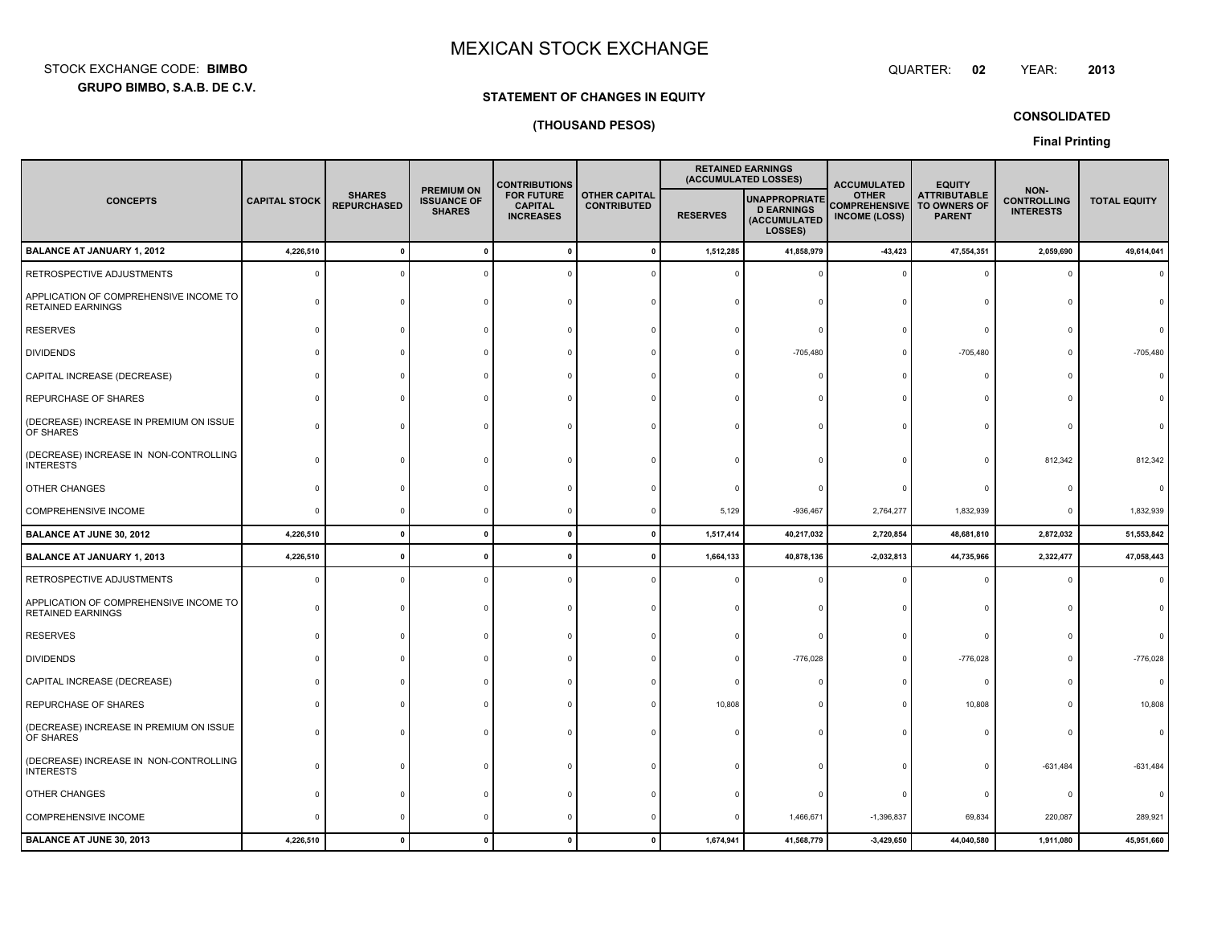# MEXICAN STOCK EXCHANGE

STOCK EXCHANGE CODE: **BIMBO**

**GRUPO BIMBO, S.A.B. DE C.V.**

QUARTER: **02** YEAR: **2013**

**STATEMENT OF CHANGES IN EQUITY**

**(THOUSAND PESOS)**

**CONSOLIDATED**

**Final Printing**

| CONCEPTS | CAPITAL STOCK | SHARES REPURCHASED | PREMIUM ON ISSUANCE OF SHARES | CONTRIBUTIONS FOR FUTURE CAPITAL INCREASES | OTHER CAPITAL CONTRIBUTED | RETAINED EARNINGS (ACCUMULATED LOSSES) | | ACCUMULATED OTHER COMPREHENSIVE INCOME (LOSS) | EQUITY ATTRIBUTABLE TO OWNERS OF PARENT | NON-CONTROLLING INTERESTS | TOTAL EQUITY |
|---|---|---|---|---|---|---|---|---|---|---|---|
| | | | | | | RESERVES | UNAPPROPRIATED EARNINGS (ACCUMULATED LOSSES) | | | | |
| **BALANCE AT JANUARY 1, 2012** | **4,226,510** | **0** | **0** | **0** | **0** | **1,512,285** | **41,858,979** | **-43,423** | **47,554,351** | **2,059,690** | **49,614,041** |
| RETROSPECTIVE ADJUSTMENTS | 0 | 0 | 0 | 0 | 0 | 0 | 0 | 0 | 0 | 0 | 0 |
| APPLICATION OF COMPREHENSIVE INCOME TO RETAINED EARNINGS | 0 | 0 | 0 | 0 | 0 | 0 | 0 | 0 | 0 | 0 | 0 |
| RESERVES | 0 | 0 | 0 | 0 | 0 | 0 | 0 | 0 | 0 | 0 | 0 |
| DIVIDENDS | 0 | 0 | 0 | 0 | 0 | 0 | -705,480 | 0 | -705,480 | 0 | -705,480 |
| CAPITAL INCREASE (DECREASE) | 0 | 0 | 0 | 0 | 0 | 0 | 0 | 0 | 0 | 0 | 0 |
| REPURCHASE OF SHARES | 0 | 0 | 0 | 0 | 0 | 0 | 0 | 0 | 0 | 0 | 0 |
| (DECREASE) INCREASE IN PREMIUM ON ISSUE OF SHARES | 0 | 0 | 0 | 0 | 0 | 0 | 0 | 0 | 0 | 0 | 0 |
| (DECREASE) INCREASE IN NON-CONTROLLING INTERESTS | 0 | 0 | 0 | 0 | 0 | 0 | 0 | 0 | 0 | 812,342 | 812,342 |
| OTHER CHANGES | 0 | 0 | 0 | 0 | 0 | 0 | 0 | 0 | 0 | 0 | 0 |
| COMPREHENSIVE INCOME | 0 | 0 | 0 | 0 | 0 | 5,129 | -936,467 | 2,764,277 | 1,832,939 | 0 | 1,832,939 |
| **BALANCE AT JUNE 30, 2012** | **4,226,510** | **0** | **0** | **0** | **0** | **1,517,414** | **40,217,032** | **2,720,854** | **48,681,810** | **2,872,032** | **51,553,842** |
| **BALANCE AT JANUARY 1, 2013** | **4,226,510** | **0** | **0** | **0** | **0** | **1,664,133** | **40,878,136** | **-2,032,813** | **44,735,966** | **2,322,477** | **47,058,443** |
| RETROSPECTIVE ADJUSTMENTS | 0 | 0 | 0 | 0 | 0 | 0 | 0 | 0 | 0 | 0 | 0 |
| APPLICATION OF COMPREHENSIVE INCOME TO RETAINED EARNINGS | 0 | 0 | 0 | 0 | 0 | 0 | 0 | 0 | 0 | 0 | 0 |
| RESERVES | 0 | 0 | 0 | 0 | 0 | 0 | 0 | 0 | 0 | 0 | 0 |
| DIVIDENDS | 0 | 0 | 0 | 0 | 0 | 0 | -776,028 | 0 | -776,028 | 0 | -776,028 |
| CAPITAL INCREASE (DECREASE) | 0 | 0 | 0 | 0 | 0 | 0 | 0 | 0 | 0 | 0 | 0 |
| REPURCHASE OF SHARES | 0 | 0 | 0 | 0 | 0 | 10,808 | 0 | 0 | 10,808 | 0 | 10,808 |
| (DECREASE) INCREASE IN PREMIUM ON ISSUE OF SHARES | 0 | 0 | 0 | 0 | 0 | 0 | 0 | 0 | 0 | 0 | 0 |
| (DECREASE) INCREASE IN NON-CONTROLLING INTERESTS | 0 | 0 | 0 | 0 | 0 | 0 | 0 | 0 | 0 | -631,484 | -631,484 |
| OTHER CHANGES | 0 | 0 | 0 | 0 | 0 | 0 | 0 | 0 | 0 | 0 | 0 |
| COMPREHENSIVE INCOME | 0 | 0 | 0 | 0 | 0 | 0 | 1,466,671 | -1,396,837 | 69,834 | 220,087 | 289,921 |
| **BALANCE AT JUNE 30, 2013** | **4,226,510** | **0** | **0** | **0** | **0** | **1,674,941** | **41,568,779** | **-3,429,650** | **44,040,580** | **1,911,080** | **45,951,660** |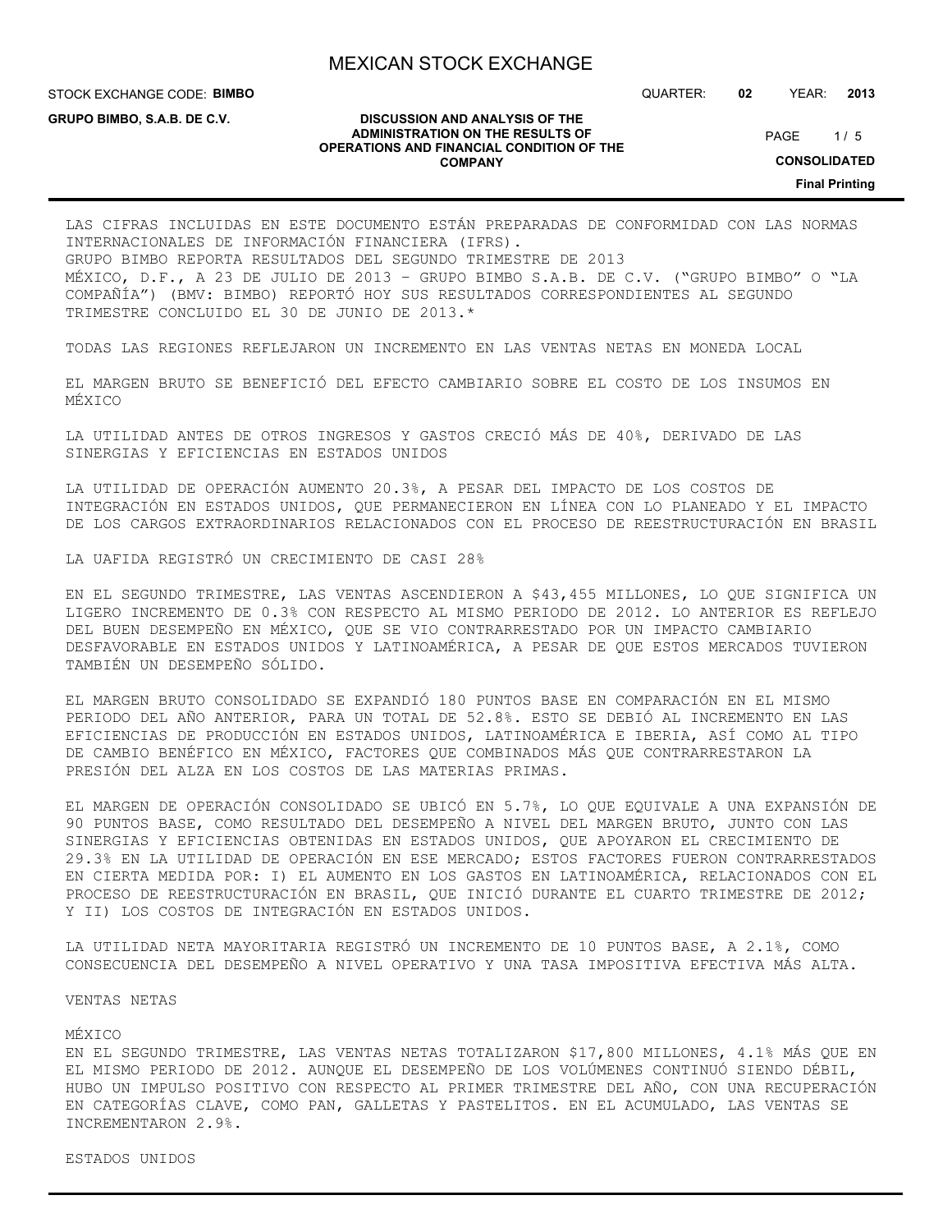LAS CIFRAS INCLUIDAS EN ESTE DOCUMENTO ESTÁN PREPARADAS DE CONFORMIDAD CON LAS NORMAS INTERNACIONALES DE INFORMACIÓN FINANCIERA (IFRS).
GRUPO BIMBO REPORTA RESULTADOS DEL SEGUNDO TRIMESTRE DE 2013
MÉXICO, D.F., A 23 DE JULIO DE 2013 – GRUPO BIMBO S.A.B. DE C.V. ("GRUPO BIMBO" O "LA COMPAÑÍA") (BMV: BIMBO) REPORTÓ HOY SUS RESULTADOS CORRESPONDIENTES AL SEGUNDO TRIMESTRE CONCLUIDO EL 30 DE JUNIO DE 2013.*

TODAS LAS REGIONES REFLEJARON UN INCREMENTO EN LAS VENTAS NETAS EN MONEDA LOCAL

EL MARGEN BRUTO SE BENEFICIÓ DEL EFECTO CAMBIARIO SOBRE EL COSTO DE LOS INSUMOS EN MÉXICO

LA UTILIDAD ANTES DE OTROS INGRESOS Y GASTOS CRECIÓ MÁS DE 40%, DERIVADO DE LAS SINERGIAS Y EFICIENCIAS EN ESTADOS UNIDOS

LA UTILIDAD DE OPERACIÓN AUMENTO 20.3%, A PESAR DEL IMPACTO DE LOS COSTOS DE INTEGRACIÓN EN ESTADOS UNIDOS, QUE PERMANECIERON EN LÍNEA CON LO PLANEADO Y EL IMPACTO DE LOS CARGOS EXTRAORDINARIOS RELACIONADOS CON EL PROCESO DE REESTRUCTURACIÓN EN BRASIL

LA UAFIDA REGISTRÓ UN CRECIMIENTO DE CASI 28%

EN EL SEGUNDO TRIMESTRE, LAS VENTAS ASCENDIERON A $43,455 MILLONES, LO QUE SIGNIFICA UN LIGERO INCREMENTO DE 0.3% CON RESPECTO AL MISMO PERIODO DE 2012. LO ANTERIOR ES REFLEJO DEL BUEN DESEMPEÑO EN MÉXICO, QUE SE VIO CONTRARRESTADO POR UN IMPACTO CAMBIARIO DESFAVORABLE EN ESTADOS UNIDOS Y LATINOAMÉRICA, A PESAR DE QUE ESTOS MERCADOS TUVIERON TAMBIÉN UN DESEMPEÑO SÓLIDO.

EL MARGEN BRUTO CONSOLIDADO SE EXPANDIÓ 180 PUNTOS BASE EN COMPARACIÓN EN EL MISMO PERIODO DEL AÑO ANTERIOR, PARA UN TOTAL DE 52.8%. ESTO SE DEBIÓ AL INCREMENTO EN LAS EFICIENCIAS DE PRODUCCIÓN EN ESTADOS UNIDOS, LATINOAMÉRICA E IBERIA, ASÍ COMO AL TIPO DE CAMBIO BENÉFICO EN MÉXICO, FACTORES QUE COMBINADOS MÁS QUE CONTRARRESTARON LA PRESIÓN DEL ALZA EN LOS COSTOS DE LAS MATERIAS PRIMAS.

EL MARGEN DE OPERACIÓN CONSOLIDADO SE UBICÓ EN 5.7%, LO QUE EQUIVALE A UNA EXPANSIÓN DE 90 PUNTOS BASE, COMO RESULTADO DEL DESEMPEÑO A NIVEL DEL MARGEN BRUTO, JUNTO CON LAS SINERGIAS Y EFICIENCIAS OBTENIDAS EN ESTADOS UNIDOS, QUE APOYARON EL CRECIMIENTO DE 29.3% EN LA UTILIDAD DE OPERACIÓN EN ESE MERCADO; ESTOS FACTORES FUERON CONTRARRESTADOS EN CIERTA MEDIDA POR: I) EL AUMENTO EN LOS GASTOS EN LATINOAMÉRICA, RELACIONADOS CON EL PROCESO DE REESTRUCTURACIÓN EN BRASIL, QUE INICIÓ DURANTE EL CUARTO TRIMESTRE DE 2012; Y II) LOS COSTOS DE INTEGRACIÓN EN ESTADOS UNIDOS.

LA UTILIDAD NETA MAYORITARIA REGISTRÓ UN INCREMENTO DE 10 PUNTOS BASE, A 2.1%, COMO CONSECUENCIA DEL DESEMPEÑO A NIVEL OPERATIVO Y UNA TASA IMPOSITIVA EFECTIVA MÁS ALTA.

## VENTAS NETAS

### MÉXICO

EN EL SEGUNDO TRIMESTRE, LAS VENTAS NETAS TOTALIZARON $17,800 MILLONES, 4.1% MÁS QUE EN EL MISMO PERIODO DE 2012. AUNQUE EL DESEMPEÑO DE LOS VOLÚMENES CONTINUÓ SIENDO DÉBIL, HUBO UN IMPULSO POSITIVO CON RESPECTO AL PRIMER TRIMESTRE DEL AÑO, CON UNA RECUPERACIÓN EN CATEGORÍAS CLAVE, COMO PAN, GALLETAS Y PASTELITOS. EN EL ACUMULADO, LAS VENTAS SE INCREMENTARON 2.9%.

### ESTADOS UNIDOS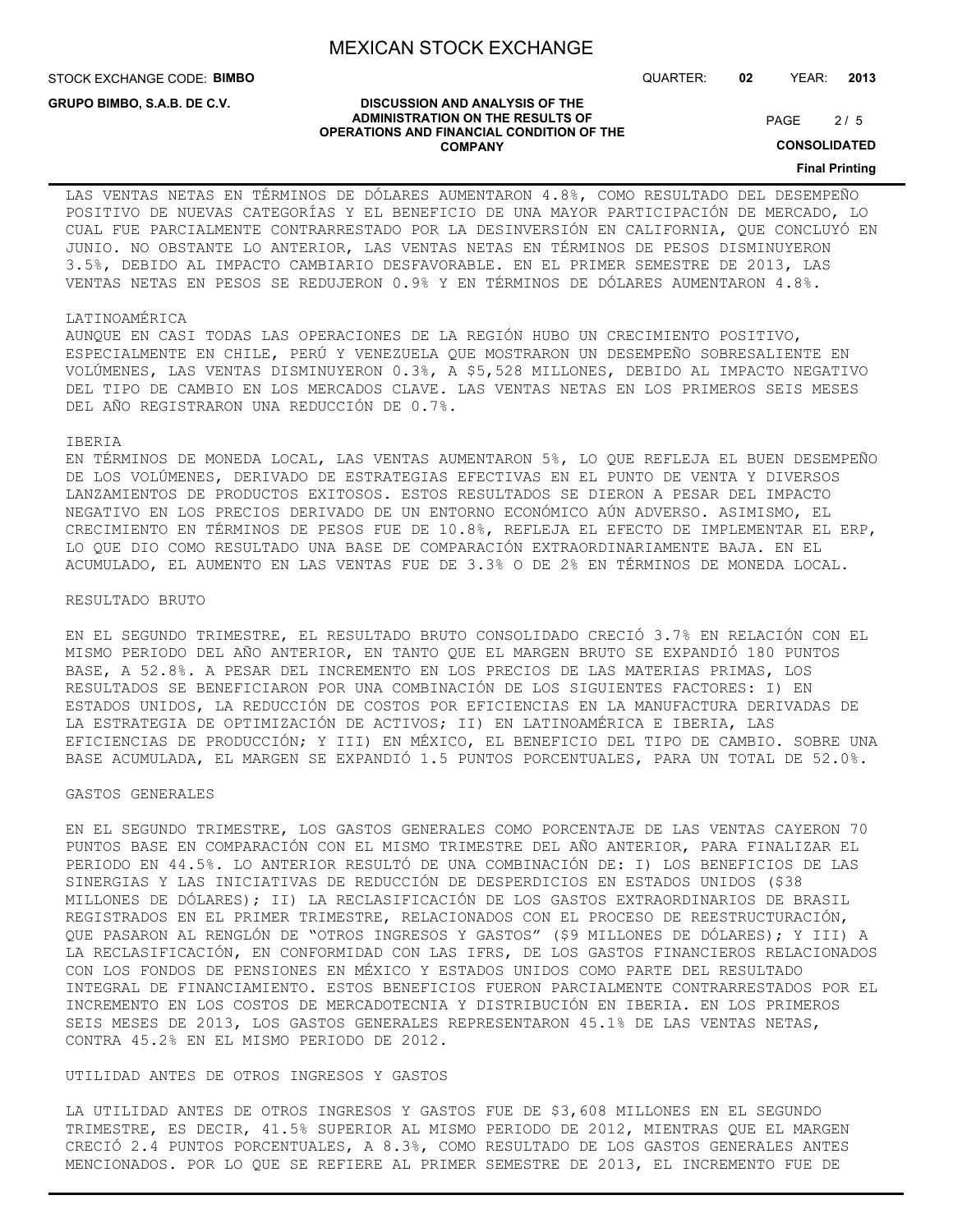LAS VENTAS NETAS EN TÉRMINOS DE DÓLARES AUMENTARON 4.8%, COMO RESULTADO DEL DESEMPEÑO POSITIVO DE NUEVAS CATEGORÍAS Y EL BENEFICIO DE UNA MAYOR PARTICIPACIÓN DE MERCADO, LO CUAL FUE PARCIALMENTE CONTRARRESTADO POR LA DESINVERSIÓN EN CALIFORNIA, QUE CONCLUYÓ EN JUNIO. NO OBSTANTE LO ANTERIOR, LAS VENTAS NETAS EN TÉRMINOS DE PESOS DISMINUYERON 3.5%, DEBIDO AL IMPACTO CAMBIARIO DESFAVORABLE. EN EL PRIMER SEMESTRE DE 2013, LAS VENTAS NETAS EN PESOS SE REDUJERON 0.9% Y EN TÉRMINOS DE DÓLARES AUMENTARON 4.8%.

LATINOAMÉRICA

AUNQUE EN CASI TODAS LAS OPERACIONES DE LA REGIÓN HUBO UN CRECIMIENTO POSITIVO, ESPECIALMENTE EN CHILE, PERÚ Y VENEZUELA QUE MOSTRARON UN DESEMPEÑO SOBRESALIENTE EN VOLÚMENES, LAS VENTAS DISMINUYERON 0.3%, A $5,528 MILLONES, DEBIDO AL IMPACTO NEGATIVO DEL TIPO DE CAMBIO EN LOS MERCADOS CLAVE. LAS VENTAS NETAS EN LOS PRIMEROS SEIS MESES DEL AÑO REGISTRARON UNA REDUCCIÓN DE 0.7%.

IBERIA

EN TÉRMINOS DE MONEDA LOCAL, LAS VENTAS AUMENTARON 5%, LO QUE REFLEJA EL BUEN DESEMPEÑO DE LOS VOLÚMENES, DERIVADO DE ESTRATEGIAS EFECTIVAS EN EL PUNTO DE VENTA Y DIVERSOS LANZAMIENTOS DE PRODUCTOS EXITOSOS. ESTOS RESULTADOS SE DIERON A PESAR DEL IMPACTO NEGATIVO EN LOS PRECIOS DERIVADO DE UN ENTORNO ECONÓMICO AÚN ADVERSO. ASIMISMO, EL CRECIMIENTO EN TÉRMINOS DE PESOS FUE DE 10.8%, REFLEJA EL EFECTO DE IMPLEMENTAR EL ERP, LO QUE DIO COMO RESULTADO UNA BASE DE COMPARACIÓN EXTRAORDINARIAMENTE BAJA. EN EL ACUMULADO, EL AUMENTO EN LAS VENTAS FUE DE 3.3% O DE 2% EN TÉRMINOS DE MONEDA LOCAL.

RESULTADO BRUTO

EN EL SEGUNDO TRIMESTRE, EL RESULTADO BRUTO CONSOLIDADO CRECIÓ 3.7% EN RELACIÓN CON EL MISMO PERIODO DEL AÑO ANTERIOR, EN TANTO QUE EL MARGEN BRUTO SE EXPANDIÓ 180 PUNTOS BASE, A 52.8%. A PESAR DEL INCREMENTO EN LOS PRECIOS DE LAS MATERIAS PRIMAS, LOS RESULTADOS SE BENEFICIARON POR UNA COMBINACIÓN DE LOS SIGUIENTES FACTORES: I) EN ESTADOS UNIDOS, LA REDUCCIÓN DE COSTOS POR EFICIENCIAS EN LA MANUFACTURA DERIVADAS DE LA ESTRATEGIA DE OPTIMIZACIÓN DE ACTIVOS; II) EN LATINOAMÉRICA E IBERIA, LAS EFICIENCIAS DE PRODUCCIÓN; Y III) EN MÉXICO, EL BENEFICIO DEL TIPO DE CAMBIO. SOBRE UNA BASE ACUMULADA, EL MARGEN SE EXPANDIÓ 1.5 PUNTOS PORCENTUALES, PARA UN TOTAL DE 52.0%.

GASTOS GENERALES

EN EL SEGUNDO TRIMESTRE, LOS GASTOS GENERALES COMO PORCENTAJE DE LAS VENTAS CAYERON 70 PUNTOS BASE EN COMPARACIÓN CON EL MISMO TRIMESTRE DEL AÑO ANTERIOR, PARA FINALIZAR EL PERIODO EN 44.5%. LO ANTERIOR RESULTÓ DE UNA COMBINACIÓN DE: I) LOS BENEFICIOS DE LAS SINERGIAS Y LAS INICIATIVAS DE REDUCCIÓN DE DESPERDICIOS EN ESTADOS UNIDOS ($38 MILLONES DE DÓLARES); II) LA RECLASIFICACIÓN DE LOS GASTOS EXTRAORDINARIOS DE BRASIL REGISTRADOS EN EL PRIMER TRIMESTRE, RELACIONADOS CON EL PROCESO DE REESTRUCTURACIÓN, QUE PASARON AL RENGLÓN DE "OTROS INGRESOS Y GASTOS" ($9 MILLONES DE DÓLARES); Y III) A LA RECLASIFICACIÓN, EN CONFORMIDAD CON LAS IFRS, DE LOS GASTOS FINANCIEROS RELACIONADOS CON LOS FONDOS DE PENSIONES EN MÉXICO Y ESTADOS UNIDOS COMO PARTE DEL RESULTADO INTEGRAL DE FINANCIAMIENTO. ESTOS BENEFICIOS FUERON PARCIALMENTE CONTRARRESTADOS POR EL INCREMENTO EN LOS COSTOS DE MERCADOTECNIA Y DISTRIBUCIÓN EN IBERIA. EN LOS PRIMEROS SEIS MESES DE 2013, LOS GASTOS GENERALES REPRESENTARON 45.1% DE LAS VENTAS NETAS, CONTRA 45.2% EN EL MISMO PERIODO DE 2012.

UTILIDAD ANTES DE OTROS INGRESOS Y GASTOS

LA UTILIDAD ANTES DE OTROS INGRESOS Y GASTOS FUE DE $3,608 MILLONES EN EL SEGUNDO TRIMESTRE, ES DECIR, 41.5% SUPERIOR AL MISMO PERIODO DE 2012, MIENTRAS QUE EL MARGEN CRECIÓ 2.4 PUNTOS PORCENTUALES, A 8.3%, COMO RESULTADO DE LOS GASTOS GENERALES ANTES MENCIONADOS. POR LO QUE SE REFIERE AL PRIMER SEMESTRE DE 2013, EL INCREMENTO FUE DE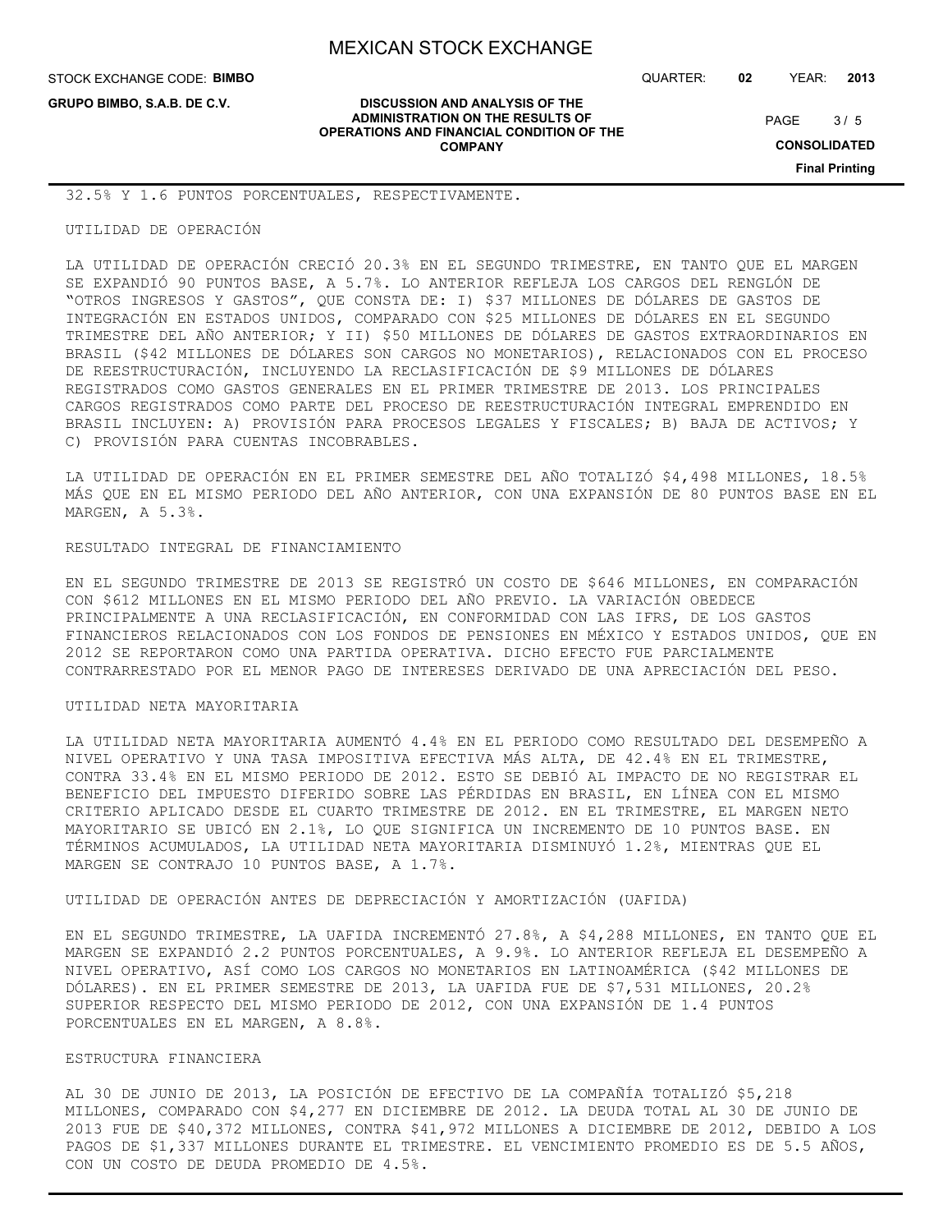32.5% Y 1.6 PUNTOS PORCENTUALES, RESPECTIVAMENTE.

## UTILIDAD DE OPERACIÓN

LA UTILIDAD DE OPERACIÓN CRECIÓ 20.3% EN EL SEGUNDO TRIMESTRE, EN TANTO QUE EL MARGEN SE EXPANDIÓ 90 PUNTOS BASE, A 5.7%. LO ANTERIOR REFLEJA LOS CARGOS DEL RENGLÓN DE "OTROS INGRESOS Y GASTOS", QUE CONSTA DE: I) $37 MILLONES DE DÓLARES DE GASTOS DE INTEGRACIÓN EN ESTADOS UNIDOS, COMPARADO CON $25 MILLONES DE DÓLARES EN EL SEGUNDO TRIMESTRE DEL AÑO ANTERIOR; Y II) $50 MILLONES DE DÓLARES DE GASTOS EXTRAORDINARIOS EN BRASIL ($42 MILLONES DE DÓLARES SON CARGOS NO MONETARIOS), RELACIONADOS CON EL PROCESO DE REESTRUCTURACIÓN, INCLUYENDO LA RECLASIFICACIÓN DE $9 MILLONES DE DÓLARES REGISTRADOS COMO GASTOS GENERALES EN EL PRIMER TRIMESTRE DE 2013. LOS PRINCIPALES CARGOS REGISTRADOS COMO PARTE DEL PROCESO DE REESTRUCTURACIÓN INTEGRAL EMPRENDIDO EN BRASIL INCLUYEN: A) PROVISIÓN PARA PROCESOS LEGALES Y FISCALES; B) BAJA DE ACTIVOS; Y C) PROVISIÓN PARA CUENTAS INCOBRABLES.

LA UTILIDAD DE OPERACIÓN EN EL PRIMER SEMESTRE DEL AÑO TOTALIZÓ $4,498 MILLONES, 18.5% MÁS QUE EN EL MISMO PERIODO DEL AÑO ANTERIOR, CON UNA EXPANSIÓN DE 80 PUNTOS BASE EN EL MARGEN, A 5.3%.

## RESULTADO INTEGRAL DE FINANCIAMIENTO

EN EL SEGUNDO TRIMESTRE DE 2013 SE REGISTRÓ UN COSTO DE $646 MILLONES, EN COMPARACIÓN CON $612 MILLONES EN EL MISMO PERIODO DEL AÑO PREVIO. LA VARIACIÓN OBEDECE PRINCIPALMENTE A UNA RECLASIFICACIÓN, EN CONFORMIDAD CON LAS IFRS, DE LOS GASTOS FINANCIEROS RELACIONADOS CON LOS FONDOS DE PENSIONES EN MÉXICO Y ESTADOS UNIDOS, QUE EN 2012 SE REPORTARON COMO UNA PARTIDA OPERATIVA. DICHO EFECTO FUE PARCIALMENTE CONTRARRESTADO POR EL MENOR PAGO DE INTERESES DERIVADO DE UNA APRECIACIÓN DEL PESO.

## UTILIDAD NETA MAYORITARIA

LA UTILIDAD NETA MAYORITARIA AUMENTÓ 4.4% EN EL PERIODO COMO RESULTADO DEL DESEMPEÑO A NIVEL OPERATIVO Y UNA TASA IMPOSITIVA EFECTIVA MÁS ALTA, DE 42.4% EN EL TRIMESTRE, CONTRA 33.4% EN EL MISMO PERIODO DE 2012. ESTO SE DEBIÓ AL IMPACTO DE NO REGISTRAR EL BENEFICIO DEL IMPUESTO DIFERIDO SOBRE LAS PÉRDIDAS EN BRASIL, EN LÍNEA CON EL MISMO CRITERIO APLICADO DESDE EL CUARTO TRIMESTRE DE 2012. EN EL TRIMESTRE, EL MARGEN NETO MAYORITARIO SE UBICÓ EN 2.1%, LO QUE SIGNIFICA UN INCREMENTO DE 10 PUNTOS BASE. EN TÉRMINOS ACUMULADOS, LA UTILIDAD NETA MAYORITARIA DISMINUYÓ 1.2%, MIENTRAS QUE EL MARGEN SE CONTRAJO 10 PUNTOS BASE, A 1.7%.

## UTILIDAD DE OPERACIÓN ANTES DE DEPRECIACIÓN Y AMORTIZACIÓN (UAFIDA)

EN EL SEGUNDO TRIMESTRE, LA UAFIDA INCREMENTÓ 27.8%, A $4,288 MILLONES, EN TANTO QUE EL MARGEN SE EXPANDIÓ 2.2 PUNTOS PORCENTUALES, A 9.9%. LO ANTERIOR REFLEJA EL DESEMPEÑO A NIVEL OPERATIVO, ASÍ COMO LOS CARGOS NO MONETARIOS EN LATINOAMÉRICA ($42 MILLONES DE DÓLARES). EN EL PRIMER SEMESTRE DE 2013, LA UAFIDA FUE DE $7,531 MILLONES, 20.2% SUPERIOR RESPECTO DEL MISMO PERIODO DE 2012, CON UNA EXPANSIÓN DE 1.4 PUNTOS PORCENTUALES EN EL MARGEN, A 8.8%.

## ESTRUCTURA FINANCIERA

AL 30 DE JUNIO DE 2013, LA POSICIÓN DE EFECTIVO DE LA COMPAÑÍA TOTALIZÓ $5,218 MILLONES, COMPARADO CON $4,277 EN DICIEMBRE DE 2012. LA DEUDA TOTAL AL 30 DE JUNIO DE 2013 FUE DE $40,372 MILLONES, CONTRA $41,972 MILLONES A DICIEMBRE DE 2012, DEBIDO A LOS PAGOS DE $1,337 MILLONES DURANTE EL TRIMESTRE. EL VENCIMIENTO PROMEDIO ES DE 5.5 AÑOS, CON UN COSTO DE DEUDA PROMEDIO DE 4.5%.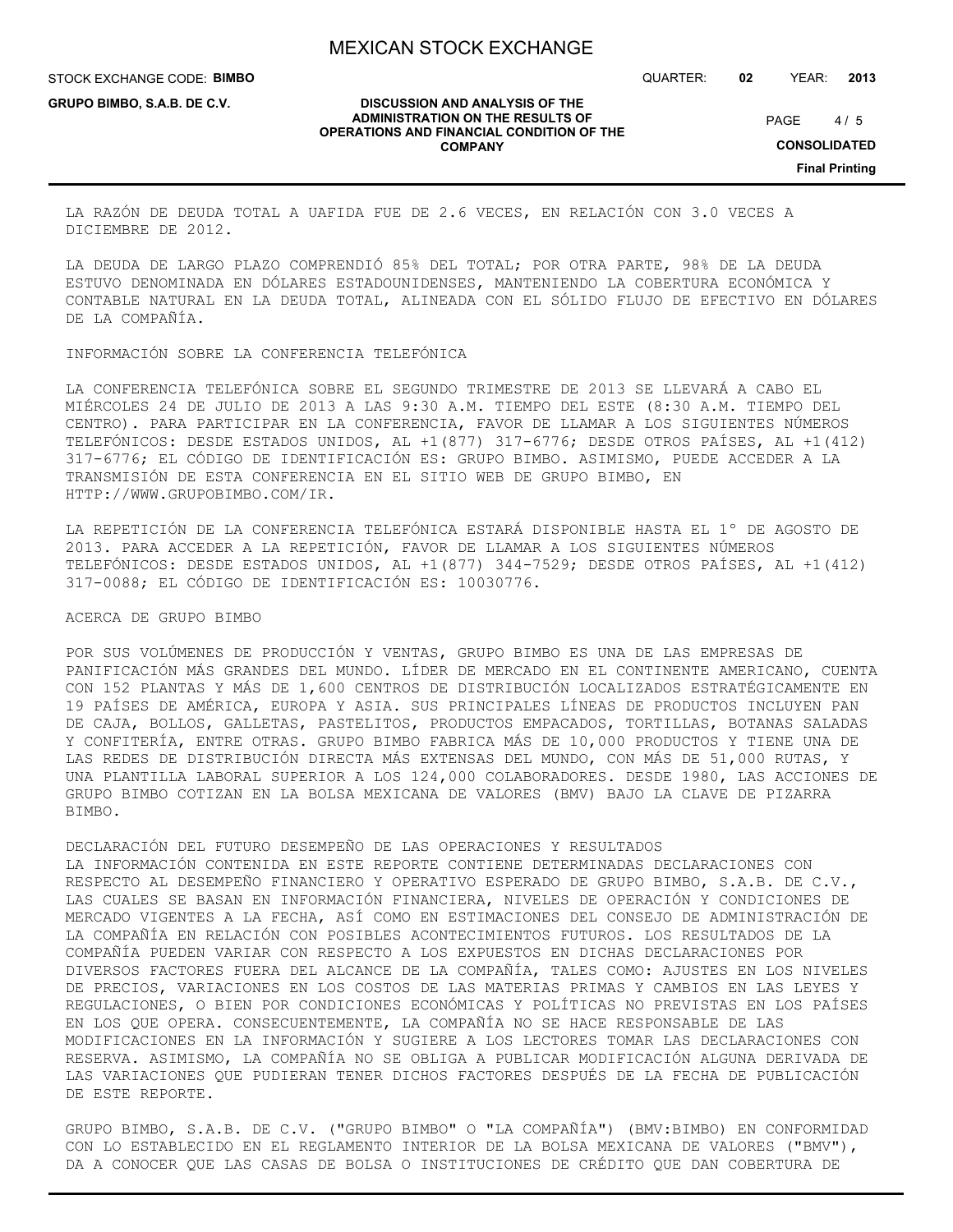LA RAZÓN DE DEUDA TOTAL A UAFIDA FUE DE 2.6 VECES, EN RELACIÓN CON 3.0 VECES A DICIEMBRE DE 2012.

LA DEUDA DE LARGO PLAZO COMPRENDIÓ 85% DEL TOTAL; POR OTRA PARTE, 98% DE LA DEUDA ESTUVO DENOMINADA EN DÓLARES ESTADOUNIDENSES, MANTENIENDO LA COBERTURA ECONÓMICA Y CONTABLE NATURAL EN LA DEUDA TOTAL, ALINEADA CON EL SÓLIDO FLUJO DE EFECTIVO EN DÓLARES DE LA COMPAÑÍA.

## INFORMACIÓN SOBRE LA CONFERENCIA TELEFÓNICA

LA CONFERENCIA TELEFÓNICA SOBRE EL SEGUNDO TRIMESTRE DE 2013 SE LLEVARÁ A CABO EL MIÉRCOLES 24 DE JULIO DE 2013 A LAS 9:30 A.M. TIEMPO DEL ESTE (8:30 A.M. TIEMPO DEL CENTRO). PARA PARTICIPAR EN LA CONFERENCIA, FAVOR DE LLAMAR A LOS SIGUIENTES NÚMEROS TELEFÓNICOS: DESDE ESTADOS UNIDOS, AL +1(877) 317-6776; DESDE OTROS PAÍSES, AL +1(412) 317-6776; EL CÓDIGO DE IDENTIFICACIÓN ES: GRUPO BIMBO. ASIMISMO, PUEDE ACCEDER A LA TRANSMISIÓN DE ESTA CONFERENCIA EN EL SITIO WEB DE GRUPO BIMBO, EN HTTP://WWW.GRUPOBIMBO.COM/IR.

LA REPETICIÓN DE LA CONFERENCIA TELEFÓNICA ESTARÁ DISPONIBLE HASTA EL 1° DE AGOSTO DE 2013. PARA ACCEDER A LA REPETICIÓN, FAVOR DE LLAMAR A LOS SIGUIENTES NÚMEROS TELEFÓNICOS: DESDE ESTADOS UNIDOS, AL +1(877) 344-7529; DESDE OTROS PAÍSES, AL +1(412) 317-0088; EL CÓDIGO DE IDENTIFICACIÓN ES: 10030776.

## ACERCA DE GRUPO BIMBO

POR SUS VOLÚMENES DE PRODUCCIÓN Y VENTAS, GRUPO BIMBO ES UNA DE LAS EMPRESAS DE PANIFICACIÓN MÁS GRANDES DEL MUNDO. LÍDER DE MERCADO EN EL CONTINENTE AMERICANO, CUENTA CON 152 PLANTAS Y MÁS DE 1,600 CENTROS DE DISTRIBUCIÓN LOCALIZADOS ESTRATÉGICAMENTE EN 19 PAÍSES DE AMÉRICA, EUROPA Y ASIA. SUS PRINCIPALES LÍNEAS DE PRODUCTOS INCLUYEN PAN DE CAJA, BOLLOS, GALLETAS, PASTELITOS, PRODUCTOS EMPACADOS, TORTILLAS, BOTANAS SALADAS Y CONFITERÍA, ENTRE OTRAS. GRUPO BIMBO FABRICA MÁS DE 10,000 PRODUCTOS Y TIENE UNA DE LAS REDES DE DISTRIBUCIÓN DIRECTA MÁS EXTENSAS DEL MUNDO, CON MÁS DE 51,000 RUTAS, Y UNA PLANTILLA LABORAL SUPERIOR A LOS 124,000 COLABORADORES. DESDE 1980, LAS ACCIONES DE GRUPO BIMBO COTIZAN EN LA BOLSA MEXICANA DE VALORES (BMV) BAJO LA CLAVE DE PIZARRA BIMBO.

## DECLARACIÓN DEL FUTURO DESEMPEÑO DE LAS OPERACIONES Y RESULTADOS

LA INFORMACIÓN CONTENIDA EN ESTE REPORTE CONTIENE DETERMINADAS DECLARACIONES CON RESPECTO AL DESEMPEÑO FINANCIERO Y OPERATIVO ESPERADO DE GRUPO BIMBO, S.A.B. DE C.V., LAS CUALES SE BASAN EN INFORMACIÓN FINANCIERA, NIVELES DE OPERACIÓN Y CONDICIONES DE MERCADO VIGENTES A LA FECHA, ASÍ COMO EN ESTIMACIONES DEL CONSEJO DE ADMINISTRACIÓN DE LA COMPAÑÍA EN RELACIÓN CON POSIBLES ACONTECIMIENTOS FUTUROS. LOS RESULTADOS DE LA COMPAÑÍA PUEDEN VARIAR CON RESPECTO A LOS EXPUESTOS EN DICHAS DECLARACIONES POR DIVERSOS FACTORES FUERA DEL ALCANCE DE LA COMPAÑÍA, TALES COMO: AJUSTES EN LOS NIVELES DE PRECIOS, VARIACIONES EN LOS COSTOS DE LAS MATERIAS PRIMAS Y CAMBIOS EN LAS LEYES Y REGULACIONES, O BIEN POR CONDICIONES ECONÓMICAS Y POLÍTICAS NO PREVISTAS EN LOS PAÍSES EN LOS QUE OPERA. CONSECUENTEMENTE, LA COMPAÑÍA NO SE HACE RESPONSABLE DE LAS MODIFICACIONES EN LA INFORMACIÓN Y SUGIERE A LOS LECTORES TOMAR LAS DECLARACIONES CON RESERVA. ASIMISMO, LA COMPAÑÍA NO SE OBLIGA A PUBLICAR MODIFICACIÓN ALGUNA DERIVADA DE LAS VARIACIONES QUE PUDIERAN TENER DICHOS FACTORES DESPUÉS DE LA FECHA DE PUBLICACIÓN DE ESTE REPORTE.

GRUPO BIMBO, S.A.B. DE C.V. ("GRUPO BIMBO" O "LA COMPAÑÍA") (BMV:BIMBO) EN CONFORMIDAD CON LO ESTABLECIDO EN EL REGLAMENTO INTERIOR DE LA BOLSA MEXICANA DE VALORES ("BMV"), DA A CONOCER QUE LAS CASAS DE BOLSA O INSTITUCIONES DE CRÉDITO QUE DAN COBERTURA DE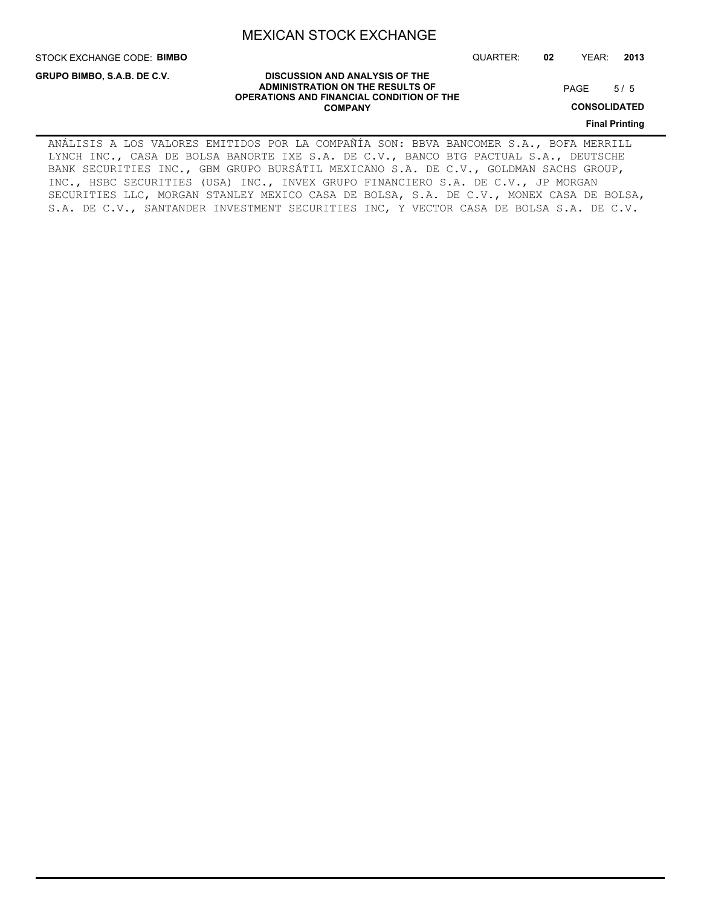ANÁLISIS A LOS VALORES EMITIDOS POR LA COMPAÑÍA SON: BBVA BANCOMER S.A., BOFA MERRILL LYNCH INC., CASA DE BOLSA BANORTE IXE S.A. DE C.V., BANCO BTG PACTUAL S.A., DEUTSCHE BANK SECURITIES INC., GBM GRUPO BURSÁTIL MEXICANO S.A. DE C.V., GOLDMAN SACHS GROUP, INC., HSBC SECURITIES (USA) INC., INVEX GRUPO FINANCIERO S.A. DE C.V., JP MORGAN SECURITIES LLC, MORGAN STANLEY MEXICO CASA DE BOLSA, S.A. DE C.V., MONEX CASA DE BOLSA, S.A. DE C.V., SANTANDER INVESTMENT SECURITIES INC, Y VECTOR CASA DE BOLSA S.A. DE C.V.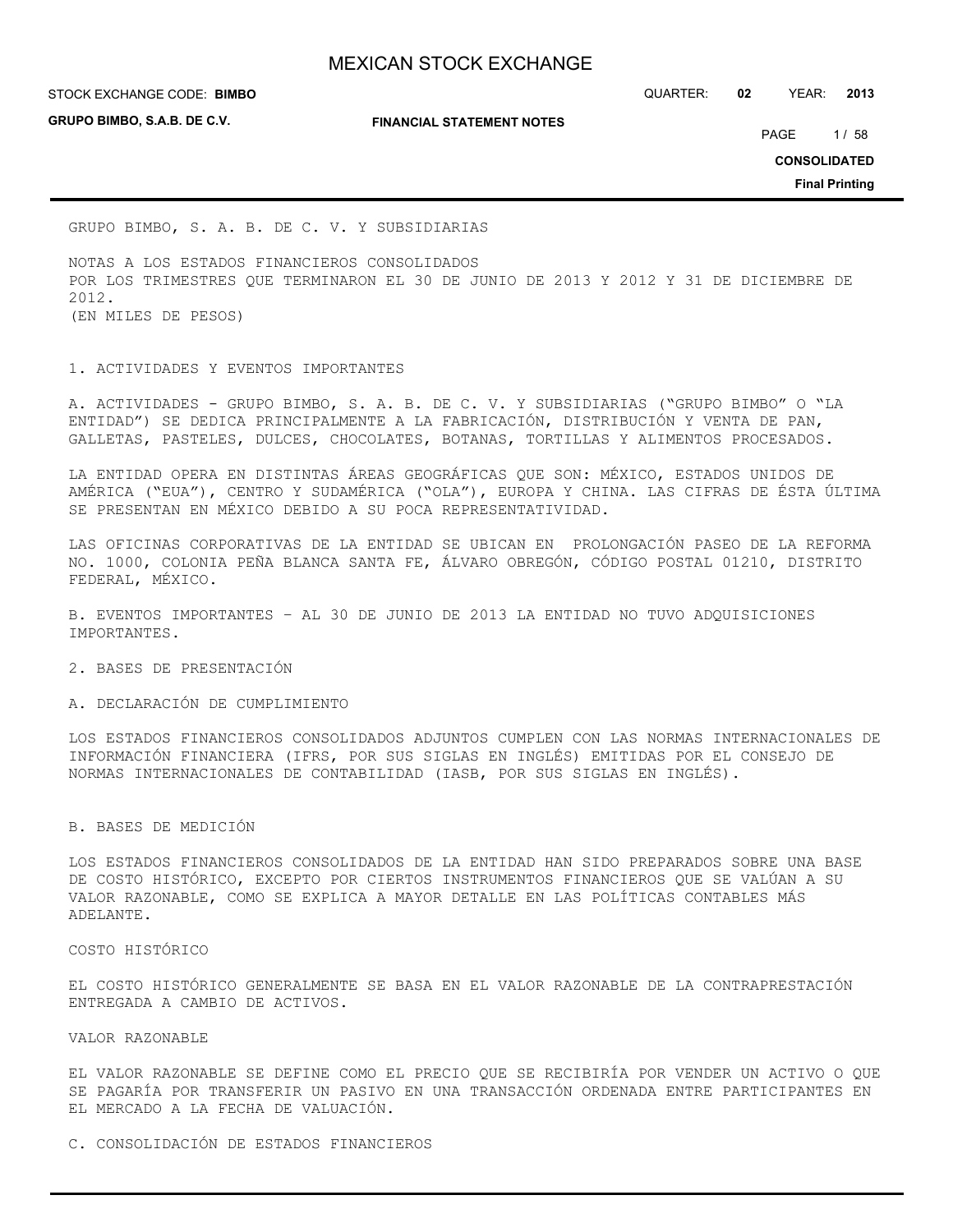GRUPO BIMBO, S. A. B. DE C. V. Y SUBSIDIARIAS

NOTAS A LOS ESTADOS FINANCIEROS CONSOLIDADOS
POR LOS TRIMESTRES QUE TERMINARON EL 30 DE JUNIO DE 2013 Y 2012 Y 31 DE DICIEMBRE DE 2012.
(EN MILES DE PESOS)

## 1. ACTIVIDADES Y EVENTOS IMPORTANTES

A. ACTIVIDADES - GRUPO BIMBO, S. A. B. DE C. V. Y SUBSIDIARIAS ("GRUPO BIMBO" O "LA ENTIDAD") SE DEDICA PRINCIPALMENTE A LA FABRICACIÓN, DISTRIBUCIÓN Y VENTA DE PAN, GALLETAS, PASTELES, DULCES, CHOCOLATES, BOTANAS, TORTILLAS Y ALIMENTOS PROCESADOS.

LA ENTIDAD OPERA EN DISTINTAS ÁREAS GEOGRÁFICAS QUE SON: MÉXICO, ESTADOS UNIDOS DE AMÉRICA ("EUA"), CENTRO Y SUDAMÉRICA ("OLA"), EUROPA Y CHINA. LAS CIFRAS DE ÉSTA ÚLTIMA SE PRESENTAN EN MÉXICO DEBIDO A SU POCA REPRESENTATIVIDAD.

LAS OFICINAS CORPORATIVAS DE LA ENTIDAD SE UBICAN EN PROLONGACIÓN PASEO DE LA REFORMA NO. 1000, COLONIA PEÑA BLANCA SANTA FE, ÁLVARO OBREGÓN, CÓDIGO POSTAL 01210, DISTRITO FEDERAL, MÉXICO.

B. EVENTOS IMPORTANTES – AL 30 DE JUNIO DE 2013 LA ENTIDAD NO TUVO ADQUISICIONES IMPORTANTES.

## 2. BASES DE PRESENTACIÓN

### A. DECLARACIÓN DE CUMPLIMIENTO

LOS ESTADOS FINANCIEROS CONSOLIDADOS ADJUNTOS CUMPLEN CON LAS NORMAS INTERNACIONALES DE INFORMACIÓN FINANCIERA (IFRS, POR SUS SIGLAS EN INGLÉS) EMITIDAS POR EL CONSEJO DE NORMAS INTERNACIONALES DE CONTABILIDAD (IASB, POR SUS SIGLAS EN INGLÉS).

### B. BASES DE MEDICIÓN

LOS ESTADOS FINANCIEROS CONSOLIDADOS DE LA ENTIDAD HAN SIDO PREPARADOS SOBRE UNA BASE DE COSTO HISTÓRICO, EXCEPTO POR CIERTOS INSTRUMENTOS FINANCIEROS QUE SE VALÚAN A SU VALOR RAZONABLE, COMO SE EXPLICA A MAYOR DETALLE EN LAS POLÍTICAS CONTABLES MÁS ADELANTE.

COSTO HISTÓRICO

EL COSTO HISTÓRICO GENERALMENTE SE BASA EN EL VALOR RAZONABLE DE LA CONTRAPRESTACIÓN ENTREGADA A CAMBIO DE ACTIVOS.

VALOR RAZONABLE

EL VALOR RAZONABLE SE DEFINE COMO EL PRECIO QUE SE RECIBIRÍA POR VENDER UN ACTIVO O QUE SE PAGARÍA POR TRANSFERIR UN PASIVO EN UNA TRANSACCIÓN ORDENADA ENTRE PARTICIPANTES EN EL MERCADO A LA FECHA DE VALUACIÓN.

### C. CONSOLIDACIÓN DE ESTADOS FINANCIEROS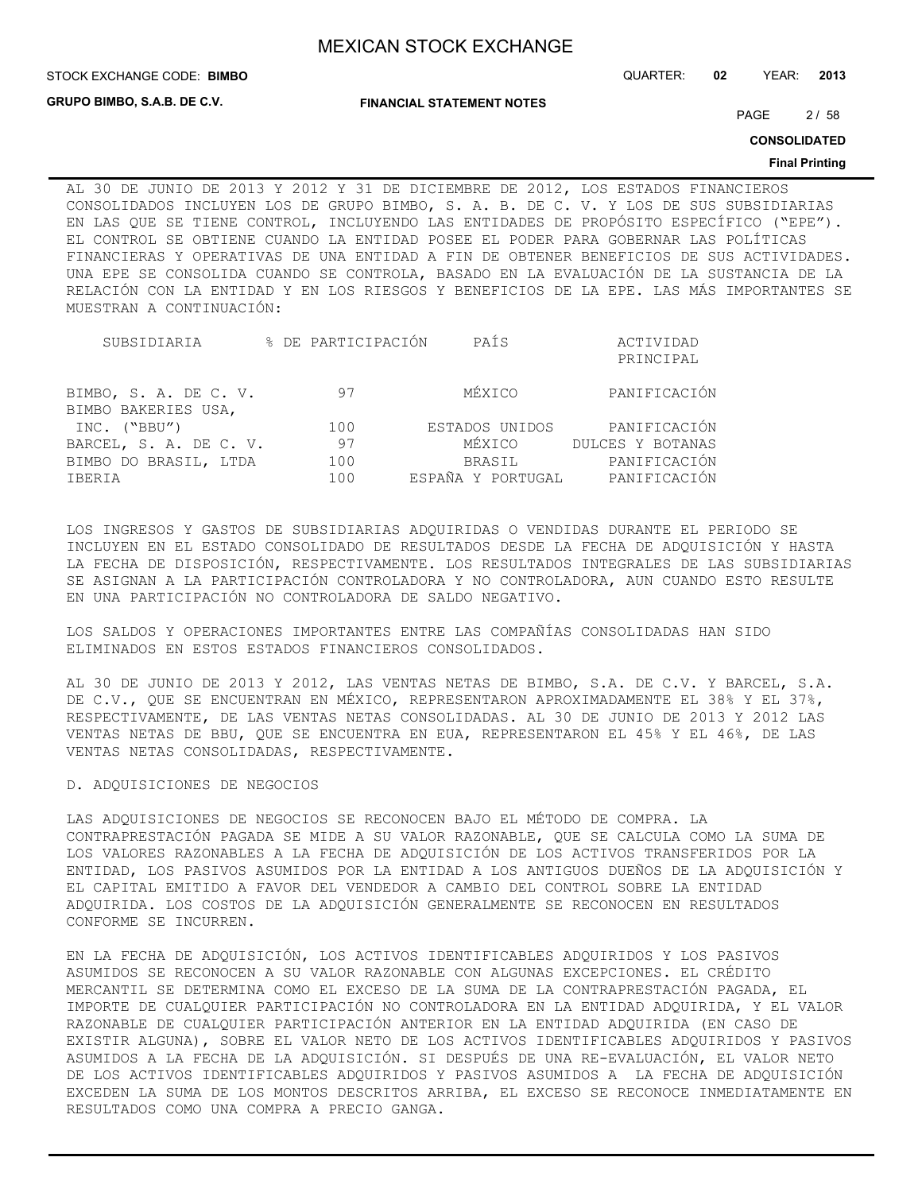AL 30 DE JUNIO DE 2013 Y 2012 Y 31 DE DICIEMBRE DE 2012, LOS ESTADOS FINANCIEROS CONSOLIDADOS INCLUYEN LOS DE GRUPO BIMBO, S. A. B. DE C. V. Y LOS DE SUS SUBSIDIARIAS EN LAS QUE SE TIENE CONTROL, INCLUYENDO LAS ENTIDADES DE PROPÓSITO ESPECÍFICO ("EPE"). EL CONTROL SE OBTIENE CUANDO LA ENTIDAD POSEE EL PODER PARA GOBERNAR LAS POLÍTICAS FINANCIERAS Y OPERATIVAS DE UNA ENTIDAD A FIN DE OBTENER BENEFICIOS DE SUS ACTIVIDADES. UNA EPE SE CONSOLIDA CUANDO SE CONTROLA, BASADO EN LA EVALUACIÓN DE LA SUSTANCIA DE LA RELACIÓN CON LA ENTIDAD Y EN LOS RIESGOS Y BENEFICIOS DE LA EPE. LAS MÁS IMPORTANTES SE MUESTRAN A CONTINUACIÓN:

| SUBSIDIARIA | % DE PARTICIPACIÓN | PAÍS | ACTIVIDAD PRINCIPAL |
|---|---|---|---|
| BIMBO, S. A. DE C. V. | 97 | MÉXICO | PANIFICACIÓN |
| BIMBO BAKERIES USA, INC. ("BBU") | 100 | ESTADOS UNIDOS | PANIFICACIÓN |
| BARCEL, S. A. DE C. V. | 97 | MÉXICO | DULCES Y BOTANAS |
| BIMBO DO BRASIL, LTDA | 100 | BRASIL | PANIFICACIÓN |
| IBERIA | 100 | ESPAÑA Y PORTUGAL | PANIFICACIÓN |

LOS INGRESOS Y GASTOS DE SUBSIDIARIAS ADQUIRIDAS O VENDIDAS DURANTE EL PERIODO SE INCLUYEN EN EL ESTADO CONSOLIDADO DE RESULTADOS DESDE LA FECHA DE ADQUISICIÓN Y HASTA LA FECHA DE DISPOSICIÓN, RESPECTIVAMENTE. LOS RESULTADOS INTEGRALES DE LAS SUBSIDIARIAS SE ASIGNAN A LA PARTICIPACIÓN CONTROLADORA Y NO CONTROLADORA, AUN CUANDO ESTO RESULTE EN UNA PARTICIPACIÓN NO CONTROLADORA DE SALDO NEGATIVO.

LOS SALDOS Y OPERACIONES IMPORTANTES ENTRE LAS COMPAÑÍAS CONSOLIDADAS HAN SIDO ELIMINADOS EN ESTOS ESTADOS FINANCIEROS CONSOLIDADOS.

AL 30 DE JUNIO DE 2013 Y 2012, LAS VENTAS NETAS DE BIMBO, S.A. DE C.V. Y BARCEL, S.A. DE C.V., QUE SE ENCUENTRAN EN MÉXICO, REPRESENTARON APROXIMADAMENTE EL 38% Y EL 37%, RESPECTIVAMENTE, DE LAS VENTAS NETAS CONSOLIDADAS. AL 30 DE JUNIO DE 2013 Y 2012 LAS VENTAS NETAS DE BBU, QUE SE ENCUENTRA EN EUA, REPRESENTARON EL 45% Y EL 46%, DE LAS VENTAS NETAS CONSOLIDADAS, RESPECTIVAMENTE.

D. ADQUISICIONES DE NEGOCIOS

LAS ADQUISICIONES DE NEGOCIOS SE RECONOCEN BAJO EL MÉTODO DE COMPRA. LA CONTRAPRESTACIÓN PAGADA SE MIDE A SU VALOR RAZONABLE, QUE SE CALCULA COMO LA SUMA DE LOS VALORES RAZONABLES A LA FECHA DE ADQUISICIÓN DE LOS ACTIVOS TRANSFERIDOS POR LA ENTIDAD, LOS PASIVOS ASUMIDOS POR LA ENTIDAD A LOS ANTIGUOS DUEÑOS DE LA ADQUISICIÓN Y EL CAPITAL EMITIDO A FAVOR DEL VENDEDOR A CAMBIO DEL CONTROL SOBRE LA ENTIDAD ADQUIRIDA. LOS COSTOS DE LA ADQUISICIÓN GENERALMENTE SE RECONOCEN EN RESULTADOS CONFORME SE INCURREN.

EN LA FECHA DE ADQUISICIÓN, LOS ACTIVOS IDENTIFICABLES ADQUIRIDOS Y LOS PASIVOS ASUMIDOS SE RECONOCEN A SU VALOR RAZONABLE CON ALGUNAS EXCEPCIONES. EL CRÉDITO MERCANTIL SE DETERMINA COMO EL EXCESO DE LA SUMA DE LA CONTRAPRESTACIÓN PAGADA, EL IMPORTE DE CUALQUIER PARTICIPACIÓN NO CONTROLADORA EN LA ENTIDAD ADQUIRIDA, Y EL VALOR RAZONABLE DE CUALQUIER PARTICIPACIÓN ANTERIOR EN LA ENTIDAD ADQUIRIDA (EN CASO DE EXISTIR ALGUNA), SOBRE EL VALOR NETO DE LOS ACTIVOS IDENTIFICABLES ADQUIRIDOS Y PASIVOS ASUMIDOS A LA FECHA DE LA ADQUISICIÓN. SI DESPUÉS DE UNA RE-EVALUACIÓN, EL VALOR NETO DE LOS ACTIVOS IDENTIFICABLES ADQUIRIDOS Y PASIVOS ASUMIDOS A LA FECHA DE ADQUISICIÓN EXCEDEN LA SUMA DE LOS MONTOS DESCRITOS ARRIBA, EL EXCESO SE RECONOCE INMEDIATAMENTE EN RESULTADOS COMO UNA COMPRA A PRECIO GANGA.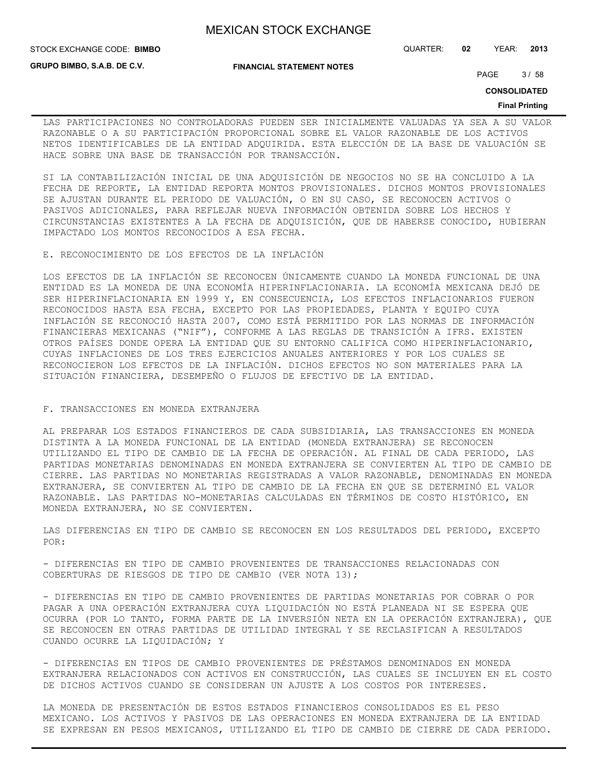LAS PARTICIPACIONES NO CONTROLADORAS PUEDEN SER INICIALMENTE VALUADAS YA SEA A SU VALOR RAZONABLE O A SU PARTICIPACIÓN PROPORCIONAL SOBRE EL VALOR RAZONABLE DE LOS ACTIVOS NETOS IDENTIFICABLES DE LA ENTIDAD ADQUIRIDA. ESTA ELECCIÓN DE LA BASE DE VALUACIÓN SE HACE SOBRE UNA BASE DE TRANSACCIÓN POR TRANSACCIÓN.

SI LA CONTABILIZACIÓN INICIAL DE UNA ADQUISICIÓN DE NEGOCIOS NO SE HA CONCLUIDO A LA FECHA DE REPORTE, LA ENTIDAD REPORTA MONTOS PROVISIONALES. DICHOS MONTOS PROVISIONALES SE AJUSTAN DURANTE EL PERIODO DE VALUACIÓN, O EN SU CASO, SE RECONOCEN ACTIVOS O PASIVOS ADICIONALES, PARA REFLEJAR NUEVA INFORMACIÓN OBTENIDA SOBRE LOS HECHOS Y CIRCUNSTANCIAS EXISTENTES A LA FECHA DE ADQUISICIÓN, QUE DE HABERSE CONOCIDO, HUBIERAN IMPACTADO LOS MONTOS RECONOCIDOS A ESA FECHA.

E. RECONOCIMIENTO DE LOS EFECTOS DE LA INFLACIÓN

LOS EFECTOS DE LA INFLACIÓN SE RECONOCEN ÚNICAMENTE CUANDO LA MONEDA FUNCIONAL DE UNA ENTIDAD ES LA MONEDA DE UNA ECONOMÍA HIPERINFLACIONARIA. LA ECONOMÍA MEXICANA DEJÓ DE SER HIPERINFLACIONARIA EN 1999 Y, EN CONSECUENCIA, LOS EFECTOS INFLACIONARIOS FUERON RECONOCIDOS HASTA ESA FECHA, EXCEPTO POR LAS PROPIEDADES, PLANTA Y EQUIPO CUYA INFLACIÓN SE RECONOCIÓ HASTA 2007, COMO ESTÁ PERMITIDO POR LAS NORMAS DE INFORMACIÓN FINANCIERAS MEXICANAS ("NIF"), CONFORME A LAS REGLAS DE TRANSICIÓN A IFRS. EXISTEN OTROS PAÍSES DONDE OPERA LA ENTIDAD QUE SU ENTORNO CALIFICA COMO HIPERINFLACIONARIO, CUYAS INFLACIONES DE LOS TRES EJERCICIOS ANUALES ANTERIORES Y POR LOS CUALES SE RECONOCIERON LOS EFECTOS DE LA INFLACIÓN. DICHOS EFECTOS NO SON MATERIALES PARA LA SITUACIÓN FINANCIERA, DESEMPEÑO O FLUJOS DE EFECTIVO DE LA ENTIDAD.

F. TRANSACCIONES EN MONEDA EXTRANJERA

AL PREPARAR LOS ESTADOS FINANCIEROS DE CADA SUBSIDIARIA, LAS TRANSACCIONES EN MONEDA DISTINTA A LA MONEDA FUNCIONAL DE LA ENTIDAD (MONEDA EXTRANJERA) SE RECONOCEN UTILIZANDO EL TIPO DE CAMBIO DE LA FECHA DE OPERACIÓN. AL FINAL DE CADA PERIODO, LAS PARTIDAS MONETARIAS DENOMINADAS EN MONEDA EXTRANJERA SE CONVIERTEN AL TIPO DE CAMBIO DE CIERRE. LAS PARTIDAS NO MONETARIAS REGISTRADAS A VALOR RAZONABLE, DENOMINADAS EN MONEDA EXTRANJERA, SE CONVIERTEN AL TIPO DE CAMBIO DE LA FECHA EN QUE SE DETERMINÓ EL VALOR RAZONABLE. LAS PARTIDAS NO-MONETARIAS CALCULADAS EN TÉRMINOS DE COSTO HISTÓRICO, EN MONEDA EXTRANJERA, NO SE CONVIERTEN.

LAS DIFERENCIAS EN TIPO DE CAMBIO SE RECONOCEN EN LOS RESULTADOS DEL PERIODO, EXCEPTO POR:

- DIFERENCIAS EN TIPO DE CAMBIO PROVENIENTES DE TRANSACCIONES RELACIONADAS CON COBERTURAS DE RIESGOS DE TIPO DE CAMBIO (VER NOTA 13);

- DIFERENCIAS EN TIPO DE CAMBIO PROVENIENTES DE PARTIDAS MONETARIAS POR COBRAR O POR PAGAR A UNA OPERACIÓN EXTRANJERA CUYA LIQUIDACIÓN NO ESTÁ PLANEADA NI SE ESPERA QUE OCURRA (POR LO TANTO, FORMA PARTE DE LA INVERSIÓN NETA EN LA OPERACIÓN EXTRANJERA), QUE SE RECONOCEN EN OTRAS PARTIDAS DE UTILIDAD INTEGRAL Y SE RECLASIFICAN A RESULTADOS CUANDO OCURRE LA LIQUIDACIÓN; Y

- DIFERENCIAS EN TIPOS DE CAMBIO PROVENIENTES DE PRÉSTAMOS DENOMINADOS EN MONEDA EXTRANJERA RELACIONADOS CON ACTIVOS EN CONSTRUCCIÓN, LAS CUALES SE INCLUYEN EN EL COSTO DE DICHOS ACTIVOS CUANDO SE CONSIDERAN UN AJUSTE A LOS COSTOS POR INTERESES.

LA MONEDA DE PRESENTACIÓN DE ESTOS ESTADOS FINANCIEROS CONSOLIDADOS ES EL PESO MEXICANO. LOS ACTIVOS Y PASIVOS DE LAS OPERACIONES EN MONEDA EXTRANJERA DE LA ENTIDAD SE EXPRESAN EN PESOS MEXICANOS, UTILIZANDO EL TIPO DE CAMBIO DE CIERRE DE CADA PERIODO.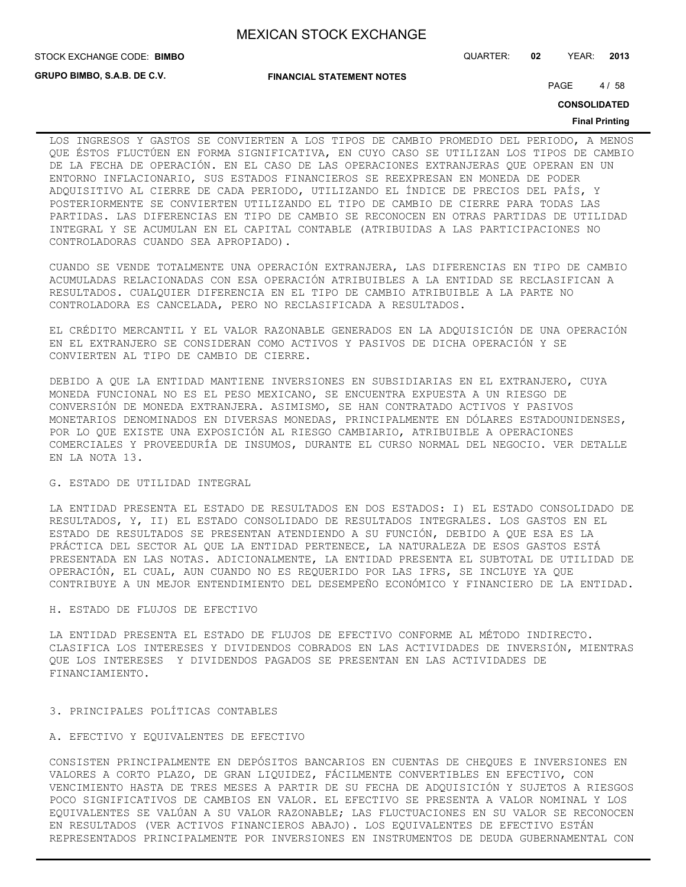LOS INGRESOS Y GASTOS SE CONVIERTEN A LOS TIPOS DE CAMBIO PROMEDIO DEL PERIODO, A MENOS QUE ÉSTOS FLUCTÚEN EN FORMA SIGNIFICATIVA, EN CUYO CASO SE UTILIZAN LOS TIPOS DE CAMBIO DE LA FECHA DE OPERACIÓN. EN EL CASO DE LAS OPERACIONES EXTRANJERAS QUE OPERAN EN UN ENTORNO INFLACIONARIO, SUS ESTADOS FINANCIEROS SE REEXPRESAN EN MONEDA DE PODER ADQUISITIVO AL CIERRE DE CADA PERIODO, UTILIZANDO EL ÍNDICE DE PRECIOS DEL PAÍS, Y POSTERIORMENTE SE CONVIERTEN UTILIZANDO EL TIPO DE CAMBIO DE CIERRE PARA TODAS LAS PARTIDAS. LAS DIFERENCIAS EN TIPO DE CAMBIO SE RECONOCEN EN OTRAS PARTIDAS DE UTILIDAD INTEGRAL Y SE ACUMULAN EN EL CAPITAL CONTABLE (ATRIBUIDAS A LAS PARTICIPACIONES NO CONTROLADORAS CUANDO SEA APROPIADO).

CUANDO SE VENDE TOTALMENTE UNA OPERACIÓN EXTRANJERA, LAS DIFERENCIAS EN TIPO DE CAMBIO ACUMULADAS RELACIONADAS CON ESA OPERACIÓN ATRIBUIBLES A LA ENTIDAD SE RECLASIFICAN A RESULTADOS. CUALQUIER DIFERENCIA EN EL TIPO DE CAMBIO ATRIBUIBLE A LA PARTE NO CONTROLADORA ES CANCELADA, PERO NO RECLASIFICADA A RESULTADOS.

EL CRÉDITO MERCANTIL Y EL VALOR RAZONABLE GENERADOS EN LA ADQUISICIÓN DE UNA OPERACIÓN EN EL EXTRANJERO SE CONSIDERAN COMO ACTIVOS Y PASIVOS DE DICHA OPERACIÓN Y SE CONVIERTEN AL TIPO DE CAMBIO DE CIERRE.

DEBIDO A QUE LA ENTIDAD MANTIENE INVERSIONES EN SUBSIDIARIAS EN EL EXTRANJERO, CUYA MONEDA FUNCIONAL NO ES EL PESO MEXICANO, SE ENCUENTRA EXPUESTA A UN RIESGO DE CONVERSIÓN DE MONEDA EXTRANJERA. ASIMISMO, SE HAN CONTRATADO ACTIVOS Y PASIVOS MONETARIOS DENOMINADOS EN DIVERSAS MONEDAS, PRINCIPALMENTE EN DÓLARES ESTADOUNIDENSES, POR LO QUE EXISTE UNA EXPOSICIÓN AL RIESGO CAMBIARIO, ATRIBUIBLE A OPERACIONES COMERCIALES Y PROVEEDURÍA DE INSUMOS, DURANTE EL CURSO NORMAL DEL NEGOCIO. VER DETALLE EN LA NOTA 13.

G. ESTADO DE UTILIDAD INTEGRAL

LA ENTIDAD PRESENTA EL ESTADO DE RESULTADOS EN DOS ESTADOS: I) EL ESTADO CONSOLIDADO DE RESULTADOS, Y, II) EL ESTADO CONSOLIDADO DE RESULTADOS INTEGRALES. LOS GASTOS EN EL ESTADO DE RESULTADOS SE PRESENTAN ATENDIENDO A SU FUNCIÓN, DEBIDO A QUE ESA ES LA PRÁCTICA DEL SECTOR AL QUE LA ENTIDAD PERTENECE, LA NATURALEZA DE ESOS GASTOS ESTÁ PRESENTADA EN LAS NOTAS. ADICIONALMENTE, LA ENTIDAD PRESENTA EL SUBTOTAL DE UTILIDAD DE OPERACIÓN, EL CUAL, AUN CUANDO NO ES REQUERIDO POR LAS IFRS, SE INCLUYE YA QUE CONTRIBUYE A UN MEJOR ENTENDIMIENTO DEL DESEMPEÑO ECONÓMICO Y FINANCIERO DE LA ENTIDAD.

H. ESTADO DE FLUJOS DE EFECTIVO

LA ENTIDAD PRESENTA EL ESTADO DE FLUJOS DE EFECTIVO CONFORME AL MÉTODO INDIRECTO. CLASIFICA LOS INTERESES Y DIVIDENDOS COBRADOS EN LAS ACTIVIDADES DE INVERSIÓN, MIENTRAS QUE LOS INTERESES Y DIVIDENDOS PAGADOS SE PRESENTAN EN LAS ACTIVIDADES DE FINANCIAMIENTO.

## 3. PRINCIPALES POLÍTICAS CONTABLES

A. EFECTIVO Y EQUIVALENTES DE EFECTIVO

CONSISTEN PRINCIPALMENTE EN DEPÓSITOS BANCARIOS EN CUENTAS DE CHEQUES E INVERSIONES EN VALORES A CORTO PLAZO, DE GRAN LIQUIDEZ, FÁCILMENTE CONVERTIBLES EN EFECTIVO, CON VENCIMIENTO HASTA DE TRES MESES A PARTIR DE SU FECHA DE ADQUISICIÓN Y SUJETOS A RIESGOS POCO SIGNIFICATIVOS DE CAMBIOS EN VALOR. EL EFECTIVO SE PRESENTA A VALOR NOMINAL Y LOS EQUIVALENTES SE VALÚAN A SU VALOR RAZONABLE; LAS FLUCTUACIONES EN SU VALOR SE RECONOCEN EN RESULTADOS (VER ACTIVOS FINANCIEROS ABAJO). LOS EQUIVALENTES DE EFECTIVO ESTÁN REPRESENTADOS PRINCIPALMENTE POR INVERSIONES EN INSTRUMENTOS DE DEUDA GUBERNAMENTAL CON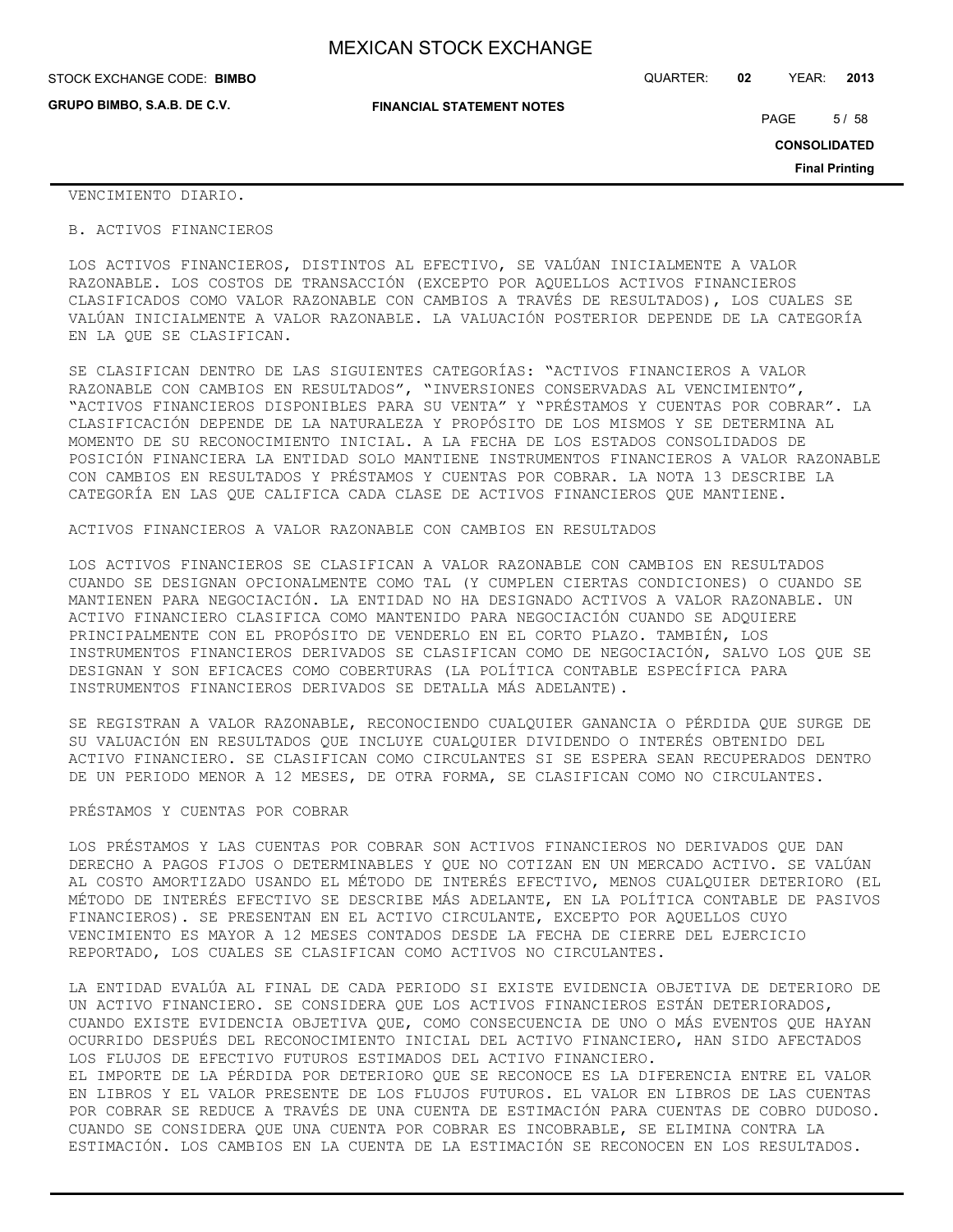VENCIMIENTO DIARIO.

B. ACTIVOS FINANCIEROS

LOS ACTIVOS FINANCIEROS, DISTINTOS AL EFECTIVO, SE VALÚAN INICIALMENTE A VALOR RAZONABLE. LOS COSTOS DE TRANSACCIÓN (EXCEPTO POR AQUELLOS ACTIVOS FINANCIEROS CLASIFICADOS COMO VALOR RAZONABLE CON CAMBIOS A TRAVÉS DE RESULTADOS), LOS CUALES SE VALÚAN INICIALMENTE A VALOR RAZONABLE. LA VALUACIÓN POSTERIOR DEPENDE DE LA CATEGORÍA EN LA QUE SE CLASIFICAN.

SE CLASIFICAN DENTRO DE LAS SIGUIENTES CATEGORÍAS: "ACTIVOS FINANCIEROS A VALOR RAZONABLE CON CAMBIOS EN RESULTADOS", "INVERSIONES CONSERVADAS AL VENCIMIENTO", "ACTIVOS FINANCIEROS DISPONIBLES PARA SU VENTA" Y "PRÉSTAMOS Y CUENTAS POR COBRAR". LA CLASIFICACIÓN DEPENDE DE LA NATURALEZA Y PROPÓSITO DE LOS MISMOS Y SE DETERMINA AL MOMENTO DE SU RECONOCIMIENTO INICIAL. A LA FECHA DE LOS ESTADOS CONSOLIDADOS DE POSICIÓN FINANCIERA LA ENTIDAD SOLO MANTIENE INSTRUMENTOS FINANCIEROS A VALOR RAZONABLE CON CAMBIOS EN RESULTADOS Y PRÉSTAMOS Y CUENTAS POR COBRAR. LA NOTA 13 DESCRIBE LA CATEGORÍA EN LAS QUE CALIFICA CADA CLASE DE ACTIVOS FINANCIEROS QUE MANTIENE.

ACTIVOS FINANCIEROS A VALOR RAZONABLE CON CAMBIOS EN RESULTADOS

LOS ACTIVOS FINANCIEROS SE CLASIFICAN A VALOR RAZONABLE CON CAMBIOS EN RESULTADOS CUANDO SE DESIGNAN OPCIONALMENTE COMO TAL (Y CUMPLEN CIERTAS CONDICIONES) O CUANDO SE MANTIENEN PARA NEGOCIACIÓN. LA ENTIDAD NO HA DESIGNADO ACTIVOS A VALOR RAZONABLE. UN ACTIVO FINANCIERO CLASIFICA COMO MANTENIDO PARA NEGOCIACIÓN CUANDO SE ADQUIERE PRINCIPALMENTE CON EL PROPÓSITO DE VENDERLO EN EL CORTO PLAZO. TAMBIÉN, LOS INSTRUMENTOS FINANCIEROS DERIVADOS SE CLASIFICAN COMO DE NEGOCIACIÓN, SALVO LOS QUE SE DESIGNAN Y SON EFICACES COMO COBERTURAS (LA POLÍTICA CONTABLE ESPECÍFICA PARA INSTRUMENTOS FINANCIEROS DERIVADOS SE DETALLA MÁS ADELANTE).

SE REGISTRAN A VALOR RAZONABLE, RECONOCIENDO CUALQUIER GANANCIA O PÉRDIDA QUE SURGE DE SU VALUACIÓN EN RESULTADOS QUE INCLUYE CUALQUIER DIVIDENDO O INTERÉS OBTENIDO DEL ACTIVO FINANCIERO. SE CLASIFICAN COMO CIRCULANTES SI SE ESPERA SEAN RECUPERADOS DENTRO DE UN PERIODO MENOR A 12 MESES, DE OTRA FORMA, SE CLASIFICAN COMO NO CIRCULANTES.

PRÉSTAMOS Y CUENTAS POR COBRAR

LOS PRÉSTAMOS Y LAS CUENTAS POR COBRAR SON ACTIVOS FINANCIEROS NO DERIVADOS QUE DAN DERECHO A PAGOS FIJOS O DETERMINABLES Y QUE NO COTIZAN EN UN MERCADO ACTIVO. SE VALÚAN AL COSTO AMORTIZADO USANDO EL MÉTODO DE INTERÉS EFECTIVO, MENOS CUALQUIER DETERIORO (EL MÉTODO DE INTERÉS EFECTIVO SE DESCRIBE MÁS ADELANTE, EN LA POLÍTICA CONTABLE DE PASIVOS FINANCIEROS). SE PRESENTAN EN EL ACTIVO CIRCULANTE, EXCEPTO POR AQUELLOS CUYO VENCIMIENTO ES MAYOR A 12 MESES CONTADOS DESDE LA FECHA DE CIERRE DEL EJERCICIO REPORTADO, LOS CUALES SE CLASIFICAN COMO ACTIVOS NO CIRCULANTES.

LA ENTIDAD EVALÚA AL FINAL DE CADA PERIODO SI EXISTE EVIDENCIA OBJETIVA DE DETERIORO DE UN ACTIVO FINANCIERO. SE CONSIDERA QUE LOS ACTIVOS FINANCIEROS ESTÁN DETERIORADOS, CUANDO EXISTE EVIDENCIA OBJETIVA QUE, COMO CONSECUENCIA DE UNO O MÁS EVENTOS QUE HAYAN OCURRIDO DESPUÉS DEL RECONOCIMIENTO INICIAL DEL ACTIVO FINANCIERO, HAN SIDO AFECTADOS LOS FLUJOS DE EFECTIVO FUTUROS ESTIMADOS DEL ACTIVO FINANCIERO.
EL IMPORTE DE LA PÉRDIDA POR DETERIORO QUE SE RECONOCE ES LA DIFERENCIA ENTRE EL VALOR EN LIBROS Y EL VALOR PRESENTE DE LOS FLUJOS FUTUROS. EL VALOR EN LIBROS DE LAS CUENTAS POR COBRAR SE REDUCE A TRAVÉS DE UNA CUENTA DE ESTIMACIÓN PARA CUENTAS DE COBRO DUDOSO. CUANDO SE CONSIDERA QUE UNA CUENTA POR COBRAR ES INCOBRABLE, SE ELIMINA CONTRA LA ESTIMACIÓN. LOS CAMBIOS EN LA CUENTA DE LA ESTIMACIÓN SE RECONOCEN EN LOS RESULTADOS.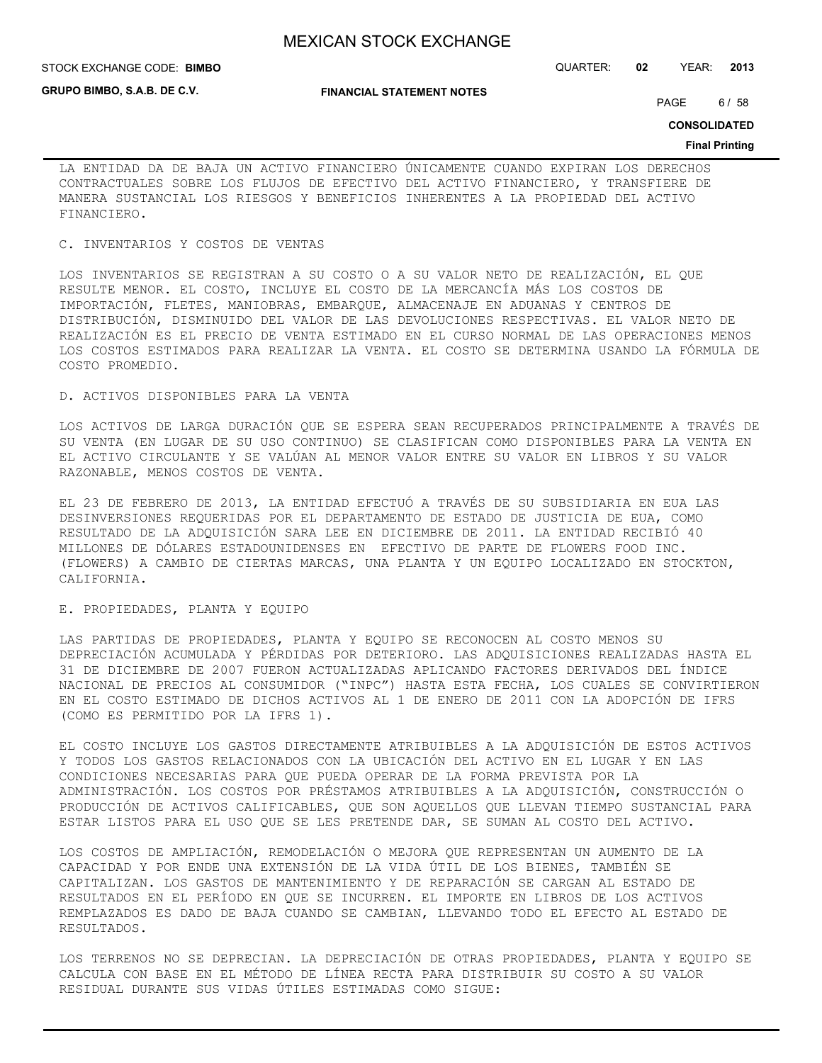LA ENTIDAD DA DE BAJA UN ACTIVO FINANCIERO ÚNICAMENTE CUANDO EXPIRAN LOS DERECHOS CONTRACTUALES SOBRE LOS FLUJOS DE EFECTIVO DEL ACTIVO FINANCIERO, Y TRANSFIERE DE MANERA SUSTANCIAL LOS RIESGOS Y BENEFICIOS INHERENTES A LA PROPIEDAD DEL ACTIVO FINANCIERO.

C. INVENTARIOS Y COSTOS DE VENTAS

LOS INVENTARIOS SE REGISTRAN A SU COSTO O A SU VALOR NETO DE REALIZACIÓN, EL QUE RESULTE MENOR. EL COSTO, INCLUYE EL COSTO DE LA MERCANCÍA MÁS LOS COSTOS DE IMPORTACIÓN, FLETES, MANIOBRAS, EMBARQUE, ALMACENAJE EN ADUANAS Y CENTROS DE DISTRIBUCIÓN, DISMINUIDO DEL VALOR DE LAS DEVOLUCIONES RESPECTIVAS. EL VALOR NETO DE REALIZACIÓN ES EL PRECIO DE VENTA ESTIMADO EN EL CURSO NORMAL DE LAS OPERACIONES MENOS LOS COSTOS ESTIMADOS PARA REALIZAR LA VENTA. EL COSTO SE DETERMINA USANDO LA FÓRMULA DE COSTO PROMEDIO.

D. ACTIVOS DISPONIBLES PARA LA VENTA

LOS ACTIVOS DE LARGA DURACIÓN QUE SE ESPERA SEAN RECUPERADOS PRINCIPALMENTE A TRAVÉS DE SU VENTA (EN LUGAR DE SU USO CONTINUO) SE CLASIFICAN COMO DISPONIBLES PARA LA VENTA EN EL ACTIVO CIRCULANTE Y SE VALÚAN AL MENOR VALOR ENTRE SU VALOR EN LIBROS Y SU VALOR RAZONABLE, MENOS COSTOS DE VENTA.

EL 23 DE FEBRERO DE 2013, LA ENTIDAD EFECTUÓ A TRAVÉS DE SU SUBSIDIARIA EN EUA LAS DESINVERSIONES REQUERIDAS POR EL DEPARTAMENTO DE ESTADO DE JUSTICIA DE EUA, COMO RESULTADO DE LA ADQUISICIÓN SARA LEE EN DICIEMBRE DE 2011. LA ENTIDAD RECIBIÓ 40 MILLONES DE DÓLARES ESTADOUNIDENSES EN EFECTIVO DE PARTE DE FLOWERS FOOD INC. (FLOWERS) A CAMBIO DE CIERTAS MARCAS, UNA PLANTA Y UN EQUIPO LOCALIZADO EN STOCKTON, CALIFORNIA.

E. PROPIEDADES, PLANTA Y EQUIPO

LAS PARTIDAS DE PROPIEDADES, PLANTA Y EQUIPO SE RECONOCEN AL COSTO MENOS SU DEPRECIACIÓN ACUMULADA Y PÉRDIDAS POR DETERIORO. LAS ADQUISICIONES REALIZADAS HASTA EL 31 DE DICIEMBRE DE 2007 FUERON ACTUALIZADAS APLICANDO FACTORES DERIVADOS DEL ÍNDICE NACIONAL DE PRECIOS AL CONSUMIDOR ("INPC") HASTA ESTA FECHA, LOS CUALES SE CONVIRTIERON EN EL COSTO ESTIMADO DE DICHOS ACTIVOS AL 1 DE ENERO DE 2011 CON LA ADOPCIÓN DE IFRS (COMO ES PERMITIDO POR LA IFRS 1).

EL COSTO INCLUYE LOS GASTOS DIRECTAMENTE ATRIBUIBLES A LA ADQUISICIÓN DE ESTOS ACTIVOS Y TODOS LOS GASTOS RELACIONADOS CON LA UBICACIÓN DEL ACTIVO EN EL LUGAR Y EN LAS CONDICIONES NECESARIAS PARA QUE PUEDA OPERAR DE LA FORMA PREVISTA POR LA ADMINISTRACIÓN. LOS COSTOS POR PRÉSTAMOS ATRIBUIBLES A LA ADQUISICIÓN, CONSTRUCCIÓN O PRODUCCIÓN DE ACTIVOS CALIFICABLES, QUE SON AQUELLOS QUE LLEVAN TIEMPO SUSTANCIAL PARA ESTAR LISTOS PARA EL USO QUE SE LES PRETENDE DAR, SE SUMAN AL COSTO DEL ACTIVO.

LOS COSTOS DE AMPLIACIÓN, REMODELACIÓN O MEJORA QUE REPRESENTAN UN AUMENTO DE LA CAPACIDAD Y POR ENDE UNA EXTENSIÓN DE LA VIDA ÚTIL DE LOS BIENES, TAMBIÉN SE CAPITALIZAN. LOS GASTOS DE MANTENIMIENTO Y DE REPARACIÓN SE CARGAN AL ESTADO DE RESULTADOS EN EL PERÍODO EN QUE SE INCURREN. EL IMPORTE EN LIBROS DE LOS ACTIVOS REMPLAZADOS ES DADO DE BAJA CUANDO SE CAMBIAN, LLEVANDO TODO EL EFECTO AL ESTADO DE RESULTADOS.

LOS TERRENOS NO SE DEPRECIAN. LA DEPRECIACIÓN DE OTRAS PROPIEDADES, PLANTA Y EQUIPO SE CALCULA CON BASE EN EL MÉTODO DE LÍNEA RECTA PARA DISTRIBUIR SU COSTO A SU VALOR RESIDUAL DURANTE SUS VIDAS ÚTILES ESTIMADAS COMO SIGUE: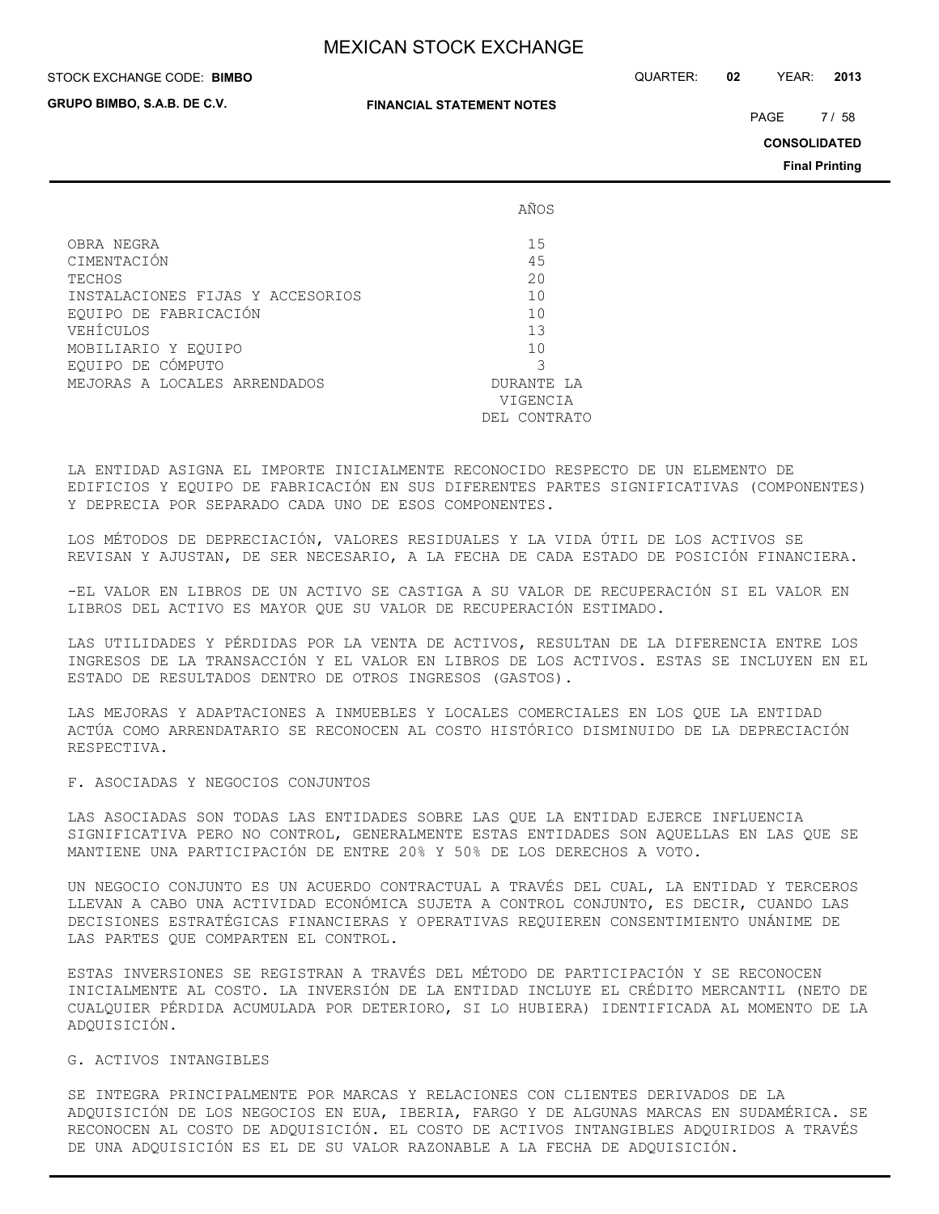| | AÑOS |
|---|---|
| OBRA NEGRA | 15 |
| CIMENTACIÓN | 45 |
| TECHOS | 20 |
| INSTALACIONES FIJAS Y ACCESORIOS | 10 |
| EQUIPO DE FABRICACIÓN | 10 |
| VEHÍCULOS | 13 |
| MOBILIARIO Y EQUIPO | 10 |
| EQUIPO DE CÓMPUTO | 3 |
| MEJORAS A LOCALES ARRENDADOS | DURANTE LA VIGENCIA DEL CONTRATO |

LA ENTIDAD ASIGNA EL IMPORTE INICIALMENTE RECONOCIDO RESPECTO DE UN ELEMENTO DE EDIFICIOS Y EQUIPO DE FABRICACIÓN EN SUS DIFERENTES PARTES SIGNIFICATIVAS (COMPONENTES) Y DEPRECIA POR SEPARADO CADA UNO DE ESOS COMPONENTES.

LOS MÉTODOS DE DEPRECIACIÓN, VALORES RESIDUALES Y LA VIDA ÚTIL DE LOS ACTIVOS SE REVISAN Y AJUSTAN, DE SER NECESARIO, A LA FECHA DE CADA ESTADO DE POSICIÓN FINANCIERA.

-EL VALOR EN LIBROS DE UN ACTIVO SE CASTIGA A SU VALOR DE RECUPERACIÓN SI EL VALOR EN LIBROS DEL ACTIVO ES MAYOR QUE SU VALOR DE RECUPERACIÓN ESTIMADO.

LAS UTILIDADES Y PÉRDIDAS POR LA VENTA DE ACTIVOS, RESULTAN DE LA DIFERENCIA ENTRE LOS INGRESOS DE LA TRANSACCIÓN Y EL VALOR EN LIBROS DE LOS ACTIVOS. ESTAS SE INCLUYEN EN EL ESTADO DE RESULTADOS DENTRO DE OTROS INGRESOS (GASTOS).

LAS MEJORAS Y ADAPTACIONES A INMUEBLES Y LOCALES COMERCIALES EN LOS QUE LA ENTIDAD ACTÚA COMO ARRENDATARIO SE RECONOCEN AL COSTO HISTÓRICO DISMINUIDO DE LA DEPRECIACIÓN RESPECTIVA.

F. ASOCIADAS Y NEGOCIOS CONJUNTOS

LAS ASOCIADAS SON TODAS LAS ENTIDADES SOBRE LAS QUE LA ENTIDAD EJERCE INFLUENCIA SIGNIFICATIVA PERO NO CONTROL, GENERALMENTE ESTAS ENTIDADES SON AQUELLAS EN LAS QUE SE MANTIENE UNA PARTICIPACIÓN DE ENTRE 20% Y 50% DE LOS DERECHOS A VOTO.

UN NEGOCIO CONJUNTO ES UN ACUERDO CONTRACTUAL A TRAVÉS DEL CUAL, LA ENTIDAD Y TERCEROS LLEVAN A CABO UNA ACTIVIDAD ECONÓMICA SUJETA A CONTROL CONJUNTO, ES DECIR, CUANDO LAS DECISIONES ESTRATÉGICAS FINANCIERAS Y OPERATIVAS REQUIEREN CONSENTIMIENTO UNÁNIME DE LAS PARTES QUE COMPARTEN EL CONTROL.

ESTAS INVERSIONES SE REGISTRAN A TRAVÉS DEL MÉTODO DE PARTICIPACIÓN Y SE RECONOCEN INICIALMENTE AL COSTO. LA INVERSIÓN DE LA ENTIDAD INCLUYE EL CRÉDITO MERCANTIL (NETO DE CUALQUIER PÉRDIDA ACUMULADA POR DETERIORO, SI LO HUBIERA) IDENTIFICADA AL MOMENTO DE LA ADQUISICIÓN.

G. ACTIVOS INTANGIBLES

SE INTEGRA PRINCIPALMENTE POR MARCAS Y RELACIONES CON CLIENTES DERIVADOS DE LA ADQUISICIÓN DE LOS NEGOCIOS EN EUA, IBERIA, FARGO Y DE ALGUNAS MARCAS EN SUDAMÉRICA. SE RECONOCEN AL COSTO DE ADQUISICIÓN. EL COSTO DE ACTIVOS INTANGIBLES ADQUIRIDOS A TRAVÉS DE UNA ADQUISICIÓN ES EL DE SU VALOR RAZONABLE A LA FECHA DE ADQUISICIÓN.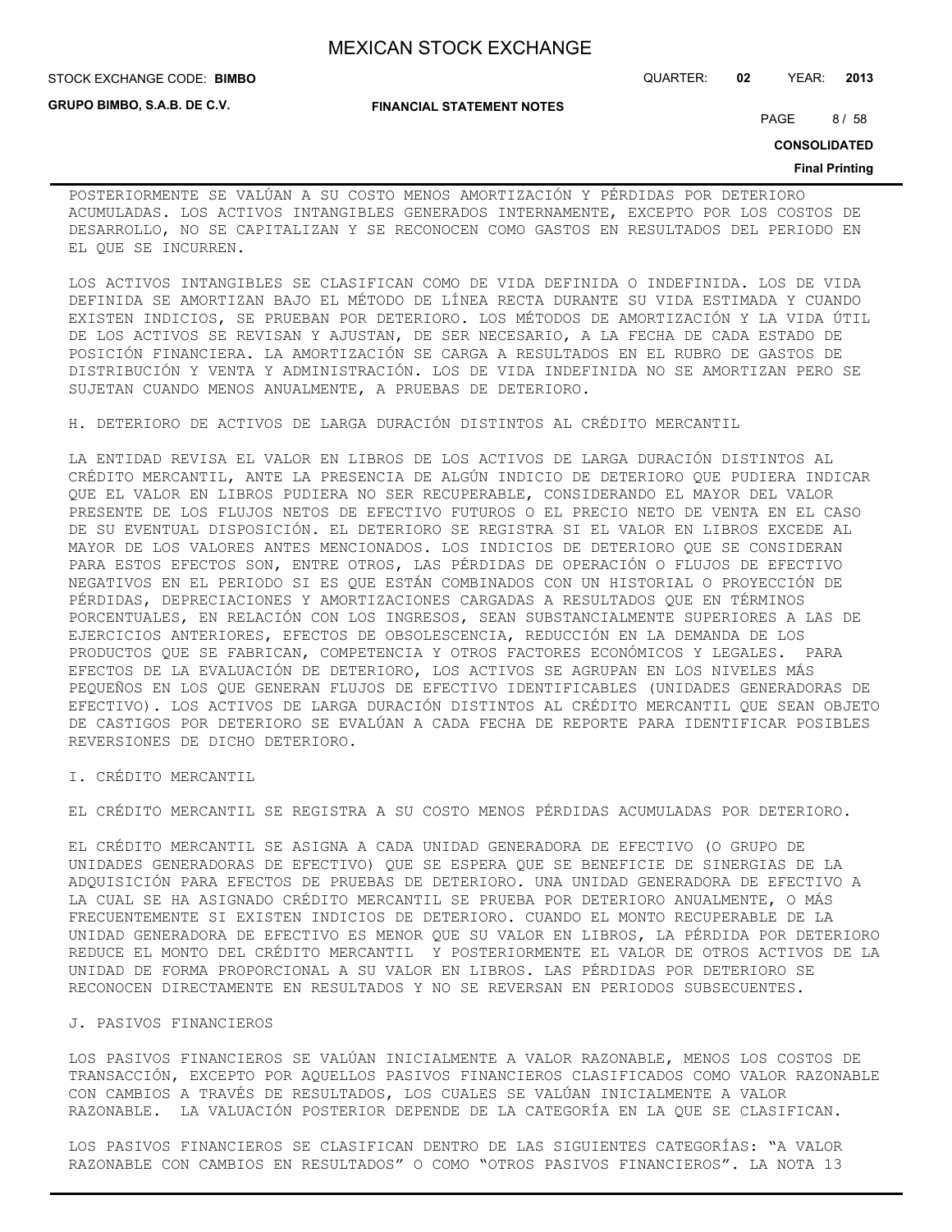POSTERIORMENTE SE VALÚAN A SU COSTO MENOS AMORTIZACIÓN Y PÉRDIDAS POR DETERIORO ACUMULADAS. LOS ACTIVOS INTANGIBLES GENERADOS INTERNAMENTE, EXCEPTO POR LOS COSTOS DE DESARROLLO, NO SE CAPITALIZAN Y SE RECONOCEN COMO GASTOS EN RESULTADOS DEL PERIODO EN EL QUE SE INCURREN.

LOS ACTIVOS INTANGIBLES SE CLASIFICAN COMO DE VIDA DEFINIDA O INDEFINIDA. LOS DE VIDA DEFINIDA SE AMORTIZAN BAJO EL MÉTODO DE LÍNEA RECTA DURANTE SU VIDA ESTIMADA Y CUANDO EXISTEN INDICIOS, SE PRUEBAN POR DETERIORO. LOS MÉTODOS DE AMORTIZACIÓN Y LA VIDA ÚTIL DE LOS ACTIVOS SE REVISAN Y AJUSTAN, DE SER NECESARIO, A LA FECHA DE CADA ESTADO DE POSICIÓN FINANCIERA. LA AMORTIZACIÓN SE CARGA A RESULTADOS EN EL RUBRO DE GASTOS DE DISTRIBUCIÓN Y VENTA Y ADMINISTRACIÓN. LOS DE VIDA INDEFINIDA NO SE AMORTIZAN PERO SE SUJETAN CUANDO MENOS ANUALMENTE, A PRUEBAS DE DETERIORO.

H. DETERIORO DE ACTIVOS DE LARGA DURACIÓN DISTINTOS AL CRÉDITO MERCANTIL

LA ENTIDAD REVISA EL VALOR EN LIBROS DE LOS ACTIVOS DE LARGA DURACIÓN DISTINTOS AL CRÉDITO MERCANTIL, ANTE LA PRESENCIA DE ALGÚN INDICIO DE DETERIORO QUE PUDIERA INDICAR QUE EL VALOR EN LIBROS PUDIERA NO SER RECUPERABLE, CONSIDERANDO EL MAYOR DEL VALOR PRESENTE DE LOS FLUJOS NETOS DE EFECTIVO FUTUROS O EL PRECIO NETO DE VENTA EN EL CASO DE SU EVENTUAL DISPOSICIÓN. EL DETERIORO SE REGISTRA SI EL VALOR EN LIBROS EXCEDE AL MAYOR DE LOS VALORES ANTES MENCIONADOS. LOS INDICIOS DE DETERIORO QUE SE CONSIDERAN PARA ESTOS EFECTOS SON, ENTRE OTROS, LAS PÉRDIDAS DE OPERACIÓN O FLUJOS DE EFECTIVO NEGATIVOS EN EL PERIODO SI ES QUE ESTÁN COMBINADOS CON UN HISTORIAL O PROYECCIÓN DE PÉRDIDAS, DEPRECIACIONES Y AMORTIZACIONES CARGADAS A RESULTADOS QUE EN TÉRMINOS PORCENTUALES, EN RELACIÓN CON LOS INGRESOS, SEAN SUBSTANCIALMENTE SUPERIORES A LAS DE EJERCICIOS ANTERIORES, EFECTOS DE OBSOLESCENCIA, REDUCCIÓN EN LA DEMANDA DE LOS PRODUCTOS QUE SE FABRICAN, COMPETENCIA Y OTROS FACTORES ECONÓMICOS Y LEGALES. PARA EFECTOS DE LA EVALUACIÓN DE DETERIORO, LOS ACTIVOS SE AGRUPAN EN LOS NIVELES MÁS PEQUEÑOS EN LOS QUE GENERAN FLUJOS DE EFECTIVO IDENTIFICABLES (UNIDADES GENERADORAS DE EFECTIVO). LOS ACTIVOS DE LARGA DURACIÓN DISTINTOS AL CRÉDITO MERCANTIL QUE SEAN OBJETO DE CASTIGOS POR DETERIORO SE EVALÚAN A CADA FECHA DE REPORTE PARA IDENTIFICAR POSIBLES REVERSIONES DE DICHO DETERIORO.

I. CRÉDITO MERCANTIL

EL CRÉDITO MERCANTIL SE REGISTRA A SU COSTO MENOS PÉRDIDAS ACUMULADAS POR DETERIORO.

EL CRÉDITO MERCANTIL SE ASIGNA A CADA UNIDAD GENERADORA DE EFECTIVO (O GRUPO DE UNIDADES GENERADORAS DE EFECTIVO) QUE SE ESPERA QUE SE BENEFICIE DE SINERGIAS DE LA ADQUISICIÓN PARA EFECTOS DE PRUEBAS DE DETERIORO. UNA UNIDAD GENERADORA DE EFECTIVO A LA CUAL SE HA ASIGNADO CRÉDITO MERCANTIL SE PRUEBA POR DETERIORO ANUALMENTE, O MÁS FRECUENTEMENTE SI EXISTEN INDICIOS DE DETERIORO. CUANDO EL MONTO RECUPERABLE DE LA UNIDAD GENERADORA DE EFECTIVO ES MENOR QUE SU VALOR EN LIBROS, LA PÉRDIDA POR DETERIORO REDUCE EL MONTO DEL CRÉDITO MERCANTIL Y POSTERIORMENTE EL VALOR DE OTROS ACTIVOS DE LA UNIDAD DE FORMA PROPORCIONAL A SU VALOR EN LIBROS. LAS PÉRDIDAS POR DETERIORO SE RECONOCEN DIRECTAMENTE EN RESULTADOS Y NO SE REVERSAN EN PERIODOS SUBSECUENTES.

J. PASIVOS FINANCIEROS

LOS PASIVOS FINANCIEROS SE VALÚAN INICIALMENTE A VALOR RAZONABLE, MENOS LOS COSTOS DE TRANSACCIÓN, EXCEPTO POR AQUELLOS PASIVOS FINANCIEROS CLASIFICADOS COMO VALOR RAZONABLE CON CAMBIOS A TRAVÉS DE RESULTADOS, LOS CUALES SE VALÚAN INICIALMENTE A VALOR RAZONABLE. LA VALUACIÓN POSTERIOR DEPENDE DE LA CATEGORÍA EN LA QUE SE CLASIFICAN.

LOS PASIVOS FINANCIEROS SE CLASIFICAN DENTRO DE LAS SIGUIENTES CATEGORÍAS: "A VALOR RAZONABLE CON CAMBIOS EN RESULTADOS" O COMO "OTROS PASIVOS FINANCIEROS". LA NOTA 13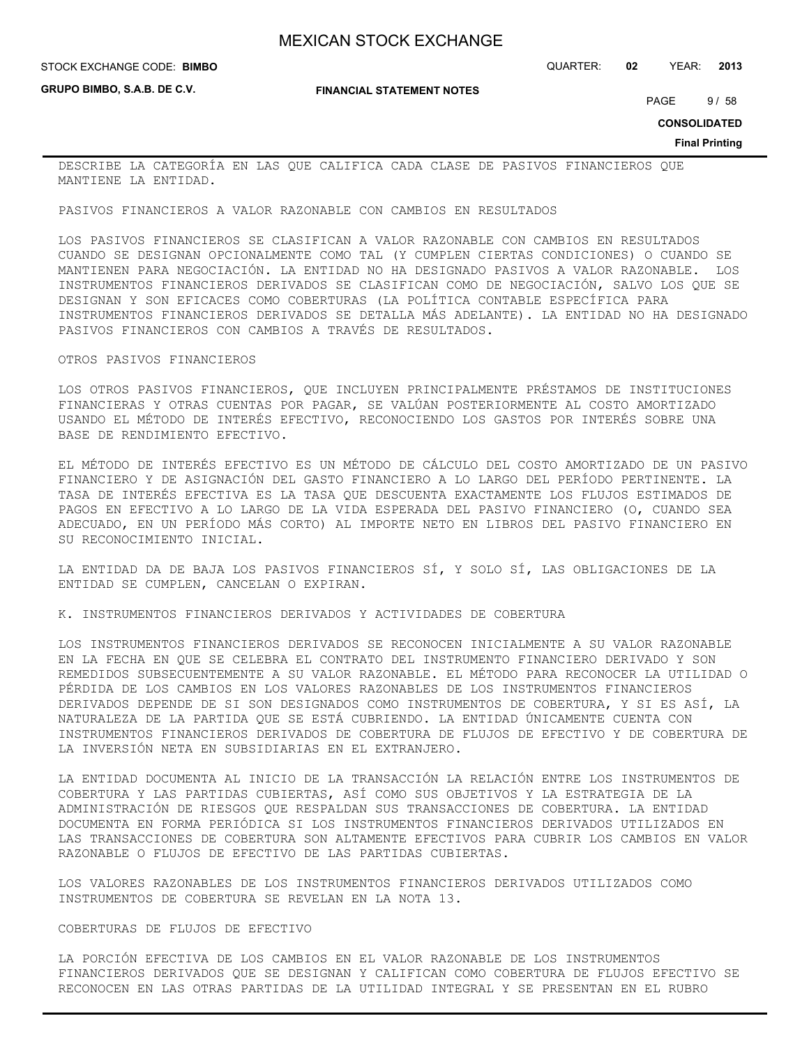DESCRIBE LA CATEGORÍA EN LAS QUE CALIFICA CADA CLASE DE PASIVOS FINANCIEROS QUE MANTIENE LA ENTIDAD.

PASIVOS FINANCIEROS A VALOR RAZONABLE CON CAMBIOS EN RESULTADOS

LOS PASIVOS FINANCIEROS SE CLASIFICAN A VALOR RAZONABLE CON CAMBIOS EN RESULTADOS CUANDO SE DESIGNAN OPCIONALMENTE COMO TAL (Y CUMPLEN CIERTAS CONDICIONES) O CUANDO SE MANTIENEN PARA NEGOCIACIÓN. LA ENTIDAD NO HA DESIGNADO PASIVOS A VALOR RAZONABLE. LOS INSTRUMENTOS FINANCIEROS DERIVADOS SE CLASIFICAN COMO DE NEGOCIACIÓN, SALVO LOS QUE SE DESIGNAN Y SON EFICACES COMO COBERTURAS (LA POLÍTICA CONTABLE ESPECÍFICA PARA INSTRUMENTOS FINANCIEROS DERIVADOS SE DETALLA MÁS ADELANTE). LA ENTIDAD NO HA DESIGNADO PASIVOS FINANCIEROS CON CAMBIOS A TRAVÉS DE RESULTADOS.

OTROS PASIVOS FINANCIEROS

LOS OTROS PASIVOS FINANCIEROS, QUE INCLUYEN PRINCIPALMENTE PRÉSTAMOS DE INSTITUCIONES FINANCIERAS Y OTRAS CUENTAS POR PAGAR, SE VALÚAN POSTERIORMENTE AL COSTO AMORTIZADO USANDO EL MÉTODO DE INTERÉS EFECTIVO, RECONOCIENDO LOS GASTOS POR INTERÉS SOBRE UNA BASE DE RENDIMIENTO EFECTIVO.

EL MÉTODO DE INTERÉS EFECTIVO ES UN MÉTODO DE CÁLCULO DEL COSTO AMORTIZADO DE UN PASIVO FINANCIERO Y DE ASIGNACIÓN DEL GASTO FINANCIERO A LO LARGO DEL PERÍODO PERTINENTE. LA TASA DE INTERÉS EFECTIVA ES LA TASA QUE DESCUENTA EXACTAMENTE LOS FLUJOS ESTIMADOS DE PAGOS EN EFECTIVO A LO LARGO DE LA VIDA ESPERADA DEL PASIVO FINANCIERO (O, CUANDO SEA ADECUADO, EN UN PERÍODO MÁS CORTO) AL IMPORTE NETO EN LIBROS DEL PASIVO FINANCIERO EN SU RECONOCIMIENTO INICIAL.

LA ENTIDAD DA DE BAJA LOS PASIVOS FINANCIEROS SÍ, Y SOLO SÍ, LAS OBLIGACIONES DE LA ENTIDAD SE CUMPLEN, CANCELAN O EXPIRAN.

K. INSTRUMENTOS FINANCIEROS DERIVADOS Y ACTIVIDADES DE COBERTURA

LOS INSTRUMENTOS FINANCIEROS DERIVADOS SE RECONOCEN INICIALMENTE A SU VALOR RAZONABLE EN LA FECHA EN QUE SE CELEBRA EL CONTRATO DEL INSTRUMENTO FINANCIERO DERIVADO Y SON REMEDIDOS SUBSECUENTEMENTE A SU VALOR RAZONABLE. EL MÉTODO PARA RECONOCER LA UTILIDAD O PÉRDIDA DE LOS CAMBIOS EN LOS VALORES RAZONABLES DE LOS INSTRUMENTOS FINANCIEROS DERIVADOS DEPENDE DE SI SON DESIGNADOS COMO INSTRUMENTOS DE COBERTURA, Y SI ES ASÍ, LA NATURALEZA DE LA PARTIDA QUE SE ESTÁ CUBRIENDO. LA ENTIDAD ÚNICAMENTE CUENTA CON INSTRUMENTOS FINANCIEROS DERIVADOS DE COBERTURA DE FLUJOS DE EFECTIVO Y DE COBERTURA DE LA INVERSIÓN NETA EN SUBSIDIARIAS EN EL EXTRANJERO.

LA ENTIDAD DOCUMENTA AL INICIO DE LA TRANSACCIÓN LA RELACIÓN ENTRE LOS INSTRUMENTOS DE COBERTURA Y LAS PARTIDAS CUBIERTAS, ASÍ COMO SUS OBJETIVOS Y LA ESTRATEGIA DE LA ADMINISTRACIÓN DE RIESGOS QUE RESPALDAN SUS TRANSACCIONES DE COBERTURA. LA ENTIDAD DOCUMENTA EN FORMA PERIÓDICA SI LOS INSTRUMENTOS FINANCIEROS DERIVADOS UTILIZADOS EN LAS TRANSACCIONES DE COBERTURA SON ALTAMENTE EFECTIVOS PARA CUBRIR LOS CAMBIOS EN VALOR RAZONABLE O FLUJOS DE EFECTIVO DE LAS PARTIDAS CUBIERTAS.

LOS VALORES RAZONABLES DE LOS INSTRUMENTOS FINANCIEROS DERIVADOS UTILIZADOS COMO INSTRUMENTOS DE COBERTURA SE REVELAN EN LA NOTA 13.

COBERTURAS DE FLUJOS DE EFECTIVO

LA PORCIÓN EFECTIVA DE LOS CAMBIOS EN EL VALOR RAZONABLE DE LOS INSTRUMENTOS FINANCIEROS DERIVADOS QUE SE DESIGNAN Y CALIFICAN COMO COBERTURA DE FLUJOS EFECTIVO SE RECONOCEN EN LAS OTRAS PARTIDAS DE LA UTILIDAD INTEGRAL Y SE PRESENTAN EN EL RUBRO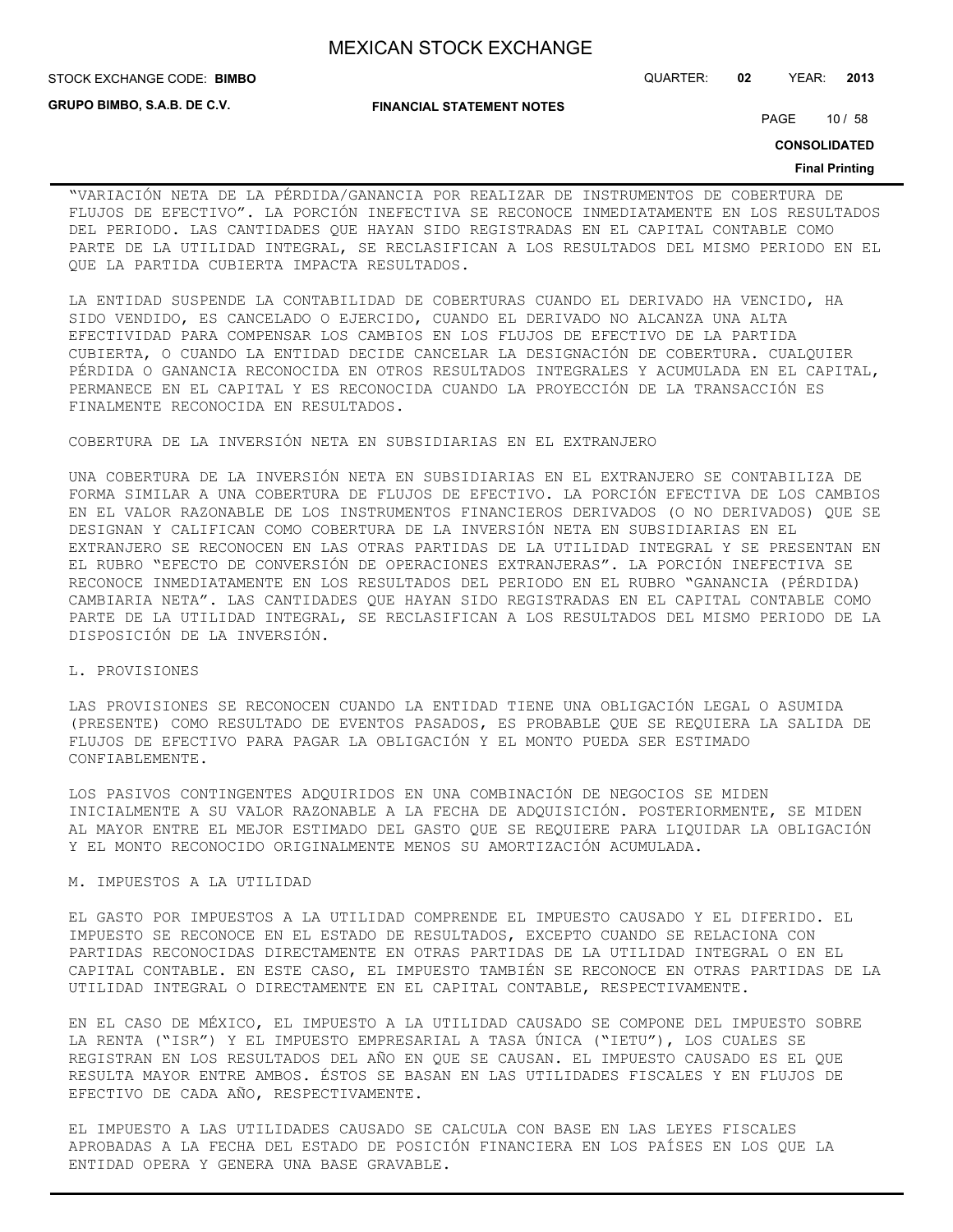"VARIACIÓN NETA DE LA PÉRDIDA/GANANCIA POR REALIZAR DE INSTRUMENTOS DE COBERTURA DE FLUJOS DE EFECTIVO". LA PORCIÓN INEFECTIVA SE RECONOCE INMEDIATAMENTE EN LOS RESULTADOS DEL PERIODO. LAS CANTIDADES QUE HAYAN SIDO REGISTRADAS EN EL CAPITAL CONTABLE COMO PARTE DE LA UTILIDAD INTEGRAL, SE RECLASIFICAN A LOS RESULTADOS DEL MISMO PERIODO EN EL QUE LA PARTIDA CUBIERTA IMPACTA RESULTADOS.

LA ENTIDAD SUSPENDE LA CONTABILIDAD DE COBERTURAS CUANDO EL DERIVADO HA VENCIDO, HA SIDO VENDIDO, ES CANCELADO O EJERCIDO, CUANDO EL DERIVADO NO ALCANZA UNA ALTA EFECTIVIDAD PARA COMPENSAR LOS CAMBIOS EN LOS FLUJOS DE EFECTIVO DE LA PARTIDA CUBIERTA, O CUANDO LA ENTIDAD DECIDE CANCELAR LA DESIGNACIÓN DE COBERTURA. CUALQUIER PÉRDIDA O GANANCIA RECONOCIDA EN OTROS RESULTADOS INTEGRALES Y ACUMULADA EN EL CAPITAL, PERMANECE EN EL CAPITAL Y ES RECONOCIDA CUANDO LA PROYECCIÓN DE LA TRANSACCIÓN ES FINALMENTE RECONOCIDA EN RESULTADOS.

COBERTURA DE LA INVERSIÓN NETA EN SUBSIDIARIAS EN EL EXTRANJERO

UNA COBERTURA DE LA INVERSIÓN NETA EN SUBSIDIARIAS EN EL EXTRANJERO SE CONTABILIZA DE FORMA SIMILAR A UNA COBERTURA DE FLUJOS DE EFECTIVO. LA PORCIÓN EFECTIVA DE LOS CAMBIOS EN EL VALOR RAZONABLE DE LOS INSTRUMENTOS FINANCIEROS DERIVADOS (O NO DERIVADOS) QUE SE DESIGNAN Y CALIFICAN COMO COBERTURA DE LA INVERSIÓN NETA EN SUBSIDIARIAS EN EL EXTRANJERO SE RECONOCEN EN LAS OTRAS PARTIDAS DE LA UTILIDAD INTEGRAL Y SE PRESENTAN EN EL RUBRO "EFECTO DE CONVERSIÓN DE OPERACIONES EXTRANJERAS". LA PORCIÓN INEFECTIVA SE RECONOCE INMEDIATAMENTE EN LOS RESULTADOS DEL PERIODO EN EL RUBRO "GANANCIA (PÉRDIDA) CAMBIARIA NETA". LAS CANTIDADES QUE HAYAN SIDO REGISTRADAS EN EL CAPITAL CONTABLE COMO PARTE DE LA UTILIDAD INTEGRAL, SE RECLASIFICAN A LOS RESULTADOS DEL MISMO PERIODO DE LA DISPOSICIÓN DE LA INVERSIÓN.

L. PROVISIONES

LAS PROVISIONES SE RECONOCEN CUANDO LA ENTIDAD TIENE UNA OBLIGACIÓN LEGAL O ASUMIDA (PRESENTE) COMO RESULTADO DE EVENTOS PASADOS, ES PROBABLE QUE SE REQUIERA LA SALIDA DE FLUJOS DE EFECTIVO PARA PAGAR LA OBLIGACIÓN Y EL MONTO PUEDA SER ESTIMADO CONFIABLEMENTE.

LOS PASIVOS CONTINGENTES ADQUIRIDOS EN UNA COMBINACIÓN DE NEGOCIOS SE MIDEN INICIALMENTE A SU VALOR RAZONABLE A LA FECHA DE ADQUISICIÓN. POSTERIORMENTE, SE MIDEN AL MAYOR ENTRE EL MEJOR ESTIMADO DEL GASTO QUE SE REQUIERE PARA LIQUIDAR LA OBLIGACIÓN Y EL MONTO RECONOCIDO ORIGINALMENTE MENOS SU AMORTIZACIÓN ACUMULADA.

M. IMPUESTOS A LA UTILIDAD

EL GASTO POR IMPUESTOS A LA UTILIDAD COMPRENDE EL IMPUESTO CAUSADO Y EL DIFERIDO. EL IMPUESTO SE RECONOCE EN EL ESTADO DE RESULTADOS, EXCEPTO CUANDO SE RELACIONA CON PARTIDAS RECONOCIDAS DIRECTAMENTE EN OTRAS PARTIDAS DE LA UTILIDAD INTEGRAL O EN EL CAPITAL CONTABLE. EN ESTE CASO, EL IMPUESTO TAMBIÉN SE RECONOCE EN OTRAS PARTIDAS DE LA UTILIDAD INTEGRAL O DIRECTAMENTE EN EL CAPITAL CONTABLE, RESPECTIVAMENTE.

EN EL CASO DE MÉXICO, EL IMPUESTO A LA UTILIDAD CAUSADO SE COMPONE DEL IMPUESTO SOBRE LA RENTA ("ISR") Y EL IMPUESTO EMPRESARIAL A TASA ÚNICA ("IETU"), LOS CUALES SE REGISTRAN EN LOS RESULTADOS DEL AÑO EN QUE SE CAUSAN. EL IMPUESTO CAUSADO ES EL QUE RESULTA MAYOR ENTRE AMBOS. ÉSTOS SE BASAN EN LAS UTILIDADES FISCALES Y EN FLUJOS DE EFECTIVO DE CADA AÑO, RESPECTIVAMENTE.

EL IMPUESTO A LAS UTILIDADES CAUSADO SE CALCULA CON BASE EN LAS LEYES FISCALES APROBADAS A LA FECHA DEL ESTADO DE POSICIÓN FINANCIERA EN LOS PAÍSES EN LOS QUE LA ENTIDAD OPERA Y GENERA UNA BASE GRAVABLE.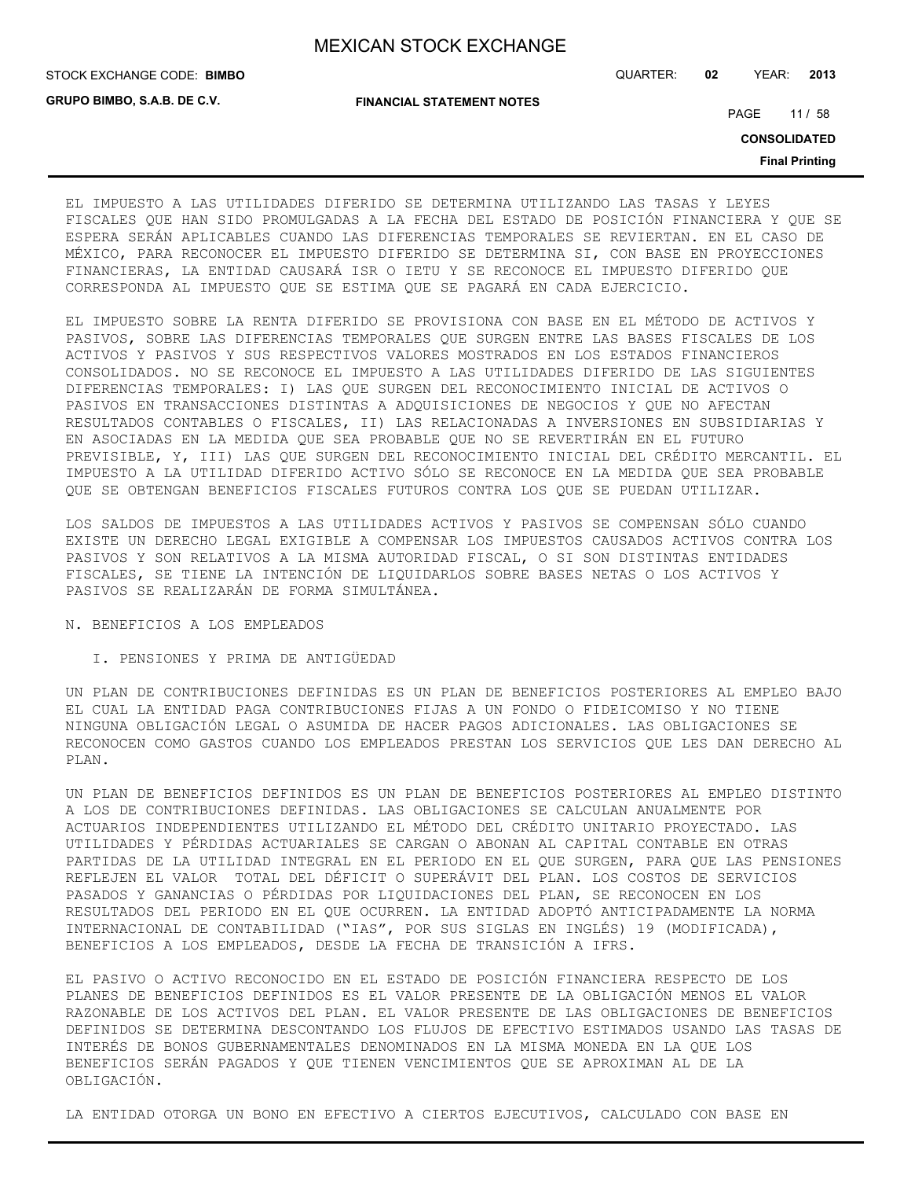EL IMPUESTO A LAS UTILIDADES DIFERIDO SE DETERMINA UTILIZANDO LAS TASAS Y LEYES FISCALES QUE HAN SIDO PROMULGADAS A LA FECHA DEL ESTADO DE POSICIÓN FINANCIERA Y QUE SE ESPERA SERÁN APLICABLES CUANDO LAS DIFERENCIAS TEMPORALES SE REVIERTAN. EN EL CASO DE MÉXICO, PARA RECONOCER EL IMPUESTO DIFERIDO SE DETERMINA SI, CON BASE EN PROYECCIONES FINANCIERAS, LA ENTIDAD CAUSARÁ ISR O IETU Y SE RECONOCE EL IMPUESTO DIFERIDO QUE CORRESPONDA AL IMPUESTO QUE SE ESTIMA QUE SE PAGARÁ EN CADA EJERCICIO.

EL IMPUESTO SOBRE LA RENTA DIFERIDO SE PROVISIONA CON BASE EN EL MÉTODO DE ACTIVOS Y PASIVOS, SOBRE LAS DIFERENCIAS TEMPORALES QUE SURGEN ENTRE LAS BASES FISCALES DE LOS ACTIVOS Y PASIVOS Y SUS RESPECTIVOS VALORES MOSTRADOS EN LOS ESTADOS FINANCIEROS CONSOLIDADOS. NO SE RECONOCE EL IMPUESTO A LAS UTILIDADES DIFERIDO DE LAS SIGUIENTES DIFERENCIAS TEMPORALES: I) LAS QUE SURGEN DEL RECONOCIMIENTO INICIAL DE ACTIVOS O PASIVOS EN TRANSACCIONES DISTINTAS A ADQUISICIONES DE NEGOCIOS Y QUE NO AFECTAN RESULTADOS CONTABLES O FISCALES, II) LAS RELACIONADAS A INVERSIONES EN SUBSIDIARIAS Y EN ASOCIADAS EN LA MEDIDA QUE SEA PROBABLE QUE NO SE REVERTIRÁN EN EL FUTURO PREVISIBLE, Y, III) LAS QUE SURGEN DEL RECONOCIMIENTO INICIAL DEL CRÉDITO MERCANTIL. EL IMPUESTO A LA UTILIDAD DIFERIDO ACTIVO SÓLO SE RECONOCE EN LA MEDIDA QUE SEA PROBABLE QUE SE OBTENGAN BENEFICIOS FISCALES FUTUROS CONTRA LOS QUE SE PUEDAN UTILIZAR.

LOS SALDOS DE IMPUESTOS A LAS UTILIDADES ACTIVOS Y PASIVOS SE COMPENSAN SÓLO CUANDO EXISTE UN DERECHO LEGAL EXIGIBLE A COMPENSAR LOS IMPUESTOS CAUSADOS ACTIVOS CONTRA LOS PASIVOS Y SON RELATIVOS A LA MISMA AUTORIDAD FISCAL, O SI SON DISTINTAS ENTIDADES FISCALES, SE TIENE LA INTENCIÓN DE LIQUIDARLOS SOBRE BASES NETAS O LOS ACTIVOS Y PASIVOS SE REALIZARÁN DE FORMA SIMULTÁNEA.

N. BENEFICIOS A LOS EMPLEADOS

I. PENSIONES Y PRIMA DE ANTIGÜEDAD

UN PLAN DE CONTRIBUCIONES DEFINIDAS ES UN PLAN DE BENEFICIOS POSTERIORES AL EMPLEO BAJO EL CUAL LA ENTIDAD PAGA CONTRIBUCIONES FIJAS A UN FONDO O FIDEICOMISO Y NO TIENE NINGUNA OBLIGACIÓN LEGAL O ASUMIDA DE HACER PAGOS ADICIONALES. LAS OBLIGACIONES SE RECONOCEN COMO GASTOS CUANDO LOS EMPLEADOS PRESTAN LOS SERVICIOS QUE LES DAN DERECHO AL PLAN.

UN PLAN DE BENEFICIOS DEFINIDOS ES UN PLAN DE BENEFICIOS POSTERIORES AL EMPLEO DISTINTO A LOS DE CONTRIBUCIONES DEFINIDAS. LAS OBLIGACIONES SE CALCULAN ANUALMENTE POR ACTUARIOS INDEPENDIENTES UTILIZANDO EL MÉTODO DEL CRÉDITO UNITARIO PROYECTADO. LAS UTILIDADES Y PÉRDIDAS ACTUARIALES SE CARGAN O ABONAN AL CAPITAL CONTABLE EN OTRAS PARTIDAS DE LA UTILIDAD INTEGRAL EN EL PERIODO EN EL QUE SURGEN, PARA QUE LAS PENSIONES REFLEJEN EL VALOR TOTAL DEL DÉFICIT O SUPERÁVIT DEL PLAN. LOS COSTOS DE SERVICIOS PASADOS Y GANANCIAS O PÉRDIDAS POR LIQUIDACIONES DEL PLAN, SE RECONOCEN EN LOS RESULTADOS DEL PERIODO EN EL QUE OCURREN. LA ENTIDAD ADOPTÓ ANTICIPADAMENTE LA NORMA INTERNACIONAL DE CONTABILIDAD ("IAS", POR SUS SIGLAS EN INGLÉS) 19 (MODIFICADA), BENEFICIOS A LOS EMPLEADOS, DESDE LA FECHA DE TRANSICIÓN A IFRS.

EL PASIVO O ACTIVO RECONOCIDO EN EL ESTADO DE POSICIÓN FINANCIERA RESPECTO DE LOS PLANES DE BENEFICIOS DEFINIDOS ES EL VALOR PRESENTE DE LA OBLIGACIÓN MENOS EL VALOR RAZONABLE DE LOS ACTIVOS DEL PLAN. EL VALOR PRESENTE DE LAS OBLIGACIONES DE BENEFICIOS DEFINIDOS SE DETERMINA DESCONTANDO LOS FLUJOS DE EFECTIVO ESTIMADOS USANDO LAS TASAS DE INTERÉS DE BONOS GUBERNAMENTALES DENOMINADOS EN LA MISMA MONEDA EN LA QUE LOS BENEFICIOS SERÁN PAGADOS Y QUE TIENEN VENCIMIENTOS QUE SE APROXIMAN AL DE LA OBLIGACIÓN.

LA ENTIDAD OTORGA UN BONO EN EFECTIVO A CIERTOS EJECUTIVOS, CALCULADO CON BASE EN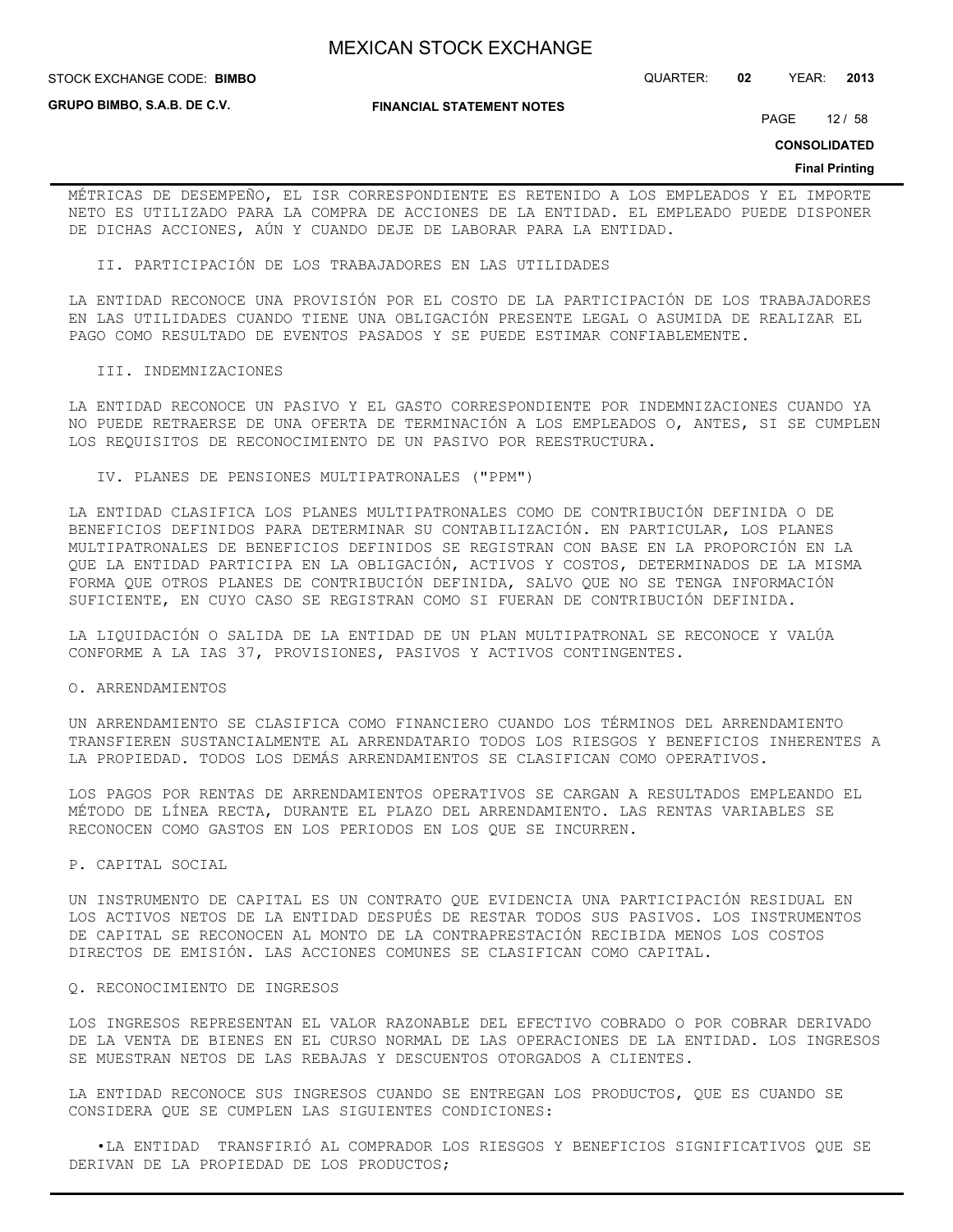MÉTRICAS DE DESEMPEÑO, EL ISR CORRESPONDIENTE ES RETENIDO A LOS EMPLEADOS Y EL IMPORTE NETO ES UTILIZADO PARA LA COMPRA DE ACCIONES DE LA ENTIDAD. EL EMPLEADO PUEDE DISPONER DE DICHAS ACCIONES, AÚN Y CUANDO DEJE DE LABORAR PARA LA ENTIDAD.

II. PARTICIPACIÓN DE LOS TRABAJADORES EN LAS UTILIDADES

LA ENTIDAD RECONOCE UNA PROVISIÓN POR EL COSTO DE LA PARTICIPACIÓN DE LOS TRABAJADORES EN LAS UTILIDADES CUANDO TIENE UNA OBLIGACIÓN PRESENTE LEGAL O ASUMIDA DE REALIZAR EL PAGO COMO RESULTADO DE EVENTOS PASADOS Y SE PUEDE ESTIMAR CONFIABLEMENTE.

III. INDEMNIZACIONES

LA ENTIDAD RECONOCE UN PASIVO Y EL GASTO CORRESPONDIENTE POR INDEMNIZACIONES CUANDO YA NO PUEDE RETRAERSE DE UNA OFERTA DE TERMINACIÓN A LOS EMPLEADOS O, ANTES, SI SE CUMPLEN LOS REQUISITOS DE RECONOCIMIENTO DE UN PASIVO POR REESTRUCTURA.

IV. PLANES DE PENSIONES MULTIPATRONALES ("PPM")

LA ENTIDAD CLASIFICA LOS PLANES MULTIPATRONALES COMO DE CONTRIBUCIÓN DEFINIDA O DE BENEFICIOS DEFINIDOS PARA DETERMINAR SU CONTABILIZACIÓN. EN PARTICULAR, LOS PLANES MULTIPATRONALES DE BENEFICIOS DEFINIDOS SE REGISTRAN CON BASE EN LA PROPORCIÓN EN LA QUE LA ENTIDAD PARTICIPA EN LA OBLIGACIÓN, ACTIVOS Y COSTOS, DETERMINADOS DE LA MISMA FORMA QUE OTROS PLANES DE CONTRIBUCIÓN DEFINIDA, SALVO QUE NO SE TENGA INFORMACIÓN SUFICIENTE, EN CUYO CASO SE REGISTRAN COMO SI FUERAN DE CONTRIBUCIÓN DEFINIDA.

LA LIQUIDACIÓN O SALIDA DE LA ENTIDAD DE UN PLAN MULTIPATRONAL SE RECONOCE Y VALÚA CONFORME A LA IAS 37, PROVISIONES, PASIVOS Y ACTIVOS CONTINGENTES.

O. ARRENDAMIENTOS

UN ARRENDAMIENTO SE CLASIFICA COMO FINANCIERO CUANDO LOS TÉRMINOS DEL ARRENDAMIENTO TRANSFIEREN SUSTANCIALMENTE AL ARRENDATARIO TODOS LOS RIESGOS Y BENEFICIOS INHERENTES A LA PROPIEDAD. TODOS LOS DEMÁS ARRENDAMIENTOS SE CLASIFICAN COMO OPERATIVOS.

LOS PAGOS POR RENTAS DE ARRENDAMIENTOS OPERATIVOS SE CARGAN A RESULTADOS EMPLEANDO EL MÉTODO DE LÍNEA RECTA, DURANTE EL PLAZO DEL ARRENDAMIENTO. LAS RENTAS VARIABLES SE RECONOCEN COMO GASTOS EN LOS PERIODOS EN LOS QUE SE INCURREN.

P. CAPITAL SOCIAL

UN INSTRUMENTO DE CAPITAL ES UN CONTRATO QUE EVIDENCIA UNA PARTICIPACIÓN RESIDUAL EN LOS ACTIVOS NETOS DE LA ENTIDAD DESPUÉS DE RESTAR TODOS SUS PASIVOS. LOS INSTRUMENTOS DE CAPITAL SE RECONOCEN AL MONTO DE LA CONTRAPRESTACIÓN RECIBIDA MENOS LOS COSTOS DIRECTOS DE EMISIÓN. LAS ACCIONES COMUNES SE CLASIFICAN COMO CAPITAL.

Q. RECONOCIMIENTO DE INGRESOS

LOS INGRESOS REPRESENTAN EL VALOR RAZONABLE DEL EFECTIVO COBRADO O POR COBRAR DERIVADO DE LA VENTA DE BIENES EN EL CURSO NORMAL DE LAS OPERACIONES DE LA ENTIDAD. LOS INGRESOS SE MUESTRAN NETOS DE LAS REBAJAS Y DESCUENTOS OTORGADOS A CLIENTES.

LA ENTIDAD RECONOCE SUS INGRESOS CUANDO SE ENTREGAN LOS PRODUCTOS, QUE ES CUANDO SE CONSIDERA QUE SE CUMPLEN LAS SIGUIENTES CONDICIONES:

- LA ENTIDAD TRANSFIRIÓ AL COMPRADOR LOS RIESGOS Y BENEFICIOS SIGNIFICATIVOS QUE SE DERIVAN DE LA PROPIEDAD DE LOS PRODUCTOS;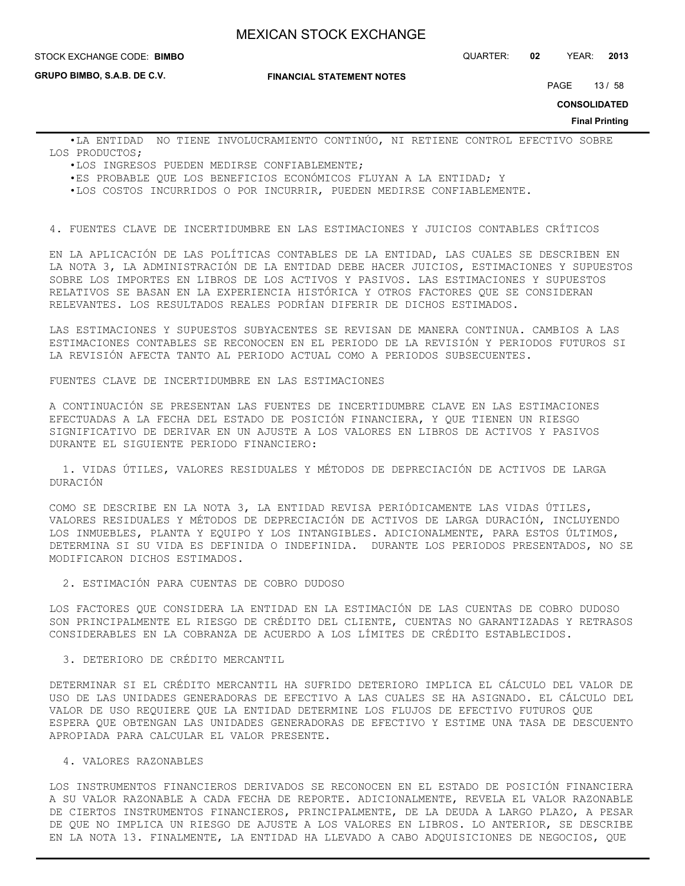- LA ENTIDAD NO TIENE INVOLUCRAMIENTO CONTINÚO, NI RETIENE CONTROL EFECTIVO SOBRE LOS PRODUCTOS;
- LOS INGRESOS PUEDEN MEDIRSE CONFIABLEMENTE;
- ES PROBABLE QUE LOS BENEFICIOS ECONÓMICOS FLUYAN A LA ENTIDAD; Y
- LOS COSTOS INCURRIDOS O POR INCURRIR, PUEDEN MEDIRSE CONFIABLEMENTE.

## 4. FUENTES CLAVE DE INCERTIDUMBRE EN LAS ESTIMACIONES Y JUICIOS CONTABLES CRÍTICOS

EN LA APLICACIÓN DE LAS POLÍTICAS CONTABLES DE LA ENTIDAD, LAS CUALES SE DESCRIBEN EN LA NOTA 3, LA ADMINISTRACIÓN DE LA ENTIDAD DEBE HACER JUICIOS, ESTIMACIONES Y SUPUESTOS SOBRE LOS IMPORTES EN LIBROS DE LOS ACTIVOS Y PASIVOS. LAS ESTIMACIONES Y SUPUESTOS RELATIVOS SE BASAN EN LA EXPERIENCIA HISTÓRICA Y OTROS FACTORES QUE SE CONSIDERAN RELEVANTES. LOS RESULTADOS REALES PODRÍAN DIFERIR DE DICHOS ESTIMADOS.

LAS ESTIMACIONES Y SUPUESTOS SUBYACENTES SE REVISAN DE MANERA CONTINUA. CAMBIOS A LAS ESTIMACIONES CONTABLES SE RECONOCEN EN EL PERIODO DE LA REVISIÓN Y PERIODOS FUTUROS SI LA REVISIÓN AFECTA TANTO AL PERIODO ACTUAL COMO A PERIODOS SUBSECUENTES.

### FUENTES CLAVE DE INCERTIDUMBRE EN LAS ESTIMACIONES

A CONTINUACIÓN SE PRESENTAN LAS FUENTES DE INCERTIDUMBRE CLAVE EN LAS ESTIMACIONES EFECTUADAS A LA FECHA DEL ESTADO DE POSICIÓN FINANCIERA, Y QUE TIENEN UN RIESGO SIGNIFICATIVO DE DERIVAR EN UN AJUSTE A LOS VALORES EN LIBROS DE ACTIVOS Y PASIVOS DURANTE EL SIGUIENTE PERIODO FINANCIERO:

1. VIDAS ÚTILES, VALORES RESIDUALES Y MÉTODOS DE DEPRECIACIÓN DE ACTIVOS DE LARGA DURACIÓN

COMO SE DESCRIBE EN LA NOTA 3, LA ENTIDAD REVISA PERIÓDICAMENTE LAS VIDAS ÚTILES, VALORES RESIDUALES Y MÉTODOS DE DEPRECIACIÓN DE ACTIVOS DE LARGA DURACIÓN, INCLUYENDO LOS INMUEBLES, PLANTA Y EQUIPO Y LOS INTANGIBLES. ADICIONALMENTE, PARA ESTOS ÚLTIMOS, DETERMINA SI SU VIDA ES DEFINIDA O INDEFINIDA. DURANTE LOS PERIODOS PRESENTADOS, NO SE MODIFICARON DICHOS ESTIMADOS.

2. ESTIMACIÓN PARA CUENTAS DE COBRO DUDOSO

LOS FACTORES QUE CONSIDERA LA ENTIDAD EN LA ESTIMACIÓN DE LAS CUENTAS DE COBRO DUDOSO SON PRINCIPALMENTE EL RIESGO DE CRÉDITO DEL CLIENTE, CUENTAS NO GARANTIZADAS Y RETRASOS CONSIDERABLES EN LA COBRANZA DE ACUERDO A LOS LÍMITES DE CRÉDITO ESTABLECIDOS.

3. DETERIORO DE CRÉDITO MERCANTIL

DETERMINAR SI EL CRÉDITO MERCANTIL HA SUFRIDO DETERIORO IMPLICA EL CÁLCULO DEL VALOR DE USO DE LAS UNIDADES GENERADORAS DE EFECTIVO A LAS CUALES SE HA ASIGNADO. EL CÁLCULO DEL VALOR DE USO REQUIERE QUE LA ENTIDAD DETERMINE LOS FLUJOS DE EFECTIVO FUTUROS QUE ESPERA QUE OBTENGAN LAS UNIDADES GENERADORAS DE EFECTIVO Y ESTIME UNA TASA DE DESCUENTO APROPIADA PARA CALCULAR EL VALOR PRESENTE.

4. VALORES RAZONABLES

LOS INSTRUMENTOS FINANCIEROS DERIVADOS SE RECONOCEN EN EL ESTADO DE POSICIÓN FINANCIERA A SU VALOR RAZONABLE A CADA FECHA DE REPORTE. ADICIONALMENTE, REVELA EL VALOR RAZONABLE DE CIERTOS INSTRUMENTOS FINANCIEROS, PRINCIPALMENTE, DE LA DEUDA A LARGO PLAZO, A PESAR DE QUE NO IMPLICA UN RIESGO DE AJUSTE A LOS VALORES EN LIBROS. LO ANTERIOR, SE DESCRIBE EN LA NOTA 13. FINALMENTE, LA ENTIDAD HA LLEVADO A CABO ADQUISICIONES DE NEGOCIOS, QUE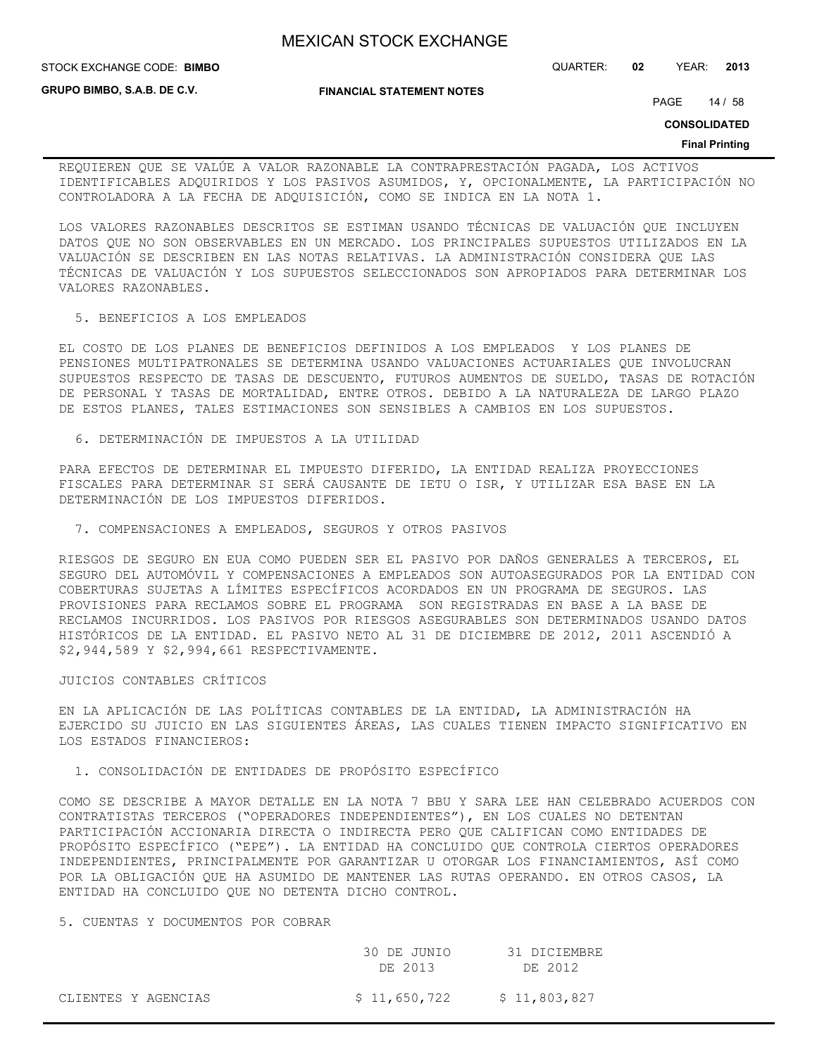REQUIEREN QUE SE VALÚE A VALOR RAZONABLE LA CONTRAPRESTACIÓN PAGADA, LOS ACTIVOS IDENTIFICABLES ADQUIRIDOS Y LOS PASIVOS ASUMIDOS, Y, OPCIONALMENTE, LA PARTICIPACIÓN NO CONTROLADORA A LA FECHA DE ADQUISICIÓN, COMO SE INDICA EN LA NOTA 1.

LOS VALORES RAZONABLES DESCRITOS SE ESTIMAN USANDO TÉCNICAS DE VALUACIÓN QUE INCLUYEN DATOS QUE NO SON OBSERVABLES EN UN MERCADO. LOS PRINCIPALES SUPUESTOS UTILIZADOS EN LA VALUACIÓN SE DESCRIBEN EN LAS NOTAS RELATIVAS. LA ADMINISTRACIÓN CONSIDERA QUE LAS TÉCNICAS DE VALUACIÓN Y LOS SUPUESTOS SELECCIONADOS SON APROPIADOS PARA DETERMINAR LOS VALORES RAZONABLES.

5. BENEFICIOS A LOS EMPLEADOS

EL COSTO DE LOS PLANES DE BENEFICIOS DEFINIDOS A LOS EMPLEADOS Y LOS PLANES DE PENSIONES MULTIPATRONALES SE DETERMINA USANDO VALUACIONES ACTUARIALES QUE INVOLUCRAN SUPUESTOS RESPECTO DE TASAS DE DESCUENTO, FUTUROS AUMENTOS DE SUELDO, TASAS DE ROTACIÓN DE PERSONAL Y TASAS DE MORTALIDAD, ENTRE OTROS. DEBIDO A LA NATURALEZA DE LARGO PLAZO DE ESTOS PLANES, TALES ESTIMACIONES SON SENSIBLES A CAMBIOS EN LOS SUPUESTOS.

6. DETERMINACIÓN DE IMPUESTOS A LA UTILIDAD

PARA EFECTOS DE DETERMINAR EL IMPUESTO DIFERIDO, LA ENTIDAD REALIZA PROYECCIONES FISCALES PARA DETERMINAR SI SERÁ CAUSANTE DE IETU O ISR, Y UTILIZAR ESA BASE EN LA DETERMINACIÓN DE LOS IMPUESTOS DIFERIDOS.

7. COMPENSACIONES A EMPLEADOS, SEGUROS Y OTROS PASIVOS

RIESGOS DE SEGURO EN EUA COMO PUEDEN SER EL PASIVO POR DAÑOS GENERALES A TERCEROS, EL SEGURO DEL AUTOMÓVIL Y COMPENSACIONES A EMPLEADOS SON AUTOASEGURADOS POR LA ENTIDAD CON COBERTURAS SUJETAS A LÍMITES ESPECÍFICOS ACORDADOS EN UN PROGRAMA DE SEGUROS. LAS PROVISIONES PARA RECLAMOS SOBRE EL PROGRAMA SON REGISTRADAS EN BASE A LA BASE DE RECLAMOS INCURRIDOS. LOS PASIVOS POR RIESGOS ASEGURABLES SON DETERMINADOS USANDO DATOS HISTÓRICOS DE LA ENTIDAD. EL PASIVO NETO AL 31 DE DICIEMBRE DE 2012, 2011 ASCENDIÓ A $2,944,589 Y $2,994,661 RESPECTIVAMENTE.

JUICIOS CONTABLES CRÍTICOS

EN LA APLICACIÓN DE LAS POLÍTICAS CONTABLES DE LA ENTIDAD, LA ADMINISTRACIÓN HA EJERCIDO SU JUICIO EN LAS SIGUIENTES ÁREAS, LAS CUALES TIENEN IMPACTO SIGNIFICATIVO EN LOS ESTADOS FINANCIEROS:

1. CONSOLIDACIÓN DE ENTIDADES DE PROPÓSITO ESPECÍFICO

COMO SE DESCRIBE A MAYOR DETALLE EN LA NOTA 7 BBU Y SARA LEE HAN CELEBRADO ACUERDOS CON CONTRATISTAS TERCEROS ("OPERADORES INDEPENDIENTES"), EN LOS CUALES NO DETENTAN PARTICIPACIÓN ACCIONARIA DIRECTA O INDIRECTA PERO QUE CALIFICAN COMO ENTIDADES DE PROPÓSITO ESPECÍFICO ("EPE"). LA ENTIDAD HA CONCLUIDO QUE CONTROLA CIERTOS OPERADORES INDEPENDIENTES, PRINCIPALMENTE POR GARANTIZAR U OTORGAR LOS FINANCIAMIENTOS, ASÍ COMO POR LA OBLIGACIÓN QUE HA ASUMIDO DE MANTENER LAS RUTAS OPERANDO. EN OTROS CASOS, LA ENTIDAD HA CONCLUIDO QUE NO DETENTA DICHO CONTROL.

5. CUENTAS Y DOCUMENTOS POR COBRAR

| | 30 DE JUNIO DE 2013 | 31 DICIEMBRE DE 2012 |
|---|---|---|
| CLIENTES Y AGENCIAS | $ 11,650,722 | $ 11,803,827 |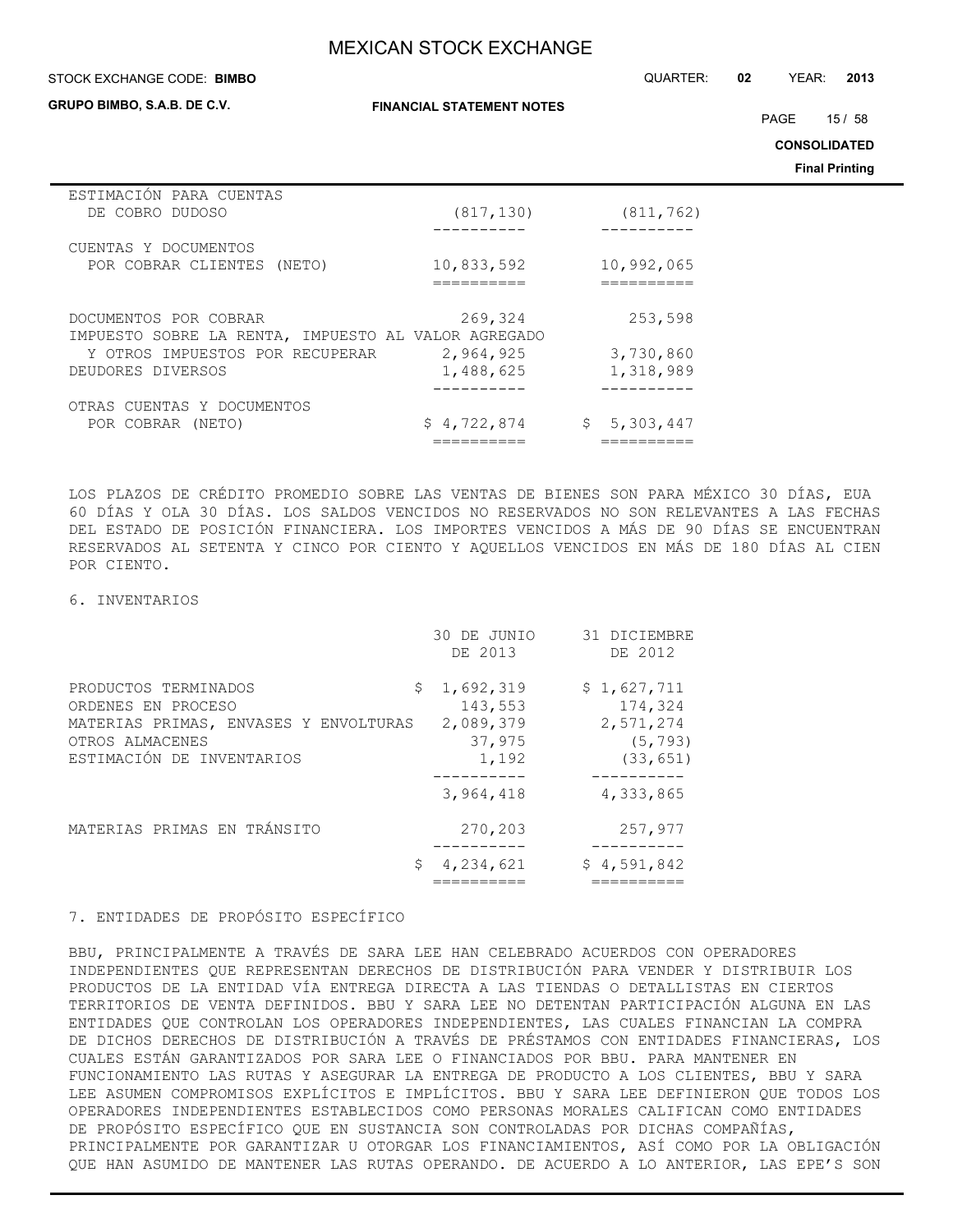| | | |
|---|---|---|
| ESTIMACIÓN PARA CUENTAS DE COBRO DUDOSO | (817,130) | (811,762) |
| CUENTAS Y DOCUMENTOS POR COBRAR CLIENTES (NETO) | 10,833,592 | 10,992,065 |
| DOCUMENTOS POR COBRAR | 269,324 | 253,598 |
| IMPUESTO SOBRE LA RENTA, IMPUESTO AL VALOR AGREGADO Y OTROS IMPUESTOS POR RECUPERAR | 2,964,925 | 3,730,860 |
| DEUDORES DIVERSOS | 1,488,625 | 1,318,989 |
| OTRAS CUENTAS Y DOCUMENTOS POR COBRAR (NETO) | $ 4,722,874 | $ 5,303,447 |

LOS PLAZOS DE CRÉDITO PROMEDIO SOBRE LAS VENTAS DE BIENES SON PARA MÉXICO 30 DÍAS, EUA 60 DÍAS Y OLA 30 DÍAS. LOS SALDOS VENCIDOS NO RESERVADOS NO SON RELEVANTES A LAS FECHAS DEL ESTADO DE POSICIÓN FINANCIERA. LOS IMPORTES VENCIDOS A MÁS DE 90 DÍAS SE ENCUENTRAN RESERVADOS AL SETENTA Y CINCO POR CIENTO Y AQUELLOS VENCIDOS EN MÁS DE 180 DÍAS AL CIEN POR CIENTO.

6. INVENTARIOS

| | 30 DE JUNIO DE 2013 | 31 DICIEMBRE DE 2012 |
|---|---|---|
| PRODUCTOS TERMINADOS | $ 1,692,319 | $ 1,627,711 |
| ORDENES EN PROCESO | 143,553 | 174,324 |
| MATERIAS PRIMAS, ENVASES Y ENVOLTURAS | 2,089,379 | 2,571,274 |
| OTROS ALMACENES | 37,975 | (5,793) |
| ESTIMACIÓN DE INVENTARIOS | 1,192 | (33,651) |
| | 3,964,418 | 4,333,865 |
| MATERIAS PRIMAS EN TRÁNSITO | 270,203 | 257,977 |
| | $ 4,234,621 | $ 4,591,842 |

7. ENTIDADES DE PROPÓSITO ESPECÍFICO

BBU, PRINCIPALMENTE A TRAVÉS DE SARA LEE HAN CELEBRADO ACUERDOS CON OPERADORES INDEPENDIENTES QUE REPRESENTAN DERECHOS DE DISTRIBUCIÓN PARA VENDER Y DISTRIBUIR LOS PRODUCTOS DE LA ENTIDAD VÍA ENTREGA DIRECTA A LAS TIENDAS O DETALLISTAS EN CIERTOS TERRITORIOS DE VENTA DEFINIDOS. BBU Y SARA LEE NO DETENTAN PARTICIPACIÓN ALGUNA EN LAS ENTIDADES QUE CONTROLAN LOS OPERADORES INDEPENDIENTES, LAS CUALES FINANCIAN LA COMPRA DE DICHOS DERECHOS DE DISTRIBUCIÓN A TRAVÉS DE PRÉSTAMOS CON ENTIDADES FINANCIERAS, LOS CUALES ESTÁN GARANTIZADOS POR SARA LEE O FINANCIADOS POR BBU. PARA MANTENER EN FUNCIONAMIENTO LAS RUTAS Y ASEGURAR LA ENTREGA DE PRODUCTO A LOS CLIENTES, BBU Y SARA LEE ASUMEN COMPROMISOS EXPLÍCITOS E IMPLÍCITOS. BBU Y SARA LEE DEFINIERON QUE TODOS LOS OPERADORES INDEPENDIENTES ESTABLECIDOS COMO PERSONAS MORALES CALIFICAN COMO ENTIDADES DE PROPÓSITO ESPECÍFICO QUE EN SUSTANCIA SON CONTROLADAS POR DICHAS COMPAÑÍAS, PRINCIPALMENTE POR GARANTIZAR U OTORGAR LOS FINANCIAMIENTOS, ASÍ COMO POR LA OBLIGACIÓN QUE HAN ASUMIDO DE MANTENER LAS RUTAS OPERANDO. DE ACUERDO A LO ANTERIOR, LAS EPE'S SON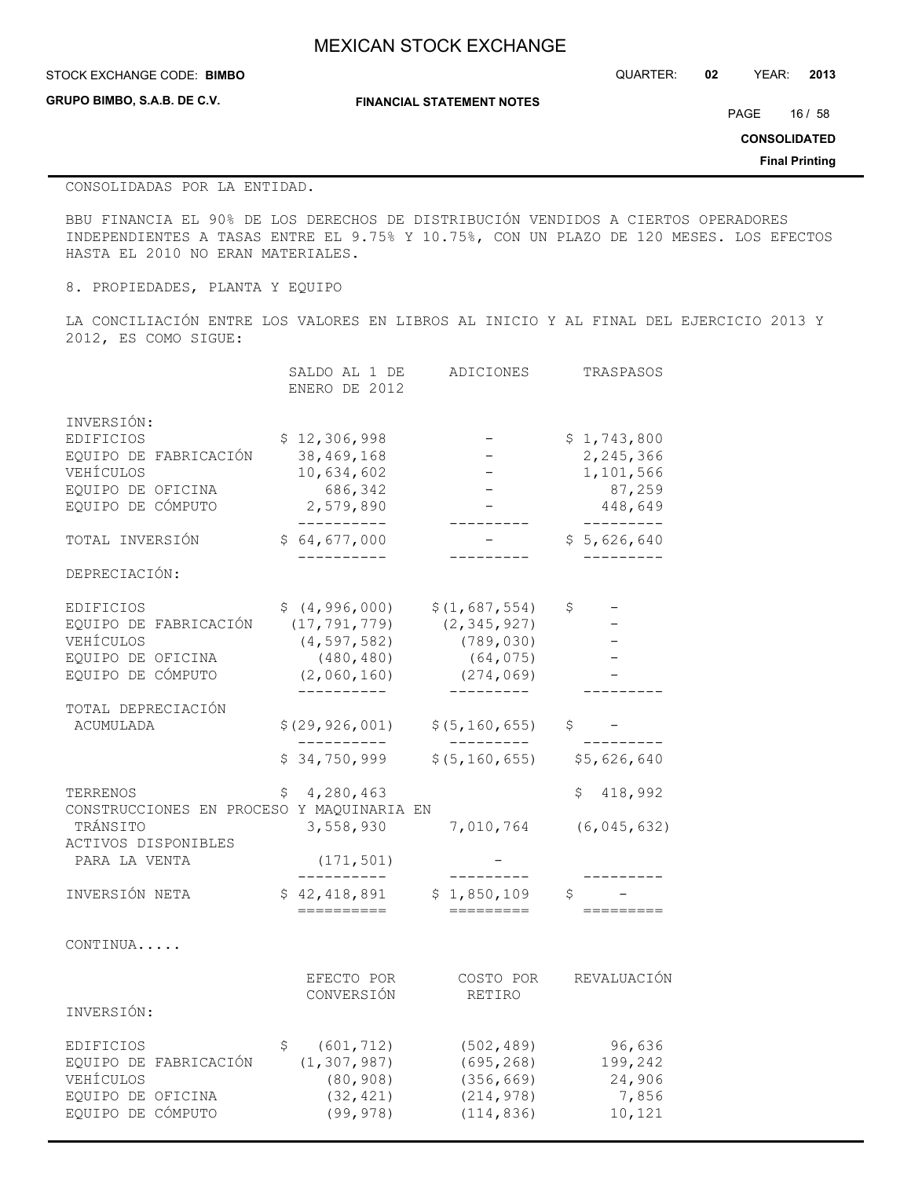CONSOLIDADAS POR LA ENTIDAD.

BBU FINANCIA EL 90% DE LOS DERECHOS DE DISTRIBUCIÓN VENDIDOS A CIERTOS OPERADORES INDEPENDIENTES A TASAS ENTRE EL 9.75% Y 10.75%, CON UN PLAZO DE 120 MESES. LOS EFECTOS HASTA EL 2010 NO ERAN MATERIALES.

8. PROPIEDADES, PLANTA Y EQUIPO

LA CONCILIACIÓN ENTRE LOS VALORES EN LIBROS AL INICIO Y AL FINAL DEL EJERCICIO 2013 Y 2012, ES COMO SIGUE:

| | SALDO AL 1 DE ENERO DE 2012 | ADICIONES | TRASPASOS |
|---|---|---|---|
| INVERSIÓN: | | | |
| EDIFICIOS | $ 12,306,998 | - | $ 1,743,800 |
| EQUIPO DE FABRICACIÓN | 38,469,168 | - | 2,245,366 |
| VEHÍCULOS | 10,634,602 | - | 1,101,566 |
| EQUIPO DE OFICINA | 686,342 | - | 87,259 |
| EQUIPO DE CÓMPUTO | 2,579,890 | - | 448,649 |
| TOTAL INVERSIÓN | $ 64,677,000 | - | $ 5,626,640 |
| DEPRECIACIÓN: | | | |
| EDIFICIOS | $ (4,996,000) | $(1,687,554) | $ - |
| EQUIPO DE FABRICACIÓN | (17,791,779) | (2,345,927) | - |
| VEHÍCULOS | (4,597,582) | (789,030) | - |
| EQUIPO DE OFICINA | (480,480) | (64,075) | - |
| EQUIPO DE CÓMPUTO | (2,060,160) | (274,069) | - |
| TOTAL DEPRECIACIÓN ACUMULADA | $(29,926,001) | $(5,160,655) | $ - |
| | $ 34,750,999 | $(5,160,655) | $5,626,640 |
| TERRENOS | $ 4,280,463 | | $ 418,992 |
| CONSTRUCCIONES EN PROCESO Y MAQUINARIA EN TRÁNSITO | 3,558,930 | 7,010,764 | (6,045,632) |
| ACTIVOS DISPONIBLES PARA LA VENTA | (171,501) | - | |
| INVERSIÓN NETA | $ 42,418,891 | $ 1,850,109 | $ - |

CONTINUA.....

| | EFECTO POR CONVERSIÓN | COSTO POR RETIRO | REVALUACIÓN |
|---|---|---|---|
| INVERSIÓN: | | | |
| EDIFICIOS | $ (601,712) | (502,489) | 96,636 |
| EQUIPO DE FABRICACIÓN | (1,307,987) | (695,268) | 199,242 |
| VEHÍCULOS | (80,908) | (356,669) | 24,906 |
| EQUIPO DE OFICINA | (32,421) | (214,978) | 7,856 |
| EQUIPO DE CÓMPUTO | (99,978) | (114,836) | 10,121 |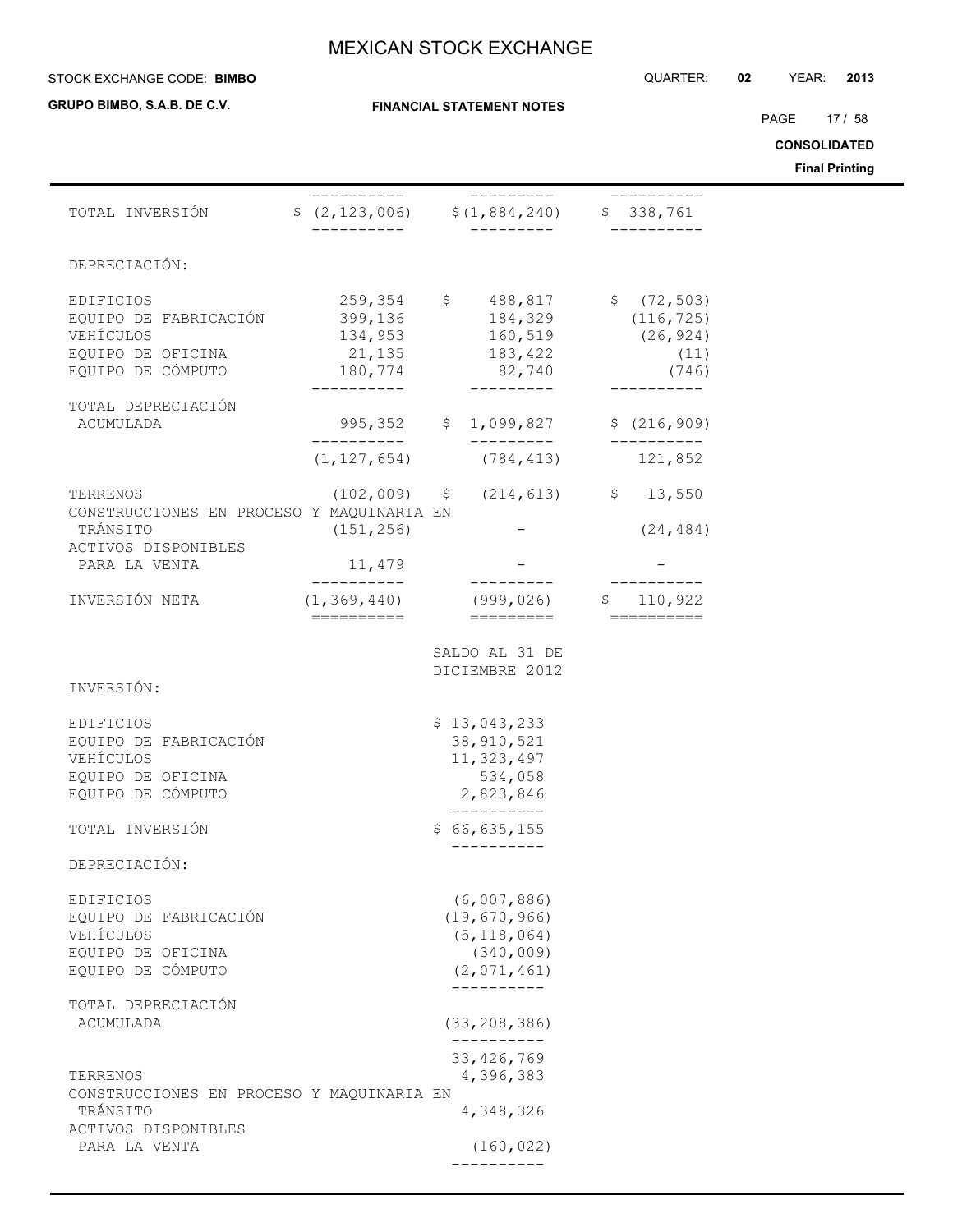| | | | |
|---|---|---|---|
| TOTAL INVERSIÓN | $ (2,123,006) | $(1,884,240) | $ 338,761 |
| DEPRECIACIÓN: | | | |
| EDIFICIOS | 259,354 | $ 488,817 | $ (72,503) |
| EQUIPO DE FABRICACIÓN | 399,136 | 184,329 | (116,725) |
| VEHÍCULOS | 134,953 | 160,519 | (26,924) |
| EQUIPO DE OFICINA | 21,135 | 183,422 | (11) |
| EQUIPO DE CÓMPUTO | 180,774 | 82,740 | (746) |
| TOTAL DEPRECIACIÓN ACUMULADA | 995,352 | $ 1,099,827 | $ (216,909) |
| | (1,127,654) | (784,413) | 121,852 |
| TERRENOS | (102,009) | $ (214,613) | $ 13,550 |
| CONSTRUCCIONES EN PROCESO Y MAQUINARIA EN TRÁNSITO | (151,256) | - | (24,484) |
| ACTIVOS DISPONIBLES PARA LA VENTA | 11,479 | - | - |
| INVERSIÓN NETA | (1,369,440) | (999,026) | $ 110,922 |

| | SALDO AL 31 DE DICIEMBRE 2012 |
|---|---|
| INVERSIÓN: | |
| EDIFICIOS | $ 13,043,233 |
| EQUIPO DE FABRICACIÓN | 38,910,521 |
| VEHÍCULOS | 11,323,497 |
| EQUIPO DE OFICINA | 534,058 |
| EQUIPO DE CÓMPUTO | 2,823,846 |
| TOTAL INVERSIÓN | $ 66,635,155 |
| DEPRECIACIÓN: | |
| EDIFICIOS | (6,007,886) |
| EQUIPO DE FABRICACIÓN | (19,670,966) |
| VEHÍCULOS | (5,118,064) |
| EQUIPO DE OFICINA | (340,009) |
| EQUIPO DE CÓMPUTO | (2,071,461) |
| TOTAL DEPRECIACIÓN ACUMULADA | (33,208,386) |
| | 33,426,769 |
| TERRENOS | 4,396,383 |
| CONSTRUCCIONES EN PROCESO Y MAQUINARIA EN TRÁNSITO | 4,348,326 |
| ACTIVOS DISPONIBLES PARA LA VENTA | (160,022) |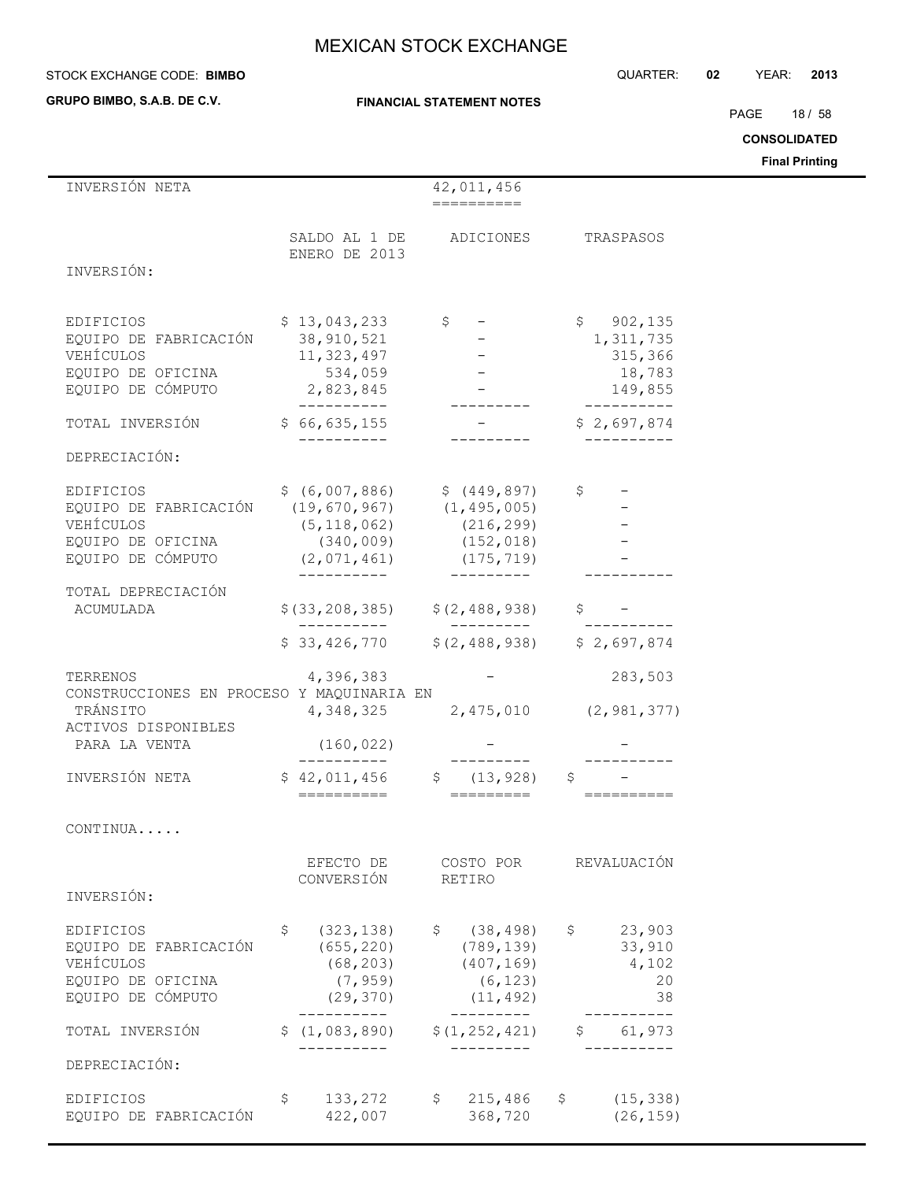| INVERSIÓN NETA | | 42,011,456 | |
|---|---|---|---|

| | SALDO AL 1 DE ENERO DE 2013 | ADICIONES | TRASPASOS |
|---|---|---|---|
| INVERSIÓN: | | | |
| EDIFICIOS | $ 13,043,233 | $ - | $ 902,135 |
| EQUIPO DE FABRICACIÓN | 38,910,521 | - | 1,311,735 |
| VEHÍCULOS | 11,323,497 | - | 315,366 |
| EQUIPO DE OFICINA | 534,059 | - | 18,783 |
| EQUIPO DE CÓMPUTO | 2,823,845 | - | 149,855 |
| TOTAL INVERSIÓN | $ 66,635,155 | - | $ 2,697,874 |
| DEPRECIACIÓN: | | | |
| EDIFICIOS | $ (6,007,886) | $ (449,897) | $ - |
| EQUIPO DE FABRICACIÓN | (19,670,967) | (1,495,005) | - |
| VEHÍCULOS | (5,118,062) | (216,299) | - |
| EQUIPO DE OFICINA | (340,009) | (152,018) | - |
| EQUIPO DE CÓMPUTO | (2,071,461) | (175,719) | - |
| TOTAL DEPRECIACIÓN ACUMULADA | $(33,208,385) | $(2,488,938) | $ - |
| | $ 33,426,770 | $(2,488,938) | $ 2,697,874 |
| TERRENOS | 4,396,383 | - | 283,503 |
| CONSTRUCCIONES EN PROCESO Y MAQUINARIA EN TRÁNSITO | 4,348,325 | 2,475,010 | (2,981,377) |
| ACTIVOS DISPONIBLES PARA LA VENTA | (160,022) | - | - |
| INVERSIÓN NETA | $ 42,011,456 | $ (13,928) | $ - |

CONTINUA.....

| | EFECTO DE CONVERSIÓN | COSTO POR RETIRO | REVALUACIÓN |
|---|---|---|---|
| INVERSIÓN: | | | |
| EDIFICIOS | $ (323,138) | $ (38,498) | $ 23,903 |
| EQUIPO DE FABRICACIÓN | (655,220) | (789,139) | 33,910 |
| VEHÍCULOS | (68,203) | (407,169) | 4,102 |
| EQUIPO DE OFICINA | (7,959) | (6,123) | 20 |
| EQUIPO DE CÓMPUTO | (29,370) | (11,492) | 38 |
| TOTAL INVERSIÓN | $ (1,083,890) | $(1,252,421) | $ 61,973 |
| DEPRECIACIÓN: | | | |
| EDIFICIOS | $ 133,272 | $ 215,486 | $ (15,338) |
| EQUIPO DE FABRICACIÓN | 422,007 | 368,720 | (26,159) |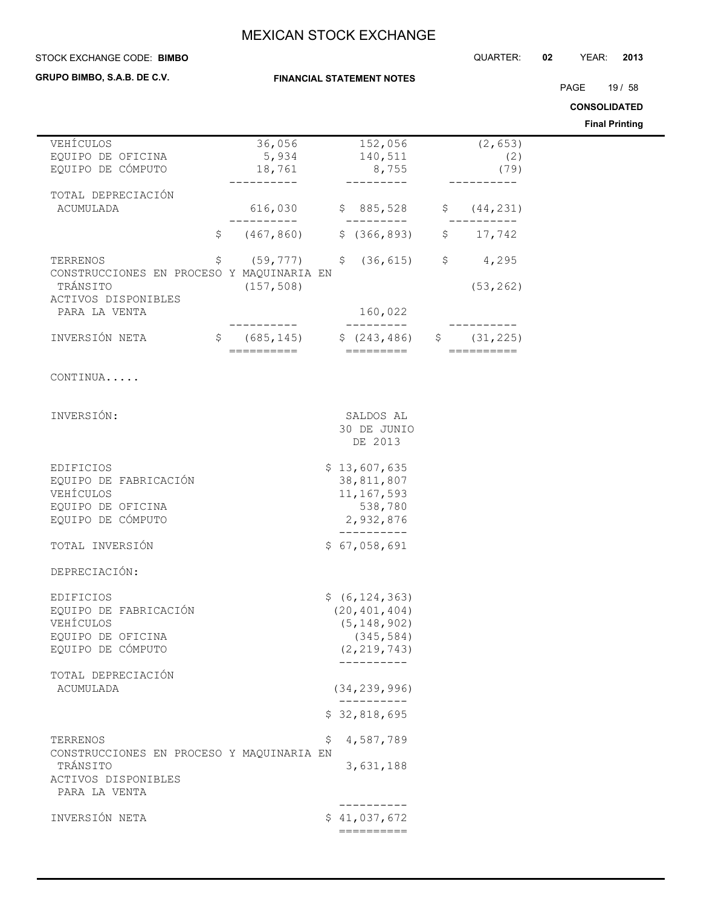| | | | |
|---|---|---|---|
| VEHÍCULOS | 36,056 | 152,056 | (2,653) |
| EQUIPO DE OFICINA | 5,934 | 140,511 | (2) |
| EQUIPO DE CÓMPUTO | 18,761 | 8,755 | (79) |
| TOTAL DEPRECIACIÓN ACUMULADA | 616,030 | $ 885,528 | $ (44,231) |
| | $ (467,860) | $ (366,893) | $ 17,742 |
| TERRENOS | $ (59,777) | $ (36,615) | $ 4,295 |
| CONSTRUCCIONES EN PROCESO Y MAQUINARIA EN TRÁNSITO | (157,508) | | (53,262) |
| ACTIVOS DISPONIBLES PARA LA VENTA | | 160,022 | |
| INVERSIÓN NETA | $ (685,145) | $ (243,486) | $ (31,225) |

CONTINUA.....

| INVERSIÓN: | SALDOS AL 30 DE JUNIO DE 2013 |
|---|---|
| EDIFICIOS | $ 13,607,635 |
| EQUIPO DE FABRICACIÓN | 38,811,807 |
| VEHÍCULOS | 11,167,593 |
| EQUIPO DE OFICINA | 538,780 |
| EQUIPO DE CÓMPUTO | 2,932,876 |
| TOTAL INVERSIÓN | $ 67,058,691 |
| DEPRECIACIÓN: | |
| EDIFICIOS | $ (6,124,363) |
| EQUIPO DE FABRICACIÓN | (20,401,404) |
| VEHÍCULOS | (5,148,902) |
| EQUIPO DE OFICINA | (345,584) |
| EQUIPO DE CÓMPUTO | (2,219,743) |
| TOTAL DEPRECIACIÓN ACUMULADA | (34,239,996) |
| | $ 32,818,695 |
| TERRENOS | $ 4,587,789 |
| CONSTRUCCIONES EN PROCESO Y MAQUINARIA EN TRÁNSITO | 3,631,188 |
| ACTIVOS DISPONIBLES PARA LA VENTA | |
| INVERSIÓN NETA | $ 41,037,672 |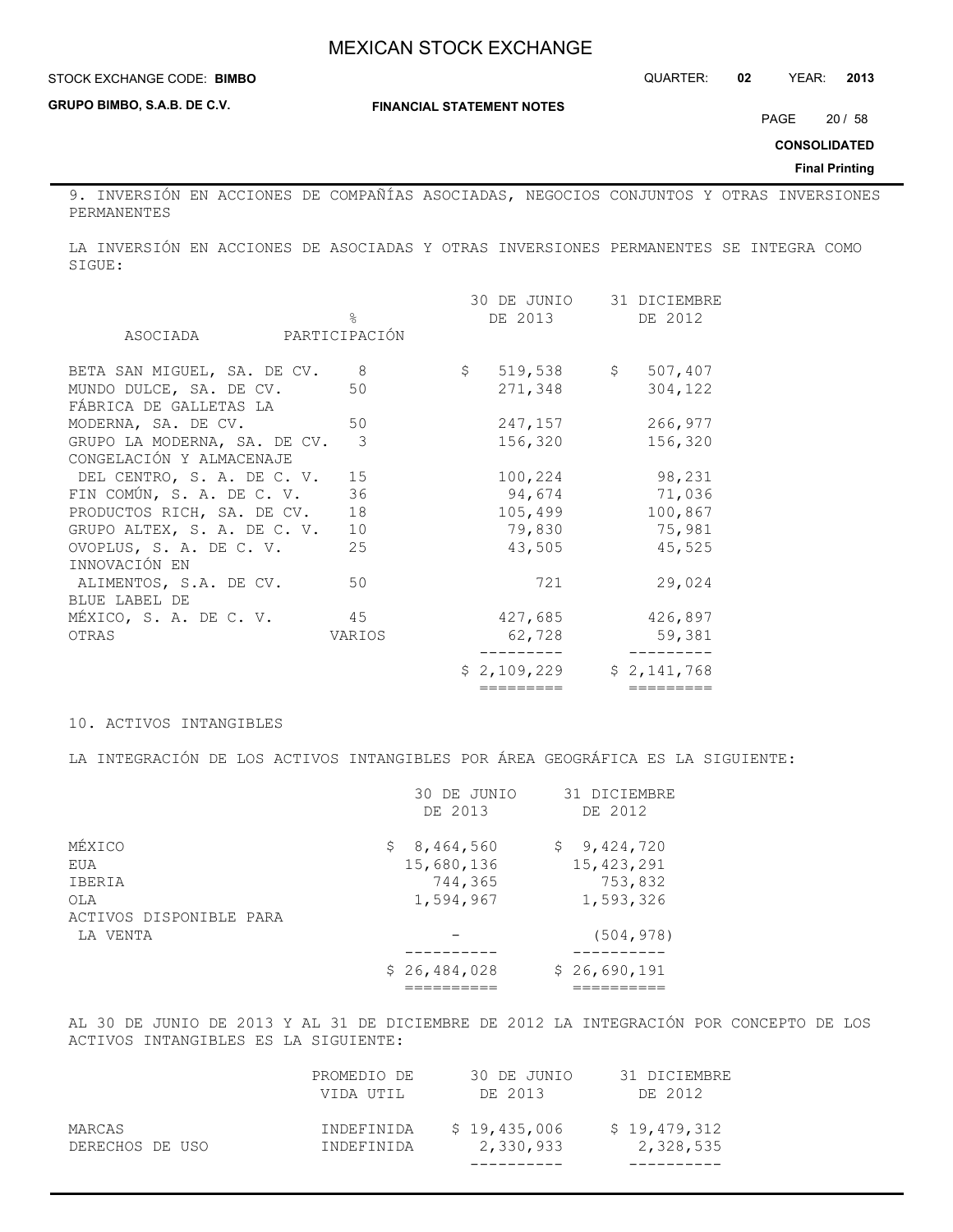9. INVERSIÓN EN ACCIONES DE COMPAÑÍAS ASOCIADAS, NEGOCIOS CONJUNTOS Y OTRAS INVERSIONES PERMANENTES

LA INVERSIÓN EN ACCIONES DE ASOCIADAS Y OTRAS INVERSIONES PERMANENTES SE INTEGRA COMO SIGUE:

| ASOCIADA | % PARTICIPACIÓN | 30 DE JUNIO DE 2013 | 31 DICIEMBRE DE 2012 |
|---|---|---|---|
| BETA SAN MIGUEL, SA. DE CV. | 8 | $ 519,538 | $ 507,407 |
| MUNDO DULCE, SA. DE CV. | 50 | 271,348 | 304,122 |
| FÁBRICA DE GALLETAS LA MODERNA, SA. DE CV. | 50 | 247,157 | 266,977 |
| GRUPO LA MODERNA, SA. DE CV. | 3 | 156,320 | 156,320 |
| CONGELACIÓN Y ALMACENAJE DEL CENTRO, S. A. DE C. V. | 15 | 100,224 | 98,231 |
| FIN COMÚN, S. A. DE C. V. | 36 | 94,674 | 71,036 |
| PRODUCTOS RICH, SA. DE CV. | 18 | 105,499 | 100,867 |
| GRUPO ALTEX, S. A. DE C. V. | 10 | 79,830 | 75,981 |
| OVOPLUS, S. A. DE C. V. | 25 | 43,505 | 45,525 |
| INNOVACIÓN EN ALIMENTOS, S.A. DE CV. | 50 | 721 | 29,024 |
| BLUE LABEL DE MÉXICO, S. A. DE C. V. | 45 | 427,685 | 426,897 |
| OTRAS | VARIOS | 62,728 | 59,381 |
| | | $ 2,109,229 | $ 2,141,768 |

10. ACTIVOS INTANGIBLES

LA INTEGRACIÓN DE LOS ACTIVOS INTANGIBLES POR ÁREA GEOGRÁFICA ES LA SIGUIENTE:

| | 30 DE JUNIO DE 2013 | 31 DICIEMBRE DE 2012 |
|---|---|---|
| MÉXICO | $ 8,464,560 | $ 9,424,720 |
| EUA | 15,680,136 | 15,423,291 |
| IBERIA | 744,365 | 753,832 |
| OLA | 1,594,967 | 1,593,326 |
| ACTIVOS DISPONIBLE PARA LA VENTA | - | (504,978) |
| | $ 26,484,028 | $ 26,690,191 |

AL 30 DE JUNIO DE 2013 Y AL 31 DE DICIEMBRE DE 2012 LA INTEGRACIÓN POR CONCEPTO DE LOS ACTIVOS INTANGIBLES ES LA SIGUIENTE:

| | PROMEDIO DE VIDA UTIL | 30 DE JUNIO DE 2013 | 31 DICIEMBRE DE 2012 |
|---|---|---|---|
| MARCAS | INDEFINIDA | $ 19,435,006 | $ 19,479,312 |
| DERECHOS DE USO | INDEFINIDA | 2,330,933 | 2,328,535 |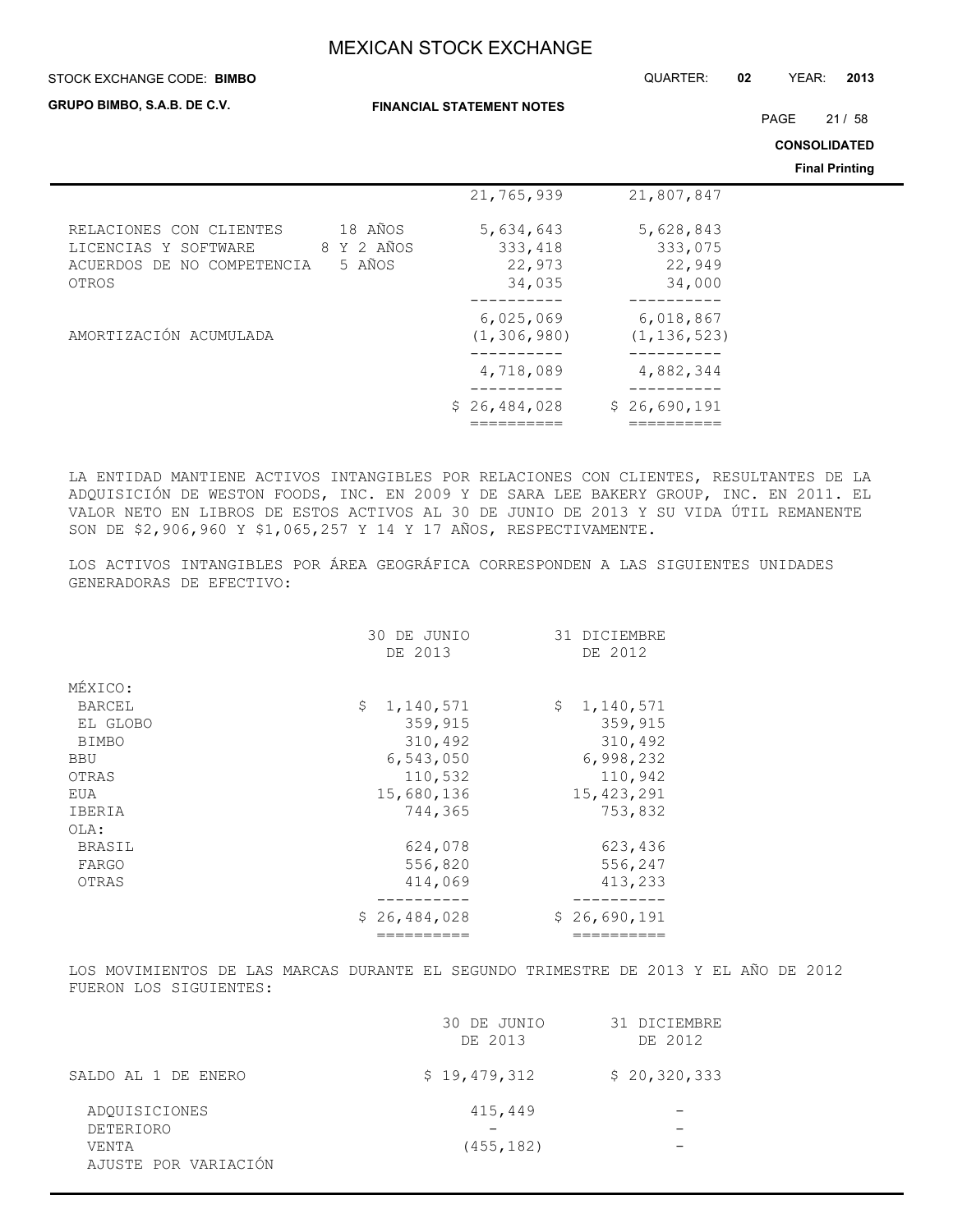| | | | |
|---|---|---|---|
| | | 21,765,939 | 21,807,847 |
| RELACIONES CON CLIENTES | 18 AÑOS | 5,634,643 | 5,628,843 |
| LICENCIAS Y SOFTWARE | 8 Y 2 AÑOS | 333,418 | 333,075 |
| ACUERDOS DE NO COMPETENCIA | 5 AÑOS | 22,973 | 22,949 |
| OTROS | | 34,035 | 34,000 |
| | | 6,025,069 | 6,018,867 |
| AMORTIZACIÓN ACUMULADA | | (1,306,980) | (1,136,523) |
| | | 4,718,089 | 4,882,344 |
| | | $ 26,484,028 | $ 26,690,191 |

LA ENTIDAD MANTIENE ACTIVOS INTANGIBLES POR RELACIONES CON CLIENTES, RESULTANTES DE LA ADQUISICIÓN DE WESTON FOODS, INC. EN 2009 Y DE SARA LEE BAKERY GROUP, INC. EN 2011. EL VALOR NETO EN LIBROS DE ESTOS ACTIVOS AL 30 DE JUNIO DE 2013 Y SU VIDA ÚTIL REMANENTE SON DE $2,906,960 Y $1,065,257 Y 14 Y 17 AÑOS, RESPECTIVAMENTE.

LOS ACTIVOS INTANGIBLES POR ÁREA GEOGRÁFICA CORRESPONDEN A LAS SIGUIENTES UNIDADES GENERADORAS DE EFECTIVO:

| | 30 DE JUNIO DE 2013 | 31 DICIEMBRE DE 2012 |
|---|---|---|
| MÉXICO: | | |
| BARCEL | $ 1,140,571 | $ 1,140,571 |
| EL GLOBO | 359,915 | 359,915 |
| BIMBO | 310,492 | 310,492 |
| BBU | 6,543,050 | 6,998,232 |
| OTRAS | 110,532 | 110,942 |
| EUA | 15,680,136 | 15,423,291 |
| IBERIA | 744,365 | 753,832 |
| OLA: | | |
| BRASIL | 624,078 | 623,436 |
| FARGO | 556,820 | 556,247 |
| OTRAS | 414,069 | 413,233 |
| | $ 26,484,028 | $ 26,690,191 |

LOS MOVIMIENTOS DE LAS MARCAS DURANTE EL SEGUNDO TRIMESTRE DE 2013 Y EL AÑO DE 2012 FUERON LOS SIGUIENTES:

| | 30 DE JUNIO DE 2013 | 31 DICIEMBRE DE 2012 |
|---|---|---|
| SALDO AL 1 DE ENERO | $ 19,479,312 | $ 20,320,333 |
| ADQUISICIONES | 415,449 | - |
| DETERIORO | - | - |
| VENTA | (455,182) | - |
| AJUSTE POR VARIACIÓN | | |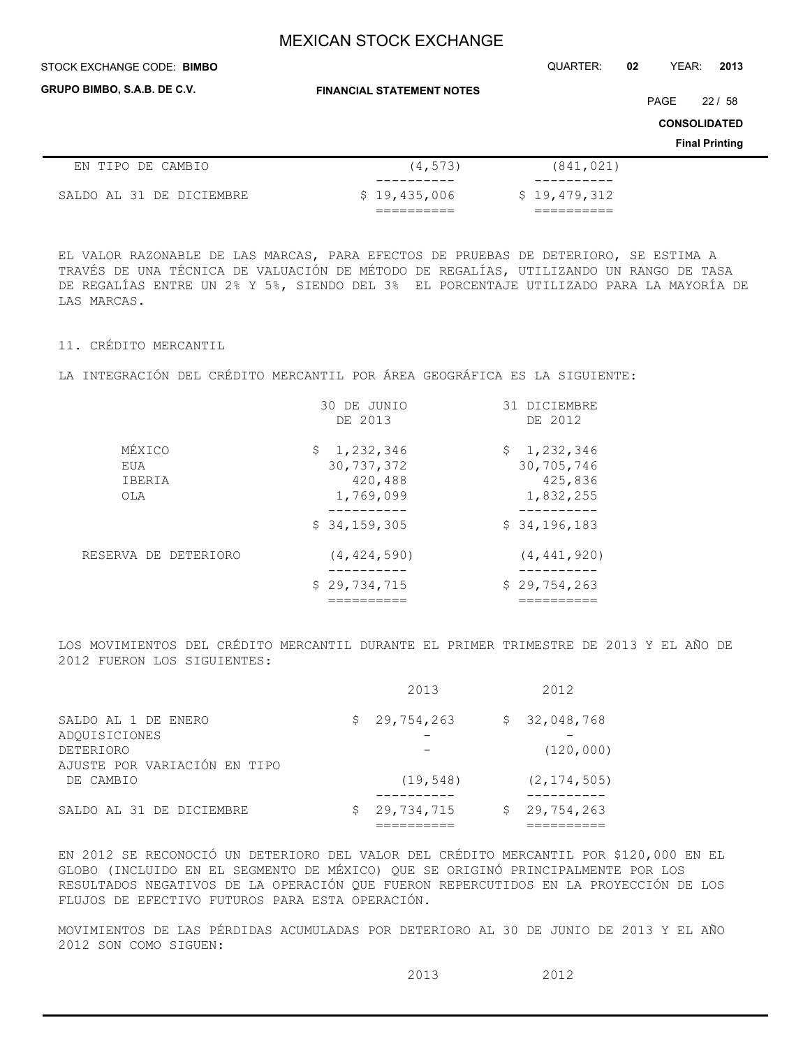| | | |
|---|---|---|
| EN TIPO DE CAMBIO | (4,573) | (841,021) |
| SALDO AL 31 DE DICIEMBRE | $ 19,435,006 | $ 19,479,312 |

EL VALOR RAZONABLE DE LAS MARCAS, PARA EFECTOS DE PRUEBAS DE DETERIORO, SE ESTIMA A TRAVÉS DE UNA TÉCNICA DE VALUACIÓN DE MÉTODO DE REGALÍAS, UTILIZANDO UN RANGO DE TASA DE REGALÍAS ENTRE UN 2% Y 5%, SIENDO DEL 3% EL PORCENTAJE UTILIZADO PARA LA MAYORÍA DE LAS MARCAS.

## 11. CRÉDITO MERCANTIL

LA INTEGRACIÓN DEL CRÉDITO MERCANTIL POR ÁREA GEOGRÁFICA ES LA SIGUIENTE:

| | 30 DE JUNIO DE 2013 | 31 DICIEMBRE DE 2012 |
|---|---|---|
| MÉXICO | $ 1,232,346 | $ 1,232,346 |
| EUA | 30,737,372 | 30,705,746 |
| IBERIA | 420,488 | 425,836 |
| OLA | 1,769,099 | 1,832,255 |
| | $ 34,159,305 | $ 34,196,183 |
| RESERVA DE DETERIORO | (4,424,590) | (4,441,920) |
| | $ 29,734,715 | $ 29,754,263 |

LOS MOVIMIENTOS DEL CRÉDITO MERCANTIL DURANTE EL PRIMER TRIMESTRE DE 2013 Y EL AÑO DE 2012 FUERON LOS SIGUIENTES:

| | 2013 | 2012 |
|---|---|---|
| SALDO AL 1 DE ENERO | $ 29,754,263 | $ 32,048,768 |
| ADQUISICIONES | - | - |
| DETERIORO | - | (120,000) |
| AJUSTE POR VARIACIÓN EN TIPO DE CAMBIO | (19,548) | (2,174,505) |
| SALDO AL 31 DE DICIEMBRE | $ 29,734,715 | $ 29,754,263 |

EN 2012 SE RECONOCIÓ UN DETERIORO DEL VALOR DEL CRÉDITO MERCANTIL POR $120,000 EN EL GLOBO (INCLUIDO EN EL SEGMENTO DE MÉXICO) QUE SE ORIGINÓ PRINCIPALMENTE POR LOS RESULTADOS NEGATIVOS DE LA OPERACIÓN QUE FUERON REPERCUTIDOS EN LA PROYECCIÓN DE LOS FLUJOS DE EFECTIVO FUTUROS PARA ESTA OPERACIÓN.

MOVIMIENTOS DE LAS PÉRDIDAS ACUMULADAS POR DETERIORO AL 30 DE JUNIO DE 2013 Y EL AÑO 2012 SON COMO SIGUEN:

| | 2013 | 2012 |
|---|---|---|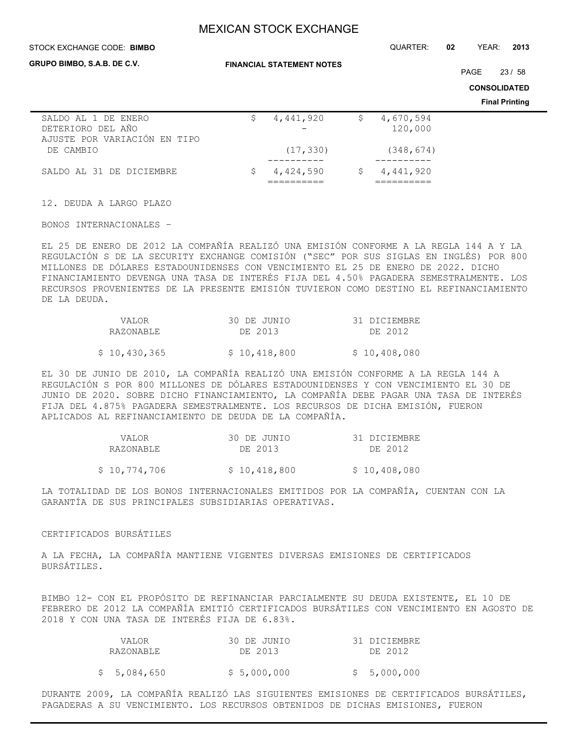| | | |
|---|---|---|
| SALDO AL 1 DE ENERO | $ 4,441,920 | $ 4,670,594 |
| DETERIORO DEL AÑO | - | 120,000 |
| AJUSTE POR VARIACIÓN EN TIPO DE CAMBIO | (17,330) | (348,674) |
| SALDO AL 31 DE DICIEMBRE | $ 4,424,590 | $ 4,441,920 |

12. DEUDA A LARGO PLAZO

BONOS INTERNACIONALES -

EL 25 DE ENERO DE 2012 LA COMPAÑÍA REALIZÓ UNA EMISIÓN CONFORME A LA REGLA 144 A Y LA REGULACIÓN S DE LA SECURITY EXCHANGE COMISIÓN ("SEC" POR SUS SIGLAS EN INGLÉS) POR 800 MILLONES DE DÓLARES ESTADOUNIDENSES CON VENCIMIENTO EL 25 DE ENERO DE 2022. DICHO FINANCIAMIENTO DEVENGA UNA TASA DE INTERÉS FIJA DEL 4.50% PAGADERA SEMESTRALMENTE. LOS RECURSOS PROVENIENTES DE LA PRESENTE EMISIÓN TUVIERON COMO DESTINO EL REFINANCIAMIENTO DE LA DEUDA.

| VALOR RAZONABLE | 30 DE JUNIO DE 2013 | 31 DICIEMBRE DE 2012 |
|---|---|---|
| $ 10,430,365 | $ 10,418,800 | $ 10,408,080 |

EL 30 DE JUNIO DE 2010, LA COMPAÑÍA REALIZÓ UNA EMISIÓN CONFORME A LA REGLA 144 A REGULACIÓN S POR 800 MILLONES DE DÓLARES ESTADOUNIDENSES Y CON VENCIMIENTO EL 30 DE JUNIO DE 2020. SOBRE DICHO FINANCIAMIENTO, LA COMPAÑÍA DEBE PAGAR UNA TASA DE INTERÉS FIJA DEL 4.875% PAGADERA SEMESTRALMENTE. LOS RECURSOS DE DICHA EMISIÓN, FUERON APLICADOS AL REFINANCIAMIENTO DE DEUDA DE LA COMPAÑÍA.

| VALOR RAZONABLE | 30 DE JUNIO DE 2013 | 31 DICIEMBRE DE 2012 |
|---|---|---|
| $ 10,774,706 | $ 10,418,800 | $ 10,408,080 |

LA TOTALIDAD DE LOS BONOS INTERNACIONALES EMITIDOS POR LA COMPAÑÍA, CUENTAN CON LA GARANTÍA DE SUS PRINCIPALES SUBSIDIARIAS OPERATIVAS.

CERTIFICADOS BURSÁTILES

A LA FECHA, LA COMPAÑÍA MANTIENE VIGENTES DIVERSAS EMISIONES DE CERTIFICADOS BURSÁTILES.

BIMBO 12- CON EL PROPÓSITO DE REFINANCIAR PARCIALMENTE SU DEUDA EXISTENTE, EL 10 DE FEBRERO DE 2012 LA COMPAÑÍA EMITIÓ CERTIFICADOS BURSÁTILES CON VENCIMIENTO EN AGOSTO DE 2018 Y CON UNA TASA DE INTERÉS FIJA DE 6.83%.

| VALOR RAZONABLE | 30 DE JUNIO DE 2013 | 31 DICIEMBRE DE 2012 |
|---|---|---|
| $ 5,084,650 | $ 5,000,000 | $ 5,000,000 |

DURANTE 2009, LA COMPAÑÍA REALIZÓ LAS SIGUIENTES EMISIONES DE CERTIFICADOS BURSÁTILES, PAGADERAS A SU VENCIMIENTO. LOS RECURSOS OBTENIDOS DE DICHAS EMISIONES, FUERON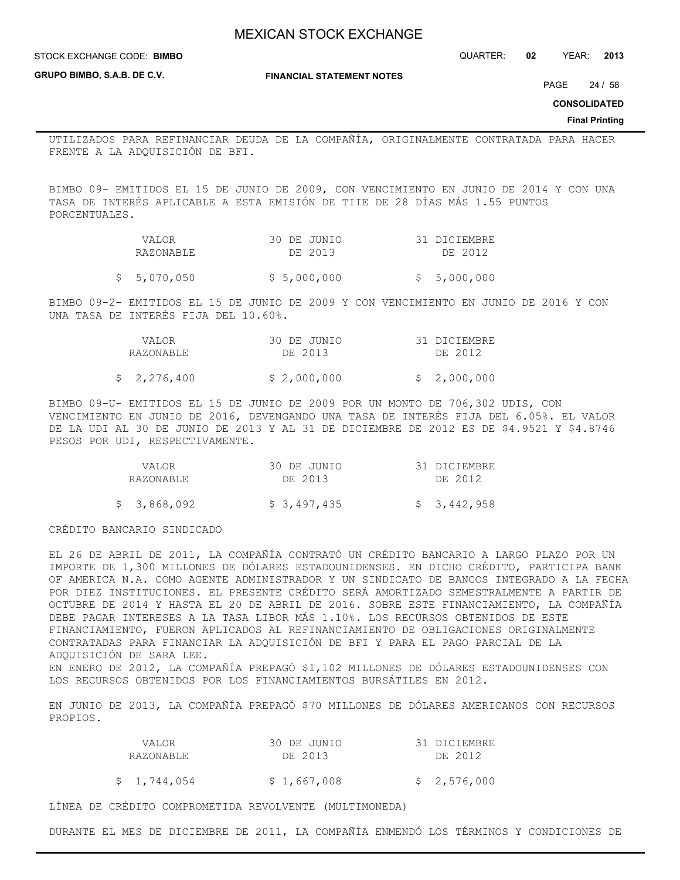UTILIZADOS PARA REFINANCIAR DEUDA DE LA COMPAÑÍA, ORIGINALMENTE CONTRATADA PARA HACER FRENTE A LA ADQUISICIÓN DE BFI.

BIMBO 09- EMITIDOS EL 15 DE JUNIO DE 2009, CON VENCIMIENTO EN JUNIO DE 2014 Y CON UNA TASA DE INTERÉS APLICABLE A ESTA EMISIÓN DE TIIE DE 28 DÍAS MÁS 1.55 PUNTOS PORCENTUALES.

| VALOR RAZONABLE | 30 DE JUNIO DE 2013 | 31 DICIEMBRE DE 2012 |
|---|---|---|
| $ 5,070,050 | $ 5,000,000 | $ 5,000,000 |

BIMBO 09-2- EMITIDOS EL 15 DE JUNIO DE 2009 Y CON VENCIMIENTO EN JUNIO DE 2016 Y CON UNA TASA DE INTERÉS FIJA DEL 10.60%.

| VALOR RAZONABLE | 30 DE JUNIO DE 2013 | 31 DICIEMBRE DE 2012 |
|---|---|---|
| $ 2,276,400 | $ 2,000,000 | $ 2,000,000 |

BIMBO 09-U- EMITIDOS EL 15 DE JUNIO DE 2009 POR UN MONTO DE 706,302 UDIS, CON VENCIMIENTO EN JUNIO DE 2016, DEVENGANDO UNA TASA DE INTERÉS FIJA DEL 6.05%. EL VALOR DE LA UDI AL 30 DE JUNIO DE 2013 Y AL 31 DE DICIEMBRE DE 2012 ES DE $4.9521 Y $4.8746 PESOS POR UDI, RESPECTIVAMENTE.

| VALOR RAZONABLE | 30 DE JUNIO DE 2013 | 31 DICIEMBRE DE 2012 |
|---|---|---|
| $ 3,868,092 | $ 3,497,435 | $ 3,442,958 |

CRÉDITO BANCARIO SINDICADO

EL 26 DE ABRIL DE 2011, LA COMPAÑÍA CONTRATÓ UN CRÉDITO BANCARIO A LARGO PLAZO POR UN IMPORTE DE 1,300 MILLONES DE DÓLARES ESTADOUNIDENSES. EN DICHO CRÉDITO, PARTICIPA BANK OF AMERICA N.A. COMO AGENTE ADMINISTRADOR Y UN SINDICATO DE BANCOS INTEGRADO A LA FECHA POR DIEZ INSTITUCIONES. EL PRESENTE CRÉDITO SERÁ AMORTIZADO SEMESTRALMENTE A PARTIR DE OCTUBRE DE 2014 Y HASTA EL 20 DE ABRIL DE 2016. SOBRE ESTE FINANCIAMIENTO, LA COMPAÑÍA DEBE PAGAR INTERESES A LA TASA LIBOR MÁS 1.10%. LOS RECURSOS OBTENIDOS DE ESTE FINANCIAMIENTO, FUERON APLICADOS AL REFINANCIAMIENTO DE OBLIGACIONES ORIGINALMENTE CONTRATADAS PARA FINANCIAR LA ADQUISICIÓN DE BFI Y PARA EL PAGO PARCIAL DE LA ADQUISICIÓN DE SARA LEE.
EN ENERO DE 2012, LA COMPAÑÍA PREPAGÓ $1,102 MILLONES DE DÓLARES ESTADOUNIDENSES CON LOS RECURSOS OBTENIDOS POR LOS FINANCIAMIENTOS BURSÁTILES EN 2012.

EN JUNIO DE 2013, LA COMPAÑÍA PREPAGÓ $70 MILLONES DE DÓLARES AMERICANOS CON RECURSOS PROPIOS.

| VALOR RAZONABLE | 30 DE JUNIO DE 2013 | 31 DICIEMBRE DE 2012 |
|---|---|---|
| $ 1,744,054 | $ 1,667,008 | $ 2,576,000 |

LÍNEA DE CRÉDITO COMPROMETIDA REVOLVENTE (MULTIMONEDA)

DURANTE EL MES DE DICIEMBRE DE 2011, LA COMPAÑÍA ENMENDÓ LOS TÉRMINOS Y CONDICIONES DE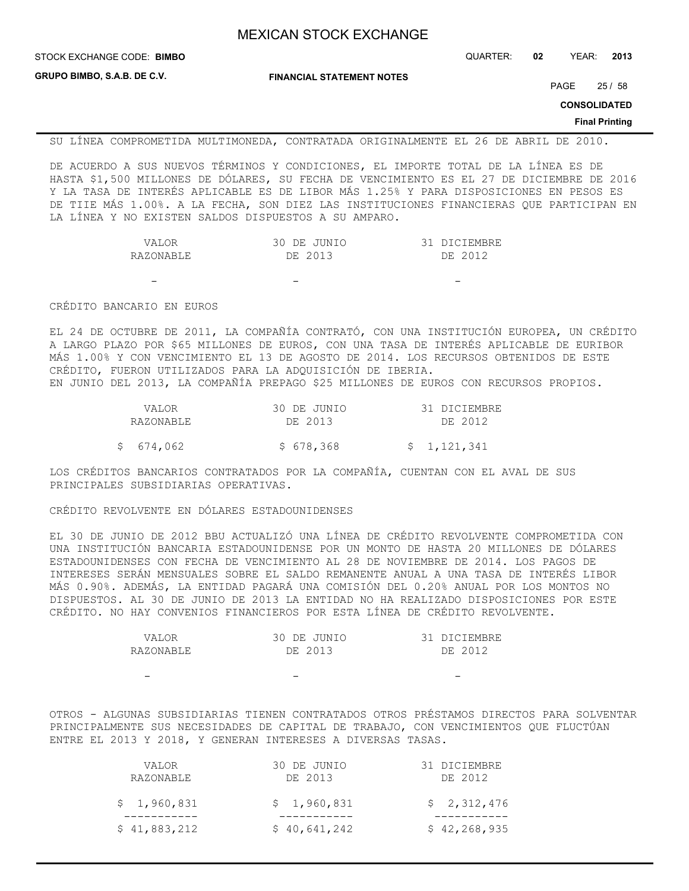SU LÍNEA COMPROMETIDA MULTIMONEDA, CONTRATADA ORIGINALMENTE EL 26 DE ABRIL DE 2010.

DE ACUERDO A SUS NUEVOS TÉRMINOS Y CONDICIONES, EL IMPORTE TOTAL DE LA LÍNEA ES DE HASTA $1,500 MILLONES DE DÓLARES, SU FECHA DE VENCIMIENTO ES EL 27 DE DICIEMBRE DE 2016 Y LA TASA DE INTERÉS APLICABLE ES DE LIBOR MÁS 1.25% Y PARA DISPOSICIONES EN PESOS ES DE TIIE MÁS 1.00%. A LA FECHA, SON DIEZ LAS INSTITUCIONES FINANCIERAS QUE PARTICIPAN EN LA LÍNEA Y NO EXISTEN SALDOS DISPUESTOS A SU AMPARO.

| VALOR RAZONABLE | 30 DE JUNIO DE 2013 | 31 DICIEMBRE DE 2012 |
|---|---|---|
| - | - | - |

CRÉDITO BANCARIO EN EUROS

EL 24 DE OCTUBRE DE 2011, LA COMPAÑÍA CONTRATÓ, CON UNA INSTITUCIÓN EUROPEA, UN CRÉDITO A LARGO PLAZO POR $65 MILLONES DE EUROS, CON UNA TASA DE INTERÉS APLICABLE DE EURIBOR MÁS 1.00% Y CON VENCIMIENTO EL 13 DE AGOSTO DE 2014. LOS RECURSOS OBTENIDOS DE ESTE CRÉDITO, FUERON UTILIZADOS PARA LA ADQUISICIÓN DE IBERIA.
EN JUNIO DEL 2013, LA COMPAÑÍA PREPAGO $25 MILLONES DE EUROS CON RECURSOS PROPIOS.

| VALOR RAZONABLE | 30 DE JUNIO DE 2013 | 31 DICIEMBRE DE 2012 |
|---|---|---|
| $ 674,062 | $ 678,368 | $ 1,121,341 |

LOS CRÉDITOS BANCARIOS CONTRATADOS POR LA COMPAÑÍA, CUENTAN CON EL AVAL DE SUS PRINCIPALES SUBSIDIARIAS OPERATIVAS.

CRÉDITO REVOLVENTE EN DÓLARES ESTADOUNIDENSES

EL 30 DE JUNIO DE 2012 BBU ACTUALIZÓ UNA LÍNEA DE CRÉDITO REVOLVENTE COMPROMETIDA CON UNA INSTITUCIÓN BANCARIA ESTADOUNIDENSE POR UN MONTO DE HASTA 20 MILLONES DE DÓLARES ESTADOUNIDENSES CON FECHA DE VENCIMIENTO AL 28 DE NOVIEMBRE DE 2014. LOS PAGOS DE INTERESES SERÁN MENSUALES SOBRE EL SALDO REMANENTE ANUAL A UNA TASA DE INTERÉS LIBOR MÁS 0.90%. ADEMÁS, LA ENTIDAD PAGARÁ UNA COMISIÓN DEL 0.20% ANUAL POR LOS MONTOS NO DISPUESTOS. AL 30 DE JUNIO DE 2013 LA ENTIDAD NO HA REALIZADO DISPOSICIONES POR ESTE CRÉDITO. NO HAY CONVENIOS FINANCIEROS POR ESTA LÍNEA DE CRÉDITO REVOLVENTE.

| VALOR RAZONABLE | 30 DE JUNIO DE 2013 | 31 DICIEMBRE DE 2012 |
|---|---|---|
| - | - | - |

OTROS - ALGUNAS SUBSIDIARIAS TIENEN CONTRATADOS OTROS PRÉSTAMOS DIRECTOS PARA SOLVENTAR PRINCIPALMENTE SUS NECESIDADES DE CAPITAL DE TRABAJO, CON VENCIMIENTOS QUE FLUCTÚAN ENTRE EL 2013 Y 2018, Y GENERAN INTERESES A DIVERSAS TASAS.

| VALOR RAZONABLE | 30 DE JUNIO DE 2013 | 31 DICIEMBRE DE 2012 |
|---|---|---|
| $ 1,960,831 | $ 1,960,831 | $ 2,312,476 |
| $ 41,883,212 | $ 40,641,242 | $ 42,268,935 |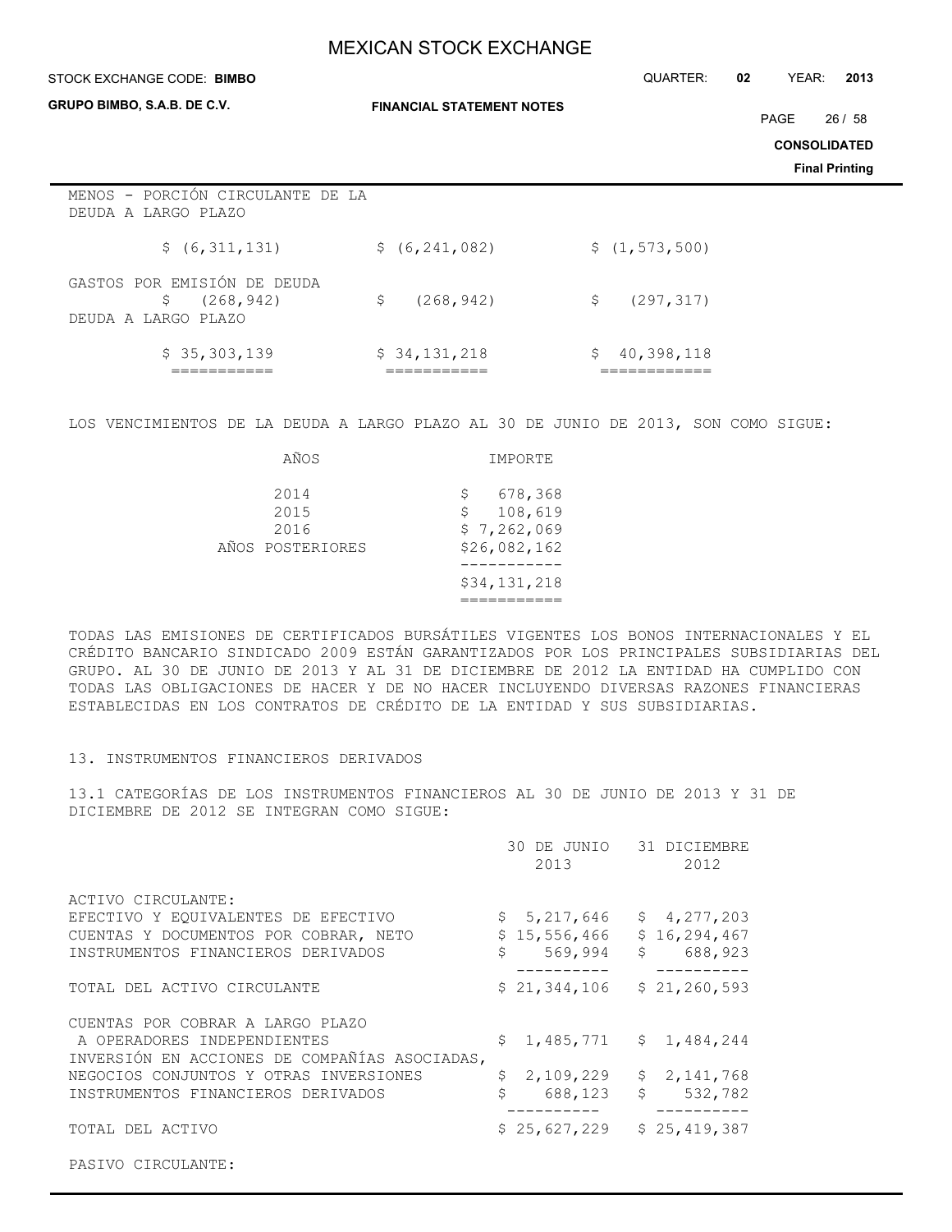| | | | |
|---|---|---|---|
| MENOS - PORCIÓN CIRCULANTE DE LA DEUDA A LARGO PLAZO | | | |
| | $ (6,311,131) | $ (6,241,082) | $ (1,573,500) |
| GASTOS POR EMISIÓN DE DEUDA | $ (268,942) | $ (268,942) | $ (297,317) |
| DEUDA A LARGO PLAZO | | | |
| | $ 35,303,139 | $ 34,131,218 | $ 40,398,118 |

LOS VENCIMIENTOS DE LA DEUDA A LARGO PLAZO AL 30 DE JUNIO DE 2013, SON COMO SIGUE:

| AÑOS | IMPORTE |
|---|---|
| 2014 | $ 678,368 |
| 2015 | $ 108,619 |
| 2016 | $ 7,262,069 |
| AÑOS POSTERIORES | $26,082,162 |
| | $34,131,218 |

TODAS LAS EMISIONES DE CERTIFICADOS BURSÁTILES VIGENTES LOS BONOS INTERNACIONALES Y EL CRÉDITO BANCARIO SINDICADO 2009 ESTÁN GARANTIZADOS POR LOS PRINCIPALES SUBSIDIARIAS DEL GRUPO. AL 30 DE JUNIO DE 2013 Y AL 31 DE DICIEMBRE DE 2012 LA ENTIDAD HA CUMPLIDO CON TODAS LAS OBLIGACIONES DE HACER Y DE NO HACER INCLUYENDO DIVERSAS RAZONES FINANCIERAS ESTABLECIDAS EN LOS CONTRATOS DE CRÉDITO DE LA ENTIDAD Y SUS SUBSIDIARIAS.

## 13. INSTRUMENTOS FINANCIEROS DERIVADOS

13.1 CATEGORÍAS DE LOS INSTRUMENTOS FINANCIEROS AL 30 DE JUNIO DE 2013 Y 31 DE DICIEMBRE DE 2012 SE INTEGRAN COMO SIGUE:

| | 30 DE JUNIO 2013 | 31 DICIEMBRE 2012 |
|---|---|---|
| ACTIVO CIRCULANTE: | | |
| EFECTIVO Y EQUIVALENTES DE EFECTIVO | $ 5,217,646 | $ 4,277,203 |
| CUENTAS Y DOCUMENTOS POR COBRAR, NETO | $ 15,556,466 | $ 16,294,467 |
| INSTRUMENTOS FINANCIEROS DERIVADOS | $ 569,994 | $ 688,923 |
| TOTAL DEL ACTIVO CIRCULANTE | $ 21,344,106 | $ 21,260,593 |
| CUENTAS POR COBRAR A LARGO PLAZO A OPERADORES INDEPENDIENTES | $ 1,485,771 | $ 1,484,244 |
| INVERSIÓN EN ACCIONES DE COMPAÑÍAS ASOCIADAS, NEGOCIOS CONJUNTOS Y OTRAS INVERSIONES | $ 2,109,229 | $ 2,141,768 |
| INSTRUMENTOS FINANCIEROS DERIVADOS | $ 688,123 | $ 532,782 |
| TOTAL DEL ACTIVO | $ 25,627,229 | $ 25,419,387 |

PASIVO CIRCULANTE: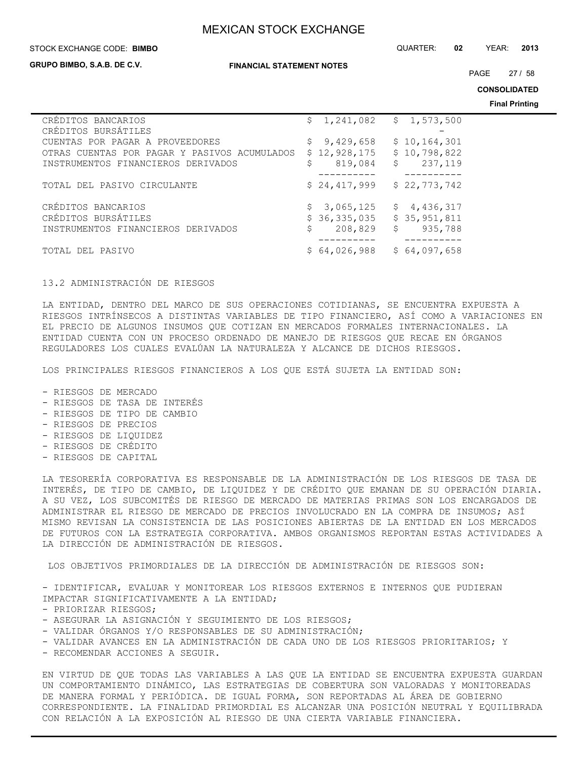| | | |
|---|---|---|
| CRÉDITOS BANCARIOS | $ 1,241,082 | $ 1,573,500 |
| CRÉDITOS BURSÁTILES | | - |
| CUENTAS POR PAGAR A PROVEEDORES | $ 9,429,658 | $ 10,164,301 |
| OTRAS CUENTAS POR PAGAR Y PASIVOS ACUMULADOS | $ 12,928,175 | $ 10,798,822 |
| INSTRUMENTOS FINANCIEROS DERIVADOS | $ 819,084 | $ 237,119 |
| TOTAL DEL PASIVO CIRCULANTE | $ 24,417,999 | $ 22,773,742 |
| CRÉDITOS BANCARIOS | $ 3,065,125 | $ 4,436,317 |
| CRÉDITOS BURSÁTILES | $ 36,335,035 | $ 35,951,811 |
| INSTRUMENTOS FINANCIEROS DERIVADOS | $ 208,829 | $ 935,788 |
| TOTAL DEL PASIVO | $ 64,026,988 | $ 64,097,658 |

13.2 ADMINISTRACIÓN DE RIESGOS

LA ENTIDAD, DENTRO DEL MARCO DE SUS OPERACIONES COTIDIANAS, SE ENCUENTRA EXPUESTA A RIESGOS INTRÍNSECOS A DISTINTAS VARIABLES DE TIPO FINANCIERO, ASÍ COMO A VARIACIONES EN EL PRECIO DE ALGUNOS INSUMOS QUE COTIZAN EN MERCADOS FORMALES INTERNACIONALES. LA ENTIDAD CUENTA CON UN PROCESO ORDENADO DE MANEJO DE RIESGOS QUE RECAE EN ÓRGANOS REGULADORES LOS CUALES EVALÚAN LA NATURALEZA Y ALCANCE DE DICHOS RIESGOS.

LOS PRINCIPALES RIESGOS FINANCIEROS A LOS QUE ESTÁ SUJETA LA ENTIDAD SON:

- RIESGOS DE MERCADO
- RIESGOS DE TASA DE INTERÉS
- RIESGOS DE TIPO DE CAMBIO
- RIESGOS DE PRECIOS
- RIESGOS DE LIQUIDEZ
- RIESGOS DE CRÉDITO
- RIESGOS DE CAPITAL

LA TESORERÍA CORPORATIVA ES RESPONSABLE DE LA ADMINISTRACIÓN DE LOS RIESGOS DE TASA DE INTERÉS, DE TIPO DE CAMBIO, DE LIQUIDEZ Y DE CRÉDITO QUE EMANAN DE SU OPERACIÓN DIARIA. A SU VEZ, LOS SUBCOMITÉS DE RIESGO DE MERCADO DE MATERIAS PRIMAS SON LOS ENCARGADOS DE ADMINISTRAR EL RIESGO DE MERCADO DE PRECIOS INVOLUCRADO EN LA COMPRA DE INSUMOS; ASÍ MISMO REVISAN LA CONSISTENCIA DE LAS POSICIONES ABIERTAS DE LA ENTIDAD EN LOS MERCADOS DE FUTUROS CON LA ESTRATEGIA CORPORATIVA. AMBOS ORGANISMOS REPORTAN ESTAS ACTIVIDADES A LA DIRECCIÓN DE ADMINISTRACIÓN DE RIESGOS.

LOS OBJETIVOS PRIMORDIALES DE LA DIRECCIÓN DE ADMINISTRACIÓN DE RIESGOS SON:

- IDENTIFICAR, EVALUAR Y MONITOREAR LOS RIESGOS EXTERNOS E INTERNOS QUE PUDIERAN IMPACTAR SIGNIFICATIVAMENTE A LA ENTIDAD;
- PRIORIZAR RIESGOS;
- ASEGURAR LA ASIGNACIÓN Y SEGUIMIENTO DE LOS RIESGOS;
- VALIDAR ÓRGANOS Y/O RESPONSABLES DE SU ADMINISTRACIÓN;
- VALIDAR AVANCES EN LA ADMINISTRACIÓN DE CADA UNO DE LOS RIESGOS PRIORITARIOS; Y
- RECOMENDAR ACCIONES A SEGUIR.

EN VIRTUD DE QUE TODAS LAS VARIABLES A LAS QUE LA ENTIDAD SE ENCUENTRA EXPUESTA GUARDAN UN COMPORTAMIENTO DINÁMICO, LAS ESTRATEGIAS DE COBERTURA SON VALORADAS Y MONITOREADAS DE MANERA FORMAL Y PERIÓDICA. DE IGUAL FORMA, SON REPORTADAS AL ÁREA DE GOBIERNO CORRESPONDIENTE. LA FINALIDAD PRIMORDIAL ES ALCANZAR UNA POSICIÓN NEUTRAL Y EQUILIBRADA CON RELACIÓN A LA EXPOSICIÓN AL RIESGO DE UNA CIERTA VARIABLE FINANCIERA.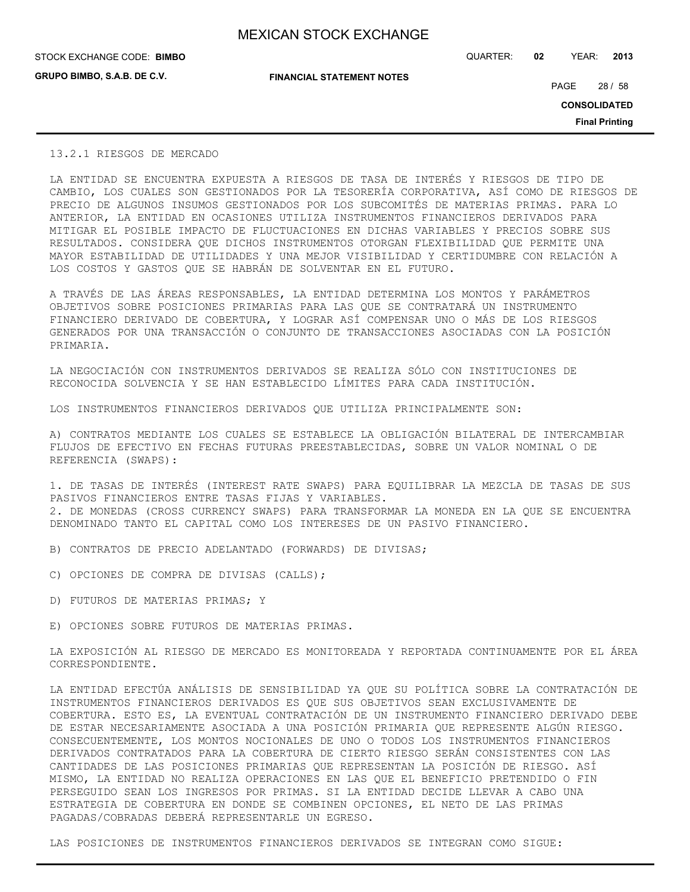### 13.2.1 RIESGOS DE MERCADO

LA ENTIDAD SE ENCUENTRA EXPUESTA A RIESGOS DE TASA DE INTERÉS Y RIESGOS DE TIPO DE CAMBIO, LOS CUALES SON GESTIONADOS POR LA TESORERÍA CORPORATIVA, ASÍ COMO DE RIESGOS DE PRECIO DE ALGUNOS INSUMOS GESTIONADOS POR LOS SUBCOMITÉS DE MATERIAS PRIMAS. PARA LO ANTERIOR, LA ENTIDAD EN OCASIONES UTILIZA INSTRUMENTOS FINANCIEROS DERIVADOS PARA MITIGAR EL POSIBLE IMPACTO DE FLUCTUACIONES EN DICHAS VARIABLES Y PRECIOS SOBRE SUS RESULTADOS. CONSIDERA QUE DICHOS INSTRUMENTOS OTORGAN FLEXIBILIDAD QUE PERMITE UNA MAYOR ESTABILIDAD DE UTILIDADES Y UNA MEJOR VISIBILIDAD Y CERTIDUMBRE CON RELACIÓN A LOS COSTOS Y GASTOS QUE SE HABRÁN DE SOLVENTAR EN EL FUTURO.

A TRAVÉS DE LAS ÁREAS RESPONSABLES, LA ENTIDAD DETERMINA LOS MONTOS Y PARÁMETROS OBJETIVOS SOBRE POSICIONES PRIMARIAS PARA LAS QUE SE CONTRATARÁ UN INSTRUMENTO FINANCIERO DERIVADO DE COBERTURA, Y LOGRAR ASÍ COMPENSAR UNO O MÁS DE LOS RIESGOS GENERADOS POR UNA TRANSACCIÓN O CONJUNTO DE TRANSACCIONES ASOCIADAS CON LA POSICIÓN PRIMARIA.

LA NEGOCIACIÓN CON INSTRUMENTOS DERIVADOS SE REALIZA SÓLO CON INSTITUCIONES DE RECONOCIDA SOLVENCIA Y SE HAN ESTABLECIDO LÍMITES PARA CADA INSTITUCIÓN.

LOS INSTRUMENTOS FINANCIEROS DERIVADOS QUE UTILIZA PRINCIPALMENTE SON:

A) CONTRATOS MEDIANTE LOS CUALES SE ESTABLECE LA OBLIGACIÓN BILATERAL DE INTERCAMBIAR FLUJOS DE EFECTIVO EN FECHAS FUTURAS PREESTABLECIDAS, SOBRE UN VALOR NOMINAL O DE REFERENCIA (SWAPS):

1. DE TASAS DE INTERÉS (INTEREST RATE SWAPS) PARA EQUILIBRAR LA MEZCLA DE TASAS DE SUS PASIVOS FINANCIEROS ENTRE TASAS FIJAS Y VARIABLES.
2. DE MONEDAS (CROSS CURRENCY SWAPS) PARA TRANSFORMAR LA MONEDA EN LA QUE SE ENCUENTRA DENOMINADO TANTO EL CAPITAL COMO LOS INTERESES DE UN PASIVO FINANCIERO.

B) CONTRATOS DE PRECIO ADELANTADO (FORWARDS) DE DIVISAS;

C) OPCIONES DE COMPRA DE DIVISAS (CALLS);

D) FUTUROS DE MATERIAS PRIMAS; Y

E) OPCIONES SOBRE FUTUROS DE MATERIAS PRIMAS.

LA EXPOSICIÓN AL RIESGO DE MERCADO ES MONITOREADA Y REPORTADA CONTINUAMENTE POR EL ÁREA CORRESPONDIENTE.

LA ENTIDAD EFECTÚA ANÁLISIS DE SENSIBILIDAD YA QUE SU POLÍTICA SOBRE LA CONTRATACIÓN DE INSTRUMENTOS FINANCIEROS DERIVADOS ES QUE SUS OBJETIVOS SEAN EXCLUSIVAMENTE DE COBERTURA. ESTO ES, LA EVENTUAL CONTRATACIÓN DE UN INSTRUMENTO FINANCIERO DERIVADO DEBE DE ESTAR NECESARIAMENTE ASOCIADA A UNA POSICIÓN PRIMARIA QUE REPRESENTE ALGÚN RIESGO. CONSECUENTEMENTE, LOS MONTOS NOCIONALES DE UNO O TODOS LOS INSTRUMENTOS FINANCIEROS DERIVADOS CONTRATADOS PARA LA COBERTURA DE CIERTO RIESGO SERÁN CONSISTENTES CON LAS CANTIDADES DE LAS POSICIONES PRIMARIAS QUE REPRESENTAN LA POSICIÓN DE RIESGO. ASÍ MISMO, LA ENTIDAD NO REALIZA OPERACIONES EN LAS QUE EL BENEFICIO PRETENDIDO O FIN PERSEGUIDO SEAN LOS INGRESOS POR PRIMAS. SI LA ENTIDAD DECIDE LLEVAR A CABO UNA ESTRATEGIA DE COBERTURA EN DONDE SE COMBINEN OPCIONES, EL NETO DE LAS PRIMAS PAGADAS/COBRADAS DEBERÁ REPRESENTARLE UN EGRESO.

LAS POSICIONES DE INSTRUMENTOS FINANCIEROS DERIVADOS SE INTEGRAN COMO SIGUE: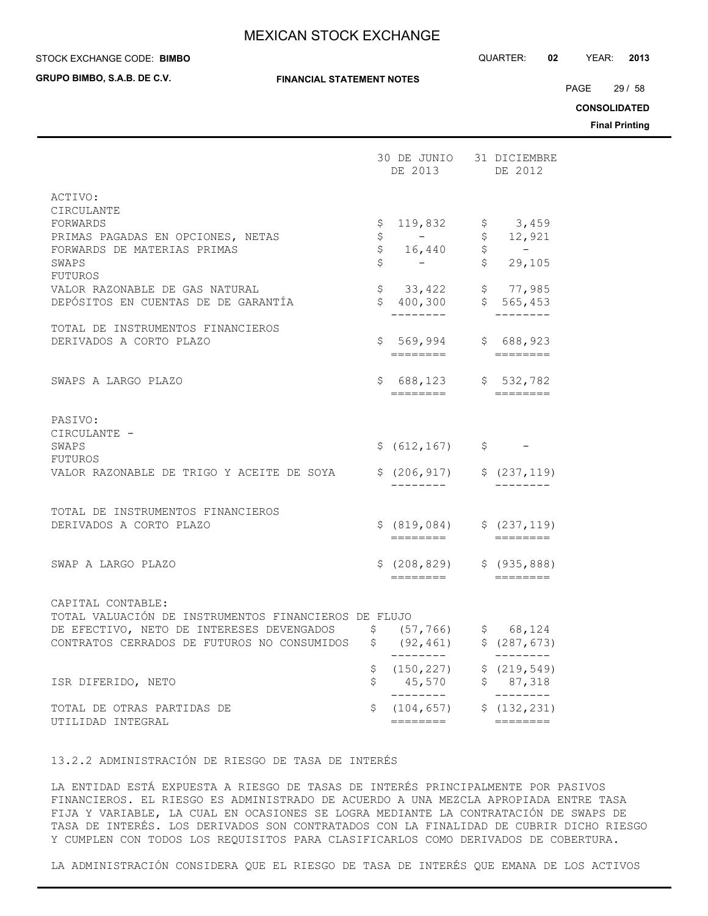| | 30 DE JUNIO DE 2013 | 31 DICIEMBRE DE 2012 |
|---|---|---|
| ACTIVO: | | |
| CIRCULANTE | | |
| FORWARDS | $ 119,832 | $ 3,459 |
| PRIMAS PAGADAS EN OPCIONES, NETAS | $ - | $ 12,921 |
| FORWARDS DE MATERIAS PRIMAS | $ 16,440 | $ - |
| SWAPS | $ - | $ 29,105 |
| FUTUROS | | |
| VALOR RAZONABLE DE GAS NATURAL | $ 33,422 | $ 77,985 |
| DEPÓSITOS EN CUENTAS DE DE GARANTÍA | $ 400,300 | $ 565,453 |
| TOTAL DE INSTRUMENTOS FINANCIEROS DERIVADOS A CORTO PLAZO | $ 569,994 | $ 688,923 |
| SWAPS A LARGO PLAZO | $ 688,123 | $ 532,782 |
| PASIVO: | | |
| CIRCULANTE - | | |
| SWAPS | $ (612,167) | $ - |
| FUTUROS | | |
| VALOR RAZONABLE DE TRIGO Y ACEITE DE SOYA | $ (206,917) | $ (237,119) |
| TOTAL DE INSTRUMENTOS FINANCIEROS DERIVADOS A CORTO PLAZO | $ (819,084) | $ (237,119) |
| SWAP A LARGO PLAZO | $ (208,829) | $ (935,888) |
| CAPITAL CONTABLE: | | |
| TOTAL VALUACIÓN DE INSTRUMENTOS FINANCIEROS DE FLUJO DE EFECTIVO, NETO DE INTERESES DEVENGADOS | $ (57,766) | $ 68,124 |
| CONTRATOS CERRADOS DE FUTUROS NO CONSUMIDOS | $ (92,461) | $ (287,673) |
| | $ (150,227) | $ (219,549) |
| ISR DIFERIDO, NETO | $ 45,570 | $ 87,318 |
| TOTAL DE OTRAS PARTIDAS DE UTILIDAD INTEGRAL | $ (104,657) | $ (132,231) |

13.2.2 ADMINISTRACIÓN DE RIESGO DE TASA DE INTERÉS

LA ENTIDAD ESTÁ EXPUESTA A RIESGO DE TASAS DE INTERÉS PRINCIPALMENTE POR PASIVOS FINANCIEROS. EL RIESGO ES ADMINISTRADO DE ACUERDO A UNA MEZCLA APROPIADA ENTRE TASA FIJA Y VARIABLE, LA CUAL EN OCASIONES SE LOGRA MEDIANTE LA CONTRATACIÓN DE SWAPS DE TASA DE INTERÉS. LOS DERIVADOS SON CONTRATADOS CON LA FINALIDAD DE CUBRIR DICHO RIESGO Y CUMPLEN CON TODOS LOS REQUISITOS PARA CLASIFICARLOS COMO DERIVADOS DE COBERTURA.

LA ADMINISTRACIÓN CONSIDERA QUE EL RIESGO DE TASA DE INTERÉS QUE EMANA DE LOS ACTIVOS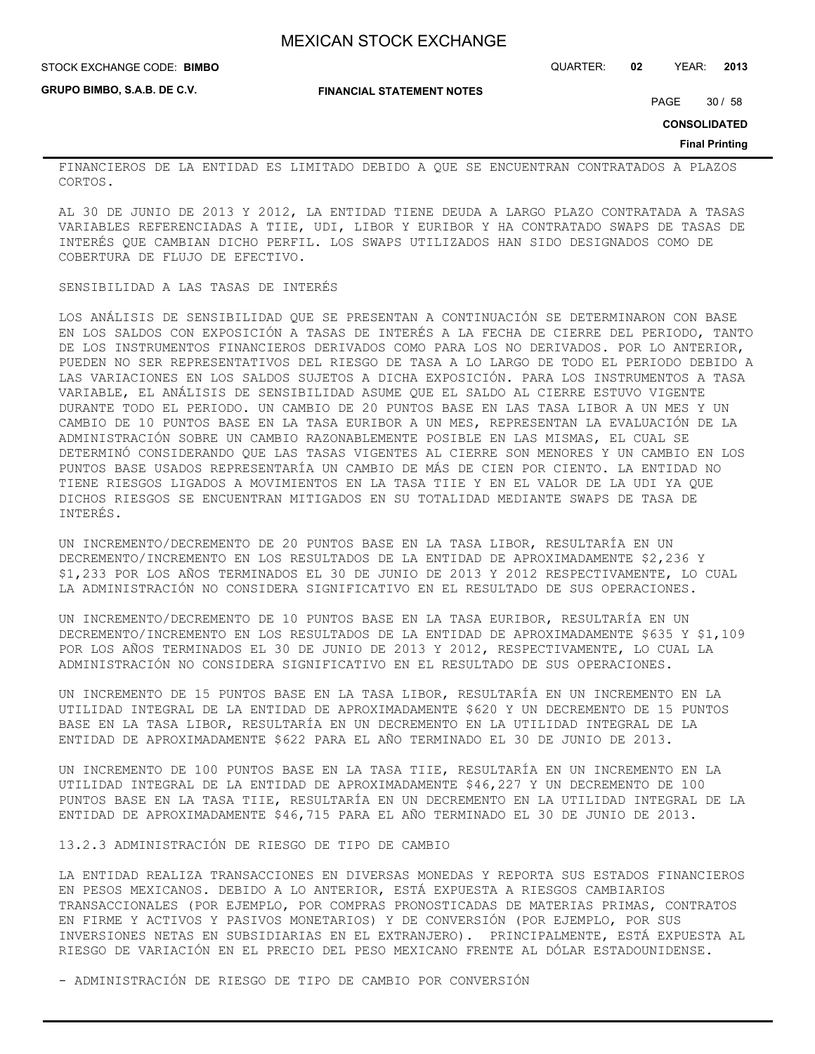FINANCIEROS DE LA ENTIDAD ES LIMITADO DEBIDO A QUE SE ENCUENTRAN CONTRATADOS A PLAZOS CORTOS.

AL 30 DE JUNIO DE 2013 Y 2012, LA ENTIDAD TIENE DEUDA A LARGO PLAZO CONTRATADA A TASAS VARIABLES REFERENCIADAS A TIIE, UDI, LIBOR Y EURIBOR Y HA CONTRATADO SWAPS DE TASAS DE INTERÉS QUE CAMBIAN DICHO PERFIL. LOS SWAPS UTILIZADOS HAN SIDO DESIGNADOS COMO DE COBERTURA DE FLUJO DE EFECTIVO.

SENSIBILIDAD A LAS TASAS DE INTERÉS

LOS ANÁLISIS DE SENSIBILIDAD QUE SE PRESENTAN A CONTINUACIÓN SE DETERMINARON CON BASE EN LOS SALDOS CON EXPOSICIÓN A TASAS DE INTERÉS A LA FECHA DE CIERRE DEL PERIODO, TANTO DE LOS INSTRUMENTOS FINANCIEROS DERIVADOS COMO PARA LOS NO DERIVADOS. POR LO ANTERIOR, PUEDEN NO SER REPRESENTATIVOS DEL RIESGO DE TASA A LO LARGO DE TODO EL PERIODO DEBIDO A LAS VARIACIONES EN LOS SALDOS SUJETOS A DICHA EXPOSICIÓN. PARA LOS INSTRUMENTOS A TASA VARIABLE, EL ANÁLISIS DE SENSIBILIDAD ASUME QUE EL SALDO AL CIERRE ESTUVO VIGENTE DURANTE TODO EL PERIODO. UN CAMBIO DE 20 PUNTOS BASE EN LAS TASA LIBOR A UN MES Y UN CAMBIO DE 10 PUNTOS BASE EN LA TASA EURIBOR A UN MES, REPRESENTAN LA EVALUACIÓN DE LA ADMINISTRACIÓN SOBRE UN CAMBIO RAZONABLEMENTE POSIBLE EN LAS MISMAS, EL CUAL SE DETERMINÓ CONSIDERANDO QUE LAS TASAS VIGENTES AL CIERRE SON MENORES Y UN CAMBIO EN LOS PUNTOS BASE USADOS REPRESENTARÍA UN CAMBIO DE MÁS DE CIEN POR CIENTO. LA ENTIDAD NO TIENE RIESGOS LIGADOS A MOVIMIENTOS EN LA TASA TIIE Y EN EL VALOR DE LA UDI YA QUE DICHOS RIESGOS SE ENCUENTRAN MITIGADOS EN SU TOTALIDAD MEDIANTE SWAPS DE TASA DE INTERÉS.

UN INCREMENTO/DECREMENTO DE 20 PUNTOS BASE EN LA TASA LIBOR, RESULTARÍA EN UN DECREMENTO/INCREMENTO EN LOS RESULTADOS DE LA ENTIDAD DE APROXIMADAMENTE $2,236 Y $1,233 POR LOS AÑOS TERMINADOS EL 30 DE JUNIO DE 2013 Y 2012 RESPECTIVAMENTE, LO CUAL LA ADMINISTRACIÓN NO CONSIDERA SIGNIFICATIVO EN EL RESULTADO DE SUS OPERACIONES.

UN INCREMENTO/DECREMENTO DE 10 PUNTOS BASE EN LA TASA EURIBOR, RESULTARÍA EN UN DECREMENTO/INCREMENTO EN LOS RESULTADOS DE LA ENTIDAD DE APROXIMADAMENTE $635 Y $1,109 POR LOS AÑOS TERMINADOS EL 30 DE JUNIO DE 2013 Y 2012, RESPECTIVAMENTE, LO CUAL LA ADMINISTRACIÓN NO CONSIDERA SIGNIFICATIVO EN EL RESULTADO DE SUS OPERACIONES.

UN INCREMENTO DE 15 PUNTOS BASE EN LA TASA LIBOR, RESULTARÍA EN UN INCREMENTO EN LA UTILIDAD INTEGRAL DE LA ENTIDAD DE APROXIMADAMENTE $620 Y UN DECREMENTO DE 15 PUNTOS BASE EN LA TASA LIBOR, RESULTARÍA EN UN DECREMENTO EN LA UTILIDAD INTEGRAL DE LA ENTIDAD DE APROXIMADAMENTE $622 PARA EL AÑO TERMINADO EL 30 DE JUNIO DE 2013.

UN INCREMENTO DE 100 PUNTOS BASE EN LA TASA TIIE, RESULTARÍA EN UN INCREMENTO EN LA UTILIDAD INTEGRAL DE LA ENTIDAD DE APROXIMADAMENTE $46,227 Y UN DECREMENTO DE 100 PUNTOS BASE EN LA TASA TIIE, RESULTARÍA EN UN DECREMENTO EN LA UTILIDAD INTEGRAL DE LA ENTIDAD DE APROXIMADAMENTE $46,715 PARA EL AÑO TERMINADO EL 30 DE JUNIO DE 2013.

13.2.3 ADMINISTRACIÓN DE RIESGO DE TIPO DE CAMBIO

LA ENTIDAD REALIZA TRANSACCIONES EN DIVERSAS MONEDAS Y REPORTA SUS ESTADOS FINANCIEROS EN PESOS MEXICANOS. DEBIDO A LO ANTERIOR, ESTÁ EXPUESTA A RIESGOS CAMBIARIOS TRANSACCIONALES (POR EJEMPLO, POR COMPRAS PRONOSTICADAS DE MATERIAS PRIMAS, CONTRATOS EN FIRME Y ACTIVOS Y PASIVOS MONETARIOS) Y DE CONVERSIÓN (POR EJEMPLO, POR SUS INVERSIONES NETAS EN SUBSIDIARIAS EN EL EXTRANJERO). PRINCIPALMENTE, ESTÁ EXPUESTA AL RIESGO DE VARIACIÓN EN EL PRECIO DEL PESO MEXICANO FRENTE AL DÓLAR ESTADOUNIDENSE.

- ADMINISTRACIÓN DE RIESGO DE TIPO DE CAMBIO POR CONVERSIÓN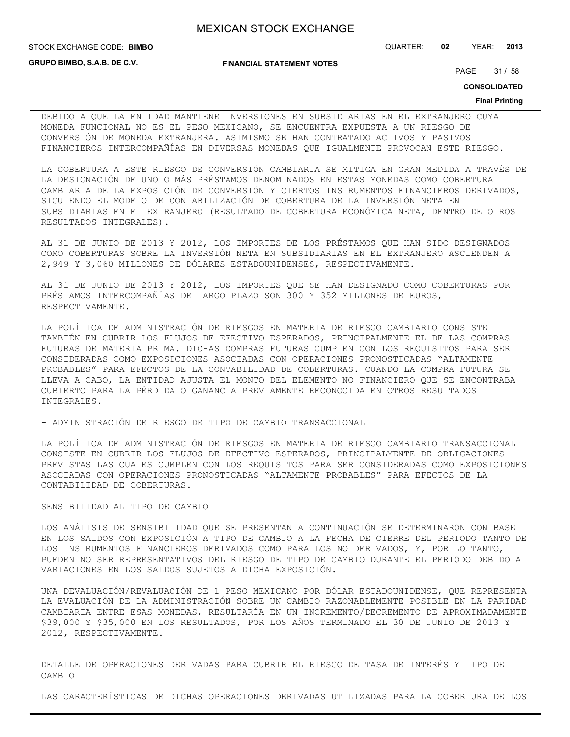DEBIDO A QUE LA ENTIDAD MANTIENE INVERSIONES EN SUBSIDIARIAS EN EL EXTRANJERO CUYA MONEDA FUNCIONAL NO ES EL PESO MEXICANO, SE ENCUENTRA EXPUESTA A UN RIESGO DE CONVERSIÓN DE MONEDA EXTRANJERA. ASIMISMO SE HAN CONTRATADO ACTIVOS Y PASIVOS FINANCIEROS INTERCOMPAÑÍAS EN DIVERSAS MONEDAS QUE IGUALMENTE PROVOCAN ESTE RIESGO.

LA COBERTURA A ESTE RIESGO DE CONVERSIÓN CAMBIARIA SE MITIGA EN GRAN MEDIDA A TRAVÉS DE LA DESIGNACIÓN DE UNO O MÁS PRÉSTAMOS DENOMINADOS EN ESTAS MONEDAS COMO COBERTURA CAMBIARIA DE LA EXPOSICIÓN DE CONVERSIÓN Y CIERTOS INSTRUMENTOS FINANCIEROS DERIVADOS, SIGUIENDO EL MODELO DE CONTABILIZACIÓN DE COBERTURA DE LA INVERSIÓN NETA EN SUBSIDIARIAS EN EL EXTRANJERO (RESULTADO DE COBERTURA ECONÓMICA NETA, DENTRO DE OTROS RESULTADOS INTEGRALES).

AL 31 DE JUNIO DE 2013 Y 2012, LOS IMPORTES DE LOS PRÉSTAMOS QUE HAN SIDO DESIGNADOS COMO COBERTURAS SOBRE LA INVERSIÓN NETA EN SUBSIDIARIAS EN EL EXTRANJERO ASCIENDEN A 2,949 Y 3,060 MILLONES DE DÓLARES ESTADOUNIDENSES, RESPECTIVAMENTE.

AL 31 DE JUNIO DE 2013 Y 2012, LOS IMPORTES QUE SE HAN DESIGNADO COMO COBERTURAS POR PRÉSTAMOS INTERCOMPAÑÍAS DE LARGO PLAZO SON 300 Y 352 MILLONES DE EUROS, RESPECTIVAMENTE.

LA POLÍTICA DE ADMINISTRACIÓN DE RIESGOS EN MATERIA DE RIESGO CAMBIARIO CONSISTE TAMBIÉN EN CUBRIR LOS FLUJOS DE EFECTIVO ESPERADOS, PRINCIPALMENTE EL DE LAS COMPRAS FUTURAS DE MATERIA PRIMA. DICHAS COMPRAS FUTURAS CUMPLEN CON LOS REQUISITOS PARA SER CONSIDERADAS COMO EXPOSICIONES ASOCIADAS CON OPERACIONES PRONOSTICADAS "ALTAMENTE PROBABLES" PARA EFECTOS DE LA CONTABILIDAD DE COBERTURAS. CUANDO LA COMPRA FUTURA SE LLEVA A CABO, LA ENTIDAD AJUSTA EL MONTO DEL ELEMENTO NO FINANCIERO QUE SE ENCONTRABA CUBIERTO PARA LA PÉRDIDA O GANANCIA PREVIAMENTE RECONOCIDA EN OTROS RESULTADOS INTEGRALES.

- ADMINISTRACIÓN DE RIESGO DE TIPO DE CAMBIO TRANSACCIONAL

LA POLÍTICA DE ADMINISTRACIÓN DE RIESGOS EN MATERIA DE RIESGO CAMBIARIO TRANSACCIONAL CONSISTE EN CUBRIR LOS FLUJOS DE EFECTIVO ESPERADOS, PRINCIPALMENTE DE OBLIGACIONES PREVISTAS LAS CUALES CUMPLEN CON LOS REQUISITOS PARA SER CONSIDERADAS COMO EXPOSICIONES ASOCIADAS CON OPERACIONES PRONOSTICADAS "ALTAMENTE PROBABLES" PARA EFECTOS DE LA CONTABILIDAD DE COBERTURAS.

SENSIBILIDAD AL TIPO DE CAMBIO

LOS ANÁLISIS DE SENSIBILIDAD QUE SE PRESENTAN A CONTINUACIÓN SE DETERMINARON CON BASE EN LOS SALDOS CON EXPOSICIÓN A TIPO DE CAMBIO A LA FECHA DE CIERRE DEL PERIODO TANTO DE LOS INSTRUMENTOS FINANCIEROS DERIVADOS COMO PARA LOS NO DERIVADOS, Y, POR LO TANTO, PUEDEN NO SER REPRESENTATIVOS DEL RIESGO DE TIPO DE CAMBIO DURANTE EL PERIODO DEBIDO A VARIACIONES EN LOS SALDOS SUJETOS A DICHA EXPOSICIÓN.

UNA DEVALUACIÓN/REVALUACIÓN DE 1 PESO MEXICANO POR DÓLAR ESTADOUNIDENSE, QUE REPRESENTA LA EVALUACIÓN DE LA ADMINISTRACIÓN SOBRE UN CAMBIO RAZONABLEMENTE POSIBLE EN LA PARIDAD CAMBIARIA ENTRE ESAS MONEDAS, RESULTARÍA EN UN INCREMENTO/DECREMENTO DE APROXIMADAMENTE $39,000 Y $35,000 EN LOS RESULTADOS, POR LOS AÑOS TERMINADO EL 30 DE JUNIO DE 2013 Y 2012, RESPECTIVAMENTE.

DETALLE DE OPERACIONES DERIVADAS PARA CUBRIR EL RIESGO DE TASA DE INTERÉS Y TIPO DE CAMBIO

LAS CARACTERÍSTICAS DE DICHAS OPERACIONES DERIVADAS UTILIZADAS PARA LA COBERTURA DE LOS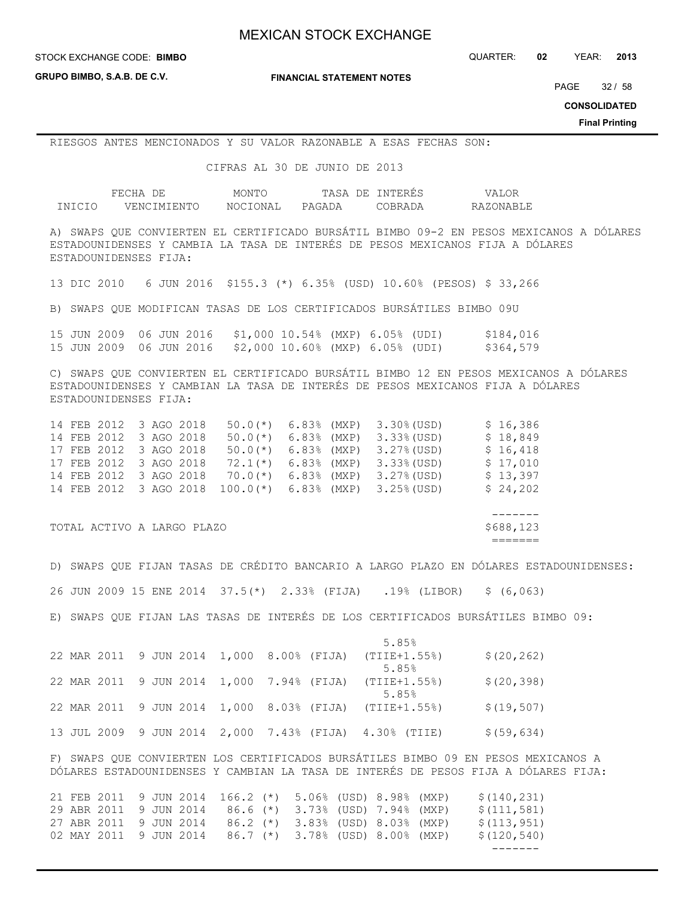RIESGOS ANTES MENCIONADOS Y SU VALOR RAZONABLE A ESAS FECHAS SON:

CIFRAS AL 30 DE JUNIO DE 2013

| FECHA DE INICIO | FECHA DE VENCIMIENTO | MONTO NOCIONAL | TASA DE INTERÉS PAGADA | TASA DE INTERÉS COBRADA | VALOR RAZONABLE |
|---|---|---|---|---|---|
| A) SWAPS QUE CONVIERTEN EL CERTIFICADO BURSÁTIL BIMBO 09-2 EN PESOS MEXICANOS A DÓLARES ESTADOUNIDENSES Y CAMBIA LA TASA DE INTERÉS DE PESOS MEXICANOS FIJA A DÓLARES ESTADOUNIDENSES FIJA: | | | | | |
| 13 DIC 2010 | 6 JUN 2016 | $155.3 (*) | 6.35% (USD) | 10.60% (PESOS) | $ 33,266 |
| B) SWAPS QUE MODIFICAN TASAS DE LOS CERTIFICADOS BURSÁTILES BIMBO 09U | | | | | |
| 15 JUN 2009 | 06 JUN 2016 | $1,000 | 10.54% (MXP) | 6.05% (UDI) | $184,016 |
| 15 JUN 2009 | 06 JUN 2016 | $2,000 | 10.60% (MXP) | 6.05% (UDI) | $364,579 |
| C) SWAPS QUE CONVIERTEN EL CERTIFICADO BURSÁTIL BIMBO 12 EN PESOS MEXICANOS A DÓLARES ESTADOUNIDENSES Y CAMBIAN LA TASA DE INTERÉS DE PESOS MEXICANOS FIJA A DÓLARES ESTADOUNIDENSES FIJA: | | | | | |
| 14 FEB 2012 | 3 AGO 2018 | 50.0(*) | 6.83% (MXP) | 3.30%(USD) | $ 16,386 |
| 14 FEB 2012 | 3 AGO 2018 | 50.0(*) | 6.83% (MXP) | 3.33%(USD) | $ 18,849 |
| 17 FEB 2012 | 3 AGO 2018 | 50.0(*) | 6.83% (MXP) | 3.27%(USD) | $ 16,418 |
| 17 FEB 2012 | 3 AGO 2018 | 72.1(*) | 6.83% (MXP) | 3.33%(USD) | $ 17,010 |
| 14 FEB 2012 | 3 AGO 2018 | 70.0(*) | 6.83% (MXP) | 3.27%(USD) | $ 13,397 |
| 14 FEB 2012 | 3 AGO 2018 | 100.0(*) | 6.83% (MXP) | 3.25%(USD) | $ 24,202 |
| TOTAL ACTIVO A LARGO PLAZO | | | | | $688,123 |
| D) SWAPS QUE FIJAN TASAS DE CRÉDITO BANCARIO A LARGO PLAZO EN DÓLARES ESTADOUNIDENSES: | | | | | |
| 26 JUN 2009 | 15 ENE 2014 | 37.5(*) | 2.33% (FIJA) | .19% (LIBOR) | $ (6,063) |
| E) SWAPS QUE FIJAN LAS TASAS DE INTERÉS DE LOS CERTIFICADOS BURSÁTILES BIMBO 09: | | | | | |
| 22 MAR 2011 | 9 JUN 2014 | 1,000 | 8.00% (FIJA) | 5.85% (TIIE+1.55%) | $(20,262) |
| 22 MAR 2011 | 9 JUN 2014 | 1,000 | 7.94% (FIJA) | 5.85% (TIIE+1.55%) | $(20,398) |
| 22 MAR 2011 | 9 JUN 2014 | 1,000 | 8.03% (FIJA) | 5.85% (TIIE+1.55%) | $(19,507) |
| 13 JUL 2009 | 9 JUN 2014 | 2,000 | 7.43% (FIJA) | 4.30% (TIIE) | $(59,634) |
| F) SWAPS QUE CONVIERTEN LOS CERTIFICADOS BURSÁTILES BIMBO 09 EN PESOS MEXICANOS A DÓLARES ESTADOUNIDENSES Y CAMBIAN LA TASA DE INTERÉS DE PESOS FIJA A DÓLARES FIJA: | | | | | |
| 21 FEB 2011 | 9 JUN 2014 | 166.2 (*) | 5.06% (USD) | 8.98% (MXP) | $(140,231) |
| 29 ABR 2011 | 9 JUN 2014 | 86.6 (*) | 3.73% (USD) | 7.94% (MXP) | $(111,581) |
| 27 ABR 2011 | 9 JUN 2014 | 86.2 (*) | 3.83% (USD) | 8.03% (MXP) | $(113,951) |
| 02 MAY 2011 | 9 JUN 2014 | 86.7 (*) | 3.78% (USD) | 8.00% (MXP) | $(120,540) |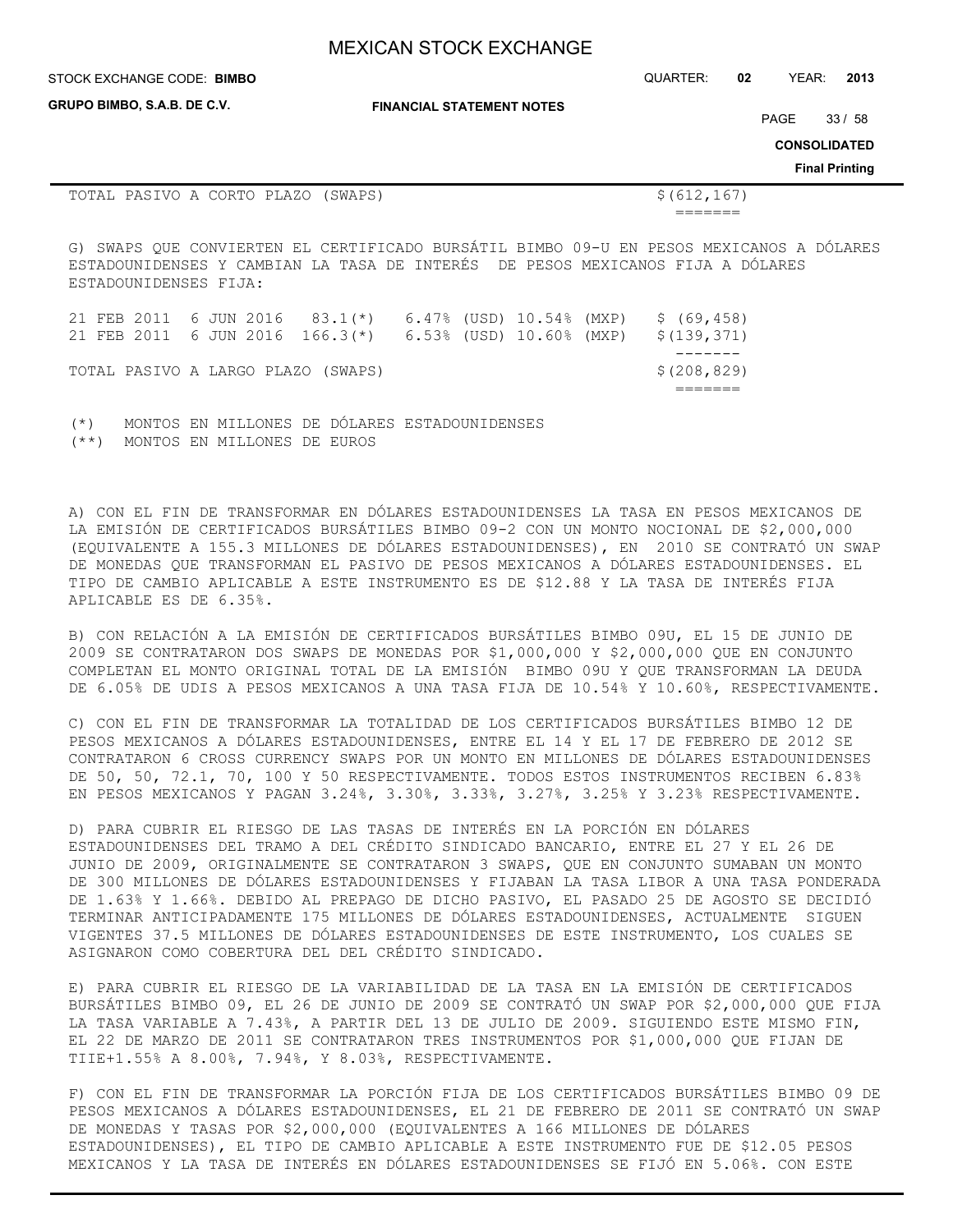| | | | | |
|---|---|---|---|---|
| TOTAL PASIVO A CORTO PLAZO (SWAPS) | | | | $(612,167) |

G) SWAPS QUE CONVIERTEN EL CERTIFICADO BURSÁTIL BIMBO 09-U EN PESOS MEXICANOS A DÓLARES ESTADOUNIDENSES Y CAMBIAN LA TASA DE INTERÉS DE PESOS MEXICANOS FIJA A DÓLARES ESTADOUNIDENSES FIJA:

| | | | | |
|---|---|---|---|---|
| 21 FEB 2011 | 6 JUN 2016 | 83.1(*) | 6.47% (USD) 10.54% (MXP) | $ (69,458) |
| 21 FEB 2011 | 6 JUN 2016 | 166.3(*) | 6.53% (USD) 10.60% (MXP) | $(139,371) |
| TOTAL PASIVO A LARGO PLAZO (SWAPS) | | | | $(208,829) |

(*) MONTOS EN MILLONES DE DÓLARES ESTADOUNIDENSES
(**) MONTOS EN MILLONES DE EUROS

A) CON EL FIN DE TRANSFORMAR EN DÓLARES ESTADOUNIDENSES LA TASA EN PESOS MEXICANOS DE LA EMISIÓN DE CERTIFICADOS BURSÁTILES BIMBO 09-2 CON UN MONTO NOCIONAL DE $2,000,000 (EQUIVALENTE A 155.3 MILLONES DE DÓLARES ESTADOUNIDENSES), EN 2010 SE CONTRATÓ UN SWAP DE MONEDAS QUE TRANSFORMAN EL PASIVO DE PESOS MEXICANOS A DÓLARES ESTADOUNIDENSES. EL TIPO DE CAMBIO APLICABLE A ESTE INSTRUMENTO ES DE $12.88 Y LA TASA DE INTERÉS FIJA APLICABLE ES DE 6.35%.

B) CON RELACIÓN A LA EMISIÓN DE CERTIFICADOS BURSÁTILES BIMBO 09U, EL 15 DE JUNIO DE 2009 SE CONTRATARON DOS SWAPS DE MONEDAS POR $1,000,000 Y $2,000,000 QUE EN CONJUNTO COMPLETAN EL MONTO ORIGINAL TOTAL DE LA EMISIÓN BIMBO 09U Y QUE TRANSFORMAN LA DEUDA DE 6.05% DE UDIS A PESOS MEXICANOS A UNA TASA FIJA DE 10.54% Y 10.60%, RESPECTIVAMENTE.

C) CON EL FIN DE TRANSFORMAR LA TOTALIDAD DE LOS CERTIFICADOS BURSÁTILES BIMBO 12 DE PESOS MEXICANOS A DÓLARES ESTADOUNIDENSES, ENTRE EL 14 Y EL 17 DE FEBRERO DE 2012 SE CONTRATARON 6 CROSS CURRENCY SWAPS POR UN MONTO EN MILLONES DE DÓLARES ESTADOUNIDENSES DE 50, 50, 72.1, 70, 100 Y 50 RESPECTIVAMENTE. TODOS ESTOS INSTRUMENTOS RECIBEN 6.83% EN PESOS MEXICANOS Y PAGAN 3.24%, 3.30%, 3.33%, 3.27%, 3.25% Y 3.23% RESPECTIVAMENTE.

D) PARA CUBRIR EL RIESGO DE LAS TASAS DE INTERÉS EN LA PORCIÓN EN DÓLARES ESTADOUNIDENSES DEL TRAMO A DEL CRÉDITO SINDICADO BANCARIO, ENTRE EL 27 Y EL 26 DE JUNIO DE 2009, ORIGINALMENTE SE CONTRATARON 3 SWAPS, QUE EN CONJUNTO SUMABAN UN MONTO DE 300 MILLONES DE DÓLARES ESTADOUNIDENSES Y FIJABAN LA TASA LIBOR A UNA TASA PONDERADA DE 1.63% Y 1.66%. DEBIDO AL PREPAGO DE DICHO PASIVO, EL PASADO 25 DE AGOSTO SE DECIDIÓ TERMINAR ANTICIPADAMENTE 175 MILLONES DE DÓLARES ESTADOUNIDENSES, ACTUALMENTE SIGUEN VIGENTES 37.5 MILLONES DE DÓLARES ESTADOUNIDENSES DE ESTE INSTRUMENTO, LOS CUALES SE ASIGNARON COMO COBERTURA DEL DEL CRÉDITO SINDICADO.

E) PARA CUBRIR EL RIESGO DE LA VARIABILIDAD DE LA TASA EN LA EMISIÓN DE CERTIFICADOS BURSÁTILES BIMBO 09, EL 26 DE JUNIO DE 2009 SE CONTRATÓ UN SWAP POR $2,000,000 QUE FIJA LA TASA VARIABLE A 7.43%, A PARTIR DEL 13 DE JULIO DE 2009. SIGUIENDO ESTE MISMO FIN, EL 22 DE MARZO DE 2011 SE CONTRATARON TRES INSTRUMENTOS POR $1,000,000 QUE FIJAN DE TIIE+1.55% A 8.00%, 7.94%, Y 8.03%, RESPECTIVAMENTE.

F) CON EL FIN DE TRANSFORMAR LA PORCIÓN FIJA DE LOS CERTIFICADOS BURSÁTILES BIMBO 09 DE PESOS MEXICANOS A DÓLARES ESTADOUNIDENSES, EL 21 DE FEBRERO DE 2011 SE CONTRATÓ UN SWAP DE MONEDAS Y TASAS POR $2,000,000 (EQUIVALENTES A 166 MILLONES DE DÓLARES ESTADOUNIDENSES), EL TIPO DE CAMBIO APLICABLE A ESTE INSTRUMENTO FUE DE $12.05 PESOS MEXICANOS Y LA TASA DE INTERÉS EN DÓLARES ESTADOUNIDENSES SE FIJÓ EN 5.06%. CON ESTE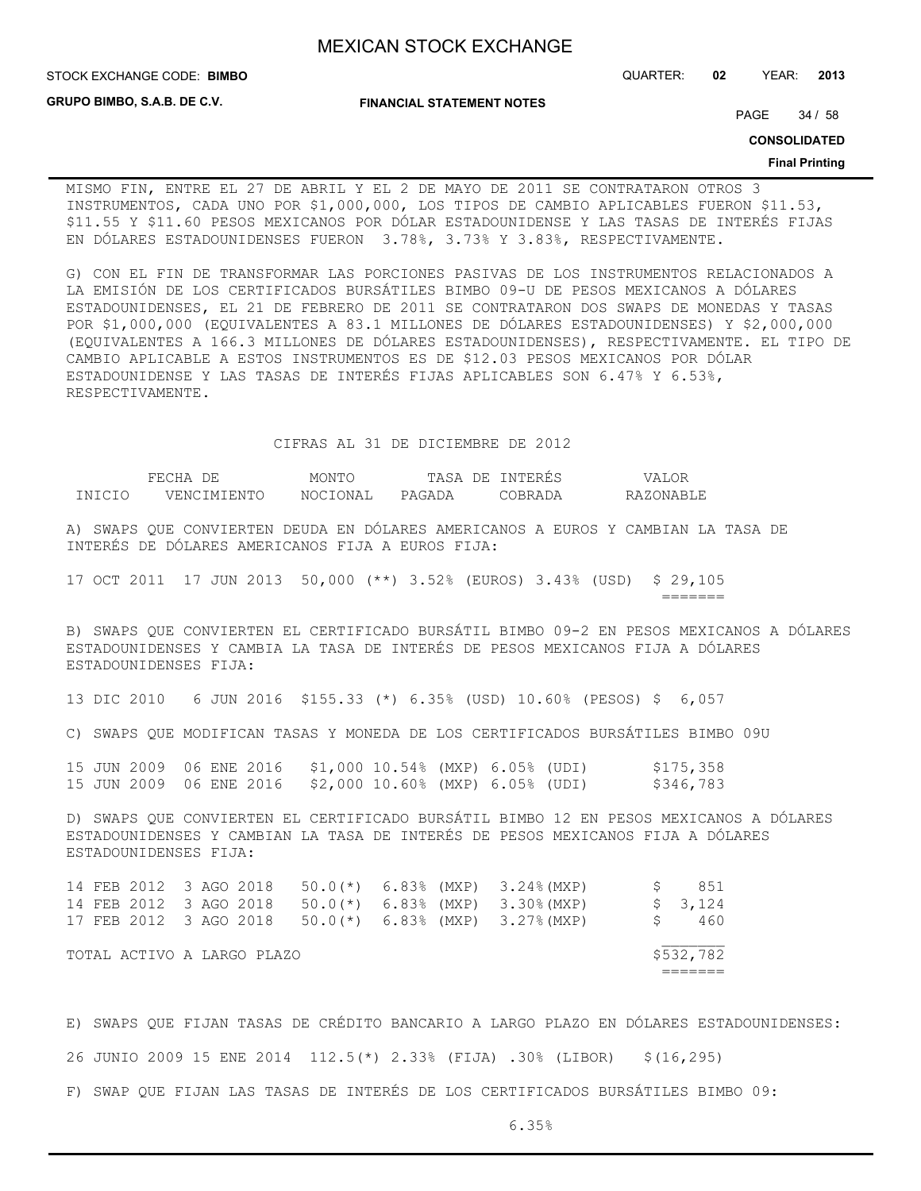MISMO FIN, ENTRE EL 27 DE ABRIL Y EL 2 DE MAYO DE 2011 SE CONTRATARON OTROS 3 INSTRUMENTOS, CADA UNO POR $1,000,000, LOS TIPOS DE CAMBIO APLICABLES FUERON $11.53, $11.55 Y $11.60 PESOS MEXICANOS POR DÓLAR ESTADOUNIDENSE Y LAS TASAS DE INTERÉS FIJAS EN DÓLARES ESTADOUNIDENSES FUERON 3.78%, 3.73% Y 3.83%, RESPECTIVAMENTE.

G) CON EL FIN DE TRANSFORMAR LAS PORCIONES PASIVAS DE LOS INSTRUMENTOS RELACIONADOS A LA EMISIÓN DE LOS CERTIFICADOS BURSÁTILES BIMBO 09-U DE PESOS MEXICANOS A DÓLARES ESTADOUNIDENSES, EL 21 DE FEBRERO DE 2011 SE CONTRATARON DOS SWAPS DE MONEDAS Y TASAS POR $1,000,000 (EQUIVALENTES A 83.1 MILLONES DE DÓLARES ESTADOUNIDENSES) Y $2,000,000 (EQUIVALENTES A 166.3 MILLONES DE DÓLARES ESTADOUNIDENSES), RESPECTIVAMENTE. EL TIPO DE CAMBIO APLICABLE A ESTOS INSTRUMENTOS ES DE $12.03 PESOS MEXICANOS POR DÓLAR ESTADOUNIDENSE Y LAS TASAS DE INTERÉS FIJAS APLICABLES SON 6.47% Y 6.53%, RESPECTIVAMENTE.

CIFRAS AL 31 DE DICIEMBRE DE 2012

| FECHA DE INICIO | FECHA DE VENCIMIENTO | MONTO NOCIONAL | TASA DE INTERÉS PAGADA | TASA DE INTERÉS COBRADA | VALOR RAZONABLE |
|---|---|---|---|---|---|
| A) SWAPS QUE CONVIERTEN DEUDA EN DÓLARES AMERICANOS A EUROS Y CAMBIAN LA TASA DE INTERÉS DE DÓLARES AMERICANOS FIJA A EUROS FIJA: | | | | | |
| 17 OCT 2011 | 17 JUN 2013 | 50,000 (**) | 3.52% (EUROS) | 3.43% (USD) | $ 29,105 |
| B) SWAPS QUE CONVIERTEN EL CERTIFICADO BURSÁTIL BIMBO 09-2 EN PESOS MEXICANOS A DÓLARES ESTADOUNIDENSES Y CAMBIA LA TASA DE INTERÉS DE PESOS MEXICANOS FIJA A DÓLARES ESTADOUNIDENSES FIJA: | | | | | |
| 13 DIC 2010 | 6 JUN 2016 | $155.33 (*) | 6.35% (USD) | 10.60% (PESOS) | $ 6,057 |
| C) SWAPS QUE MODIFICAN TASAS Y MONEDA DE LOS CERTIFICADOS BURSÁTILES BIMBO 09U | | | | | |
| 15 JUN 2009 | 06 ENE 2016 | $1,000 | 10.54% (MXP) | 6.05% (UDI) | $175,358 |
| 15 JUN 2009 | 06 ENE 2016 | $2,000 | 10.60% (MXP) | 6.05% (UDI) | $346,783 |
| D) SWAPS QUE CONVIERTEN EL CERTIFICADO BURSÁTIL BIMBO 12 EN PESOS MEXICANOS A DÓLARES ESTADOUNIDENSES Y CAMBIAN LA TASA DE INTERÉS DE PESOS MEXICANOS FIJA A DÓLARES ESTADOUNIDENSES FIJA: | | | | | |
| 14 FEB 2012 | 3 AGO 2018 | 50.0(*) | 6.83% (MXP) | 3.24%(MXP) | $ 851 |
| 14 FEB 2012 | 3 AGO 2018 | 50.0(*) | 6.83% (MXP) | 3.30%(MXP) | $ 3,124 |
| 17 FEB 2012 | 3 AGO 2018 | 50.0(*) | 6.83% (MXP) | 3.27%(MXP) | $ 460 |
| TOTAL ACTIVO A LARGO PLAZO | | | | | $532,782 |
| E) SWAPS QUE FIJAN TASAS DE CRÉDITO BANCARIO A LARGO PLAZO EN DÓLARES ESTADOUNIDENSES: | | | | | |
| 26 JUNIO 2009 | 15 ENE 2014 | 112.5(*) | 2.33% (FIJA) | .30% (LIBOR) | $(16,295) |
| F) SWAP QUE FIJAN LAS TASAS DE INTERÉS DE LOS CERTIFICADOS BURSÁTILES BIMBO 09: | | | | | |
| | | | | 6.35% | |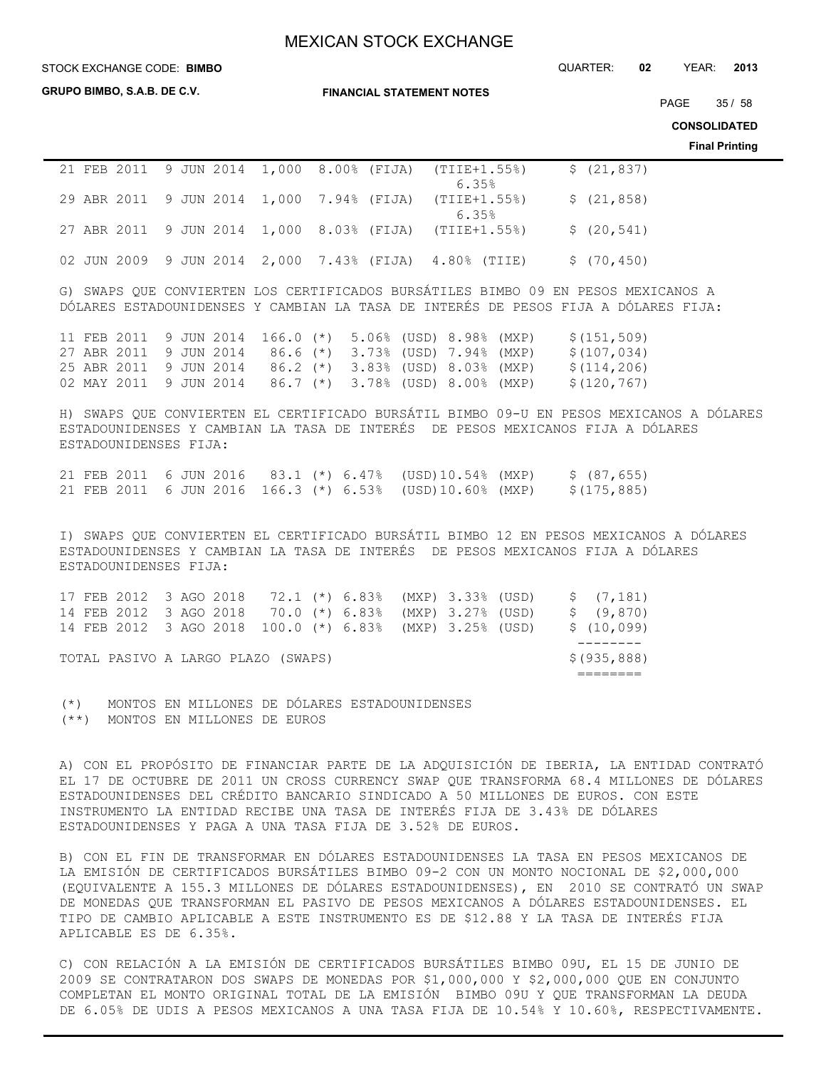| | | | | | |
|---|---|---|---|---|---|
| 21 FEB 2011 | 9 JUN 2014 | 1,000 | 8.00% (FIJA) | (TIIE+1.55%) 6.35% | $ (21,837) |
| 29 ABR 2011 | 9 JUN 2014 | 1,000 | 7.94% (FIJA) | (TIIE+1.55%) 6.35% | $ (21,858) |
| 27 ABR 2011 | 9 JUN 2014 | 1,000 | 8.03% (FIJA) | (TIIE+1.55%) | $ (20,541) |
| 02 JUN 2009 | 9 JUN 2014 | 2,000 | 7.43% (FIJA) | 4.80% (TIIE) | $ (70,450) |

G) SWAPS QUE CONVIERTEN LOS CERTIFICADOS BURSÁTILES BIMBO 09 EN PESOS MEXICANOS A DÓLARES ESTADOUNIDENSES Y CAMBIAN LA TASA DE INTERÉS DE PESOS FIJA A DÓLARES FIJA:

| | | | | | |
|---|---|---|---|---|---|
| 11 FEB 2011 | 9 JUN 2014 | 166.0 (*) | 5.06% (USD) | 8.98% (MXP) | $(151,509) |
| 27 ABR 2011 | 9 JUN 2014 | 86.6 (*) | 3.73% (USD) | 7.94% (MXP) | $(107,034) |
| 25 ABR 2011 | 9 JUN 2014 | 86.2 (*) | 3.83% (USD) | 8.03% (MXP) | $(114,206) |
| 02 MAY 2011 | 9 JUN 2014 | 86.7 (*) | 3.78% (USD) | 8.00% (MXP) | $(120,767) |

H) SWAPS QUE CONVIERTEN EL CERTIFICADO BURSÁTIL BIMBO 09-U EN PESOS MEXICANOS A DÓLARES ESTADOUNIDENSES Y CAMBIAN LA TASA DE INTERÉS DE PESOS MEXICANOS FIJA A DÓLARES ESTADOUNIDENSES FIJA:

| | | | | | |
|---|---|---|---|---|---|
| 21 FEB 2011 | 6 JUN 2016 | 83.1 (*) | 6.47% (USD) | 10.54% (MXP) | $ (87,655) |
| 21 FEB 2011 | 6 JUN 2016 | 166.3 (*) | 6.53% (USD) | 10.60% (MXP) | $(175,885) |

I) SWAPS QUE CONVIERTEN EL CERTIFICADO BURSÁTIL BIMBO 12 EN PESOS MEXICANOS A DÓLARES ESTADOUNIDENSES Y CAMBIAN LA TASA DE INTERÉS DE PESOS MEXICANOS FIJA A DÓLARES ESTADOUNIDENSES FIJA:

| | | | | | |
|---|---|---|---|---|---|
| 17 FEB 2012 | 3 AGO 2018 | 72.1 (*) | 6.83% (MXP) | 3.33% (USD) | $ (7,181) |
| 14 FEB 2012 | 3 AGO 2018 | 70.0 (*) | 6.83% (MXP) | 3.27% (USD) | $ (9,870) |
| 14 FEB 2012 | 3 AGO 2018 | 100.0 (*) | 6.83% (MXP) | 3.25% (USD) | $ (10,099) |
| TOTAL PASIVO A LARGO PLAZO (SWAPS) | | | | | $(935,888) |

(*) MONTOS EN MILLONES DE DÓLARES ESTADOUNIDENSES
(**) MONTOS EN MILLONES DE EUROS

A) CON EL PROPÓSITO DE FINANCIAR PARTE DE LA ADQUISICIÓN DE IBERIA, LA ENTIDAD CONTRATÓ EL 17 DE OCTUBRE DE 2011 UN CROSS CURRENCY SWAP QUE TRANSFORMA 68.4 MILLONES DE DÓLARES ESTADOUNIDENSES DEL CRÉDITO BANCARIO SINDICADO A 50 MILLONES DE EUROS. CON ESTE INSTRUMENTO LA ENTIDAD RECIBE UNA TASA DE INTERÉS FIJA DE 3.43% DE DÓLARES ESTADOUNIDENSES Y PAGA A UNA TASA FIJA DE 3.52% DE EUROS.

B) CON EL FIN DE TRANSFORMAR EN DÓLARES ESTADOUNIDENSES LA TASA EN PESOS MEXICANOS DE LA EMISIÓN DE CERTIFICADOS BURSÁTILES BIMBO 09-2 CON UN MONTO NOCIONAL DE $2,000,000 (EQUIVALENTE A 155.3 MILLONES DE DÓLARES ESTADOUNIDENSES), EN 2010 SE CONTRATÓ UN SWAP DE MONEDAS QUE TRANSFORMAN EL PASIVO DE PESOS MEXICANOS A DÓLARES ESTADOUNIDENSES. EL TIPO DE CAMBIO APLICABLE A ESTE INSTRUMENTO ES DE $12.88 Y LA TASA DE INTERÉS FIJA APLICABLE ES DE 6.35%.

C) CON RELACIÓN A LA EMISIÓN DE CERTIFICADOS BURSÁTILES BIMBO 09U, EL 15 DE JUNIO DE 2009 SE CONTRATARON DOS SWAPS DE MONEDAS POR $1,000,000 Y $2,000,000 QUE EN CONJUNTO COMPLETAN EL MONTO ORIGINAL TOTAL DE LA EMISIÓN BIMBO 09U Y QUE TRANSFORMAN LA DEUDA DE 6.05% DE UDIS A PESOS MEXICANOS A UNA TASA FIJA DE 10.54% Y 10.60%, RESPECTIVAMENTE.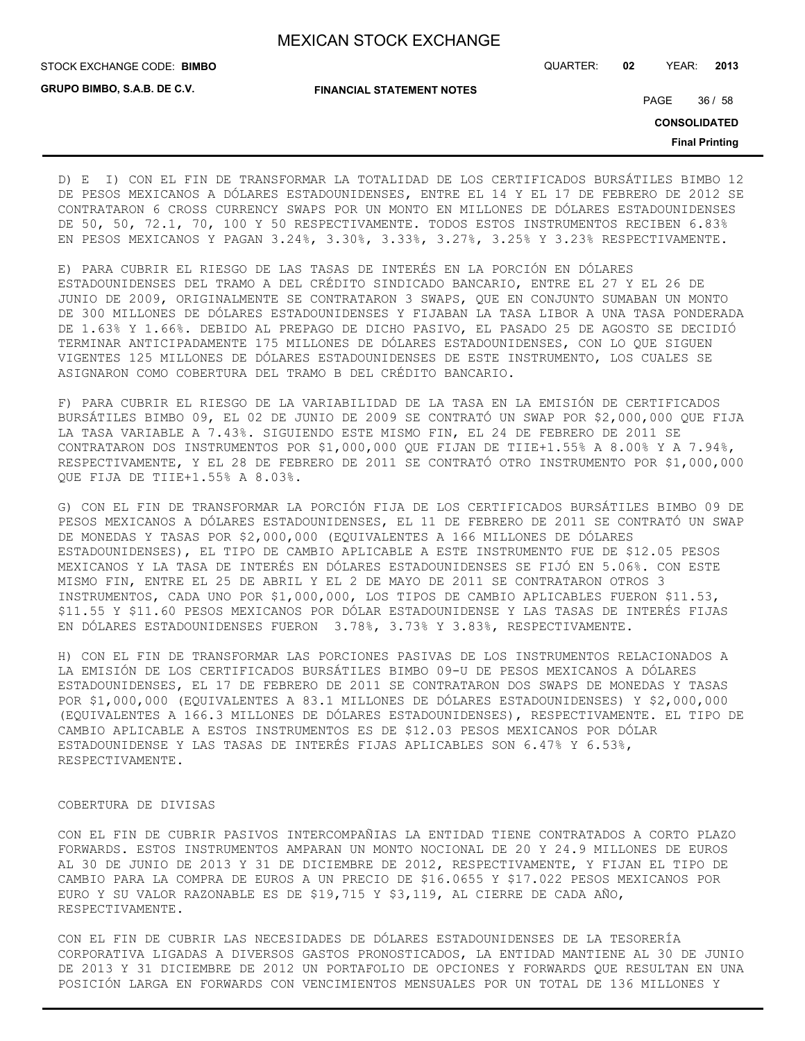D) E I) CON EL FIN DE TRANSFORMAR LA TOTALIDAD DE LOS CERTIFICADOS BURSÁTILES BIMBO 12 DE PESOS MEXICANOS A DÓLARES ESTADOUNIDENSES, ENTRE EL 14 Y EL 17 DE FEBRERO DE 2012 SE CONTRATARON 6 CROSS CURRENCY SWAPS POR UN MONTO EN MILLONES DE DÓLARES ESTADOUNIDENSES DE 50, 50, 72.1, 70, 100 Y 50 RESPECTIVAMENTE. TODOS ESTOS INSTRUMENTOS RECIBEN 6.83% EN PESOS MEXICANOS Y PAGAN 3.24%, 3.30%, 3.33%, 3.27%, 3.25% Y 3.23% RESPECTIVAMENTE.

E) PARA CUBRIR EL RIESGO DE LAS TASAS DE INTERÉS EN LA PORCIÓN EN DÓLARES ESTADOUNIDENSES DEL TRAMO A DEL CRÉDITO SINDICADO BANCARIO, ENTRE EL 27 Y EL 26 DE JUNIO DE 2009, ORIGINALMENTE SE CONTRATARON 3 SWAPS, QUE EN CONJUNTO SUMABAN UN MONTO DE 300 MILLONES DE DÓLARES ESTADOUNIDENSES Y FIJABAN LA TASA LIBOR A UNA TASA PONDERADA DE 1.63% Y 1.66%. DEBIDO AL PREPAGO DE DICHO PASIVO, EL PASADO 25 DE AGOSTO SE DECIDIÓ TERMINAR ANTICIPADAMENTE 175 MILLONES DE DÓLARES ESTADOUNIDENSES, CON LO QUE SIGUEN VIGENTES 125 MILLONES DE DÓLARES ESTADOUNIDENSES DE ESTE INSTRUMENTO, LOS CUALES SE ASIGNARON COMO COBERTURA DEL TRAMO B DEL CRÉDITO BANCARIO.

F) PARA CUBRIR EL RIESGO DE LA VARIABILIDAD DE LA TASA EN LA EMISIÓN DE CERTIFICADOS BURSÁTILES BIMBO 09, EL 02 DE JUNIO DE 2009 SE CONTRATÓ UN SWAP POR $2,000,000 QUE FIJA LA TASA VARIABLE A 7.43%. SIGUIENDO ESTE MISMO FIN, EL 24 DE FEBRERO DE 2011 SE CONTRATARON DOS INSTRUMENTOS POR $1,000,000 QUE FIJAN DE TIIE+1.55% A 8.00% Y A 7.94%, RESPECTIVAMENTE, Y EL 28 DE FEBRERO DE 2011 SE CONTRATÓ OTRO INSTRUMENTO POR $1,000,000 QUE FIJA DE TIIE+1.55% A 8.03%.

G) CON EL FIN DE TRANSFORMAR LA PORCIÓN FIJA DE LOS CERTIFICADOS BURSÁTILES BIMBO 09 DE PESOS MEXICANOS A DÓLARES ESTADOUNIDENSES, EL 11 DE FEBRERO DE 2011 SE CONTRATÓ UN SWAP DE MONEDAS Y TASAS POR $2,000,000 (EQUIVALENTES A 166 MILLONES DE DÓLARES ESTADOUNIDENSES), EL TIPO DE CAMBIO APLICABLE A ESTE INSTRUMENTO FUE DE $12.05 PESOS MEXICANOS Y LA TASA DE INTERÉS EN DÓLARES ESTADOUNIDENSES SE FIJÓ EN 5.06%. CON ESTE MISMO FIN, ENTRE EL 25 DE ABRIL Y EL 2 DE MAYO DE 2011 SE CONTRATARON OTROS 3 INSTRUMENTOS, CADA UNO POR $1,000,000, LOS TIPOS DE CAMBIO APLICABLES FUERON $11.53, $11.55 Y $11.60 PESOS MEXICANOS POR DÓLAR ESTADOUNIDENSE Y LAS TASAS DE INTERÉS FIJAS EN DÓLARES ESTADOUNIDENSES FUERON 3.78%, 3.73% Y 3.83%, RESPECTIVAMENTE.

H) CON EL FIN DE TRANSFORMAR LAS PORCIONES PASIVAS DE LOS INSTRUMENTOS RELACIONADOS A LA EMISIÓN DE LOS CERTIFICADOS BURSÁTILES BIMBO 09-U DE PESOS MEXICANOS A DÓLARES ESTADOUNIDENSES, EL 17 DE FEBRERO DE 2011 SE CONTRATARON DOS SWAPS DE MONEDAS Y TASAS POR $1,000,000 (EQUIVALENTES A 83.1 MILLONES DE DÓLARES ESTADOUNIDENSES) Y $2,000,000 (EQUIVALENTES A 166.3 MILLONES DE DÓLARES ESTADOUNIDENSES), RESPECTIVAMENTE. EL TIPO DE CAMBIO APLICABLE A ESTOS INSTRUMENTOS ES DE $12.03 PESOS MEXICANOS POR DÓLAR ESTADOUNIDENSE Y LAS TASAS DE INTERÉS FIJAS APLICABLES SON 6.47% Y 6.53%, RESPECTIVAMENTE.

COBERTURA DE DIVISAS

CON EL FIN DE CUBRIR PASIVOS INTERCOMPAÑIAS LA ENTIDAD TIENE CONTRATADOS A CORTO PLAZO FORWARDS. ESTOS INSTRUMENTOS AMPARAN UN MONTO NOCIONAL DE 20 Y 24.9 MILLONES DE EUROS AL 30 DE JUNIO DE 2013 Y 31 DE DICIEMBRE DE 2012, RESPECTIVAMENTE, Y FIJAN EL TIPO DE CAMBIO PARA LA COMPRA DE EUROS A UN PRECIO DE $16.0655 Y $17.022 PESOS MEXICANOS POR EURO Y SU VALOR RAZONABLE ES DE $19,715 Y $3,119, AL CIERRE DE CADA AÑO, RESPECTIVAMENTE.

CON EL FIN DE CUBRIR LAS NECESIDADES DE DÓLARES ESTADOUNIDENSES DE LA TESORERÍA CORPORATIVA LIGADAS A DIVERSOS GASTOS PRONOSTICADOS, LA ENTIDAD MANTIENE AL 30 DE JUNIO DE 2013 Y 31 DICIEMBRE DE 2012 UN PORTAFOLIO DE OPCIONES Y FORWARDS QUE RESULTAN EN UNA POSICIÓN LARGA EN FORWARDS CON VENCIMIENTOS MENSUALES POR UN TOTAL DE 136 MILLONES Y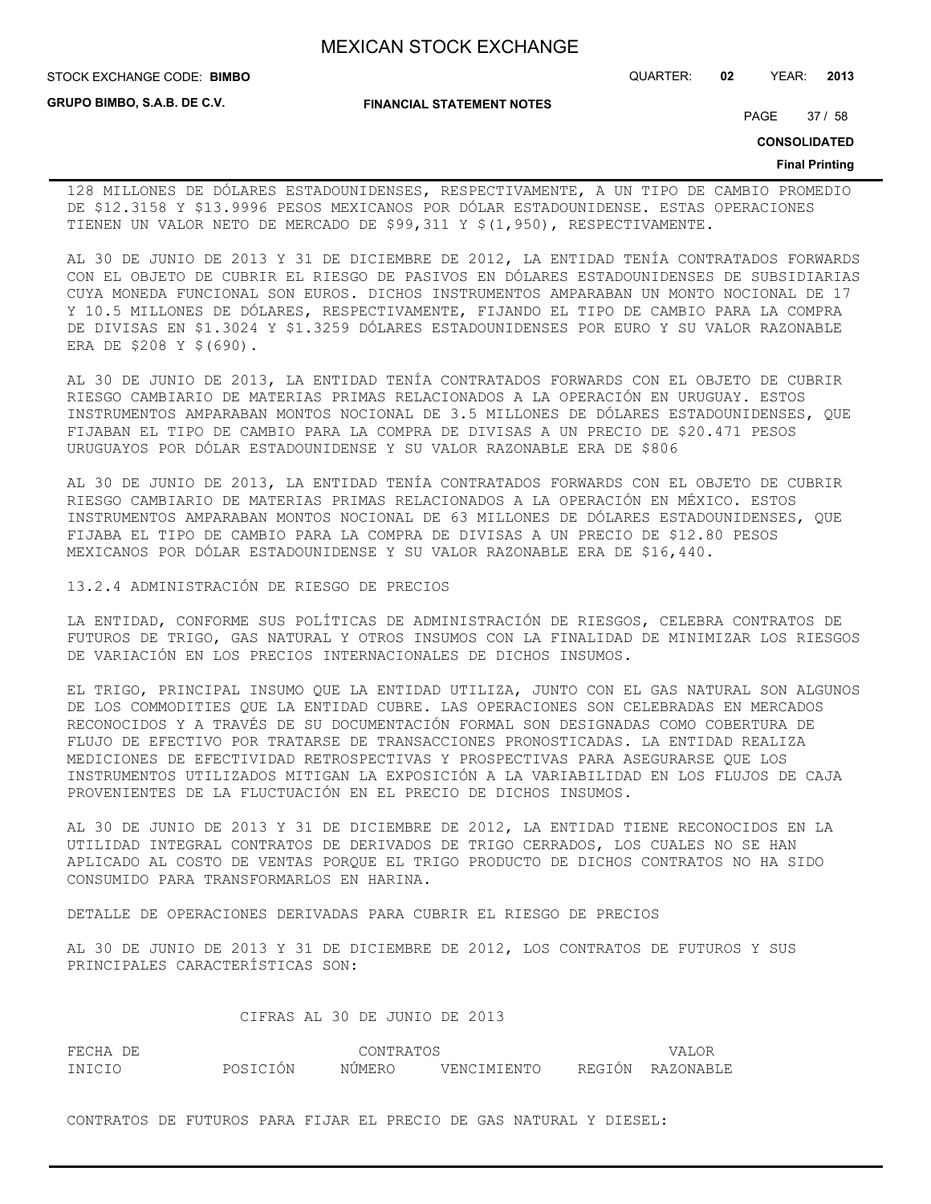128 MILLONES DE DÓLARES ESTADOUNIDENSES, RESPECTIVAMENTE, A UN TIPO DE CAMBIO PROMEDIO DE $12.3158 Y $13.9996 PESOS MEXICANOS POR DÓLAR ESTADOUNIDENSE. ESTAS OPERACIONES TIENEN UN VALOR NETO DE MERCADO DE $99,311 Y $(1,950), RESPECTIVAMENTE.

AL 30 DE JUNIO DE 2013 Y 31 DE DICIEMBRE DE 2012, LA ENTIDAD TENÍA CONTRATADOS FORWARDS CON EL OBJETO DE CUBRIR EL RIESGO DE PASIVOS EN DÓLARES ESTADOUNIDENSES DE SUBSIDIARIAS CUYA MONEDA FUNCIONAL SON EUROS. DICHOS INSTRUMENTOS AMPARABAN UN MONTO NOCIONAL DE 17 Y 10.5 MILLONES DE DÓLARES, RESPECTIVAMENTE, FIJANDO EL TIPO DE CAMBIO PARA LA COMPRA DE DIVISAS EN $1.3024 Y $1.3259 DÓLARES ESTADOUNIDENSES POR EURO Y SU VALOR RAZONABLE ERA DE $208 Y $(690).

AL 30 DE JUNIO DE 2013, LA ENTIDAD TENÍA CONTRATADOS FORWARDS CON EL OBJETO DE CUBRIR RIESGO CAMBIARIO DE MATERIAS PRIMAS RELACIONADOS A LA OPERACIÓN EN URUGUAY. ESTOS INSTRUMENTOS AMPARABAN MONTOS NOCIONAL DE 3.5 MILLONES DE DÓLARES ESTADOUNIDENSES, QUE FIJABAN EL TIPO DE CAMBIO PARA LA COMPRA DE DIVISAS A UN PRECIO DE $20.471 PESOS URUGUAYOS POR DÓLAR ESTADOUNIDENSE Y SU VALOR RAZONABLE ERA DE $806

AL 30 DE JUNIO DE 2013, LA ENTIDAD TENÍA CONTRATADOS FORWARDS CON EL OBJETO DE CUBRIR RIESGO CAMBIARIO DE MATERIAS PRIMAS RELACIONADOS A LA OPERACIÓN EN MÉXICO. ESTOS INSTRUMENTOS AMPARABAN MONTOS NOCIONAL DE 63 MILLONES DE DÓLARES ESTADOUNIDENSES, QUE FIJABA EL TIPO DE CAMBIO PARA LA COMPRA DE DIVISAS A UN PRECIO DE $12.80 PESOS MEXICANOS POR DÓLAR ESTADOUNIDENSE Y SU VALOR RAZONABLE ERA DE $16,440.

### 13.2.4 ADMINISTRACIÓN DE RIESGO DE PRECIOS

LA ENTIDAD, CONFORME SUS POLÍTICAS DE ADMINISTRACIÓN DE RIESGOS, CELEBRA CONTRATOS DE FUTUROS DE TRIGO, GAS NATURAL Y OTROS INSUMOS CON LA FINALIDAD DE MINIMIZAR LOS RIESGOS DE VARIACIÓN EN LOS PRECIOS INTERNACIONALES DE DICHOS INSUMOS.

EL TRIGO, PRINCIPAL INSUMO QUE LA ENTIDAD UTILIZA, JUNTO CON EL GAS NATURAL SON ALGUNOS DE LOS COMMODITIES QUE LA ENTIDAD CUBRE. LAS OPERACIONES SON CELEBRADAS EN MERCADOS RECONOCIDOS Y A TRAVÉS DE SU DOCUMENTACIÓN FORMAL SON DESIGNADAS COMO COBERTURA DE FLUJO DE EFECTIVO POR TRATARSE DE TRANSACCIONES PRONOSTICADAS. LA ENTIDAD REALIZA MEDICIONES DE EFECTIVIDAD RETROSPECTIVAS Y PROSPECTIVAS PARA ASEGURARSE QUE LOS INSTRUMENTOS UTILIZADOS MITIGAN LA EXPOSICIÓN A LA VARIABILIDAD EN LOS FLUJOS DE CAJA PROVENIENTES DE LA FLUCTUACIÓN EN EL PRECIO DE DICHOS INSUMOS.

AL 30 DE JUNIO DE 2013 Y 31 DE DICIEMBRE DE 2012, LA ENTIDAD TIENE RECONOCIDOS EN LA UTILIDAD INTEGRAL CONTRATOS DE DERIVADOS DE TRIGO CERRADOS, LOS CUALES NO SE HAN APLICADO AL COSTO DE VENTAS PORQUE EL TRIGO PRODUCTO DE DICHOS CONTRATOS NO HA SIDO CONSUMIDO PARA TRANSFORMARLOS EN HARINA.

DETALLE DE OPERACIONES DERIVADAS PARA CUBRIR EL RIESGO DE PRECIOS

AL 30 DE JUNIO DE 2013 Y 31 DE DICIEMBRE DE 2012, LOS CONTRATOS DE FUTUROS Y SUS PRINCIPALES CARACTERÍSTICAS SON:

CIFRAS AL 30 DE JUNIO DE 2013

| FECHA DE INICIO | POSICIÓN | CONTRATOS NÚMERO | VENCIMIENTO | REGIÓN | VALOR RAZONABLE |
|---|---|---|---|---|---|

CONTRATOS DE FUTUROS PARA FIJAR EL PRECIO DE GAS NATURAL Y DIESEL: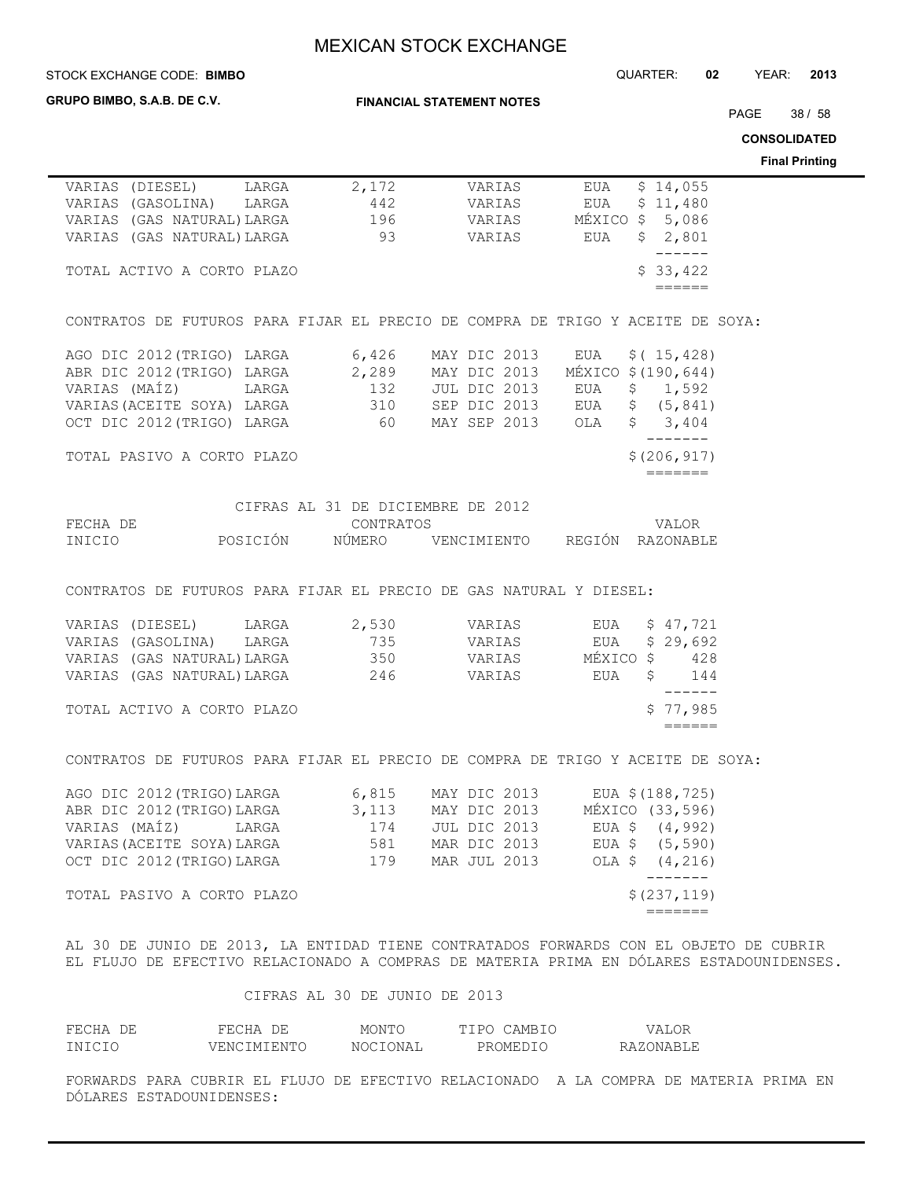| | | | | | |
|---|---|---|---|---|---|
| VARIAS (DIESEL) | LARGA | 2,172 | VARIAS | EUA | $ 14,055 |
| VARIAS (GASOLINA) | LARGA | 442 | VARIAS | EUA | $ 11,480 |
| VARIAS (GAS NATURAL) | LARGA | 196 | VARIAS | MÉXICO | $ 5,086 |
| VARIAS (GAS NATURAL) | LARGA | 93 | VARIAS | EUA | $ 2,801 |
| TOTAL ACTIVO A CORTO PLAZO | | | | | $ 33,422 |

CONTRATOS DE FUTUROS PARA FIJAR EL PRECIO DE COMPRA DE TRIGO Y ACEITE DE SOYA:

| | | | | | |
|---|---|---|---|---|---|
| AGO DIC 2012(TRIGO) | LARGA | 6,426 | MAY DIC 2013 | EUA | $( 15,428) |
| ABR DIC 2012(TRIGO) | LARGA | 2,289 | MAY DIC 2013 | MÉXICO | $(190,644) |
| VARIAS (MAÍZ) | LARGA | 132 | JUL DIC 2013 | EUA | $ 1,592 |
| VARIAS(ACEITE SOYA) | LARGA | 310 | SEP DIC 2013 | EUA | $ (5,841) |
| OCT DIC 2012(TRIGO) | LARGA | 60 | MAY SEP 2013 | OLA | $ 3,404 |
| TOTAL PASIVO A CORTO PLAZO | | | | | $(206,917) |

CIFRAS AL 31 DE DICIEMBRE DE 2012

| FECHA DE INICIO | POSICIÓN | CONTRATOS NÚMERO | VENCIMIENTO | REGIÓN | VALOR RAZONABLE |
|---|---|---|---|---|---|

CONTRATOS DE FUTUROS PARA FIJAR EL PRECIO DE GAS NATURAL Y DIESEL:

| | | | | | |
|---|---|---|---|---|---|
| VARIAS (DIESEL) | LARGA | 2,530 | VARIAS | EUA | $ 47,721 |
| VARIAS (GASOLINA) | LARGA | 735 | VARIAS | EUA | $ 29,692 |
| VARIAS (GAS NATURAL) | LARGA | 350 | VARIAS | MÉXICO | $ 428 |
| VARIAS (GAS NATURAL) | LARGA | 246 | VARIAS | EUA | $ 144 |
| TOTAL ACTIVO A CORTO PLAZO | | | | | $ 77,985 |

CONTRATOS DE FUTUROS PARA FIJAR EL PRECIO DE COMPRA DE TRIGO Y ACEITE DE SOYA:

| | | | | | |
|---|---|---|---|---|---|
| AGO DIC 2012(TRIGO) | LARGA | 6,815 | MAY DIC 2013 | EUA | $(188,725) |
| ABR DIC 2012(TRIGO) | LARGA | 3,113 | MAY DIC 2013 | MÉXICO | (33,596) |
| VARIAS (MAÍZ) | LARGA | 174 | JUL DIC 2013 | EUA | $ (4,992) |
| VARIAS(ACEITE SOYA) | LARGA | 581 | MAR DIC 2013 | EUA | $ (5,590) |
| OCT DIC 2012(TRIGO) | LARGA | 179 | MAR JUL 2013 | OLA | $ (4,216) |
| TOTAL PASIVO A CORTO PLAZO | | | | | $(237,119) |

AL 30 DE JUNIO DE 2013, LA ENTIDAD TIENE CONTRATADOS FORWARDS CON EL OBJETO DE CUBRIR EL FLUJO DE EFECTIVO RELACIONADO A COMPRAS DE MATERIA PRIMA EN DÓLARES ESTADOUNIDENSES.

CIFRAS AL 30 DE JUNIO DE 2013

| FECHA DE INICIO | FECHA DE VENCIMIENTO | MONTO NOCIONAL | TIPO CAMBIO PROMEDIO | VALOR RAZONABLE |
|---|---|---|---|---|

FORWARDS PARA CUBRIR EL FLUJO DE EFECTIVO RELACIONADO A LA COMPRA DE MATERIA PRIMA EN DÓLARES ESTADOUNIDENSES: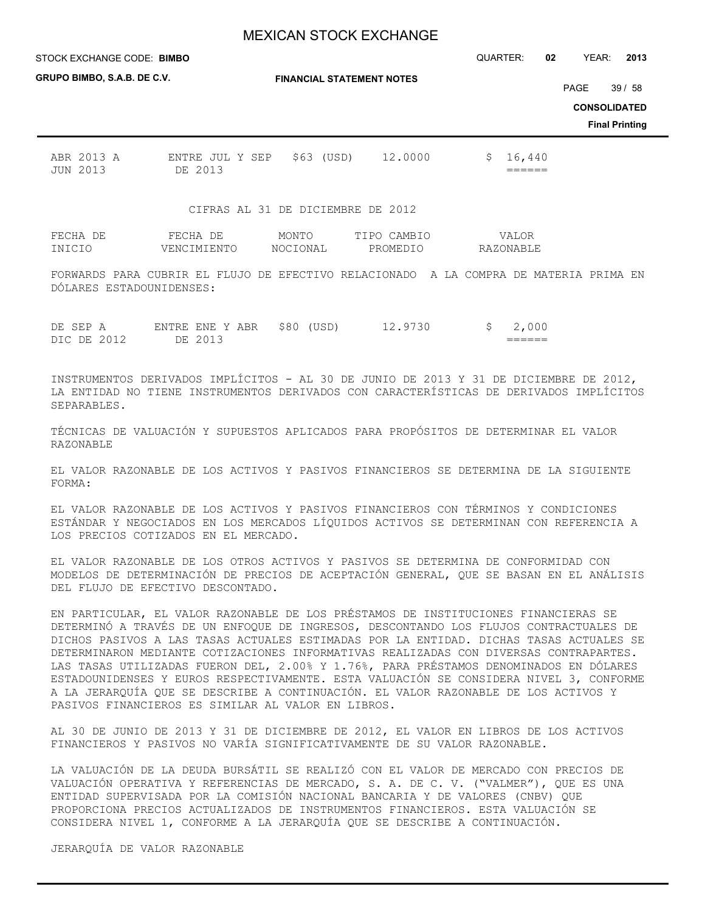| | | | | |
|---|---|---|---|---|
| ABR 2013 A JUN 2013 | ENTRE JUL Y SEP DE 2013 | $63 (USD) | 12.0000 | $ 16,440 |

CIFRAS AL 31 DE DICIEMBRE DE 2012

| FECHA DE INICIO | FECHA DE VENCIMIENTO | MONTO NOCIONAL | TIPO CAMBIO PROMEDIO | VALOR RAZONABLE |
|---|---|---|---|---|
| FORWARDS PARA CUBRIR EL FLUJO DE EFECTIVO RELACIONADO A LA COMPRA DE MATERIA PRIMA EN DÓLARES ESTADOUNIDENSES: | | | | |
| DE SEP A DIC DE 2012 | ENTRE ENE Y ABR DE 2013 | $80 (USD) | 12.9730 | $ 2,000 |

INSTRUMENTOS DERIVADOS IMPLÍCITOS - AL 30 DE JUNIO DE 2013 Y 31 DE DICIEMBRE DE 2012, LA ENTIDAD NO TIENE INSTRUMENTOS DERIVADOS CON CARACTERÍSTICAS DE DERIVADOS IMPLÍCITOS SEPARABLES.

TÉCNICAS DE VALUACIÓN Y SUPUESTOS APLICADOS PARA PROPÓSITOS DE DETERMINAR EL VALOR RAZONABLE

EL VALOR RAZONABLE DE LOS ACTIVOS Y PASIVOS FINANCIEROS SE DETERMINA DE LA SIGUIENTE FORMA:

EL VALOR RAZONABLE DE LOS ACTIVOS Y PASIVOS FINANCIEROS CON TÉRMINOS Y CONDICIONES ESTÁNDAR Y NEGOCIADOS EN LOS MERCADOS LÍQUIDOS ACTIVOS SE DETERMINAN CON REFERENCIA A LOS PRECIOS COTIZADOS EN EL MERCADO.

EL VALOR RAZONABLE DE LOS OTROS ACTIVOS Y PASIVOS SE DETERMINA DE CONFORMIDAD CON MODELOS DE DETERMINACIÓN DE PRECIOS DE ACEPTACIÓN GENERAL, QUE SE BASAN EN EL ANÁLISIS DEL FLUJO DE EFECTIVO DESCONTADO.

EN PARTICULAR, EL VALOR RAZONABLE DE LOS PRÉSTAMOS DE INSTITUCIONES FINANCIERAS SE DETERMINÓ A TRAVÉS DE UN ENFOQUE DE INGRESOS, DESCONTANDO LOS FLUJOS CONTRACTUALES DE DICHOS PASIVOS A LAS TASAS ACTUALES ESTIMADAS POR LA ENTIDAD. DICHAS TASAS ACTUALES SE DETERMINARON MEDIANTE COTIZACIONES INFORMATIVAS REALIZADAS CON DIVERSAS CONTRAPARTES. LAS TASAS UTILIZADAS FUERON DEL, 2.00% Y 1.76%, PARA PRÉSTAMOS DENOMINADOS EN DÓLARES ESTADOUNIDENSES Y EUROS RESPECTIVAMENTE. ESTA VALUACIÓN SE CONSIDERA NIVEL 3, CONFORME A LA JERARQUÍA QUE SE DESCRIBE A CONTINUACIÓN. EL VALOR RAZONABLE DE LOS ACTIVOS Y PASIVOS FINANCIEROS ES SIMILAR AL VALOR EN LIBROS.

AL 30 DE JUNIO DE 2013 Y 31 DE DICIEMBRE DE 2012, EL VALOR EN LIBROS DE LOS ACTIVOS FINANCIEROS Y PASIVOS NO VARÍA SIGNIFICATIVAMENTE DE SU VALOR RAZONABLE.

LA VALUACIÓN DE LA DEUDA BURSÁTIL SE REALIZÓ CON EL VALOR DE MERCADO CON PRECIOS DE VALUACIÓN OPERATIVA Y REFERENCIAS DE MERCADO, S. A. DE C. V. ("VALMER"), QUE ES UNA ENTIDAD SUPERVISADA POR LA COMISIÓN NACIONAL BANCARIA Y DE VALORES (CNBV) QUE PROPORCIONA PRECIOS ACTUALIZADOS DE INSTRUMENTOS FINANCIEROS. ESTA VALUACIÓN SE CONSIDERA NIVEL 1, CONFORME A LA JERARQUÍA QUE SE DESCRIBE A CONTINUACIÓN.

JERARQUÍA DE VALOR RAZONABLE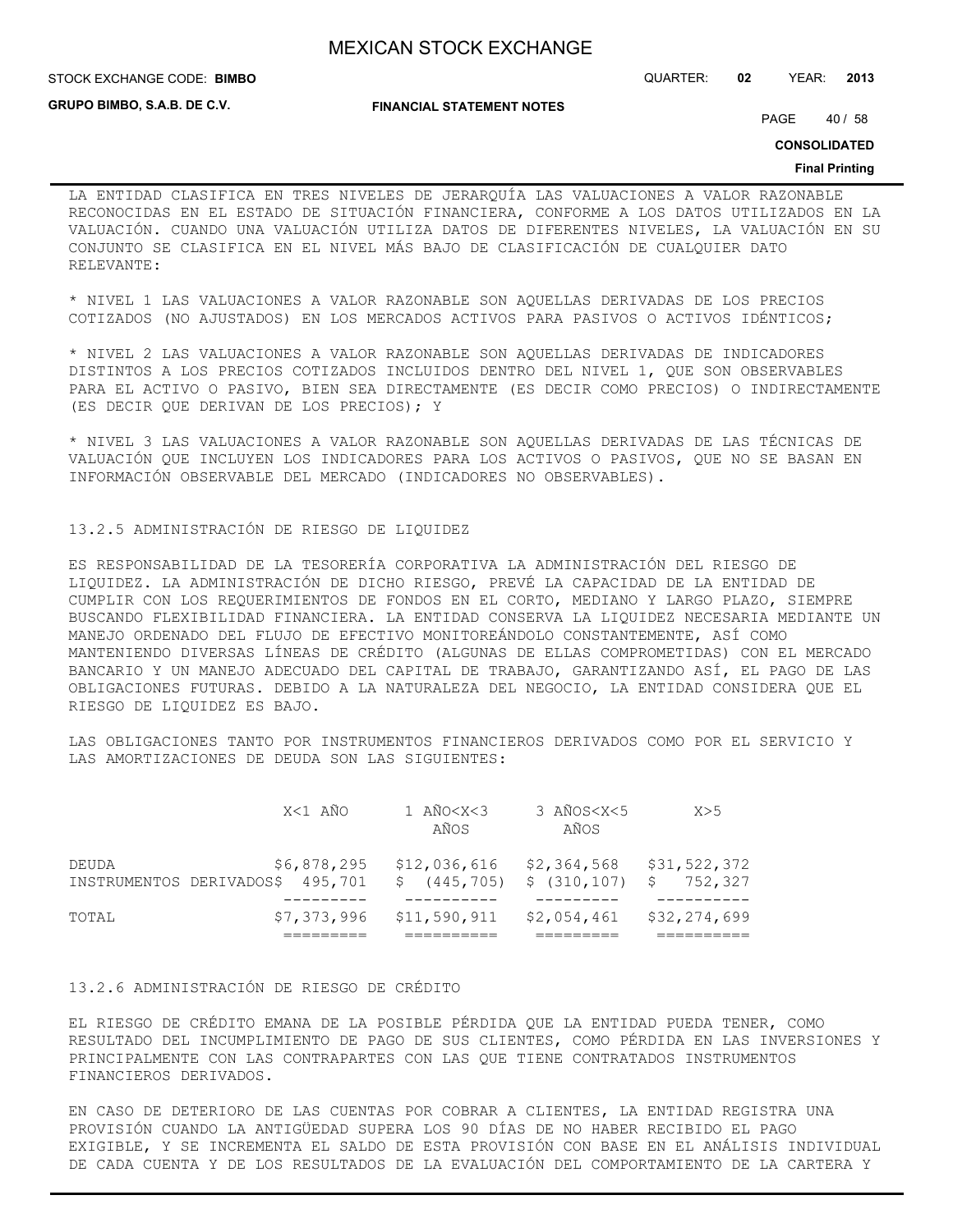LA ENTIDAD CLASIFICA EN TRES NIVELES DE JERARQUÍA LAS VALUACIONES A VALOR RAZONABLE RECONOCIDAS EN EL ESTADO DE SITUACIÓN FINANCIERA, CONFORME A LOS DATOS UTILIZADOS EN LA VALUACIÓN. CUANDO UNA VALUACIÓN UTILIZA DATOS DE DIFERENTES NIVELES, LA VALUACIÓN EN SU CONJUNTO SE CLASIFICA EN EL NIVEL MÁS BAJO DE CLASIFICACIÓN DE CUALQUIER DATO RELEVANTE:

* NIVEL 1 LAS VALUACIONES A VALOR RAZONABLE SON AQUELLAS DERIVADAS DE LOS PRECIOS COTIZADOS (NO AJUSTADOS) EN LOS MERCADOS ACTIVOS PARA PASIVOS O ACTIVOS IDÉNTICOS;

* NIVEL 2 LAS VALUACIONES A VALOR RAZONABLE SON AQUELLAS DERIVADAS DE INDICADORES DISTINTOS A LOS PRECIOS COTIZADOS INCLUIDOS DENTRO DEL NIVEL 1, QUE SON OBSERVABLES PARA EL ACTIVO O PASIVO, BIEN SEA DIRECTAMENTE (ES DECIR COMO PRECIOS) O INDIRECTAMENTE (ES DECIR QUE DERIVAN DE LOS PRECIOS); Y

* NIVEL 3 LAS VALUACIONES A VALOR RAZONABLE SON AQUELLAS DERIVADAS DE LAS TÉCNICAS DE VALUACIÓN QUE INCLUYEN LOS INDICADORES PARA LOS ACTIVOS O PASIVOS, QUE NO SE BASAN EN INFORMACIÓN OBSERVABLE DEL MERCADO (INDICADORES NO OBSERVABLES).

13.2.5 ADMINISTRACIÓN DE RIESGO DE LIQUIDEZ

ES RESPONSABILIDAD DE LA TESORERÍA CORPORATIVA LA ADMINISTRACIÓN DEL RIESGO DE LIQUIDEZ. LA ADMINISTRACIÓN DE DICHO RIESGO, PREVÉ LA CAPACIDAD DE LA ENTIDAD DE CUMPLIR CON LOS REQUERIMIENTOS DE FONDOS EN EL CORTO, MEDIANO Y LARGO PLAZO, SIEMPRE BUSCANDO FLEXIBILIDAD FINANCIERA. LA ENTIDAD CONSERVA LA LIQUIDEZ NECESARIA MEDIANTE UN MANEJO ORDENADO DEL FLUJO DE EFECTIVO MONITOREÁNDOLO CONSTANTEMENTE, ASÍ COMO MANTENIENDO DIVERSAS LÍNEAS DE CRÉDITO (ALGUNAS DE ELLAS COMPROMETIDAS) CON EL MERCADO BANCARIO Y UN MANEJO ADECUADO DEL CAPITAL DE TRABAJO, GARANTIZANDO ASÍ, EL PAGO DE LAS OBLIGACIONES FUTURAS. DEBIDO A LA NATURALEZA DEL NEGOCIO, LA ENTIDAD CONSIDERA QUE EL RIESGO DE LIQUIDEZ ES BAJO.

LAS OBLIGACIONES TANTO POR INSTRUMENTOS FINANCIEROS DERIVADOS COMO POR EL SERVICIO Y LAS AMORTIZACIONES DE DEUDA SON LAS SIGUIENTES:

| | X<1 AÑO | 1 AÑO<X<3 AÑOS | 3 AÑOS<X<5 AÑOS | X>5 |
|---|---|---|---|---|
| DEUDA | $6,878,295 | $12,036,616 | $2,364,568 | $31,522,372 |
| INSTRUMENTOS DERIVADOS | $ 495,701 | $ (445,705) | $ (310,107) | $ 752,327 |
| TOTAL | $7,373,996 | $11,590,911 | $2,054,461 | $32,274,699 |

13.2.6 ADMINISTRACIÓN DE RIESGO DE CRÉDITO

EL RIESGO DE CRÉDITO EMANA DE LA POSIBLE PÉRDIDA QUE LA ENTIDAD PUEDA TENER, COMO RESULTADO DEL INCUMPLIMIENTO DE PAGO DE SUS CLIENTES, COMO PÉRDIDA EN LAS INVERSIONES Y PRINCIPALMENTE CON LAS CONTRAPARTES CON LAS QUE TIENE CONTRATADOS INSTRUMENTOS FINANCIEROS DERIVADOS.

EN CASO DE DETERIORO DE LAS CUENTAS POR COBRAR A CLIENTES, LA ENTIDAD REGISTRA UNA PROVISIÓN CUANDO LA ANTIGÜEDAD SUPERA LOS 90 DÍAS DE NO HABER RECIBIDO EL PAGO EXIGIBLE, Y SE INCREMENTA EL SALDO DE ESTA PROVISIÓN CON BASE EN EL ANÁLISIS INDIVIDUAL DE CADA CUENTA Y DE LOS RESULTADOS DE LA EVALUACIÓN DEL COMPORTAMIENTO DE LA CARTERA Y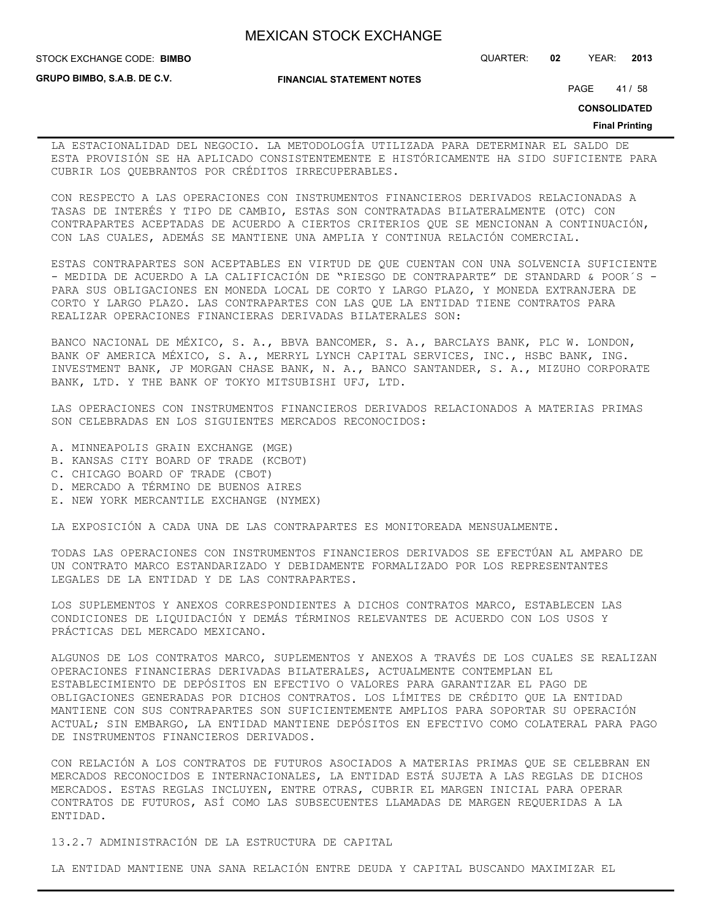LA ESTACIONALIDAD DEL NEGOCIO. LA METODOLOGÍA UTILIZADA PARA DETERMINAR EL SALDO DE ESTA PROVISIÓN SE HA APLICADO CONSISTENTEMENTE E HISTÓRICAMENTE HA SIDO SUFICIENTE PARA CUBRIR LOS QUEBRANTOS POR CRÉDITOS IRRECUPERABLES.

CON RESPECTO A LAS OPERACIONES CON INSTRUMENTOS FINANCIEROS DERIVADOS RELACIONADAS A TASAS DE INTERÉS Y TIPO DE CAMBIO, ESTAS SON CONTRATADAS BILATERALMENTE (OTC) CON CONTRAPARTES ACEPTADAS DE ACUERDO A CIERTOS CRITERIOS QUE SE MENCIONAN A CONTINUACIÓN, CON LAS CUALES, ADEMÁS SE MANTIENE UNA AMPLIA Y CONTINUA RELACIÓN COMERCIAL.

ESTAS CONTRAPARTES SON ACEPTABLES EN VIRTUD DE QUE CUENTAN CON UNA SOLVENCIA SUFICIENTE - MEDIDA DE ACUERDO A LA CALIFICACIÓN DE "RIESGO DE CONTRAPARTE" DE STANDARD & POOR´S - PARA SUS OBLIGACIONES EN MONEDA LOCAL DE CORTO Y LARGO PLAZO, Y MONEDA EXTRANJERA DE CORTO Y LARGO PLAZO. LAS CONTRAPARTES CON LAS QUE LA ENTIDAD TIENE CONTRATOS PARA REALIZAR OPERACIONES FINANCIERAS DERIVADAS BILATERALES SON:

BANCO NACIONAL DE MÉXICO, S. A., BBVA BANCOMER, S. A., BARCLAYS BANK, PLC W. LONDON, BANK OF AMERICA MÉXICO, S. A., MERRYL LYNCH CAPITAL SERVICES, INC., HSBC BANK, ING. INVESTMENT BANK, JP MORGAN CHASE BANK, N. A., BANCO SANTANDER, S. A., MIZUHO CORPORATE BANK, LTD. Y THE BANK OF TOKYO MITSUBISHI UFJ, LTD.

LAS OPERACIONES CON INSTRUMENTOS FINANCIEROS DERIVADOS RELACIONADOS A MATERIAS PRIMAS SON CELEBRADAS EN LOS SIGUIENTES MERCADOS RECONOCIDOS:

A. MINNEAPOLIS GRAIN EXCHANGE (MGE)
B. KANSAS CITY BOARD OF TRADE (KCBOT)
C. CHICAGO BOARD OF TRADE (CBOT)
D. MERCADO A TÉRMINO DE BUENOS AIRES
E. NEW YORK MERCANTILE EXCHANGE (NYMEX)

LA EXPOSICIÓN A CADA UNA DE LAS CONTRAPARTES ES MONITOREADA MENSUALMENTE.

TODAS LAS OPERACIONES CON INSTRUMENTOS FINANCIEROS DERIVADOS SE EFECTÚAN AL AMPARO DE UN CONTRATO MARCO ESTANDARIZADO Y DEBIDAMENTE FORMALIZADO POR LOS REPRESENTANTES LEGALES DE LA ENTIDAD Y DE LAS CONTRAPARTES.

LOS SUPLEMENTOS Y ANEXOS CORRESPONDIENTES A DICHOS CONTRATOS MARCO, ESTABLECEN LAS CONDICIONES DE LIQUIDACIÓN Y DEMÁS TÉRMINOS RELEVANTES DE ACUERDO CON LOS USOS Y PRÁCTICAS DEL MERCADO MEXICANO.

ALGUNOS DE LOS CONTRATOS MARCO, SUPLEMENTOS Y ANEXOS A TRAVÉS DE LOS CUALES SE REALIZAN OPERACIONES FINANCIERAS DERIVADAS BILATERALES, ACTUALMENTE CONTEMPLAN EL ESTABLECIMIENTO DE DEPÓSITOS EN EFECTIVO O VALORES PARA GARANTIZAR EL PAGO DE OBLIGACIONES GENERADAS POR DICHOS CONTRATOS. LOS LÍMITES DE CRÉDITO QUE LA ENTIDAD MANTIENE CON SUS CONTRAPARTES SON SUFICIENTEMENTE AMPLIOS PARA SOPORTAR SU OPERACIÓN ACTUAL; SIN EMBARGO, LA ENTIDAD MANTIENE DEPÓSITOS EN EFECTIVO COMO COLATERAL PARA PAGO DE INSTRUMENTOS FINANCIEROS DERIVADOS.

CON RELACIÓN A LOS CONTRATOS DE FUTUROS ASOCIADOS A MATERIAS PRIMAS QUE SE CELEBRAN EN MERCADOS RECONOCIDOS E INTERNACIONALES, LA ENTIDAD ESTÁ SUJETA A LAS REGLAS DE DICHOS MERCADOS. ESTAS REGLAS INCLUYEN, ENTRE OTRAS, CUBRIR EL MARGEN INICIAL PARA OPERAR CONTRATOS DE FUTUROS, ASÍ COMO LAS SUBSECUENTES LLAMADAS DE MARGEN REQUERIDAS A LA ENTIDAD.

### 13.2.7 ADMINISTRACIÓN DE LA ESTRUCTURA DE CAPITAL

LA ENTIDAD MANTIENE UNA SANA RELACIÓN ENTRE DEUDA Y CAPITAL BUSCANDO MAXIMIZAR EL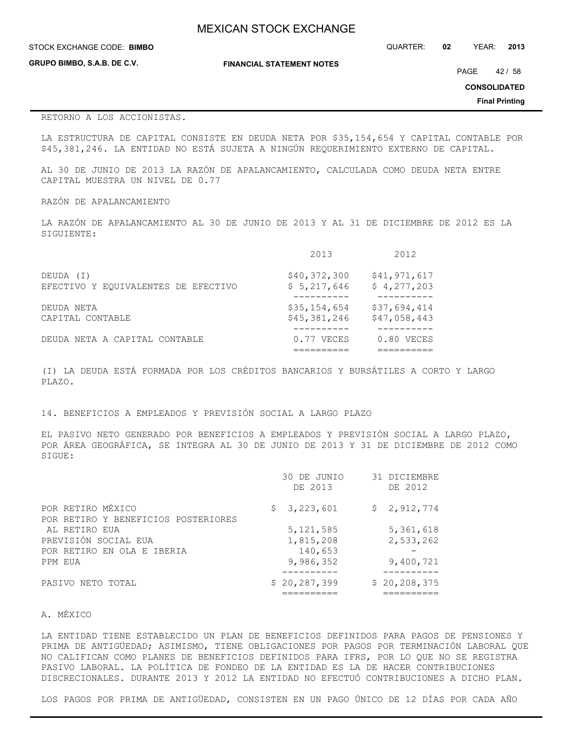RETORNO A LOS ACCIONISTAS.

LA ESTRUCTURA DE CAPITAL CONSISTE EN DEUDA NETA POR $35,154,654 Y CAPITAL CONTABLE POR $45,381,246. LA ENTIDAD NO ESTÁ SUJETA A NINGÚN REQUERIMIENTO EXTERNO DE CAPITAL.

AL 30 DE JUNIO DE 2013 LA RAZÓN DE APALANCAMIENTO, CALCULADA COMO DEUDA NETA ENTRE CAPITAL MUESTRA UN NIVEL DE 0.77

RAZÓN DE APALANCAMIENTO

LA RAZÓN DE APALANCAMIENTO AL 30 DE JUNIO DE 2013 Y AL 31 DE DICIEMBRE DE 2012 ES LA SIGUIENTE:

| | 2013 | 2012 |
|---|---|---|
| DEUDA (I) | $40,372,300 | $41,971,617 |
| EFECTIVO Y EQUIVALENTES DE EFECTIVO | $ 5,217,646 | $ 4,277,203 |
| DEUDA NETA | $35,154,654 | $37,694,414 |
| CAPITAL CONTABLE | $45,381,246 | $47,058,443 |
| DEUDA NETA A CAPITAL CONTABLE | 0.77 VECES | 0.80 VECES |

(I) LA DEUDA ESTÁ FORMADA POR LOS CRÉDITOS BANCARIOS Y BURSÁTILES A CORTO Y LARGO PLAZO.

## 14. BENEFICIOS A EMPLEADOS Y PREVISIÓN SOCIAL A LARGO PLAZO

EL PASIVO NETO GENERADO POR BENEFICIOS A EMPLEADOS Y PREVISIÓN SOCIAL A LARGO PLAZO, POR ÁREA GEOGRÁFICA, SE INTEGRA AL 30 DE JUNIO DE 2013 Y 31 DE DICIEMBRE DE 2012 COMO SIGUE:

| | 30 DE JUNIO DE 2013 | 31 DICIEMBRE DE 2012 |
|---|---|---|
| POR RETIRO MÉXICO | $ 3,223,601 | $ 2,912,774 |
| POR RETIRO Y BENEFICIOS POSTERIORES AL RETIRO EUA | 5,121,585 | 5,361,618 |
| PREVISIÓN SOCIAL EUA | 1,815,208 | 2,533,262 |
| POR RETIRO EN OLA E IBERIA | 140,653 | - |
| PPM EUA | 9,986,352 | 9,400,721 |
| PASIVO NETO TOTAL | $ 20,287,399 | $ 20,208,375 |

### A. MÉXICO

LA ENTIDAD TIENE ESTABLECIDO UN PLAN DE BENEFICIOS DEFINIDOS PARA PAGOS DE PENSIONES Y PRIMA DE ANTIGÜEDAD; ASIMISMO, TIENE OBLIGACIONES POR PAGOS POR TERMINACIÓN LABORAL QUE NO CALIFICAN COMO PLANES DE BENEFICIOS DEFINIDOS PARA IFRS, POR LO QUE NO SE REGISTRA PASIVO LABORAL. LA POLÍTICA DE FONDEO DE LA ENTIDAD ES LA DE HACER CONTRIBUCIONES DISCRECIONALES. DURANTE 2013 Y 2012 LA ENTIDAD NO EFECTUÓ CONTRIBUCIONES A DICHO PLAN.

LOS PAGOS POR PRIMA DE ANTIGÜEDAD, CONSISTEN EN UN PAGO ÚNICO DE 12 DÍAS POR CADA AÑO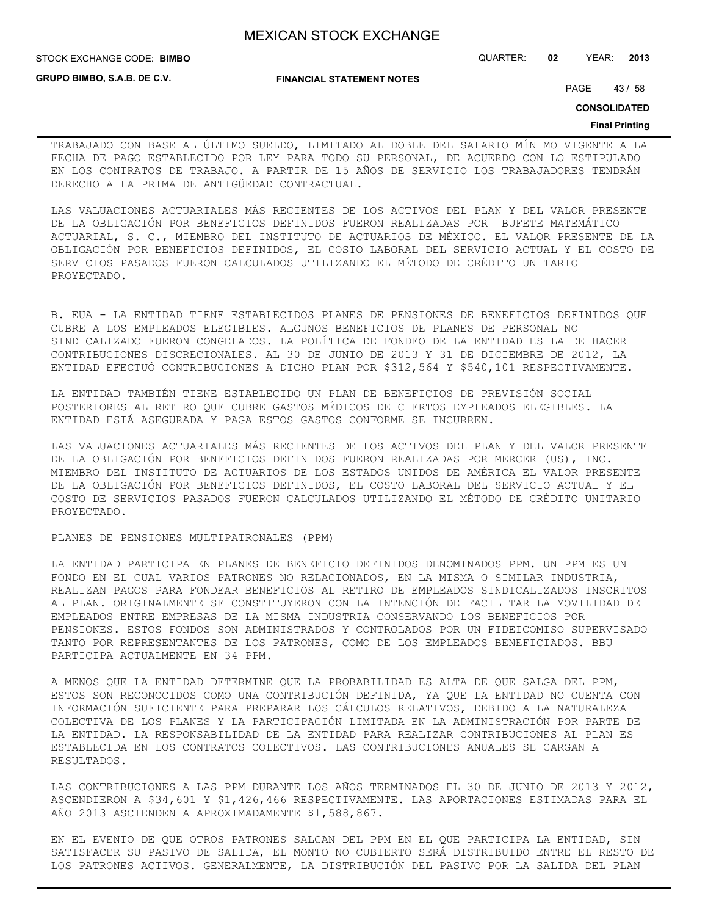TRABAJADO CON BASE AL ÚLTIMO SUELDO, LIMITADO AL DOBLE DEL SALARIO MÍNIMO VIGENTE A LA FECHA DE PAGO ESTABLECIDO POR LEY PARA TODO SU PERSONAL, DE ACUERDO CON LO ESTIPULADO EN LOS CONTRATOS DE TRABAJO. A PARTIR DE 15 AÑOS DE SERVICIO LOS TRABAJADORES TENDRÁN DERECHO A LA PRIMA DE ANTIGÜEDAD CONTRACTUAL.

LAS VALUACIONES ACTUARIALES MÁS RECIENTES DE LOS ACTIVOS DEL PLAN Y DEL VALOR PRESENTE DE LA OBLIGACIÓN POR BENEFICIOS DEFINIDOS FUERON REALIZADAS POR BUFETE MATEMÁTICO ACTUARIAL, S. C., MIEMBRO DEL INSTITUTO DE ACTUARIOS DE MÉXICO. EL VALOR PRESENTE DE LA OBLIGACIÓN POR BENEFICIOS DEFINIDOS, EL COSTO LABORAL DEL SERVICIO ACTUAL Y EL COSTO DE SERVICIOS PASADOS FUERON CALCULADOS UTILIZANDO EL MÉTODO DE CRÉDITO UNITARIO PROYECTADO.

B. EUA - LA ENTIDAD TIENE ESTABLECIDOS PLANES DE PENSIONES DE BENEFICIOS DEFINIDOS QUE CUBRE A LOS EMPLEADOS ELEGIBLES. ALGUNOS BENEFICIOS DE PLANES DE PERSONAL NO SINDICALIZADO FUERON CONGELADOS. LA POLÍTICA DE FONDEO DE LA ENTIDAD ES LA DE HACER CONTRIBUCIONES DISCRECIONALES. AL 30 DE JUNIO DE 2013 Y 31 DE DICIEMBRE DE 2012, LA ENTIDAD EFECTUÓ CONTRIBUCIONES A DICHO PLAN POR $312,564 Y $540,101 RESPECTIVAMENTE.

LA ENTIDAD TAMBIÉN TIENE ESTABLECIDO UN PLAN DE BENEFICIOS DE PREVISIÓN SOCIAL POSTERIORES AL RETIRO QUE CUBRE GASTOS MÉDICOS DE CIERTOS EMPLEADOS ELEGIBLES. LA ENTIDAD ESTÁ ASEGURADA Y PAGA ESTOS GASTOS CONFORME SE INCURREN.

LAS VALUACIONES ACTUARIALES MÁS RECIENTES DE LOS ACTIVOS DEL PLAN Y DEL VALOR PRESENTE DE LA OBLIGACIÓN POR BENEFICIOS DEFINIDOS FUERON REALIZADAS POR MERCER (US), INC. MIEMBRO DEL INSTITUTO DE ACTUARIOS DE LOS ESTADOS UNIDOS DE AMÉRICA EL VALOR PRESENTE DE LA OBLIGACIÓN POR BENEFICIOS DEFINIDOS, EL COSTO LABORAL DEL SERVICIO ACTUAL Y EL COSTO DE SERVICIOS PASADOS FUERON CALCULADOS UTILIZANDO EL MÉTODO DE CRÉDITO UNITARIO PROYECTADO.

PLANES DE PENSIONES MULTIPATRONALES (PPM)

LA ENTIDAD PARTICIPA EN PLANES DE BENEFICIO DEFINIDOS DENOMINADOS PPM. UN PPM ES UN FONDO EN EL CUAL VARIOS PATRONES NO RELACIONADOS, EN LA MISMA O SIMILAR INDUSTRIA, REALIZAN PAGOS PARA FONDEAR BENEFICIOS AL RETIRO DE EMPLEADOS SINDICALIZADOS INSCRITOS AL PLAN. ORIGINALMENTE SE CONSTITUYERON CON LA INTENCIÓN DE FACILITAR LA MOVILIDAD DE EMPLEADOS ENTRE EMPRESAS DE LA MISMA INDUSTRIA CONSERVANDO LOS BENEFICIOS POR PENSIONES. ESTOS FONDOS SON ADMINISTRADOS Y CONTROLADOS POR UN FIDEICOMISO SUPERVISADO TANTO POR REPRESENTANTES DE LOS PATRONES, COMO DE LOS EMPLEADOS BENEFICIADOS. BBU PARTICIPA ACTUALMENTE EN 34 PPM.

A MENOS QUE LA ENTIDAD DETERMINE QUE LA PROBABILIDAD ES ALTA DE QUE SALGA DEL PPM, ESTOS SON RECONOCIDOS COMO UNA CONTRIBUCIÓN DEFINIDA, YA QUE LA ENTIDAD NO CUENTA CON INFORMACIÓN SUFICIENTE PARA PREPARAR LOS CÁLCULOS RELATIVOS, DEBIDO A LA NATURALEZA COLECTIVA DE LOS PLANES Y LA PARTICIPACIÓN LIMITADA EN LA ADMINISTRACIÓN POR PARTE DE LA ENTIDAD. LA RESPONSABILIDAD DE LA ENTIDAD PARA REALIZAR CONTRIBUCIONES AL PLAN ES ESTABLECIDA EN LOS CONTRATOS COLECTIVOS. LAS CONTRIBUCIONES ANUALES SE CARGAN A RESULTADOS.

LAS CONTRIBUCIONES A LAS PPM DURANTE LOS AÑOS TERMINADOS EL 30 DE JUNIO DE 2013 Y 2012, ASCENDIERON A $34,601 Y $1,426,466 RESPECTIVAMENTE. LAS APORTACIONES ESTIMADAS PARA EL AÑO 2013 ASCIENDEN A APROXIMADAMENTE $1,588,867.

EN EL EVENTO DE QUE OTROS PATRONES SALGAN DEL PPM EN EL QUE PARTICIPA LA ENTIDAD, SIN SATISFACER SU PASIVO DE SALIDA, EL MONTO NO CUBIERTO SERÁ DISTRIBUIDO ENTRE EL RESTO DE LOS PATRONES ACTIVOS. GENERALMENTE, LA DISTRIBUCIÓN DEL PASIVO POR LA SALIDA DEL PLAN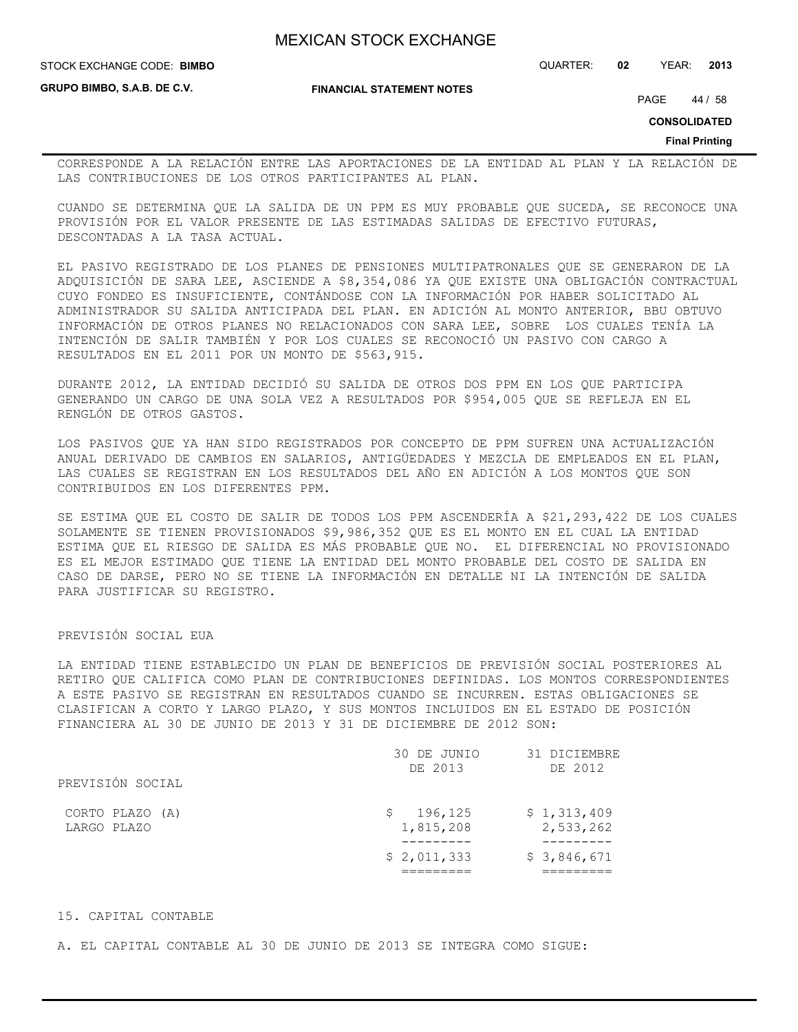CORRESPONDE A LA RELACIÓN ENTRE LAS APORTACIONES DE LA ENTIDAD AL PLAN Y LA RELACIÓN DE LAS CONTRIBUCIONES DE LOS OTROS PARTICIPANTES AL PLAN.

CUANDO SE DETERMINA QUE LA SALIDA DE UN PPM ES MUY PROBABLE QUE SUCEDA, SE RECONOCE UNA PROVISIÓN POR EL VALOR PRESENTE DE LAS ESTIMADAS SALIDAS DE EFECTIVO FUTURAS, DESCONTADAS A LA TASA ACTUAL.

EL PASIVO REGISTRADO DE LOS PLANES DE PENSIONES MULTIPATRONALES QUE SE GENERARON DE LA ADQUISICIÓN DE SARA LEE, ASCIENDE A $8,354,086 YA QUE EXISTE UNA OBLIGACIÓN CONTRACTUAL CUYO FONDEO ES INSUFICIENTE, CONTÁNDOSE CON LA INFORMACIÓN POR HABER SOLICITADO AL ADMINISTRADOR SU SALIDA ANTICIPADA DEL PLAN. EN ADICIÓN AL MONTO ANTERIOR, BBU OBTUVO INFORMACIÓN DE OTROS PLANES NO RELACIONADOS CON SARA LEE, SOBRE LOS CUALES TENÍA LA INTENCIÓN DE SALIR TAMBIÉN Y POR LOS CUALES SE RECONOCIÓ UN PASIVO CON CARGO A RESULTADOS EN EL 2011 POR UN MONTO DE $563,915.

DURANTE 2012, LA ENTIDAD DECIDIÓ SU SALIDA DE OTROS DOS PPM EN LOS QUE PARTICIPA GENERANDO UN CARGO DE UNA SOLA VEZ A RESULTADOS POR $954,005 QUE SE REFLEJA EN EL RENGLÓN DE OTROS GASTOS.

LOS PASIVOS QUE YA HAN SIDO REGISTRADOS POR CONCEPTO DE PPM SUFREN UNA ACTUALIZACIÓN ANUAL DERIVADO DE CAMBIOS EN SALARIOS, ANTIGÜEDADES Y MEZCLA DE EMPLEADOS EN EL PLAN, LAS CUALES SE REGISTRAN EN LOS RESULTADOS DEL AÑO EN ADICIÓN A LOS MONTOS QUE SON CONTRIBUIDOS EN LOS DIFERENTES PPM.

SE ESTIMA QUE EL COSTO DE SALIR DE TODOS LOS PPM ASCENDERÍA A $21,293,422 DE LOS CUALES SOLAMENTE SE TIENEN PROVISIONADOS $9,986,352 QUE ES EL MONTO EN EL CUAL LA ENTIDAD ESTIMA QUE EL RIESGO DE SALIDA ES MÁS PROBABLE QUE NO. EL DIFERENCIAL NO PROVISIONADO ES EL MEJOR ESTIMADO QUE TIENE LA ENTIDAD DEL MONTO PROBABLE DEL COSTO DE SALIDA EN CASO DE DARSE, PERO NO SE TIENE LA INFORMACIÓN EN DETALLE NI LA INTENCIÓN DE SALIDA PARA JUSTIFICAR SU REGISTRO.

PREVISIÓN SOCIAL EUA

LA ENTIDAD TIENE ESTABLECIDO UN PLAN DE BENEFICIOS DE PREVISIÓN SOCIAL POSTERIORES AL RETIRO QUE CALIFICA COMO PLAN DE CONTRIBUCIONES DEFINIDAS. LOS MONTOS CORRESPONDIENTES A ESTE PASIVO SE REGISTRAN EN RESULTADOS CUANDO SE INCURREN. ESTAS OBLIGACIONES SE CLASIFICAN A CORTO Y LARGO PLAZO, Y SUS MONTOS INCLUIDOS EN EL ESTADO DE POSICIÓN FINANCIERA AL 30 DE JUNIO DE 2013 Y 31 DE DICIEMBRE DE 2012 SON:

| | 30 DE JUNIO DE 2013 | 31 DICIEMBRE DE 2012 |
|---|---|---|
| PREVISIÓN SOCIAL | | |
| CORTO PLAZO (A) | $ 196,125 | $ 1,313,409 |
| LARGO PLAZO | 1,815,208 | 2,533,262 |
| | $ 2,011,333 | $ 3,846,671 |

15. CAPITAL CONTABLE

A. EL CAPITAL CONTABLE AL 30 DE JUNIO DE 2013 SE INTEGRA COMO SIGUE: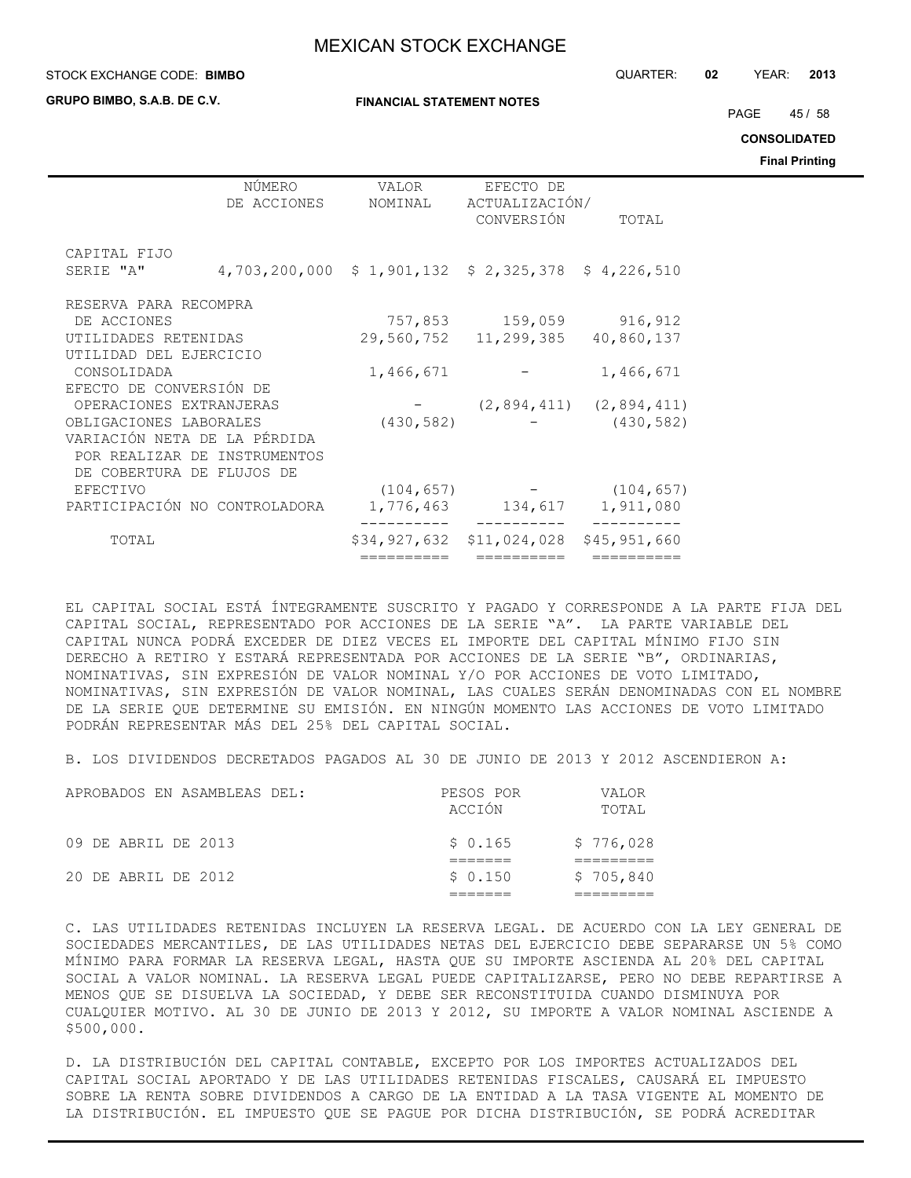| | NÚMERO DE ACCIONES | VALOR NOMINAL | EFECTO DE ACTUALIZACIÓN/ CONVERSIÓN | TOTAL |
|---|---|---|---|---|
| CAPITAL FIJO SERIE "A" | 4,703,200,000 | \$ 1,901,132 | \$ 2,325,378 | \$ 4,226,510 |
| RESERVA PARA RECOMPRA DE ACCIONES | | 757,853 | 159,059 | 916,912 |
| UTILIDADES RETENIDAS | | 29,560,752 | 11,299,385 | 40,860,137 |
| UTILIDAD DEL EJERCICIO CONSOLIDADA | | 1,466,671 | - | 1,466,671 |
| EFECTO DE CONVERSIÓN DE OPERACIONES EXTRANJERAS | | - | (2,894,411) | (2,894,411) |
| OBLIGACIONES LABORALES | | (430,582) | - | (430,582) |
| VARIACIÓN NETA DE LA PÉRDIDA POR REALIZAR DE INSTRUMENTOS DE COBERTURA DE FLUJOS DE EFECTIVO | | (104,657) | - | (104,657) |
| PARTICIPACIÓN NO CONTROLADORA | | 1,776,463 | 134,617 | 1,911,080 |
| TOTAL | | \$34,927,632 | \$11,024,028 | \$45,951,660 |

EL CAPITAL SOCIAL ESTÁ ÍNTEGRAMENTE SUSCRITO Y PAGADO Y CORRESPONDE A LA PARTE FIJA DEL CAPITAL SOCIAL, REPRESENTADO POR ACCIONES DE LA SERIE "A". LA PARTE VARIABLE DEL CAPITAL NUNCA PODRÁ EXCEDER DE DIEZ VECES EL IMPORTE DEL CAPITAL MÍNIMO FIJO SIN DERECHO A RETIRO Y ESTARÁ REPRESENTADA POR ACCIONES DE LA SERIE "B", ORDINARIAS, NOMINATIVAS, SIN EXPRESIÓN DE VALOR NOMINAL Y/O POR ACCIONES DE VOTO LIMITADO, NOMINATIVAS, SIN EXPRESIÓN DE VALOR NOMINAL, LAS CUALES SERÁN DENOMINADAS CON EL NOMBRE DE LA SERIE QUE DETERMINE SU EMISIÓN. EN NINGÚN MOMENTO LAS ACCIONES DE VOTO LIMITADO PODRÁN REPRESENTAR MÁS DEL 25% DEL CAPITAL SOCIAL.

B. LOS DIVIDENDOS DECRETADOS PAGADOS AL 30 DE JUNIO DE 2013 Y 2012 ASCENDIERON A:

| APROBADOS EN ASAMBLEAS DEL: | PESOS POR ACCIÓN | VALOR TOTAL |
|---|---|---|
| 09 DE ABRIL DE 2013 | \$ 0.165 | \$ 776,028 |
| 20 DE ABRIL DE 2012 | \$ 0.150 | \$ 705,840 |

C. LAS UTILIDADES RETENIDAS INCLUYEN LA RESERVA LEGAL. DE ACUERDO CON LA LEY GENERAL DE SOCIEDADES MERCANTILES, DE LAS UTILIDADES NETAS DEL EJERCICIO DEBE SEPARARSE UN 5% COMO MÍNIMO PARA FORMAR LA RESERVA LEGAL, HASTA QUE SU IMPORTE ASCIENDA AL 20% DEL CAPITAL SOCIAL A VALOR NOMINAL. LA RESERVA LEGAL PUEDE CAPITALIZARSE, PERO NO DEBE REPARTIRSE A MENOS QUE SE DISUELVA LA SOCIEDAD, Y DEBE SER RECONSTITUIDA CUANDO DISMINUYA POR CUALQUIER MOTIVO. AL 30 DE JUNIO DE 2013 Y 2012, SU IMPORTE A VALOR NOMINAL ASCIENDE A \$500,000.

D. LA DISTRIBUCIÓN DEL CAPITAL CONTABLE, EXCEPTO POR LOS IMPORTES ACTUALIZADOS DEL CAPITAL SOCIAL APORTADO Y DE LAS UTILIDADES RETENIDAS FISCALES, CAUSARÁ EL IMPUESTO SOBRE LA RENTA SOBRE DIVIDENDOS A CARGO DE LA ENTIDAD A LA TASA VIGENTE AL MOMENTO DE LA DISTRIBUCIÓN. EL IMPUESTO QUE SE PAGUE POR DICHA DISTRIBUCIÓN, SE PODRÁ ACREDITAR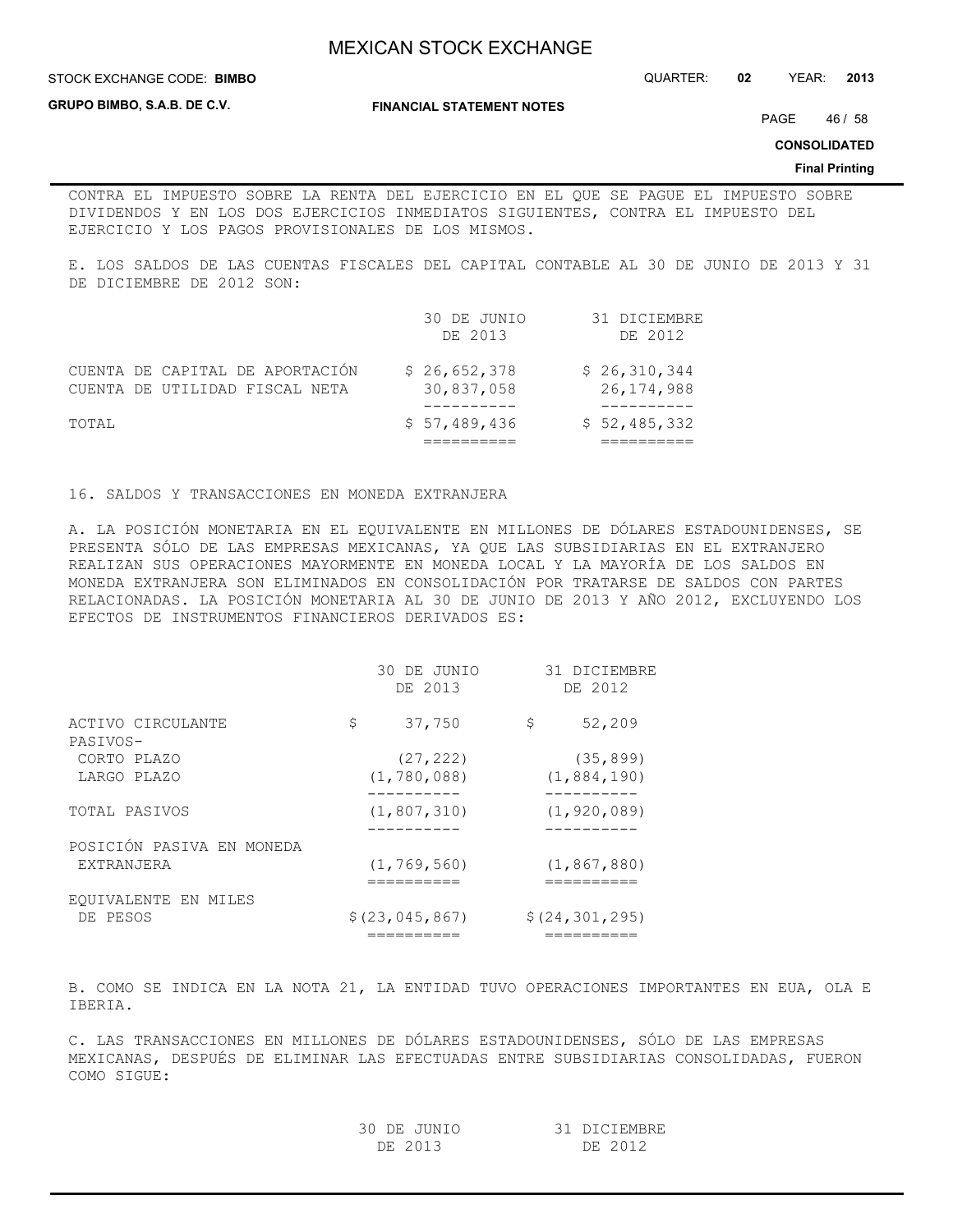CONTRA EL IMPUESTO SOBRE LA RENTA DEL EJERCICIO EN EL QUE SE PAGUE EL IMPUESTO SOBRE DIVIDENDOS Y EN LOS DOS EJERCICIOS INMEDIATOS SIGUIENTES, CONTRA EL IMPUESTO DEL EJERCICIO Y LOS PAGOS PROVISIONALES DE LOS MISMOS.

E. LOS SALDOS DE LAS CUENTAS FISCALES DEL CAPITAL CONTABLE AL 30 DE JUNIO DE 2013 Y 31 DE DICIEMBRE DE 2012 SON:

| | 30 DE JUNIO DE 2013 | 31 DICIEMBRE DE 2012 |
|---|---|---|
| CUENTA DE CAPITAL DE APORTACIÓN | $ 26,652,378 | $ 26,310,344 |
| CUENTA DE UTILIDAD FISCAL NETA | 30,837,058 | 26,174,988 |
| TOTAL | $ 57,489,436 | $ 52,485,332 |

16. SALDOS Y TRANSACCIONES EN MONEDA EXTRANJERA

A. LA POSICIÓN MONETARIA EN EL EQUIVALENTE EN MILLONES DE DÓLARES ESTADOUNIDENSES, SE PRESENTA SÓLO DE LAS EMPRESAS MEXICANAS, YA QUE LAS SUBSIDIARIAS EN EL EXTRANJERO REALIZAN SUS OPERACIONES MAYORMENTE EN MONEDA LOCAL Y LA MAYORÍA DE LOS SALDOS EN MONEDA EXTRANJERA SON ELIMINADOS EN CONSOLIDACIÓN POR TRATARSE DE SALDOS CON PARTES RELACIONADAS. LA POSICIÓN MONETARIA AL 30 DE JUNIO DE 2013 Y AÑO 2012, EXCLUYENDO LOS EFECTOS DE INSTRUMENTOS FINANCIEROS DERIVADOS ES:

| | 30 DE JUNIO DE 2013 | 31 DICIEMBRE DE 2012 |
|---|---|---|
| ACTIVO CIRCULANTE | $ 37,750 | $ 52,209 |
| PASIVOS- | | |
| CORTO PLAZO | (27,222) | (35,899) |
| LARGO PLAZO | (1,780,088) | (1,884,190) |
| TOTAL PASIVOS | (1,807,310) | (1,920,089) |
| POSICIÓN PASIVA EN MONEDA EXTRANJERA | (1,769,560) | (1,867,880) |
| EQUIVALENTE EN MILES DE PESOS | $(23,045,867) | $(24,301,295) |

B. COMO SE INDICA EN LA NOTA 21, LA ENTIDAD TUVO OPERACIONES IMPORTANTES EN EUA, OLA E IBERIA.

C. LAS TRANSACCIONES EN MILLONES DE DÓLARES ESTADOUNIDENSES, SÓLO DE LAS EMPRESAS MEXICANAS, DESPUÉS DE ELIMINAR LAS EFECTUADAS ENTRE SUBSIDIARIAS CONSOLIDADAS, FUERON COMO SIGUE:

| | 30 DE JUNIO DE 2013 | 31 DICIEMBRE DE 2012 |
|---|---|---|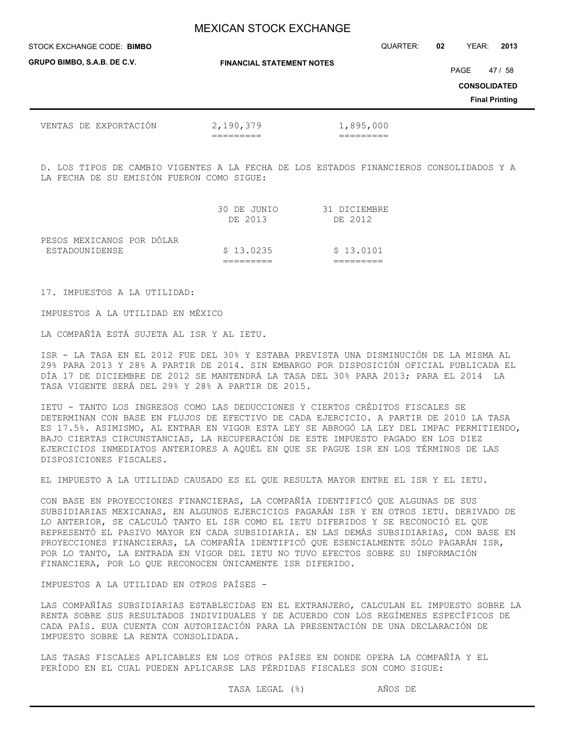| VENTAS DE EXPORTACIÓN | 2,190,379 | 1,895,000 |
|---|---|---|

D. LOS TIPOS DE CAMBIO VIGENTES A LA FECHA DE LOS ESTADOS FINANCIEROS CONSOLIDADOS Y A LA FECHA DE SU EMISIÓN FUERON COMO SIGUE:

| | 30 DE JUNIO DE 2013 | 31 DICIEMBRE DE 2012 |
|---|---|---|
| PESOS MEXICANOS POR DÓLAR ESTADOUNIDENSE | $ 13.0235 | $ 13.0101 |

17. IMPUESTOS A LA UTILIDAD:

IMPUESTOS A LA UTILIDAD EN MÉXICO

LA COMPAÑÍA ESTÁ SUJETA AL ISR Y AL IETU.

ISR - LA TASA EN EL 2012 FUE DEL 30% Y ESTABA PREVISTA UNA DISMINUCIÓN DE LA MISMA AL 29% PARA 2013 Y 28% A PARTIR DE 2014. SIN EMBARGO POR DISPOSICIÓN OFICIAL PUBLICADA EL DÍA 17 DE DICIEMBRE DE 2012 SE MANTENDRÁ LA TASA DEL 30% PARA 2013; PARA EL 2014 LA TASA VIGENTE SERÁ DEL 29% Y 28% A PARTIR DE 2015.

IETU - TANTO LOS INGRESOS COMO LAS DEDUCCIONES Y CIERTOS CRÉDITOS FISCALES SE DETERMINAN CON BASE EN FLUJOS DE EFECTIVO DE CADA EJERCICIO. A PARTIR DE 2010 LA TASA ES 17.5%. ASIMISMO, AL ENTRAR EN VIGOR ESTA LEY SE ABROGÓ LA LEY DEL IMPAC PERMITIENDO, BAJO CIERTAS CIRCUNSTANCIAS, LA RECUPERACIÓN DE ESTE IMPUESTO PAGADO EN LOS DIEZ EJERCICIOS INMEDIATOS ANTERIORES A AQUÉL EN QUE SE PAGUE ISR EN LOS TÉRMINOS DE LAS DISPOSICIONES FISCALES.

EL IMPUESTO A LA UTILIDAD CAUSADO ES EL QUE RESULTA MAYOR ENTRE EL ISR Y EL IETU.

CON BASE EN PROYECCIONES FINANCIERAS, LA COMPAÑÍA IDENTIFICÓ QUE ALGUNAS DE SUS SUBSIDIARIAS MEXICANAS, EN ALGUNOS EJERCICIOS PAGARÁN ISR Y EN OTROS IETU. DERIVADO DE LO ANTERIOR, SE CALCULÓ TANTO EL ISR COMO EL IETU DIFERIDOS Y SE RECONOCIÓ EL QUE REPRESENTÓ EL PASIVO MAYOR EN CADA SUBSIDIARIA. EN LAS DEMÁS SUBSIDIARIAS, CON BASE EN PROYECCIONES FINANCIERAS, LA COMPAÑÍA IDENTIFICÓ QUE ESENCIALMENTE SÓLO PAGARÁN ISR, POR LO TANTO, LA ENTRADA EN VIGOR DEL IETU NO TUVO EFECTOS SOBRE SU INFORMACIÓN FINANCIERA, POR LO QUE RECONOCEN ÚNICAMENTE ISR DIFERIDO.

IMPUESTOS A LA UTILIDAD EN OTROS PAÍSES -

LAS COMPAÑÍAS SUBSIDIARIAS ESTABLECIDAS EN EL EXTRANJERO, CALCULAN EL IMPUESTO SOBRE LA RENTA SOBRE SUS RESULTADOS INDIVIDUALES Y DE ACUERDO CON LOS REGÍMENES ESPECÍFICOS DE CADA PAÍS. EUA CUENTA CON AUTORIZACIÓN PARA LA PRESENTACIÓN DE UNA DECLARACIÓN DE IMPUESTO SOBRE LA RENTA CONSOLIDADA.

LAS TASAS FISCALES APLICABLES EN LOS OTROS PAÍSES EN DONDE OPERA LA COMPAÑÍA Y EL PERÍODO EN EL CUAL PUEDEN APLICARSE LAS PÉRDIDAS FISCALES SON COMO SIGUE:

| | TASA LEGAL (%) | AÑOS DE |
|---|---|---|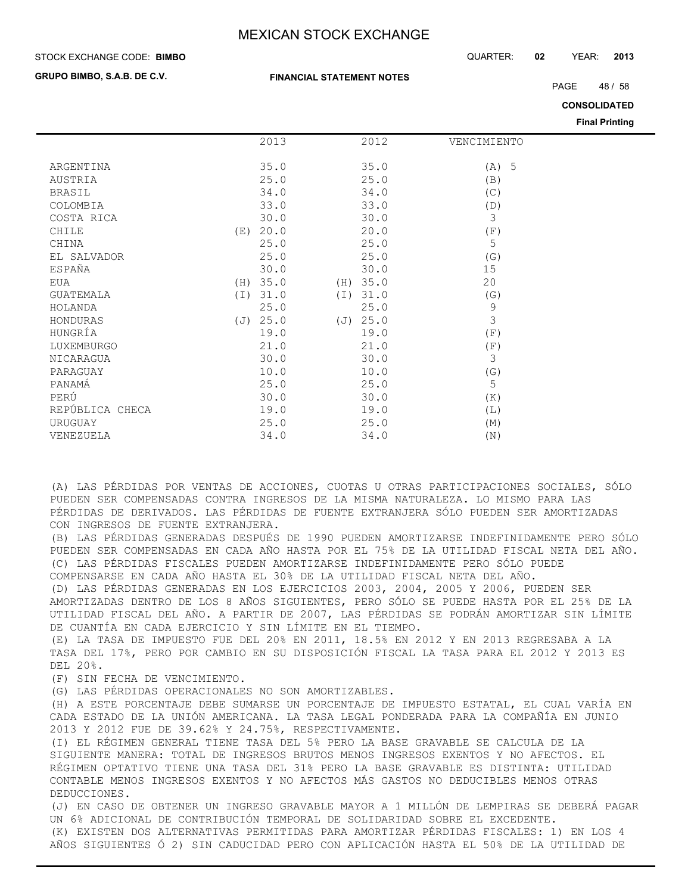| | 2013 | 2012 | VENCIMIENTO |
|---|---|---|---|
| ARGENTINA | 35.0 | 35.0 | (A) 5 |
| AUSTRIA | 25.0 | 25.0 | (B) |
| BRASIL | 34.0 | 34.0 | (C) |
| COLOMBIA | 33.0 | 33.0 | (D) |
| COSTA RICA | 30.0 | 30.0 | 3 |
| CHILE | (E) 20.0 | 20.0 | (F) |
| CHINA | 25.0 | 25.0 | 5 |
| EL SALVADOR | 25.0 | 25.0 | (G) |
| ESPAÑA | 30.0 | 30.0 | 15 |
| EUA | (H) 35.0 | (H) 35.0 | 20 |
| GUATEMALA | (I) 31.0 | (I) 31.0 | (G) |
| HOLANDA | 25.0 | 25.0 | 9 |
| HONDURAS | (J) 25.0 | (J) 25.0 | 3 |
| HUNGRÍA | 19.0 | 19.0 | (F) |
| LUXEMBURGO | 21.0 | 21.0 | (F) |
| NICARAGUA | 30.0 | 30.0 | 3 |
| PARAGUAY | 10.0 | 10.0 | (G) |
| PANAMÁ | 25.0 | 25.0 | 5 |
| PERÚ | 30.0 | 30.0 | (K) |
| REPÚBLICA CHECA | 19.0 | 19.0 | (L) |
| URUGUAY | 25.0 | 25.0 | (M) |
| VENEZUELA | 34.0 | 34.0 | (N) |

(A) LAS PÉRDIDAS POR VENTAS DE ACCIONES, CUOTAS U OTRAS PARTICIPACIONES SOCIALES, SÓLO PUEDEN SER COMPENSADAS CONTRA INGRESOS DE LA MISMA NATURALEZA. LO MISMO PARA LAS PÉRDIDAS DE DERIVADOS. LAS PÉRDIDAS DE FUENTE EXTRANJERA SÓLO PUEDEN SER AMORTIZADAS CON INGRESOS DE FUENTE EXTRANJERA.

(B) LAS PÉRDIDAS GENERADAS DESPUÉS DE 1990 PUEDEN AMORTIZARSE INDEFINIDAMENTE PERO SÓLO PUEDEN SER COMPENSADAS EN CADA AÑO HASTA POR EL 75% DE LA UTILIDAD FISCAL NETA DEL AÑO.

(C) LAS PÉRDIDAS FISCALES PUEDEN AMORTIZARSE INDEFINIDAMENTE PERO SÓLO PUEDE COMPENSARSE EN CADA AÑO HASTA EL 30% DE LA UTILIDAD FISCAL NETA DEL AÑO.

(D) LAS PÉRDIDAS GENERADAS EN LOS EJERCICIOS 2003, 2004, 2005 Y 2006, PUEDEN SER AMORTIZADAS DENTRO DE LOS 8 AÑOS SIGUIENTES, PERO SÓLO SE PUEDE HASTA POR EL 25% DE LA UTILIDAD FISCAL DEL AÑO. A PARTIR DE 2007, LAS PÉRDIDAS SE PODRÁN AMORTIZAR SIN LÍMITE DE CUANTÍA EN CADA EJERCICIO Y SIN LÍMITE EN EL TIEMPO.

(E) LA TASA DE IMPUESTO FUE DEL 20% EN 2011, 18.5% EN 2012 Y EN 2013 REGRESABA A LA TASA DEL 17%, PERO POR CAMBIO EN SU DISPOSICIÓN FISCAL LA TASA PARA EL 2012 Y 2013 ES DEL 20%.

(F) SIN FECHA DE VENCIMIENTO.

(G) LAS PÉRDIDAS OPERACIONALES NO SON AMORTIZABLES.

(H) A ESTE PORCENTAJE DEBE SUMARSE UN PORCENTAJE DE IMPUESTO ESTATAL, EL CUAL VARÍA EN CADA ESTADO DE LA UNIÓN AMERICANA. LA TASA LEGAL PONDERADA PARA LA COMPAÑÍA EN JUNIO 2013 Y 2012 FUE DE 39.62% Y 24.75%, RESPECTIVAMENTE.

(I) EL RÉGIMEN GENERAL TIENE TASA DEL 5% PERO LA BASE GRAVABLE SE CALCULA DE LA SIGUIENTE MANERA: TOTAL DE INGRESOS BRUTOS MENOS INGRESOS EXENTOS Y NO AFECTOS. EL RÉGIMEN OPTATIVO TIENE UNA TASA DEL 31% PERO LA BASE GRAVABLE ES DISTINTA: UTILIDAD CONTABLE MENOS INGRESOS EXENTOS Y NO AFECTOS MÁS GASTOS NO DEDUCIBLES MENOS OTRAS DEDUCCIONES.

(J) EN CASO DE OBTENER UN INGRESO GRAVABLE MAYOR A 1 MILLÓN DE LEMPIRAS SE DEBERÁ PAGAR UN 6% ADICIONAL DE CONTRIBUCIÓN TEMPORAL DE SOLIDARIDAD SOBRE EL EXCEDENTE.

(K) EXISTEN DOS ALTERNATIVAS PERMITIDAS PARA AMORTIZAR PÉRDIDAS FISCALES: 1) EN LOS 4 AÑOS SIGUIENTES Ó 2) SIN CADUCIDAD PERO CON APLICACIÓN HASTA EL 50% DE LA UTILIDAD DE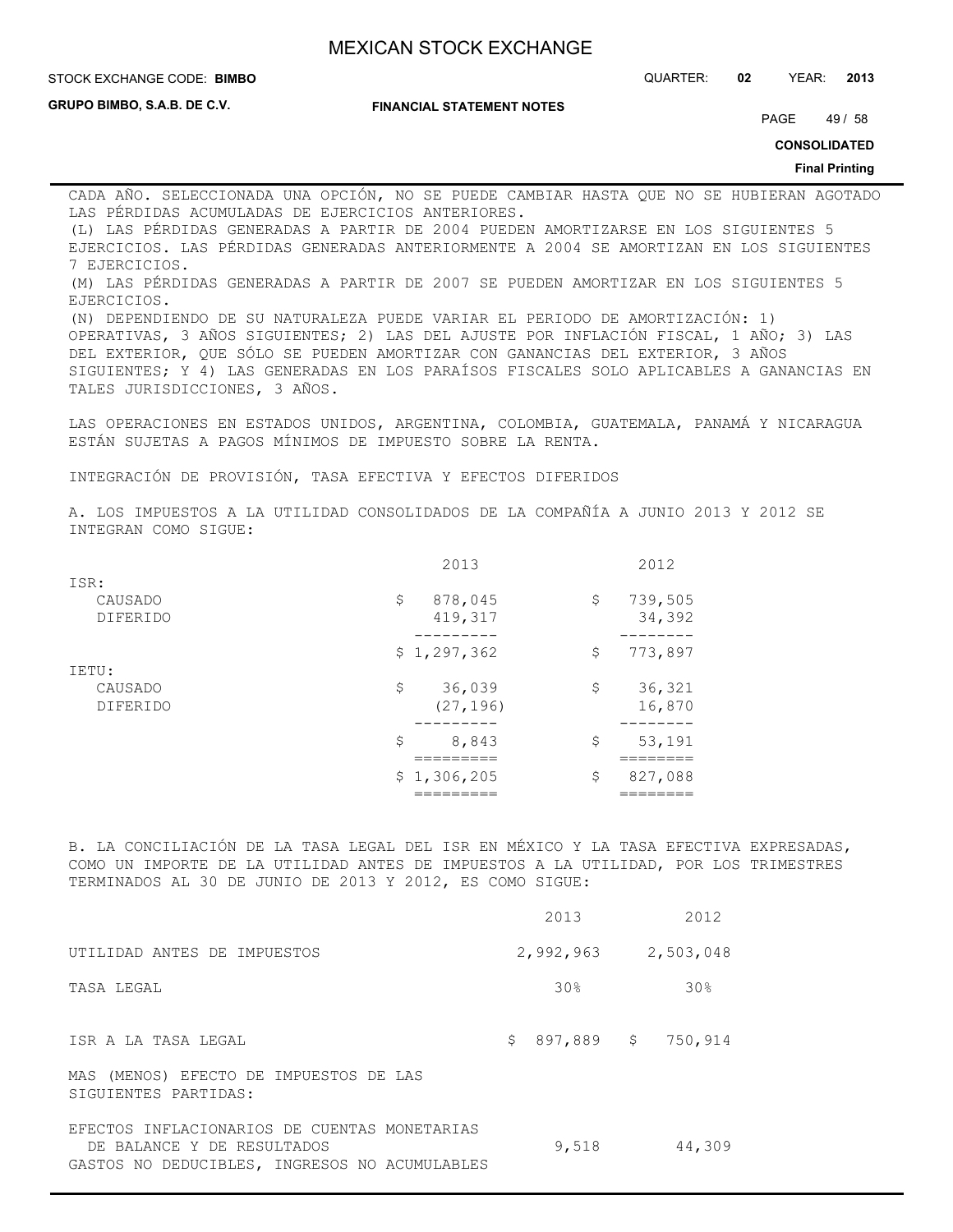CADA AÑO. SELECCIONADA UNA OPCIÓN, NO SE PUEDE CAMBIAR HASTA QUE NO SE HUBIERAN AGOTADO LAS PÉRDIDAS ACUMULADAS DE EJERCICIOS ANTERIORES.

(L) LAS PÉRDIDAS GENERADAS A PARTIR DE 2004 PUEDEN AMORTIZARSE EN LOS SIGUIENTES 5 EJERCICIOS. LAS PÉRDIDAS GENERADAS ANTERIORMENTE A 2004 SE AMORTIZAN EN LOS SIGUIENTES 7 EJERCICIOS.

(M) LAS PÉRDIDAS GENERADAS A PARTIR DE 2007 SE PUEDEN AMORTIZAR EN LOS SIGUIENTES 5 EJERCICIOS.

(N) DEPENDIENDO DE SU NATURALEZA PUEDE VARIAR EL PERIODO DE AMORTIZACIÓN: 1) OPERATIVAS, 3 AÑOS SIGUIENTES; 2) LAS DEL AJUSTE POR INFLACIÓN FISCAL, 1 AÑO; 3) LAS DEL EXTERIOR, QUE SÓLO SE PUEDEN AMORTIZAR CON GANANCIAS DEL EXTERIOR, 3 AÑOS SIGUIENTES; Y 4) LAS GENERADAS EN LOS PARAÍSOS FISCALES SOLO APLICABLES A GANANCIAS EN TALES JURISDICCIONES, 3 AÑOS.

LAS OPERACIONES EN ESTADOS UNIDOS, ARGENTINA, COLOMBIA, GUATEMALA, PANAMÁ Y NICARAGUA ESTÁN SUJETAS A PAGOS MÍNIMOS DE IMPUESTO SOBRE LA RENTA.

INTEGRACIÓN DE PROVISIÓN, TASA EFECTIVA Y EFECTOS DIFERIDOS

A. LOS IMPUESTOS A LA UTILIDAD CONSOLIDADOS DE LA COMPAÑÍA A JUNIO 2013 Y 2012 SE INTEGRAN COMO SIGUE:

| | 2013 | 2012 |
|---|---|---|
| ISR: | | |
| CAUSADO | $ 878,045 | $ 739,505 |
| DIFERIDO | 419,317 | 34,392 |
| | $ 1,297,362 | $ 773,897 |
| IETU: | | |
| CAUSADO | $ 36,039 | $ 36,321 |
| DIFERIDO | (27,196) | 16,870 |
| | $ 8,843 | $ 53,191 |
| | $ 1,306,205 | $ 827,088 |

B. LA CONCILIACIÓN DE LA TASA LEGAL DEL ISR EN MÉXICO Y LA TASA EFECTIVA EXPRESADAS, COMO UN IMPORTE DE LA UTILIDAD ANTES DE IMPUESTOS A LA UTILIDAD, POR LOS TRIMESTRES TERMINADOS AL 30 DE JUNIO DE 2013 Y 2012, ES COMO SIGUE:

| | 2013 | 2012 |
|---|---|---|
| UTILIDAD ANTES DE IMPUESTOS | 2,992,963 | 2,503,048 |
| TASA LEGAL | 30% | 30% |
| ISR A LA TASA LEGAL | $ 897,889 | $ 750,914 |
| MAS (MENOS) EFECTO DE IMPUESTOS DE LAS SIGUIENTES PARTIDAS: | | |
| EFECTOS INFLACIONARIOS DE CUENTAS MONETARIAS DE BALANCE Y DE RESULTADOS | 9,518 | 44,309 |
| GASTOS NO DEDUCIBLES, INGRESOS NO ACUMULABLES | | |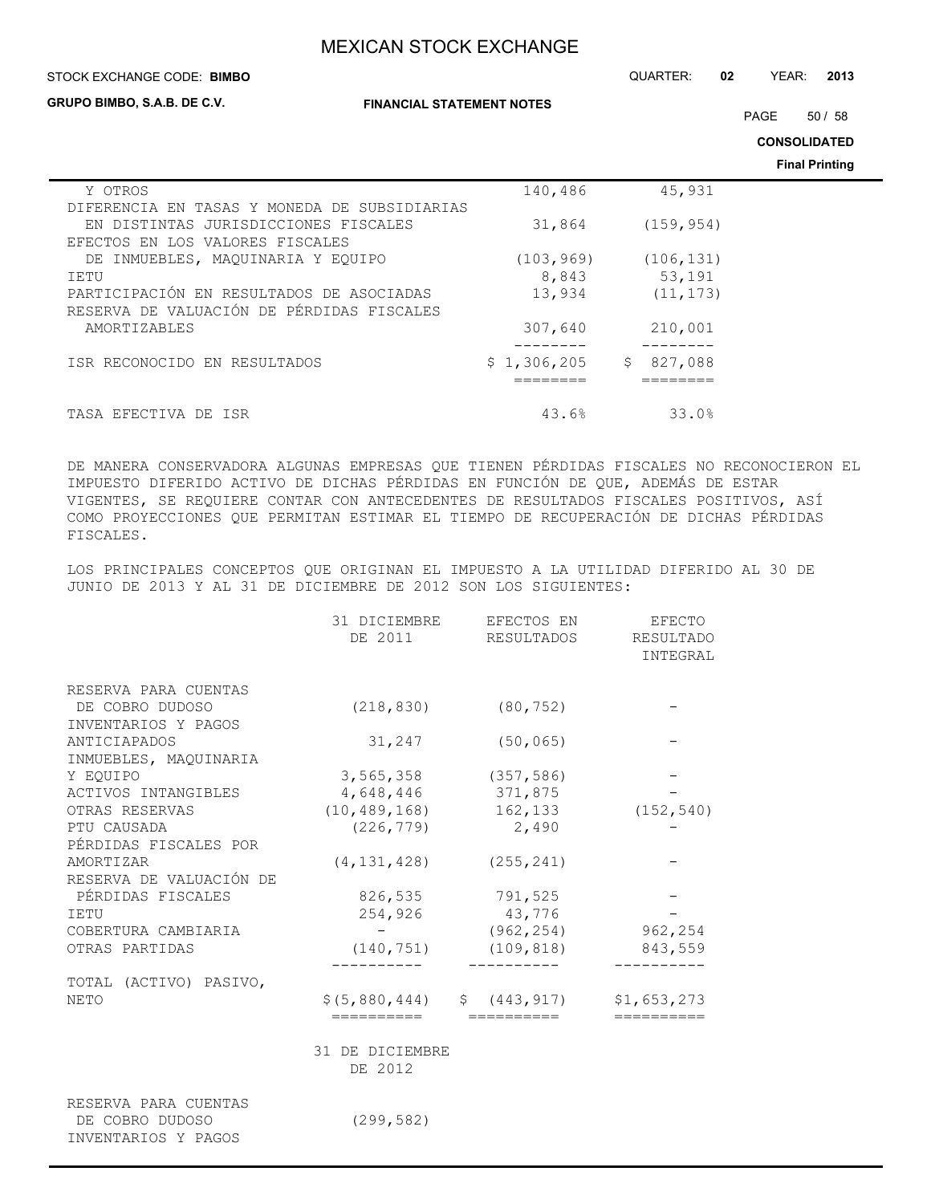| | | |
|---|---|---|
| Y OTROS | 140,486 | 45,931 |
| DIFERENCIA EN TASAS Y MONEDA DE SUBSIDIARIAS EN DISTINTAS JURISDICCIONES FISCALES | 31,864 | (159,954) |
| EFECTOS EN LOS VALORES FISCALES DE INMUEBLES, MAQUINARIA Y EQUIPO | (103,969) | (106,131) |
| IETU | 8,843 | 53,191 |
| PARTICIPACIÓN EN RESULTADOS DE ASOCIADAS | 13,934 | (11,173) |
| RESERVA DE VALUACIÓN DE PÉRDIDAS FISCALES AMORTIZABLES | 307,640 | 210,001 |
| ISR RECONOCIDO EN RESULTADOS | $ 1,306,205 | $ 827,088 |
| TASA EFECTIVA DE ISR | 43.6% | 33.0% |

DE MANERA CONSERVADORA ALGUNAS EMPRESAS QUE TIENEN PÉRDIDAS FISCALES NO RECONOCIERON EL IMPUESTO DIFERIDO ACTIVO DE DICHAS PÉRDIDAS EN FUNCIÓN DE QUE, ADEMÁS DE ESTAR VIGENTES, SE REQUIERE CONTAR CON ANTECEDENTES DE RESULTADOS FISCALES POSITIVOS, ASÍ COMO PROYECCIONES QUE PERMITAN ESTIMAR EL TIEMPO DE RECUPERACIÓN DE DICHAS PÉRDIDAS FISCALES.

LOS PRINCIPALES CONCEPTOS QUE ORIGINAN EL IMPUESTO A LA UTILIDAD DIFERIDO AL 30 DE JUNIO DE 2013 Y AL 31 DE DICIEMBRE DE 2012 SON LOS SIGUIENTES:

| | 31 DICIEMBRE DE 2011 | EFECTOS EN RESULTADOS | EFECTO RESULTADO INTEGRAL |
|---|---|---|---|
| RESERVA PARA CUENTAS DE COBRO DUDOSO | (218,830) | (80,752) | - |
| INVENTARIOS Y PAGOS ANTICIAPADOS | 31,247 | (50,065) | - |
| INMUEBLES, MAQUINARIA Y EQUIPO | 3,565,358 | (357,586) | - |
| ACTIVOS INTANGIBLES | 4,648,446 | 371,875 | - |
| OTRAS RESERVAS | (10,489,168) | 162,133 | (152,540) |
| PTU CAUSADA | (226,779) | 2,490 | - |
| PÉRDIDAS FISCALES POR AMORTIZAR | (4,131,428) | (255,241) | - |
| RESERVA DE VALUACIÓN DE PÉRDIDAS FISCALES | 826,535 | 791,525 | - |
| IETU | 254,926 | 43,776 | - |
| COBERTURA CAMBIARIA | - | (962,254) | 962,254 |
| OTRAS PARTIDAS | (140,751) | (109,818) | 843,559 |
| TOTAL (ACTIVO) PASIVO, NETO | $(5,880,444) | $ (443,917) | $1,653,273 |

| | 31 DE DICIEMBRE DE 2012 |
|---|---|
| RESERVA PARA CUENTAS DE COBRO DUDOSO | (299,582) |
| INVENTARIOS Y PAGOS | |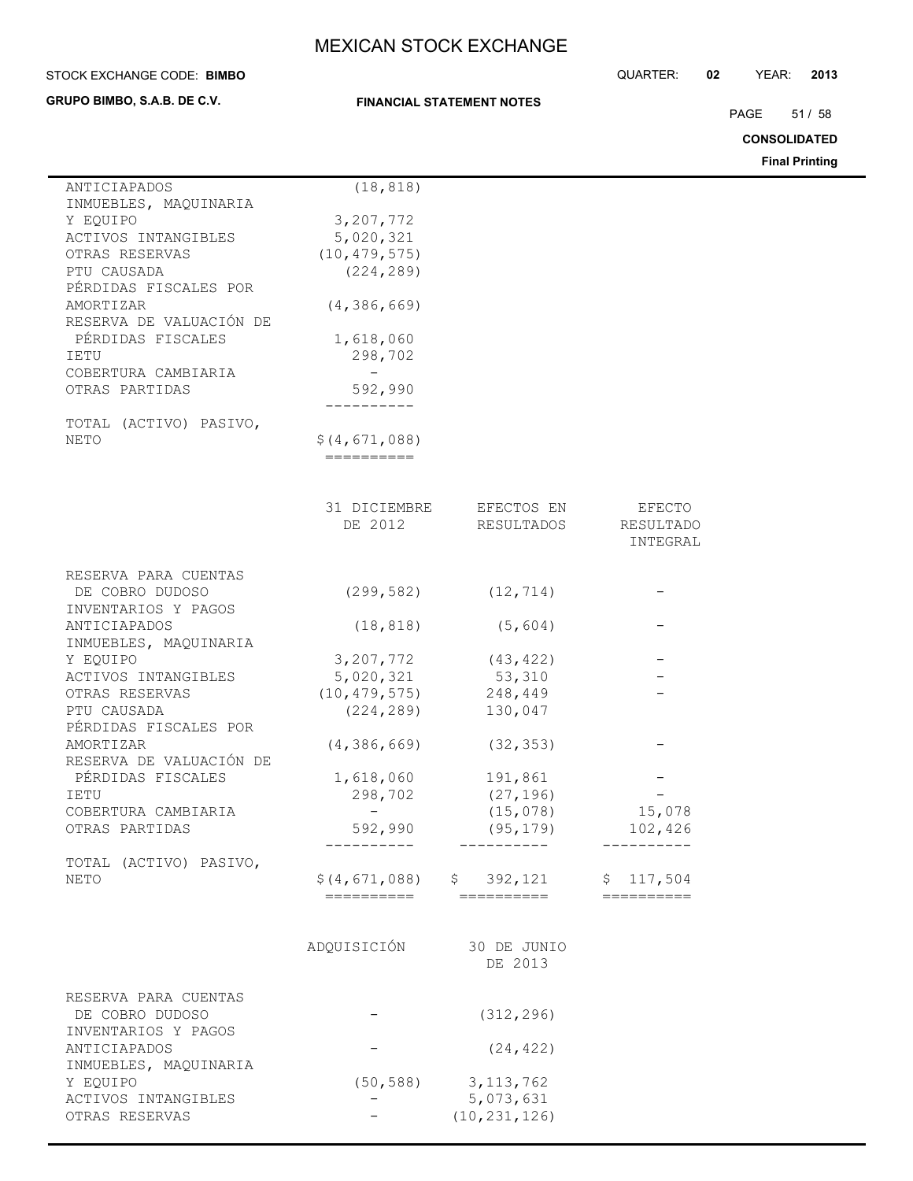| | |
|---|---|
| ANTICIAPADOS | (18,818) |
| INMUEBLES, MAQUINARIA Y EQUIPO | 3,207,772 |
| ACTIVOS INTANGIBLES | 5,020,321 |
| OTRAS RESERVAS | (10,479,575) |
| PTU CAUSADA | (224,289) |
| PÉRDIDAS FISCALES POR AMORTIZAR | (4,386,669) |
| RESERVA DE VALUACIÓN DE PÉRDIDAS FISCALES | 1,618,060 |
| IETU | 298,702 |
| COBERTURA CAMBIARIA | - |
| OTRAS PARTIDAS | 592,990 |
| TOTAL (ACTIVO) PASIVO, NETO | $(4,671,088) |

| | 31 DICIEMBRE DE 2012 | EFECTOS EN RESULTADOS | EFECTO RESULTADO INTEGRAL |
|---|---|---|---|
| RESERVA PARA CUENTAS DE COBRO DUDOSO | (299,582) | (12,714) | - |
| INVENTARIOS Y PAGOS ANTICIAPADOS | (18,818) | (5,604) | - |
| INMUEBLES, MAQUINARIA Y EQUIPO | 3,207,772 | (43,422) | - |
| ACTIVOS INTANGIBLES | 5,020,321 | 53,310 | - |
| OTRAS RESERVAS | (10,479,575) | 248,449 | - |
| PTU CAUSADA | (224,289) | 130,047 | |
| PÉRDIDAS FISCALES POR AMORTIZAR | (4,386,669) | (32,353) | - |
| RESERVA DE VALUACIÓN DE PÉRDIDAS FISCALES | 1,618,060 | 191,861 | - |
| IETU | 298,702 | (27,196) | - |
| COBERTURA CAMBIARIA | - | (15,078) | 15,078 |
| OTRAS PARTIDAS | 592,990 | (95,179) | 102,426 |
| TOTAL (ACTIVO) PASIVO, NETO | $(4,671,088) | $ 392,121 | $ 117,504 |

| | ADQUISICIÓN | 30 DE JUNIO DE 2013 |
|---|---|---|
| RESERVA PARA CUENTAS DE COBRO DUDOSO | - | (312,296) |
| INVENTARIOS Y PAGOS ANTICIAPADOS | - | (24,422) |
| INMUEBLES, MAQUINARIA Y EQUIPO | (50,588) | 3,113,762 |
| ACTIVOS INTANGIBLES | - | 5,073,631 |
| OTRAS RESERVAS | - | (10,231,126) |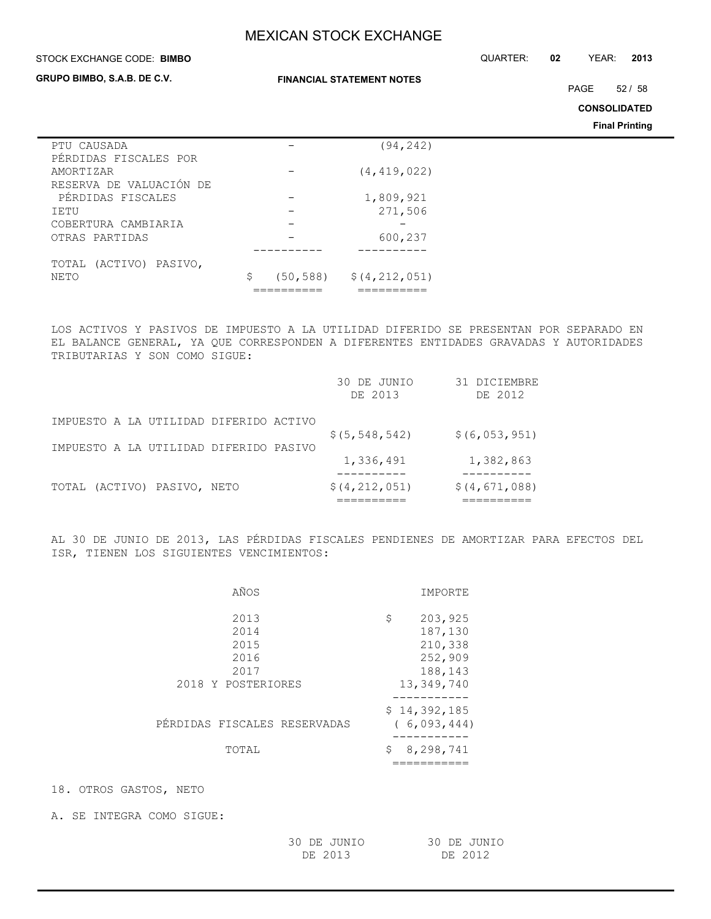| | | |
|---|---|---|
| PTU CAUSADA | - | (94,242) |
| PÉRDIDAS FISCALES POR AMORTIZAR | - | (4,419,022) |
| RESERVA DE VALUACIÓN DE PÉRDIDAS FISCALES | - | 1,809,921 |
| IETU | - | 271,506 |
| COBERTURA CAMBIARIA | - | - |
| OTRAS PARTIDAS | - | 600,237 |
| TOTAL (ACTIVO) PASIVO, NETO | $ (50,588) | $(4,212,051) |

LOS ACTIVOS Y PASIVOS DE IMPUESTO A LA UTILIDAD DIFERIDO SE PRESENTAN POR SEPARADO EN EL BALANCE GENERAL, YA QUE CORRESPONDEN A DIFERENTES ENTIDADES GRAVADAS Y AUTORIDADES TRIBUTARIAS Y SON COMO SIGUE:

| | 30 DE JUNIO DE 2013 | 31 DICIEMBRE DE 2012 |
|---|---|---|
| IMPUESTO A LA UTILIDAD DIFERIDO ACTIVO | $(5,548,542) | $(6,053,951) |
| IMPUESTO A LA UTILIDAD DIFERIDO PASIVO | 1,336,491 | 1,382,863 |
| TOTAL (ACTIVO) PASIVO, NETO | $(4,212,051) | $(4,671,088) |

AL 30 DE JUNIO DE 2013, LAS PÉRDIDAS FISCALES PENDIENES DE AMORTIZAR PARA EFECTOS DEL ISR, TIENEN LOS SIGUIENTES VENCIMIENTOS:

| AÑOS | IMPORTE |
|---|---|
| 2013 | $ 203,925 |
| 2014 | 187,130 |
| 2015 | 210,338 |
| 2016 | 252,909 |
| 2017 | 188,143 |
| 2018 Y POSTERIORES | 13,349,740 |
| | $ 14,392,185 |
| PÉRDIDAS FISCALES RESERVADAS | ( 6,093,444) |
| TOTAL | $ 8,298,741 |

18. OTROS GASTOS, NETO

A. SE INTEGRA COMO SIGUE:

| | 30 DE JUNIO DE 2013 | 30 DE JUNIO DE 2012 |
|---|---|---|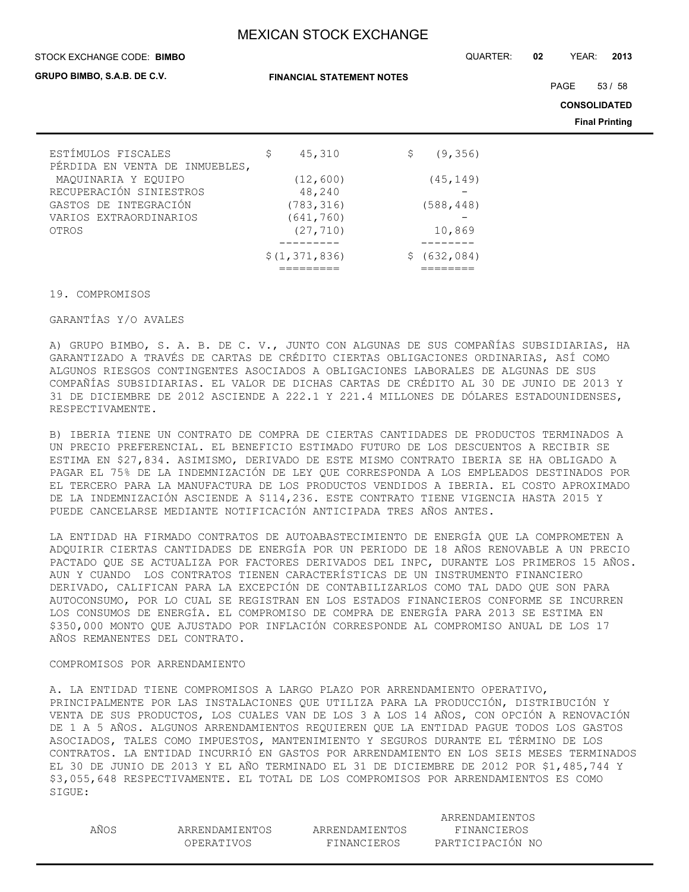| | | |
|---|---|---|
| ESTÍMULOS FISCALES | $ 45,310 | $ (9,356) |
| PÉRDIDA EN VENTA DE INMUEBLES, MAQUINARIA Y EQUIPO | (12,600) | (45,149) |
| RECUPERACIÓN SINIESTROS | 48,240 | - |
| GASTOS DE INTEGRACIÓN | (783,316) | (588,448) |
| VARIOS EXTRAORDINARIOS | (641,760) | - |
| OTROS | (27,710) | 10,869 |
| | $(1,371,836) | $ (632,084) |

19. COMPROMISOS

GARANTÍAS Y/O AVALES

A) GRUPO BIMBO, S. A. B. DE C. V., JUNTO CON ALGUNAS DE SUS COMPAÑÍAS SUBSIDIARIAS, HA GARANTIZADO A TRAVÉS DE CARTAS DE CRÉDITO CIERTAS OBLIGACIONES ORDINARIAS, ASÍ COMO ALGUNOS RIESGOS CONTINGENTES ASOCIADOS A OBLIGACIONES LABORALES DE ALGUNAS DE SUS COMPAÑÍAS SUBSIDIARIAS. EL VALOR DE DICHAS CARTAS DE CRÉDITO AL 30 DE JUNIO DE 2013 Y 31 DE DICIEMBRE DE 2012 ASCIENDE A 222.1 Y 221.4 MILLONES DE DÓLARES ESTADOUNIDENSES, RESPECTIVAMENTE.

B) IBERIA TIENE UN CONTRATO DE COMPRA DE CIERTAS CANTIDADES DE PRODUCTOS TERMINADOS A UN PRECIO PREFERENCIAL. EL BENEFICIO ESTIMADO FUTURO DE LOS DESCUENTOS A RECIBIR SE ESTIMA EN $27,834. ASIMISMO, DERIVADO DE ESTE MISMO CONTRATO IBERIA SE HA OBLIGADO A PAGAR EL 75% DE LA INDEMNIZACIÓN DE LEY QUE CORRESPONDA A LOS EMPLEADOS DESTINADOS POR EL TERCERO PARA LA MANUFACTURA DE LOS PRODUCTOS VENDIDOS A IBERIA. EL COSTO APROXIMADO DE LA INDEMNIZACIÓN ASCIENDE A $114,236. ESTE CONTRATO TIENE VIGENCIA HASTA 2015 Y PUEDE CANCELARSE MEDIANTE NOTIFICACIÓN ANTICIPADA TRES AÑOS ANTES.

LA ENTIDAD HA FIRMADO CONTRATOS DE AUTOABASTECIMIENTO DE ENERGÍA QUE LA COMPROMETEN A ADQUIRIR CIERTAS CANTIDADES DE ENERGÍA POR UN PERIODO DE 18 AÑOS RENOVABLE A UN PRECIO PACTADO QUE SE ACTUALIZA POR FACTORES DERIVADOS DEL INPC, DURANTE LOS PRIMEROS 15 AÑOS. AUN Y CUANDO LOS CONTRATOS TIENEN CARACTERÍSTICAS DE UN INSTRUMENTO FINANCIERO DERIVADO, CALIFICAN PARA LA EXCEPCIÓN DE CONTABILIZARLOS COMO TAL DADO QUE SON PARA AUTOCONSUMO, POR LO CUAL SE REGISTRAN EN LOS ESTADOS FINANCIEROS CONFORME SE INCURREN LOS CONSUMOS DE ENERGÍA. EL COMPROMISO DE COMPRA DE ENERGÍA PARA 2013 SE ESTIMA EN $350,000 MONTO QUE AJUSTADO POR INFLACIÓN CORRESPONDE AL COMPROMISO ANUAL DE LOS 17 AÑOS REMANENTES DEL CONTRATO.

COMPROMISOS POR ARRENDAMIENTO

A. LA ENTIDAD TIENE COMPROMISOS A LARGO PLAZO POR ARRENDAMIENTO OPERATIVO, PRINCIPALMENTE POR LAS INSTALACIONES QUE UTILIZA PARA LA PRODUCCIÓN, DISTRIBUCIÓN Y VENTA DE SUS PRODUCTOS, LOS CUALES VAN DE LOS 3 A LOS 14 AÑOS, CON OPCIÓN A RENOVACIÓN DE 1 A 5 AÑOS. ALGUNOS ARRENDAMIENTOS REQUIEREN QUE LA ENTIDAD PAGUE TODOS LOS GASTOS ASOCIADOS, TALES COMO IMPUESTOS, MANTENIMIENTO Y SEGUROS DURANTE EL TÉRMINO DE LOS CONTRATOS. LA ENTIDAD INCURRIÓ EN GASTOS POR ARRENDAMIENTO EN LOS SEIS MESES TERMINADOS EL 30 DE JUNIO DE 2013 Y EL AÑO TERMINADO EL 31 DE DICIEMBRE DE 2012 POR $1,485,744 Y $3,055,648 RESPECTIVAMENTE. EL TOTAL DE LOS COMPROMISOS POR ARRENDAMIENTOS ES COMO SIGUE:

| AÑOS | ARRENDAMIENTOS OPERATIVOS | ARRENDAMIENTOS FINANCIEROS | ARRENDAMIENTOS FINANCIEROS PARTICIPACIÓN NO |
|---|---|---|---|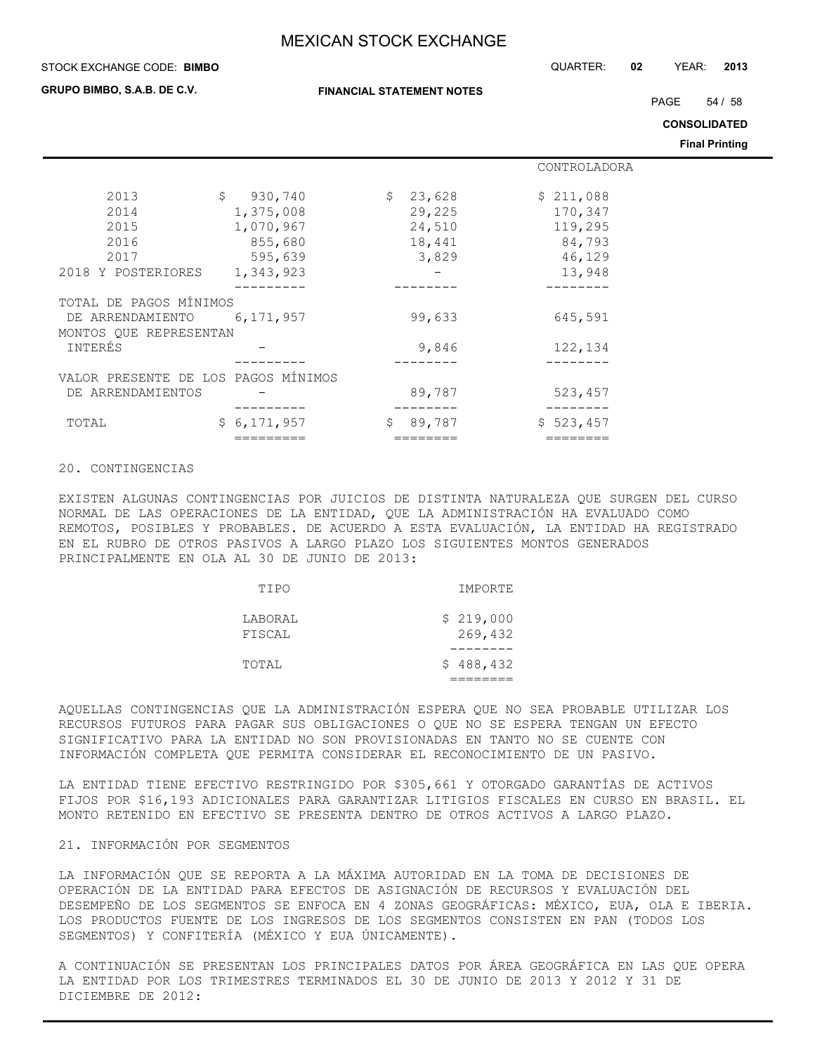| | | | CONTROLADORA |
|---|---|---|---|
| 2013 | $ 930,740 | $ 23,628 | $ 211,088 |
| 2014 | 1,375,008 | 29,225 | 170,347 |
| 2015 | 1,070,967 | 24,510 | 119,295 |
| 2016 | 855,680 | 18,441 | 84,793 |
| 2017 | 595,639 | 3,829 | 46,129 |
| 2018 Y POSTERIORES | 1,343,923 | - | 13,948 |
| TOTAL DE PAGOS MÍNIMOS DE ARRENDAMIENTO | 6,171,957 | 99,633 | 645,591 |
| MONTOS QUE REPRESENTAN INTERÉS | - | 9,846 | 122,134 |
| VALOR PRESENTE DE LOS PAGOS MÍNIMOS DE ARRENDAMIENTOS | - | 89,787 | 523,457 |
| TOTAL | $ 6,171,957 | $ 89,787 | $ 523,457 |

20. CONTINGENCIAS

EXISTEN ALGUNAS CONTINGENCIAS POR JUICIOS DE DISTINTA NATURALEZA QUE SURGEN DEL CURSO NORMAL DE LAS OPERACIONES DE LA ENTIDAD, QUE LA ADMINISTRACIÓN HA EVALUADO COMO REMOTOS, POSIBLES Y PROBABLES. DE ACUERDO A ESTA EVALUACIÓN, LA ENTIDAD HA REGISTRADO EN EL RUBRO DE OTROS PASIVOS A LARGO PLAZO LOS SIGUIENTES MONTOS GENERADOS PRINCIPALMENTE EN OLA AL 30 DE JUNIO DE 2013:

| TIPO | IMPORTE |
|---|---|
| LABORAL | $ 219,000 |
| FISCAL | 269,432 |
| TOTAL | $ 488,432 |

AQUELLAS CONTINGENCIAS QUE LA ADMINISTRACIÓN ESPERA QUE NO SEA PROBABLE UTILIZAR LOS RECURSOS FUTUROS PARA PAGAR SUS OBLIGACIONES O QUE NO SE ESPERA TENGAN UN EFECTO SIGNIFICATIVO PARA LA ENTIDAD NO SON PROVISIONADAS EN TANTO NO SE CUENTE CON INFORMACIÓN COMPLETA QUE PERMITA CONSIDERAR EL RECONOCIMIENTO DE UN PASIVO.

LA ENTIDAD TIENE EFECTIVO RESTRINGIDO POR $305,661 Y OTORGADO GARANTÍAS DE ACTIVOS FIJOS POR $16,193 ADICIONALES PARA GARANTIZAR LITIGIOS FISCALES EN CURSO EN BRASIL. EL MONTO RETENIDO EN EFECTIVO SE PRESENTA DENTRO DE OTROS ACTIVOS A LARGO PLAZO.

21. INFORMACIÓN POR SEGMENTOS

LA INFORMACIÓN QUE SE REPORTA A LA MÁXIMA AUTORIDAD EN LA TOMA DE DECISIONES DE OPERACIÓN DE LA ENTIDAD PARA EFECTOS DE ASIGNACIÓN DE RECURSOS Y EVALUACIÓN DEL DESEMPEÑO DE LOS SEGMENTOS SE ENFOCA EN 4 ZONAS GEOGRÁFICAS: MÉXICO, EUA, OLA E IBERIA. LOS PRODUCTOS FUENTE DE LOS INGRESOS DE LOS SEGMENTOS CONSISTEN EN PAN (TODOS LOS SEGMENTOS) Y CONFITERÍA (MÉXICO Y EUA ÚNICAMENTE).

A CONTINUACIÓN SE PRESENTAN LOS PRINCIPALES DATOS POR ÁREA GEOGRÁFICA EN LAS QUE OPERA LA ENTIDAD POR LOS TRIMESTRES TERMINADOS EL 30 DE JUNIO DE 2013 Y 2012 Y 31 DE DICIEMBRE DE 2012: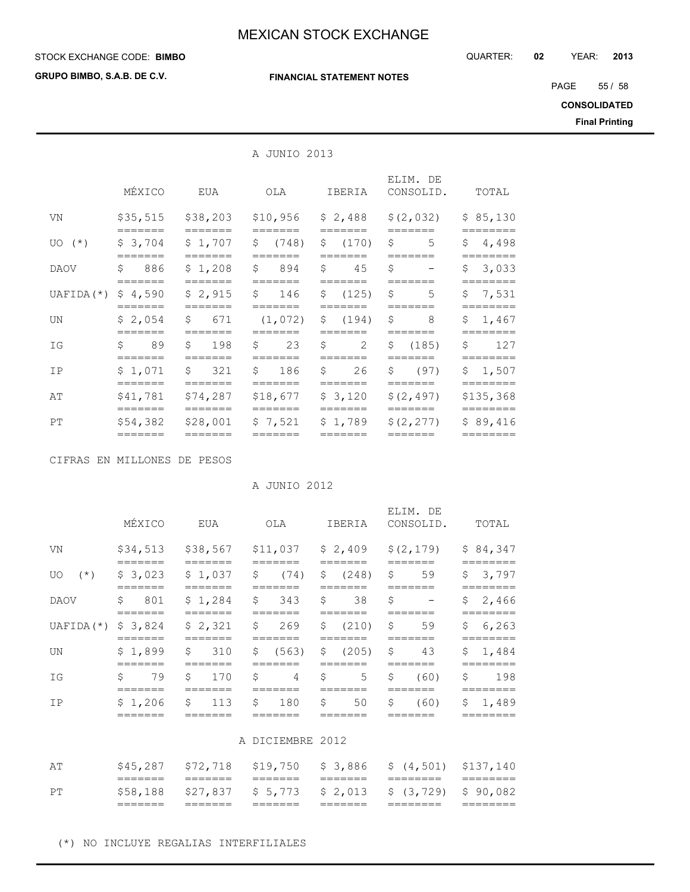A JUNIO 2013

| | MÉXICO | EUA | OLA | IBERIA | ELIM. DE CONSOLID. | TOTAL |
|---|---|---|---|---|---|---|
| VN | $35,515 | $38,203 | $10,956 | $ 2,488 | $(2,032) | $ 85,130 |
| UO (*) | $ 3,704 | $ 1,707 | $ (748) | $ (170) | $ 5 | $ 4,498 |
| DAOV | $ 886 | $ 1,208 | $ 894 | $ 45 | $ - | $ 3,033 |
| UAFIDA(*) | $ 4,590 | $ 2,915 | $ 146 | $ (125) | $ 5 | $ 7,531 |
| UN | $ 2,054 | $ 671 | (1,072) | $ (194) | $ 8 | $ 1,467 |
| IG | $ 89 | $ 198 | $ 23 | $ 2 | $ (185) | $ 127 |
| IP | $ 1,071 | $ 321 | $ 186 | $ 26 | $ (97) | $ 1,507 |
| AT | $41,781 | $74,287 | $18,677 | $ 3,120 | $(2,497) | $135,368 |
| PT | $54,382 | $28,001 | $ 7,521 | $ 1,789 | $(2,277) | $ 89,416 |

CIFRAS EN MILLONES DE PESOS

A JUNIO 2012

| | MÉXICO | EUA | OLA | IBERIA | ELIM. DE CONSOLID. | TOTAL |
|---|---|---|---|---|---|---|
| VN | $34,513 | $38,567 | $11,037 | $ 2,409 | $(2,179) | $ 84,347 |
| UO (*) | $ 3,023 | $ 1,037 | $ (74) | $ (248) | $ 59 | $ 3,797 |
| DAOV | $ 801 | $ 1,284 | $ 343 | $ 38 | $ - | $ 2,466 |
| UAFIDA(*) | $ 3,824 | $ 2,321 | $ 269 | $ (210) | $ 59 | $ 6,263 |
| UN | $ 1,899 | $ 310 | $ (563) | $ (205) | $ 43 | $ 1,484 |
| IG | $ 79 | $ 170 | $ 4 | $ 5 | $ (60) | $ 198 |
| IP | $ 1,206 | $ 113 | $ 180 | $ 50 | $ (60) | $ 1,489 |
| **A DICIEMBRE 2012** | | | | | | |
| AT | $45,287 | $72,718 | $19,750 | $ 3,886 | $ (4,501) | $137,140 |
| PT | $58,188 | $27,837 | $ 5,773 | $ 2,013 | $ (3,729) | $ 90,082 |

(*) NO INCLUYE REGALIAS INTERFILIALES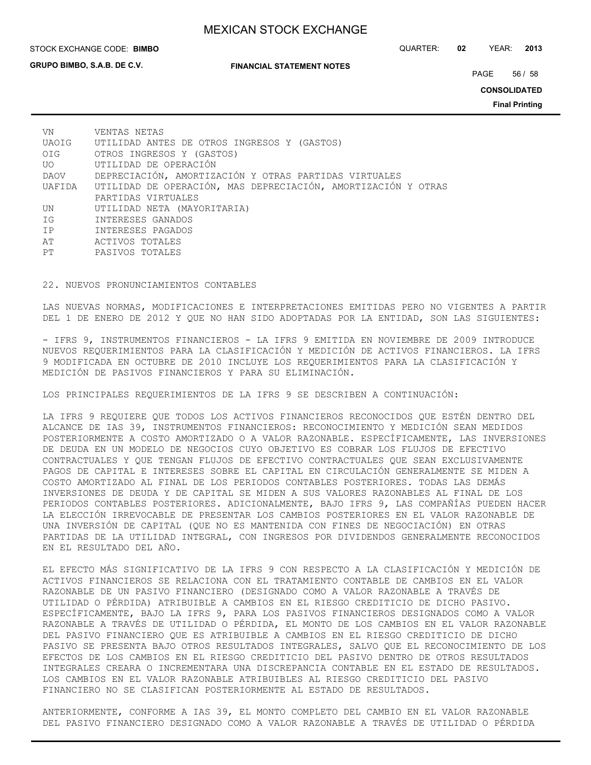| | |
|---|---|
| VN | VENTAS NETAS |
| UAOIG | UTILIDAD ANTES DE OTROS INGRESOS Y (GASTOS) |
| OIG | OTROS INGRESOS Y (GASTOS) |
| UO | UTILIDAD DE OPERACIÓN |
| DAOV | DEPRECIACIÓN, AMORTIZACIÓN Y OTRAS PARTIDAS VIRTUALES |
| UAFIDA | UTILIDAD DE OPERACIÓN, MAS DEPRECIACIÓN, AMORTIZACIÓN Y OTRAS PARTIDAS VIRTUALES |
| UN | UTILIDAD NETA (MAYORITARIA) |
| IG | INTERESES GANADOS |
| IP | INTERESES PAGADOS |
| AT | ACTIVOS TOTALES |
| PT | PASIVOS TOTALES |

## 22. NUEVOS PRONUNCIAMIENTOS CONTABLES

LAS NUEVAS NORMAS, MODIFICACIONES E INTERPRETACIONES EMITIDAS PERO NO VIGENTES A PARTIR DEL 1 DE ENERO DE 2012 Y QUE NO HAN SIDO ADOPTADAS POR LA ENTIDAD, SON LAS SIGUIENTES:

- IFRS 9, INSTRUMENTOS FINANCIEROS - LA IFRS 9 EMITIDA EN NOVIEMBRE DE 2009 INTRODUCE NUEVOS REQUERIMIENTOS PARA LA CLASIFICACIÓN Y MEDICIÓN DE ACTIVOS FINANCIEROS. LA IFRS 9 MODIFICADA EN OCTUBRE DE 2010 INCLUYE LOS REQUERIMIENTOS PARA LA CLASIFICACIÓN Y MEDICIÓN DE PASIVOS FINANCIEROS Y PARA SU ELIMINACIÓN.

LOS PRINCIPALES REQUERIMIENTOS DE LA IFRS 9 SE DESCRIBEN A CONTINUACIÓN:

LA IFRS 9 REQUIERE QUE TODOS LOS ACTIVOS FINANCIEROS RECONOCIDOS QUE ESTÉN DENTRO DEL ALCANCE DE IAS 39, INSTRUMENTOS FINANCIEROS: RECONOCIMIENTO Y MEDICIÓN SEAN MEDIDOS POSTERIORMENTE A COSTO AMORTIZADO O A VALOR RAZONABLE. ESPECÍFICAMENTE, LAS INVERSIONES DE DEUDA EN UN MODELO DE NEGOCIOS CUYO OBJETIVO ES COBRAR LOS FLUJOS DE EFECTIVO CONTRACTUALES Y QUE TENGAN FLUJOS DE EFECTIVO CONTRACTUALES QUE SEAN EXCLUSIVAMENTE PAGOS DE CAPITAL E INTERESES SOBRE EL CAPITAL EN CIRCULACIÓN GENERALMENTE SE MIDEN A COSTO AMORTIZADO AL FINAL DE LOS PERIODOS CONTABLES POSTERIORES. TODAS LAS DEMÁS INVERSIONES DE DEUDA Y DE CAPITAL SE MIDEN A SUS VALORES RAZONABLES AL FINAL DE LOS PERIODOS CONTABLES POSTERIORES. ADICIONALMENTE, BAJO IFRS 9, LAS COMPAÑÍAS PUEDEN HACER LA ELECCIÓN IRREVOCABLE DE PRESENTAR LOS CAMBIOS POSTERIORES EN EL VALOR RAZONABLE DE UNA INVERSIÓN DE CAPITAL (QUE NO ES MANTENIDA CON FINES DE NEGOCIACIÓN) EN OTRAS PARTIDAS DE LA UTILIDAD INTEGRAL, CON INGRESOS POR DIVIDENDOS GENERALMENTE RECONOCIDOS EN EL RESULTADO DEL AÑO.

EL EFECTO MÁS SIGNIFICATIVO DE LA IFRS 9 CON RESPECTO A LA CLASIFICACIÓN Y MEDICIÓN DE ACTIVOS FINANCIEROS SE RELACIONA CON EL TRATAMIENTO CONTABLE DE CAMBIOS EN EL VALOR RAZONABLE DE UN PASIVO FINANCIERO (DESIGNADO COMO A VALOR RAZONABLE A TRAVÉS DE UTILIDAD O PÉRDIDA) ATRIBUIBLE A CAMBIOS EN EL RIESGO CREDITICIO DE DICHO PASIVO. ESPECÍFICAMENTE, BAJO LA IFRS 9, PARA LOS PASIVOS FINANCIEROS DESIGNADOS COMO A VALOR RAZONABLE A TRAVÉS DE UTILIDAD O PÉRDIDA, EL MONTO DE LOS CAMBIOS EN EL VALOR RAZONABLE DEL PASIVO FINANCIERO QUE ES ATRIBUIBLE A CAMBIOS EN EL RIESGO CREDITICIO DE DICHO PASIVO SE PRESENTA BAJO OTROS RESULTADOS INTEGRALES, SALVO QUE EL RECONOCIMIENTO DE LOS EFECTOS DE LOS CAMBIOS EN EL RIESGO CREDITICIO DEL PASIVO DENTRO DE OTROS RESULTADOS INTEGRALES CREARA O INCREMENTARA UNA DISCREPANCIA CONTABLE EN EL ESTADO DE RESULTADOS. LOS CAMBIOS EN EL VALOR RAZONABLE ATRIBUIBLES AL RIESGO CREDITICIO DEL PASIVO FINANCIERO NO SE CLASIFICAN POSTERIORMENTE AL ESTADO DE RESULTADOS.

ANTERIORMENTE, CONFORME A IAS 39, EL MONTO COMPLETO DEL CAMBIO EN EL VALOR RAZONABLE DEL PASIVO FINANCIERO DESIGNADO COMO A VALOR RAZONABLE A TRAVÉS DE UTILIDAD O PÉRDIDA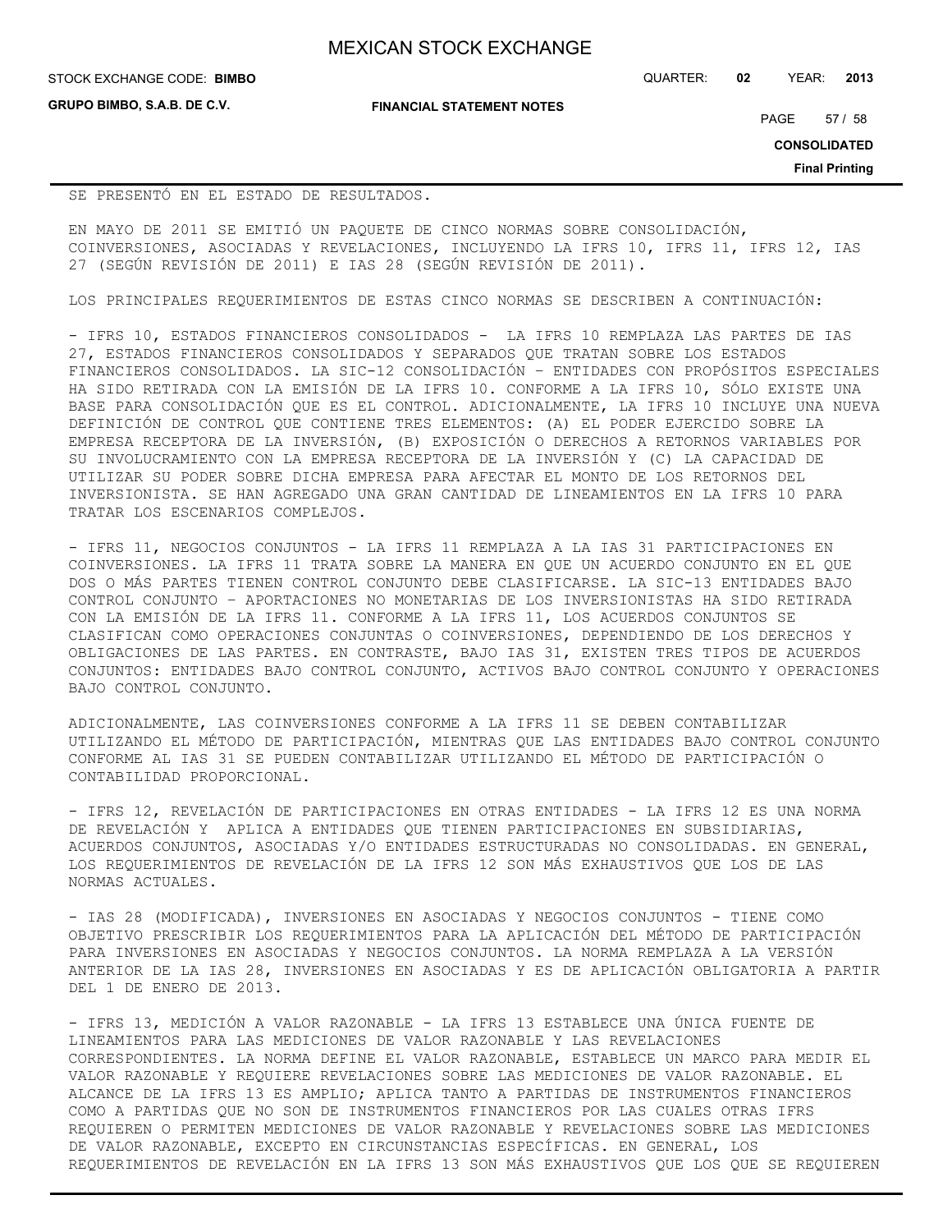SE PRESENTÓ EN EL ESTADO DE RESULTADOS.

EN MAYO DE 2011 SE EMITIÓ UN PAQUETE DE CINCO NORMAS SOBRE CONSOLIDACIÓN, COINVERSIONES, ASOCIADAS Y REVELACIONES, INCLUYENDO LA IFRS 10, IFRS 11, IFRS 12, IAS 27 (SEGÚN REVISIÓN DE 2011) E IAS 28 (SEGÚN REVISIÓN DE 2011).

LOS PRINCIPALES REQUERIMIENTOS DE ESTAS CINCO NORMAS SE DESCRIBEN A CONTINUACIÓN:

- IFRS 10, ESTADOS FINANCIEROS CONSOLIDADOS - LA IFRS 10 REMPLAZA LAS PARTES DE IAS 27, ESTADOS FINANCIEROS CONSOLIDADOS Y SEPARADOS QUE TRATAN SOBRE LOS ESTADOS FINANCIEROS CONSOLIDADOS. LA SIC-12 CONSOLIDACIÓN – ENTIDADES CON PROPÓSITOS ESPECIALES HA SIDO RETIRADA CON LA EMISIÓN DE LA IFRS 10. CONFORME A LA IFRS 10, SÓLO EXISTE UNA BASE PARA CONSOLIDACIÓN QUE ES EL CONTROL. ADICIONALMENTE, LA IFRS 10 INCLUYE UNA NUEVA DEFINICIÓN DE CONTROL QUE CONTIENE TRES ELEMENTOS: (A) EL PODER EJERCIDO SOBRE LA EMPRESA RECEPTORA DE LA INVERSIÓN, (B) EXPOSICIÓN O DERECHOS A RETORNOS VARIABLES POR SU INVOLUCRAMIENTO CON LA EMPRESA RECEPTORA DE LA INVERSIÓN Y (C) LA CAPACIDAD DE UTILIZAR SU PODER SOBRE DICHA EMPRESA PARA AFECTAR EL MONTO DE LOS RETORNOS DEL INVERSIONISTA. SE HAN AGREGADO UNA GRAN CANTIDAD DE LINEAMIENTOS EN LA IFRS 10 PARA TRATAR LOS ESCENARIOS COMPLEJOS.

- IFRS 11, NEGOCIOS CONJUNTOS - LA IFRS 11 REMPLAZA A LA IAS 31 PARTICIPACIONES EN COINVERSIONES. LA IFRS 11 TRATA SOBRE LA MANERA EN QUE UN ACUERDO CONJUNTO EN EL QUE DOS O MÁS PARTES TIENEN CONTROL CONJUNTO DEBE CLASIFICARSE. LA SIC-13 ENTIDADES BAJO CONTROL CONJUNTO – APORTACIONES NO MONETARIAS DE LOS INVERSIONISTAS HA SIDO RETIRADA CON LA EMISIÓN DE LA IFRS 11. CONFORME A LA IFRS 11, LOS ACUERDOS CONJUNTOS SE CLASIFICAN COMO OPERACIONES CONJUNTAS O COINVERSIONES, DEPENDIENDO DE LOS DERECHOS Y OBLIGACIONES DE LAS PARTES. EN CONTRASTE, BAJO IAS 31, EXISTEN TRES TIPOS DE ACUERDOS CONJUNTOS: ENTIDADES BAJO CONTROL CONJUNTO, ACTIVOS BAJO CONTROL CONJUNTO Y OPERACIONES BAJO CONTROL CONJUNTO.

ADICIONALMENTE, LAS COINVERSIONES CONFORME A LA IFRS 11 SE DEBEN CONTABILIZAR UTILIZANDO EL MÉTODO DE PARTICIPACIÓN, MIENTRAS QUE LAS ENTIDADES BAJO CONTROL CONJUNTO CONFORME AL IAS 31 SE PUEDEN CONTABILIZAR UTILIZANDO EL MÉTODO DE PARTICIPACIÓN O CONTABILIDAD PROPORCIONAL.

- IFRS 12, REVELACIÓN DE PARTICIPACIONES EN OTRAS ENTIDADES - LA IFRS 12 ES UNA NORMA DE REVELACIÓN Y APLICA A ENTIDADES QUE TIENEN PARTICIPACIONES EN SUBSIDIARIAS, ACUERDOS CONJUNTOS, ASOCIADAS Y/O ENTIDADES ESTRUCTURADAS NO CONSOLIDADAS. EN GENERAL, LOS REQUERIMIENTOS DE REVELACIÓN DE LA IFRS 12 SON MÁS EXHAUSTIVOS QUE LOS DE LAS NORMAS ACTUALES.

- IAS 28 (MODIFICADA), INVERSIONES EN ASOCIADAS Y NEGOCIOS CONJUNTOS - TIENE COMO OBJETIVO PRESCRIBIR LOS REQUERIMIENTOS PARA LA APLICACIÓN DEL MÉTODO DE PARTICIPACIÓN PARA INVERSIONES EN ASOCIADAS Y NEGOCIOS CONJUNTOS. LA NORMA REMPLAZA A LA VERSIÓN ANTERIOR DE LA IAS 28, INVERSIONES EN ASOCIADAS Y ES DE APLICACIÓN OBLIGATORIA A PARTIR DEL 1 DE ENERO DE 2013.

- IFRS 13, MEDICIÓN A VALOR RAZONABLE - LA IFRS 13 ESTABLECE UNA ÚNICA FUENTE DE LINEAMIENTOS PARA LAS MEDICIONES DE VALOR RAZONABLE Y LAS REVELACIONES CORRESPONDIENTES. LA NORMA DEFINE EL VALOR RAZONABLE, ESTABLECE UN MARCO PARA MEDIR EL VALOR RAZONABLE Y REQUIERE REVELACIONES SOBRE LAS MEDICIONES DE VALOR RAZONABLE. EL ALCANCE DE LA IFRS 13 ES AMPLIO; APLICA TANTO A PARTIDAS DE INSTRUMENTOS FINANCIEROS COMO A PARTIDAS QUE NO SON DE INSTRUMENTOS FINANCIEROS POR LAS CUALES OTRAS IFRS REQUIEREN O PERMITEN MEDICIONES DE VALOR RAZONABLE Y REVELACIONES SOBRE LAS MEDICIONES DE VALOR RAZONABLE, EXCEPTO EN CIRCUNSTANCIAS ESPECÍFICAS. EN GENERAL, LOS REQUERIMIENTOS DE REVELACIÓN EN LA IFRS 13 SON MÁS EXHAUSTIVOS QUE LOS QUE SE REQUIEREN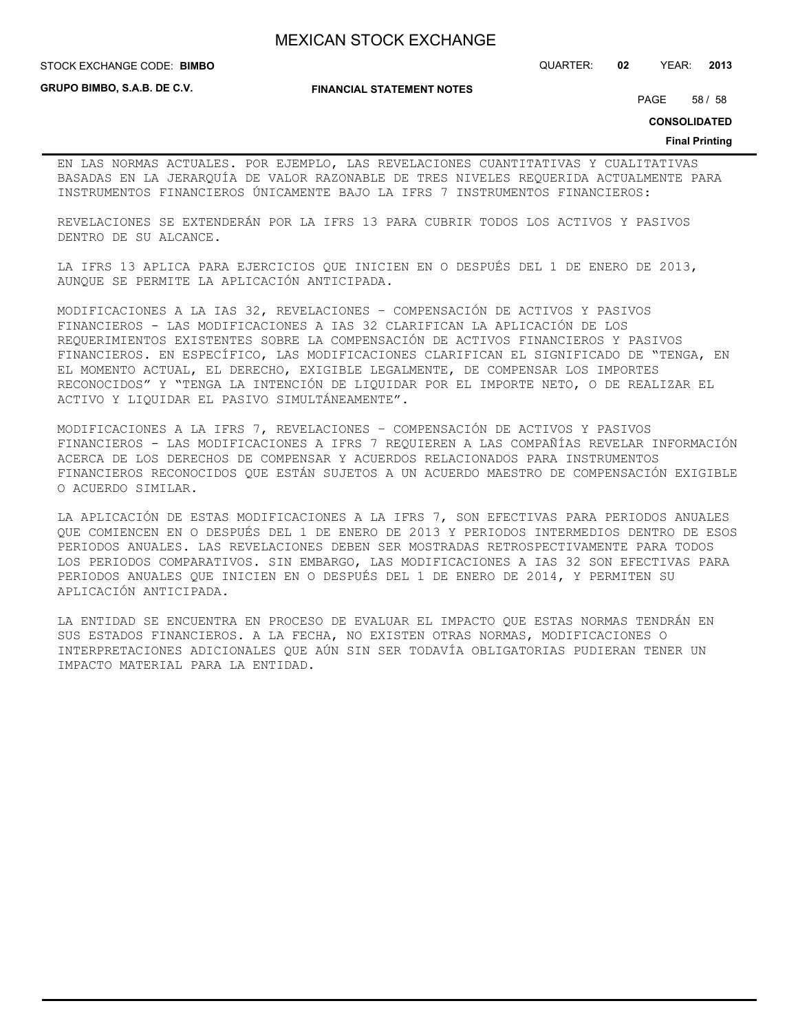EN LAS NORMAS ACTUALES. POR EJEMPLO, LAS REVELACIONES CUANTITATIVAS Y CUALITATIVAS BASADAS EN LA JERARQUÍA DE VALOR RAZONABLE DE TRES NIVELES REQUERIDA ACTUALMENTE PARA INSTRUMENTOS FINANCIEROS ÚNICAMENTE BAJO LA IFRS 7 INSTRUMENTOS FINANCIEROS:

REVELACIONES SE EXTENDERÁN POR LA IFRS 13 PARA CUBRIR TODOS LOS ACTIVOS Y PASIVOS DENTRO DE SU ALCANCE.

LA IFRS 13 APLICA PARA EJERCICIOS QUE INICIEN EN O DESPUÉS DEL 1 DE ENERO DE 2013, AUNQUE SE PERMITE LA APLICACIÓN ANTICIPADA.

MODIFICACIONES A LA IAS 32, REVELACIONES – COMPENSACIÓN DE ACTIVOS Y PASIVOS FINANCIEROS - LAS MODIFICACIONES A IAS 32 CLARIFICAN LA APLICACIÓN DE LOS REQUERIMIENTOS EXISTENTES SOBRE LA COMPENSACIÓN DE ACTIVOS FINANCIEROS Y PASIVOS FINANCIEROS. EN ESPECÍFICO, LAS MODIFICACIONES CLARIFICAN EL SIGNIFICADO DE "TENGA, EN EL MOMENTO ACTUAL, EL DERECHO, EXIGIBLE LEGALMENTE, DE COMPENSAR LOS IMPORTES RECONOCIDOS" Y "TENGA LA INTENCIÓN DE LIQUIDAR POR EL IMPORTE NETO, O DE REALIZAR EL ACTIVO Y LIQUIDAR EL PASIVO SIMULTÁNEAMENTE".

MODIFICACIONES A LA IFRS 7, REVELACIONES – COMPENSACIÓN DE ACTIVOS Y PASIVOS FINANCIEROS - LAS MODIFICACIONES A IFRS 7 REQUIEREN A LAS COMPAÑÍAS REVELAR INFORMACIÓN ACERCA DE LOS DERECHOS DE COMPENSAR Y ACUERDOS RELACIONADOS PARA INSTRUMENTOS FINANCIEROS RECONOCIDOS QUE ESTÁN SUJETOS A UN ACUERDO MAESTRO DE COMPENSACIÓN EXIGIBLE O ACUERDO SIMILAR.

LA APLICACIÓN DE ESTAS MODIFICACIONES A LA IFRS 7, SON EFECTIVAS PARA PERIODOS ANUALES QUE COMIENCEN EN O DESPUÉS DEL 1 DE ENERO DE 2013 Y PERIODOS INTERMEDIOS DENTRO DE ESOS PERIODOS ANUALES. LAS REVELACIONES DEBEN SER MOSTRADAS RETROSPECTIVAMENTE PARA TODOS LOS PERIODOS COMPARATIVOS. SIN EMBARGO, LAS MODIFICACIONES A IAS 32 SON EFECTIVAS PARA PERIODOS ANUALES QUE INICIEN EN O DESPUÉS DEL 1 DE ENERO DE 2014, Y PERMITEN SU APLICACIÓN ANTICIPADA.

LA ENTIDAD SE ENCUENTRA EN PROCESO DE EVALUAR EL IMPACTO QUE ESTAS NORMAS TENDRÁN EN SUS ESTADOS FINANCIEROS. A LA FECHA, NO EXISTEN OTRAS NORMAS, MODIFICACIONES O INTERPRETACIONES ADICIONALES QUE AÚN SIN SER TODAVÍA OBLIGATORIAS PUDIERAN TENER UN IMPACTO MATERIAL PARA LA ENTIDAD.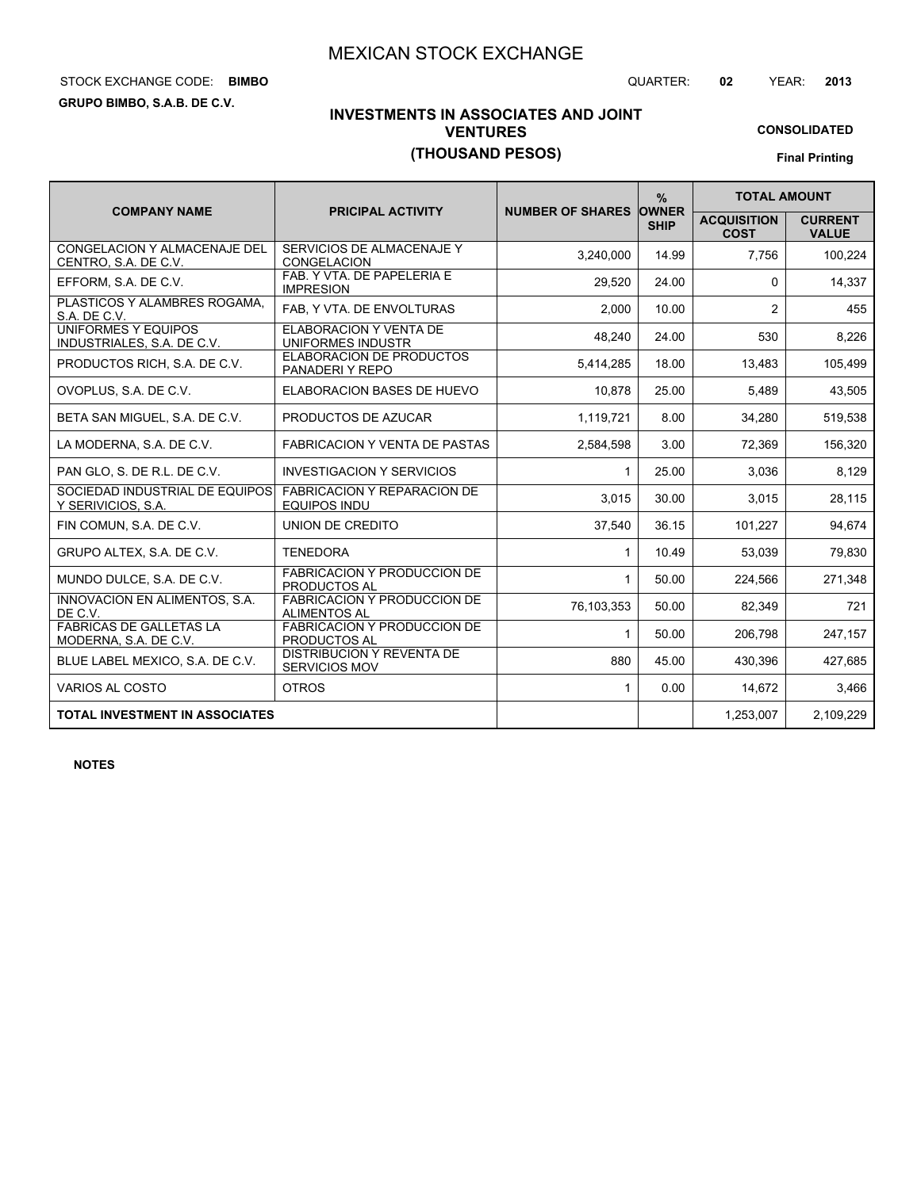# MEXICAN STOCK EXCHANGE

STOCK EXCHANGE CODE: **BIMBO**

QUARTER: **02** YEAR: **2013**

**GRUPO BIMBO, S.A.B. DE C.V.**

## INVESTMENTS IN ASSOCIATES AND JOINT VENTURES
## (THOUSAND PESOS)

**CONSOLIDATED**

**Final Printing**

| COMPANY NAME | PRICIPAL ACTIVITY | NUMBER OF SHARES | % OWNER SHIP | TOTAL AMOUNT | |
|---|---|---|---|---|---|
| | | | | ACQUISITION COST | CURRENT VALUE |
| CONGELACION Y ALMACENAJE DEL CENTRO, S.A. DE C.V. | SERVICIOS DE ALMACENAJE Y CONGELACION | 3,240,000 | 14.99 | 7,756 | 100,224 |
| EFFORM, S.A. DE C.V. | FAB. Y VTA. DE PAPELERIA E IMPRESION | 29,520 | 24.00 | 0 | 14,337 |
| PLASTICOS Y ALAMBRES ROGAMA, S.A. DE C.V. | FAB, Y VTA. DE ENVOLTURAS | 2,000 | 10.00 | 2 | 455 |
| UNIFORMES Y EQUIPOS INDUSTRIALES, S.A. DE C.V. | ELABORACION Y VENTA DE UNIFORMES INDUSTR | 48,240 | 24.00 | 530 | 8,226 |
| PRODUCTOS RICH, S.A. DE C.V. | ELABORACION DE PRODUCTOS PANADERI Y REPO | 5,414,285 | 18.00 | 13,483 | 105,499 |
| OVOPLUS, S.A. DE C.V. | ELABORACION BASES DE HUEVO | 10,878 | 25.00 | 5,489 | 43,505 |
| BETA SAN MIGUEL, S.A. DE C.V. | PRODUCTOS DE AZUCAR | 1,119,721 | 8.00 | 34,280 | 519,538 |
| LA MODERNA, S.A. DE C.V. | FABRICACION Y VENTA DE PASTAS | 2,584,598 | 3.00 | 72,369 | 156,320 |
| PAN GLO, S. DE R.L. DE C.V. | INVESTIGACION Y SERVICIOS | 1 | 25.00 | 3,036 | 8,129 |
| SOCIEDAD INDUSTRIAL DE EQUIPOS Y SERIVICIOS, S.A. | FABRICACION Y REPARACION DE EQUIPOS INDU | 3,015 | 30.00 | 3,015 | 28,115 |
| FIN COMUN, S.A. DE C.V. | UNION DE CREDITO | 37,540 | 36.15 | 101,227 | 94,674 |
| GRUPO ALTEX, S.A. DE C.V. | TENEDORA | 1 | 10.49 | 53,039 | 79,830 |
| MUNDO DULCE, S.A. DE C.V. | FABRICACION Y PRODUCCION DE PRODUCTOS AL | 1 | 50.00 | 224,566 | 271,348 |
| INNOVACION EN ALIMENTOS, S.A. DE C.V. | FABRICACION Y PRODUCCION DE ALIMENTOS AL | 76,103,353 | 50.00 | 82,349 | 721 |
| FABRICAS DE GALLETAS LA MODERNA, S.A. DE C.V. | FABRICACION Y PRODUCCION DE PRODUCTOS AL | 1 | 50.00 | 206,798 | 247,157 |
| BLUE LABEL MEXICO, S.A. DE C.V. | DISTRIBUCION Y REVENTA DE SERVICIOS MOV | 880 | 45.00 | 430,396 | 427,685 |
| VARIOS AL COSTO | OTROS | 1 | 0.00 | 14,672 | 3,466 |
| **TOTAL INVESTMENT IN ASSOCIATES** | | | | 1,253,007 | 2,109,229 |

**NOTES**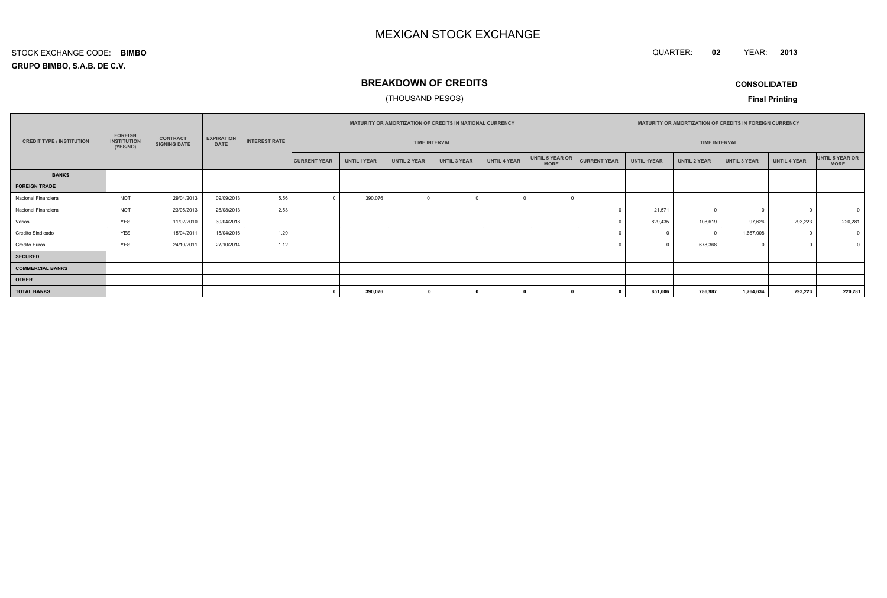# MEXICAN STOCK EXCHANGE

STOCK EXCHANGE CODE: **BIMBO**

**GRUPO BIMBO, S.A.B. DE C.V.**

QUARTER: **02** YEAR: **2013**

## BREAKDOWN OF CREDITS

(THOUSAND PESOS)

**CONSOLIDATED**

**Final Printing**

| CREDIT TYPE / INSTITUTION | FOREIGN INSTITUTION (YES/NO) | CONTRACT SIGNING DATE | EXPIRATION DATE | INTEREST RATE | MATURITY OR AMORTIZATION OF CREDITS IN NATIONAL CURRENCY | | | | | | MATURITY OR AMORTIZATION OF CREDITS IN FOREIGN CURRENCY | | | | | |
|---|---|---|---|---|---|---|---|---|---|---|---|---|---|---|---|---|
| | | | | | TIME INTERVAL | | | | | | TIME INTERVAL | | | | | |
| | | | | | CURRENT YEAR | UNTIL 1YEAR | UNTIL 2 YEAR | UNTIL 3 YEAR | UNTIL 4 YEAR | UNTIL 5 YEAR OR MORE | CURRENT YEAR | UNTIL 1YEAR | UNTIL 2 YEAR | UNTIL 3 YEAR | UNTIL 4 YEAR | UNTIL 5 YEAR OR MORE |
| **BANKS** | | | | | | | | | | | | | | | | |
| **FOREIGN TRADE** | | | | | | | | | | | | | | | | |
| Nacional Financiera | NOT | 29/04/2013 | 09/09/2013 | 5.56 | 0 | 390,076 | 0 | 0 | 0 | 0 | | | | | | |
| Nacional Financiera | NOT | 23/05/2013 | 26/08/2013 | 2.53 | | | | | | | 0 | 21,571 | 0 | 0 | 0 | 0 |
| Varios | YES | 11/02/2010 | 30/04/2018 | | | | | | | | 0 | 829,435 | 108,619 | 97,626 | 293,223 | 220,281 |
| Credito Sindicado | YES | 15/04/2011 | 15/04/2016 | 1.29 | | | | | | | 0 | 0 | 0 | 1,667,008 | 0 | 0 |
| Credito Euros | YES | 24/10/2011 | 27/10/2014 | 1.12 | | | | | | | 0 | 0 | 678,368 | 0 | 0 | 0 |
| **SECURED** | | | | | | | | | | | | | | | | |
| **COMMERCIAL BANKS** | | | | | | | | | | | | | | | | |
| **OTHER** | | | | | | | | | | | | | | | | |
| **TOTAL BANKS** | | | | | **0** | **390,076** | **0** | **0** | **0** | **0** | **0** | **851,006** | **786,987** | **1,764,634** | **293,223** | **220,281** |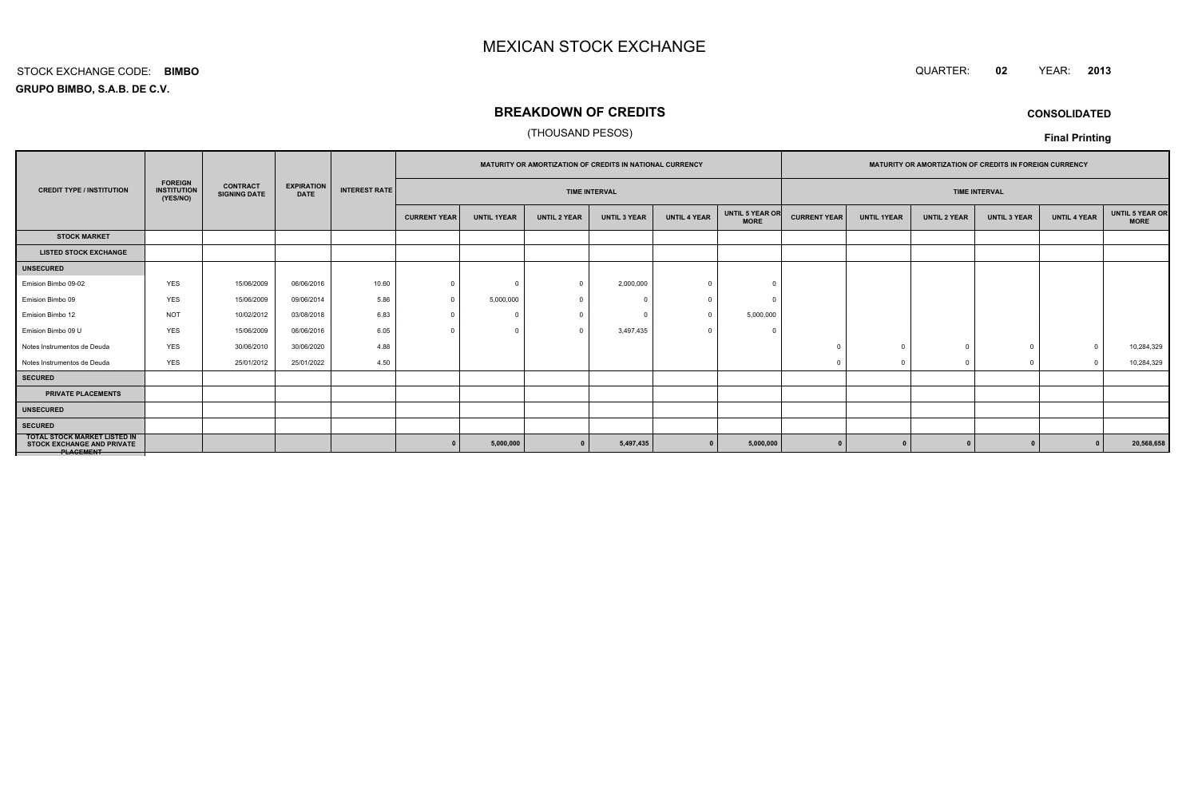# MEXICAN STOCK EXCHANGE

STOCK EXCHANGE CODE: **BIMBO**

**GRUPO BIMBO, S.A.B. DE C.V.**

QUARTER: **02** YEAR: **2013**

## BREAKDOWN OF CREDITS

(THOUSAND PESOS)

**CONSOLIDATED**

**Final Printing**

| CREDIT TYPE / INSTITUTION | FOREIGN INSTITUTION (YES/NO) | CONTRACT SIGNING DATE | EXPIRATION DATE | INTEREST RATE | MATURITY OR AMORTIZATION OF CREDITS IN NATIONAL CURRENCY | | | | | | MATURITY OR AMORTIZATION OF CREDITS IN FOREIGN CURRENCY | | | | | |
|---|---|---|---|---|---|---|---|---|---|---|---|---|---|---|---|---|
| | | | | | TIME INTERVAL | | | | | | TIME INTERVAL | | | | | |
| | | | | | CURRENT YEAR | UNTIL 1YEAR | UNTIL 2 YEAR | UNTIL 3 YEAR | UNTIL 4 YEAR | UNTIL 5 YEAR OR MORE | CURRENT YEAR | UNTIL 1YEAR | UNTIL 2 YEAR | UNTIL 3 YEAR | UNTIL 4 YEAR | UNTIL 5 YEAR OR MORE |
| **STOCK MARKET** | | | | | | | | | | | | | | | | |
| **LISTED STOCK EXCHANGE** | | | | | | | | | | | | | | | | |
| **UNSECURED** | | | | | | | | | | | | | | | | |
| Emision Bimbo 09-02 | YES | 15/06/2009 | 06/06/2016 | 10.60 | 0 | 0 | 0 | 2,000,000 | 0 | 0 | | | | | | |
| Emision Bimbo 09 | YES | 15/06/2009 | 09/06/2014 | 5.86 | 0 | 5,000,000 | 0 | 0 | 0 | 0 | | | | | | |
| Emision Bimbo 12 | NOT | 10/02/2012 | 03/08/2018 | 6.83 | 0 | 0 | 0 | 0 | 0 | 5,000,000 | | | | | | |
| Emision Bimbo 09 U | YES | 15/06/2009 | 06/06/2016 | 6.05 | 0 | 0 | 0 | 3,497,435 | 0 | 0 | | | | | | |
| Notes Instrumentos de Deuda | YES | 30/06/2010 | 30/06/2020 | 4.88 | | | | | | | 0 | 0 | 0 | 0 | 0 | 10,284,329 |
| Notes Instrumentos de Deuda | YES | 25/01/2012 | 25/01/2022 | 4.50 | | | | | | | 0 | 0 | 0 | 0 | 0 | 10,284,329 |
| **SECURED** | | | | | | | | | | | | | | | | |
| **PRIVATE PLACEMENTS** | | | | | | | | | | | | | | | | |
| **UNSECURED** | | | | | | | | | | | | | | | | |
| **SECURED** | | | | | | | | | | | | | | | | |
| **TOTAL STOCK MARKET LISTED IN STOCK EXCHANGE AND PRIVATE PLACEMENT** | | | | | **0** | **5,000,000** | **0** | **5,497,435** | **0** | **5,000,000** | **0** | **0** | **0** | **0** | **0** | **20,568,658** |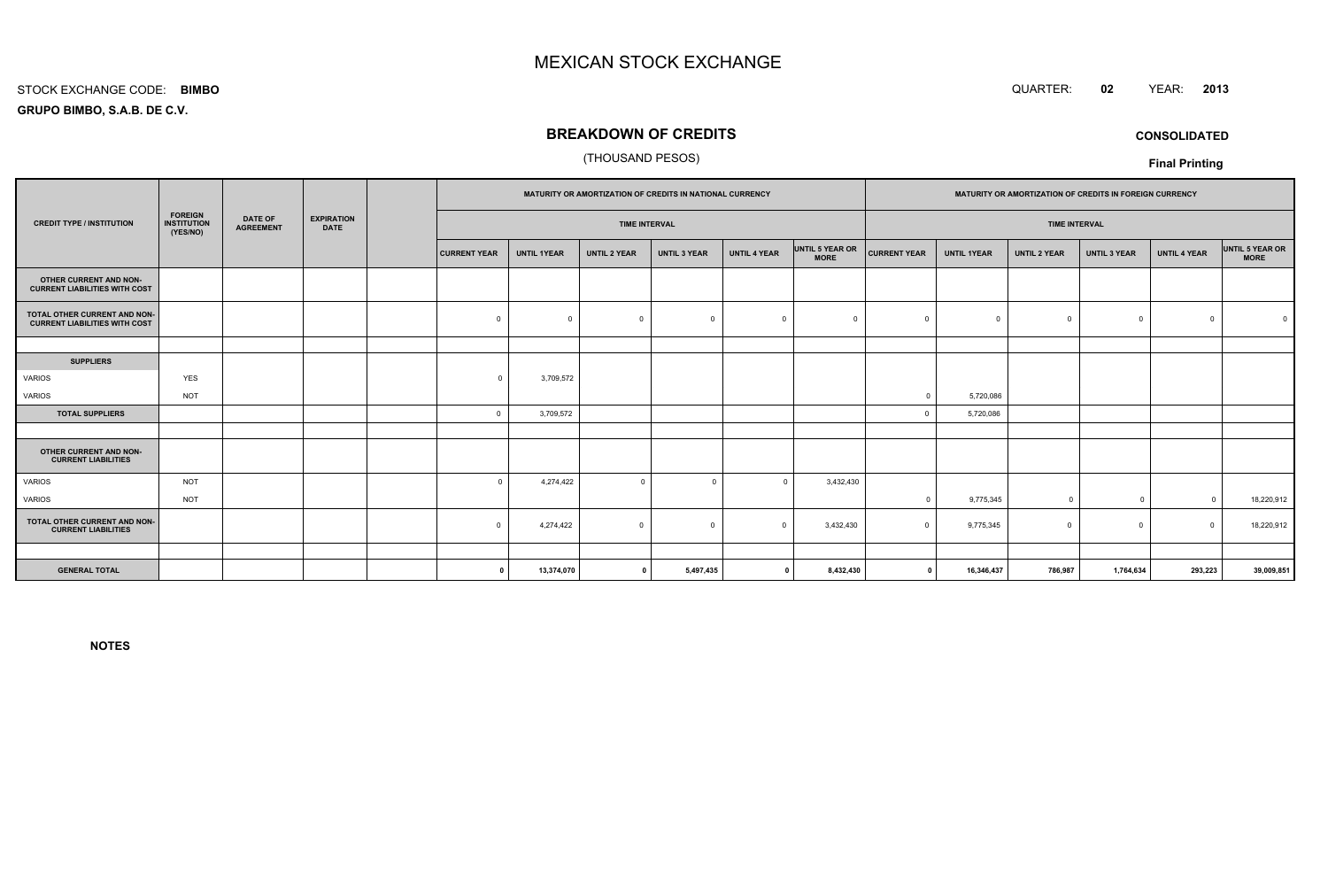# MEXICAN STOCK EXCHANGE

STOCK EXCHANGE CODE: **BIMBO**

QUARTER: **02** YEAR: **2013**

**GRUPO BIMBO, S.A.B. DE C.V.**

## BREAKDOWN OF CREDITS

(THOUSAND PESOS)

**CONSOLIDATED**

**Final Printing**

| CREDIT TYPE / INSTITUTION | FOREIGN INSTITUTION (YES/NO) | DATE OF AGREEMENT | EXPIRATION DATE | | MATURITY OR AMORTIZATION OF CREDITS IN NATIONAL CURRENCY | | | | | | MATURITY OR AMORTIZATION OF CREDITS IN FOREIGN CURRENCY | | | | | |
|---|---|---|---|---|---|---|---|---|---|---|---|---|---|---|---|---|
| | | | | | TIME INTERVAL | | | | | | TIME INTERVAL | | | | | |
| | | | | | CURRENT YEAR | UNTIL 1YEAR | UNTIL 2 YEAR | UNTIL 3 YEAR | UNTIL 4 YEAR | UNTIL 5 YEAR OR MORE | CURRENT YEAR | UNTIL 1YEAR | UNTIL 2 YEAR | UNTIL 3 YEAR | UNTIL 4 YEAR | UNTIL 5 YEAR OR MORE |
| **OTHER CURRENT AND NON-CURRENT LIABILITIES WITH COST** | | | | | | | | | | | | | | | | |
| **TOTAL OTHER CURRENT AND NON-CURRENT LIABILITIES WITH COST** | | | | | 0 | 0 | 0 | 0 | 0 | 0 | 0 | 0 | 0 | 0 | 0 | 0 |
| | | | | | | | | | | | | | | | | |
| **SUPPLIERS** | | | | | | | | | | | | | | | | |
| VARIOS | YES | | | | 0 | 3,709,572 | | | | | | | | | | |
| VARIOS | NOT | | | | | | | | | | 0 | 5,720,086 | | | | |
| **TOTAL SUPPLIERS** | | | | | 0 | 3,709,572 | | | | | 0 | 5,720,086 | | | | |
| | | | | | | | | | | | | | | | | |
| **OTHER CURRENT AND NON-CURRENT LIABILITIES** | | | | | | | | | | | | | | | | |
| VARIOS | NOT | | | | 0 | 4,274,422 | 0 | 0 | 0 | 3,432,430 | | | | | | |
| VARIOS | NOT | | | | | | | | | | 0 | 9,775,345 | 0 | 0 | 0 | 18,220,912 |
| **TOTAL OTHER CURRENT AND NON-CURRENT LIABILITIES** | | | | | 0 | 4,274,422 | 0 | 0 | 0 | 3,432,430 | 0 | 9,775,345 | 0 | 0 | 0 | 18,220,912 |
| | | | | | | | | | | | | | | | | |
| **GENERAL TOTAL** | | | | | **0** | **13,374,070** | **0** | **5,497,435** | **0** | **8,432,430** | **0** | **16,346,437** | **786,987** | **1,764,634** | **293,223** | **39,009,851** |

**NOTES**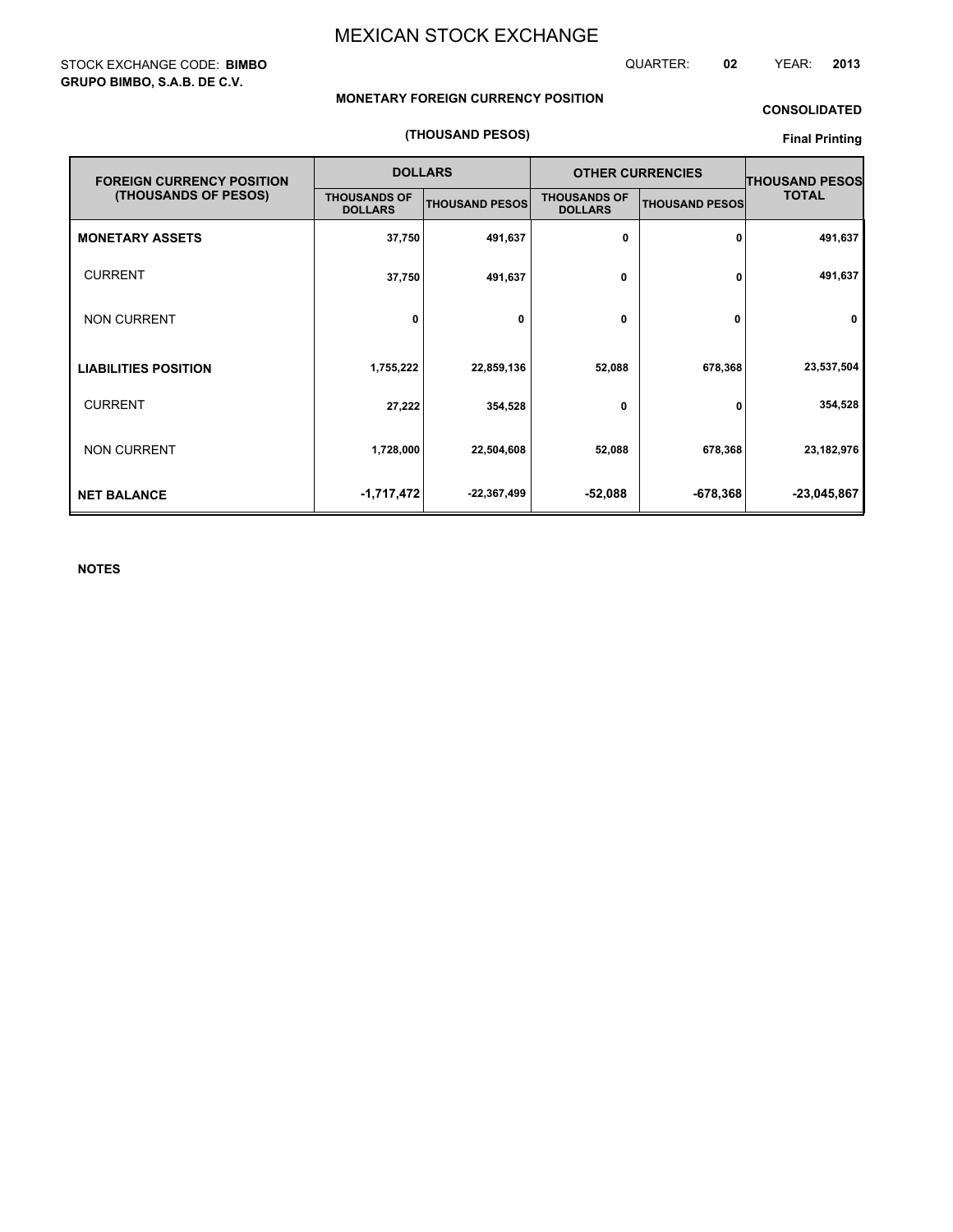# MEXICAN STOCK EXCHANGE

STOCK EXCHANGE CODE: **BIMBO**
**GRUPO BIMBO, S.A.B. DE C.V.**

QUARTER: **02** YEAR: **2013**

**MONETARY FOREIGN CURRENCY POSITION**

**(THOUSAND PESOS)**

**CONSOLIDATED**

**Final Printing**

| FOREIGN CURRENCY POSITION (THOUSANDS OF PESOS) | DOLLARS | | OTHER CURRENCIES | | THOUSAND PESOS TOTAL |
|---|---|---|---|---|---|
| | THOUSANDS OF DOLLARS | THOUSAND PESOS | THOUSANDS OF DOLLARS | THOUSAND PESOS | |
| **MONETARY ASSETS** | 37,750 | 491,637 | 0 | 0 | 491,637 |
| CURRENT | 37,750 | 491,637 | 0 | 0 | 491,637 |
| NON CURRENT | 0 | 0 | 0 | 0 | 0 |
| **LIABILITIES POSITION** | 1,755,222 | 22,859,136 | 52,088 | 678,368 | 23,537,504 |
| CURRENT | 27,222 | 354,528 | 0 | 0 | 354,528 |
| NON CURRENT | 1,728,000 | 22,504,608 | 52,088 | 678,368 | 23,182,976 |
| **NET BALANCE** | -1,717,472 | -22,367,499 | -52,088 | -678,368 | -23,045,867 |

**NOTES**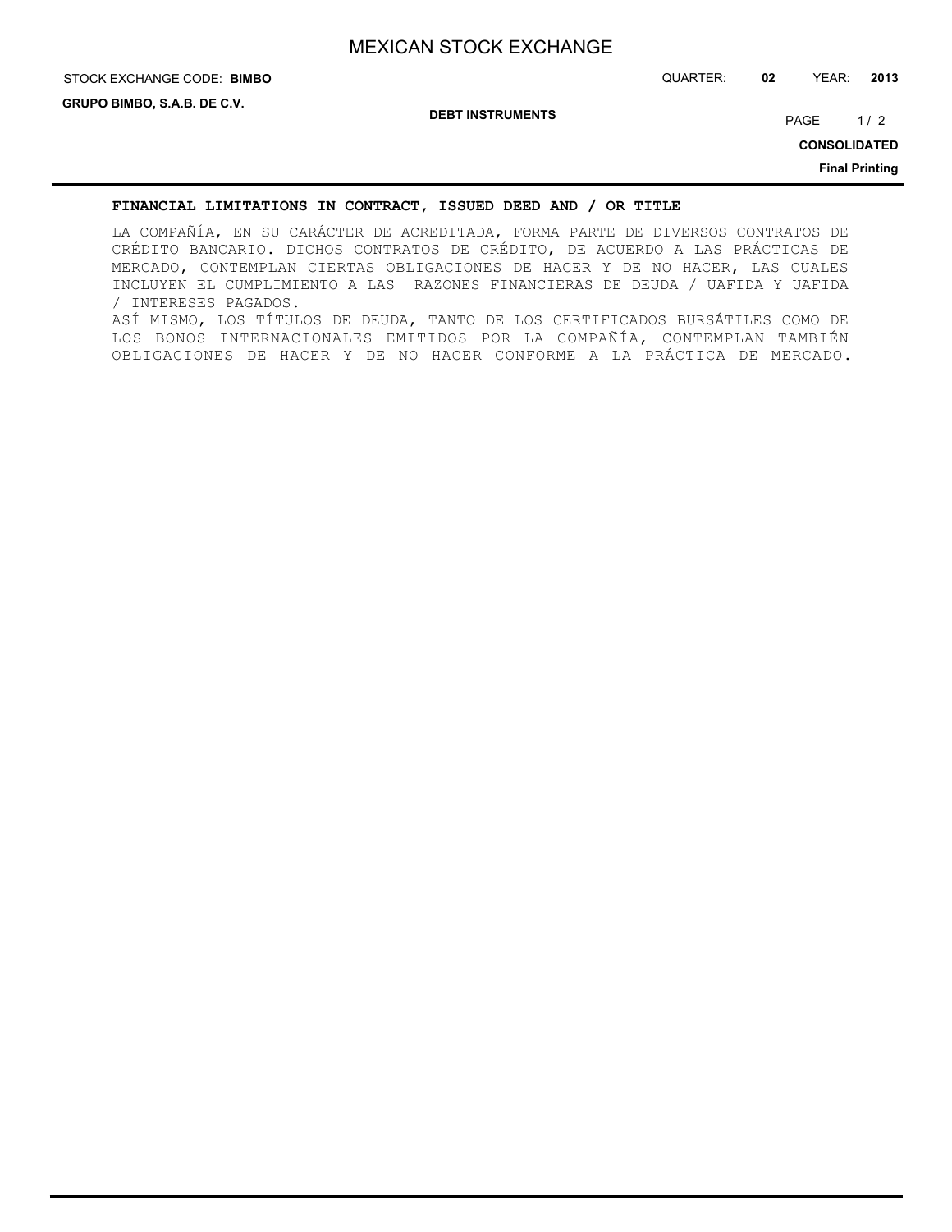**FINANCIAL LIMITATIONS IN CONTRACT, ISSUED DEED AND / OR TITLE**

LA COMPAÑÍA, EN SU CARÁCTER DE ACREDITADA, FORMA PARTE DE DIVERSOS CONTRATOS DE CRÉDITO BANCARIO. DICHOS CONTRATOS DE CRÉDITO, DE ACUERDO A LAS PRÁCTICAS DE MERCADO, CONTEMPLAN CIERTAS OBLIGACIONES DE HACER Y DE NO HACER, LAS CUALES INCLUYEN EL CUMPLIMIENTO A LAS RAZONES FINANCIERAS DE DEUDA / UAFIDA Y UAFIDA / INTERESES PAGADOS.

ASÍ MISMO, LOS TÍTULOS DE DEUDA, TANTO DE LOS CERTIFICADOS BURSÁTILES COMO DE LOS BONOS INTERNACIONALES EMITIDOS POR LA COMPAÑÍA, CONTEMPLAN TAMBIÉN OBLIGACIONES DE HACER Y DE NO HACER CONFORME A LA PRÁCTICA DE MERCADO.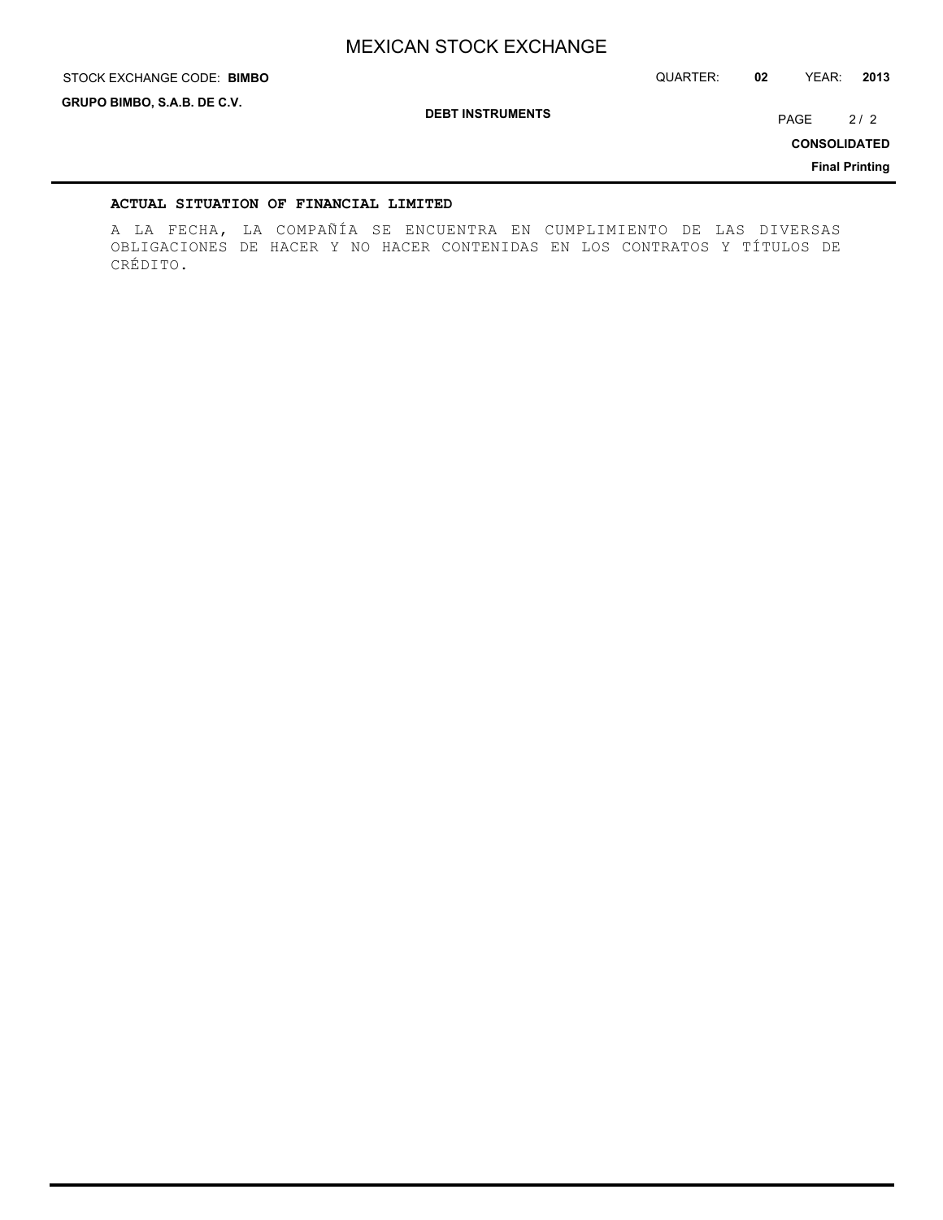**ACTUAL SITUATION OF FINANCIAL LIMITED**

A LA FECHA, LA COMPAÑÍA SE ENCUENTRA EN CUMPLIMIENTO DE LAS DIVERSAS OBLIGACIONES DE HACER Y NO HACER CONTENIDAS EN LOS CONTRATOS Y TÍTULOS DE CRÉDITO.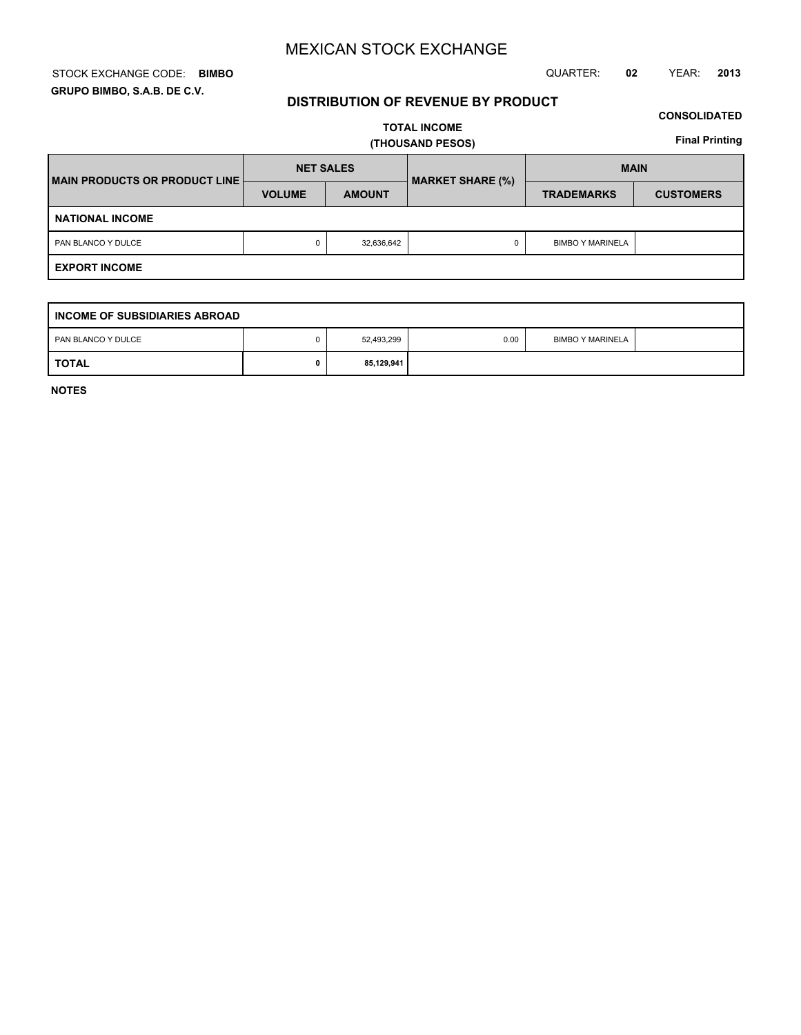# MEXICAN STOCK EXCHANGE

STOCK EXCHANGE CODE: **BIMBO**

QUARTER: **02** YEAR: **2013**

**GRUPO BIMBO, S.A.B. DE C.V.**

## DISTRIBUTION OF REVENUE BY PRODUCT

**CONSOLIDATED**

**TOTAL INCOME**
**(THOUSAND PESOS)**

**Final Printing**

| MAIN PRODUCTS OR PRODUCT LINE | NET SALES | | MARKET SHARE (%) | MAIN | |
|---|---|---|---|---|---|
| | VOLUME | AMOUNT | | TRADEMARKS | CUSTOMERS |
| **NATIONAL INCOME** | | | | | |
| PAN BLANCO Y DULCE | 0 | 32,636,642 | 0 | BIMBO Y MARINELA | |
| **EXPORT INCOME** | | | | | |
| **INCOME OF SUBSIDIARIES ABROAD** | | | | | |
| PAN BLANCO Y DULCE | 0 | 52,493,299 | 0.00 | BIMBO Y MARINELA | |
| **TOTAL** | **0** | **85,129,941** | | | |

**NOTES**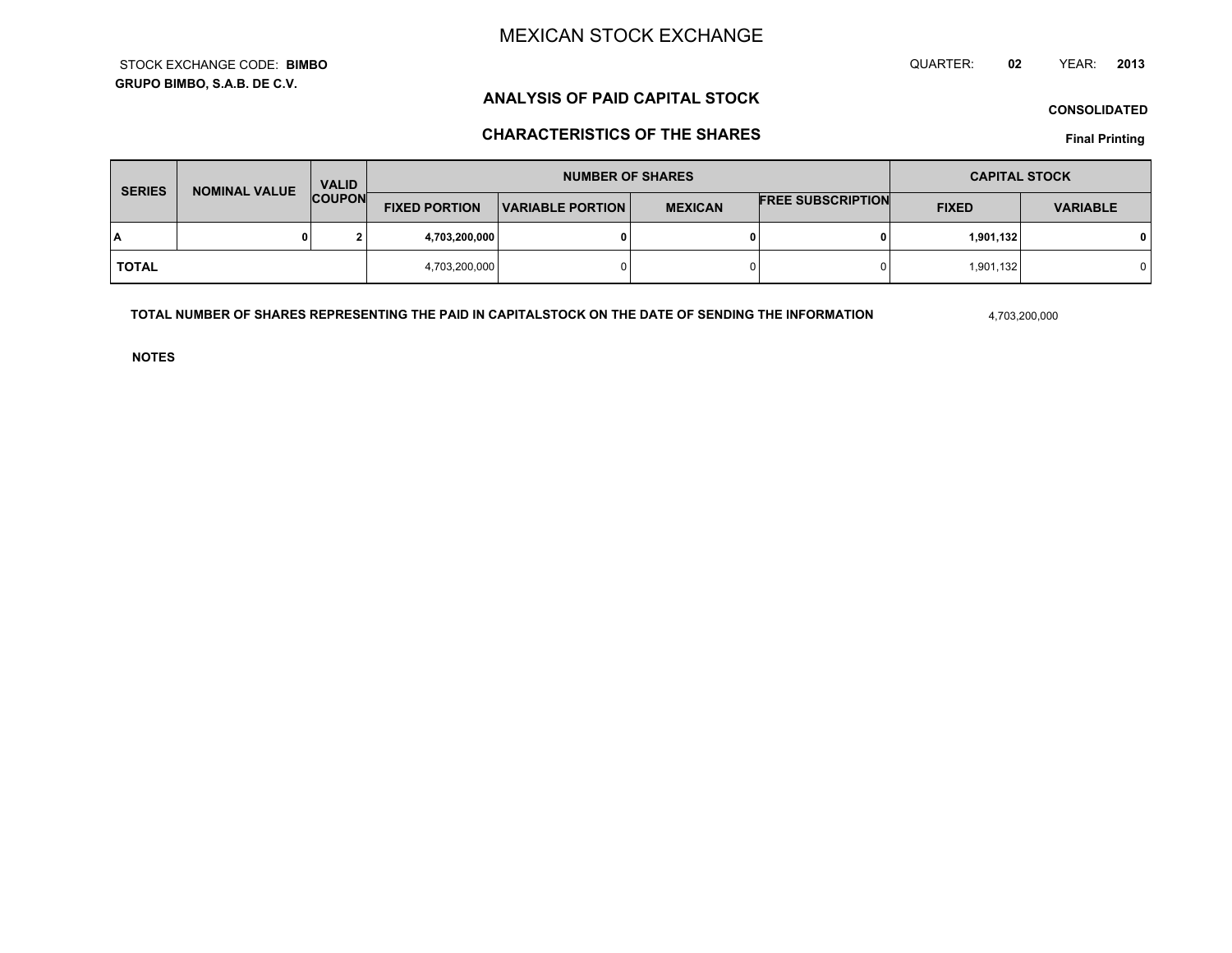# MEXICAN STOCK EXCHANGE

STOCK EXCHANGE CODE: **BIMBO**

**GRUPO BIMBO, S.A.B. DE C.V.**

QUARTER: **02** YEAR: **2013**

## ANALYSIS OF PAID CAPITAL STOCK

**CONSOLIDATED**

## CHARACTERISTICS OF THE SHARES

**Final Printing**

| SERIES | NOMINAL VALUE | VALID COUPON | NUMBER OF SHARES | | | | CAPITAL STOCK | |
|---|---|---|---|---|---|---|---|---|
| | | | FIXED PORTION | VARIABLE PORTION | MEXICAN | FREE SUBSCRIPTION | FIXED | VARIABLE |
| **A** | **0** | **2** | **4,703,200,000** | **0** | **0** | **0** | **1,901,132** | **0** |
| **TOTAL** | | | 4,703,200,000 | 0 | 0 | 0 | 1,901,132 | 0 |

**TOTAL NUMBER OF SHARES REPRESENTING THE PAID IN CAPITALSTOCK ON THE DATE OF SENDING THE INFORMATION** 4,703,200,000

**NOTES**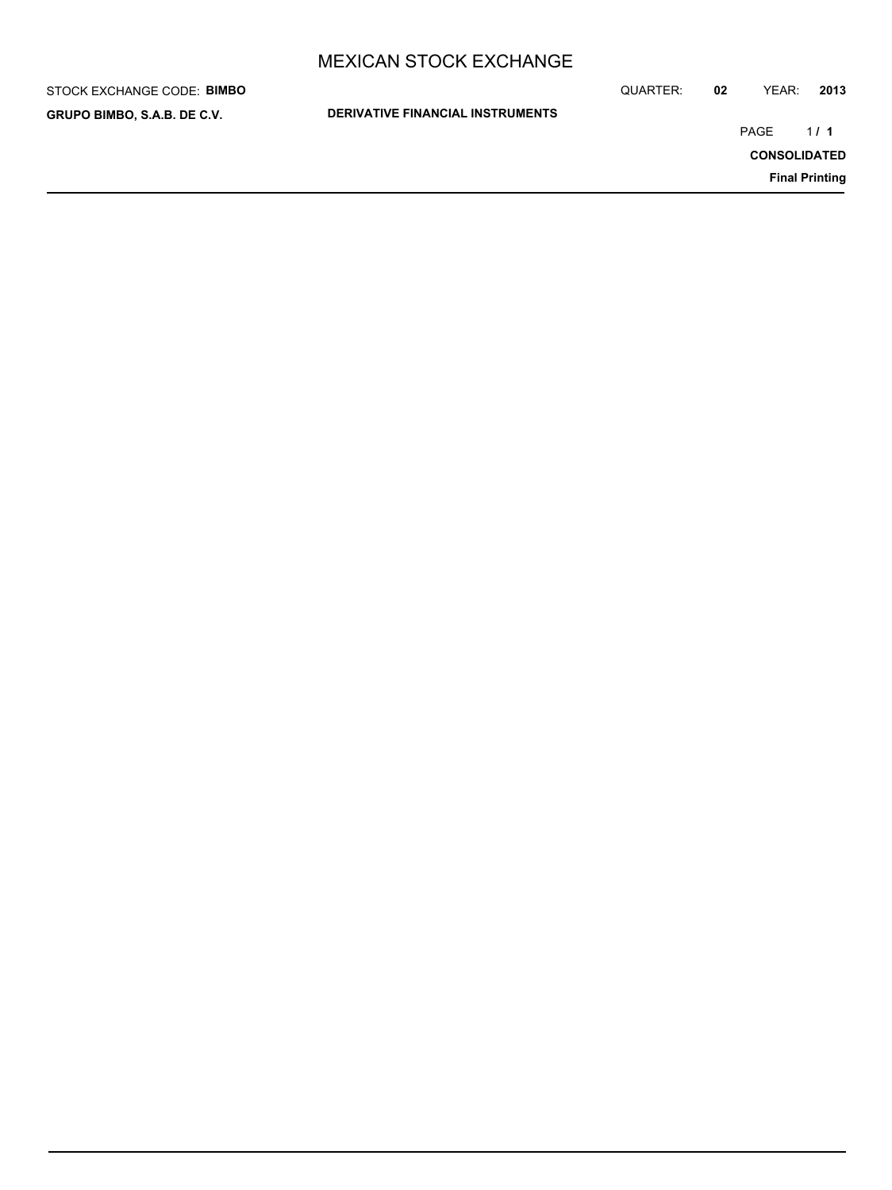## DERIVATIVE FINANCIAL INSTRUMENTS